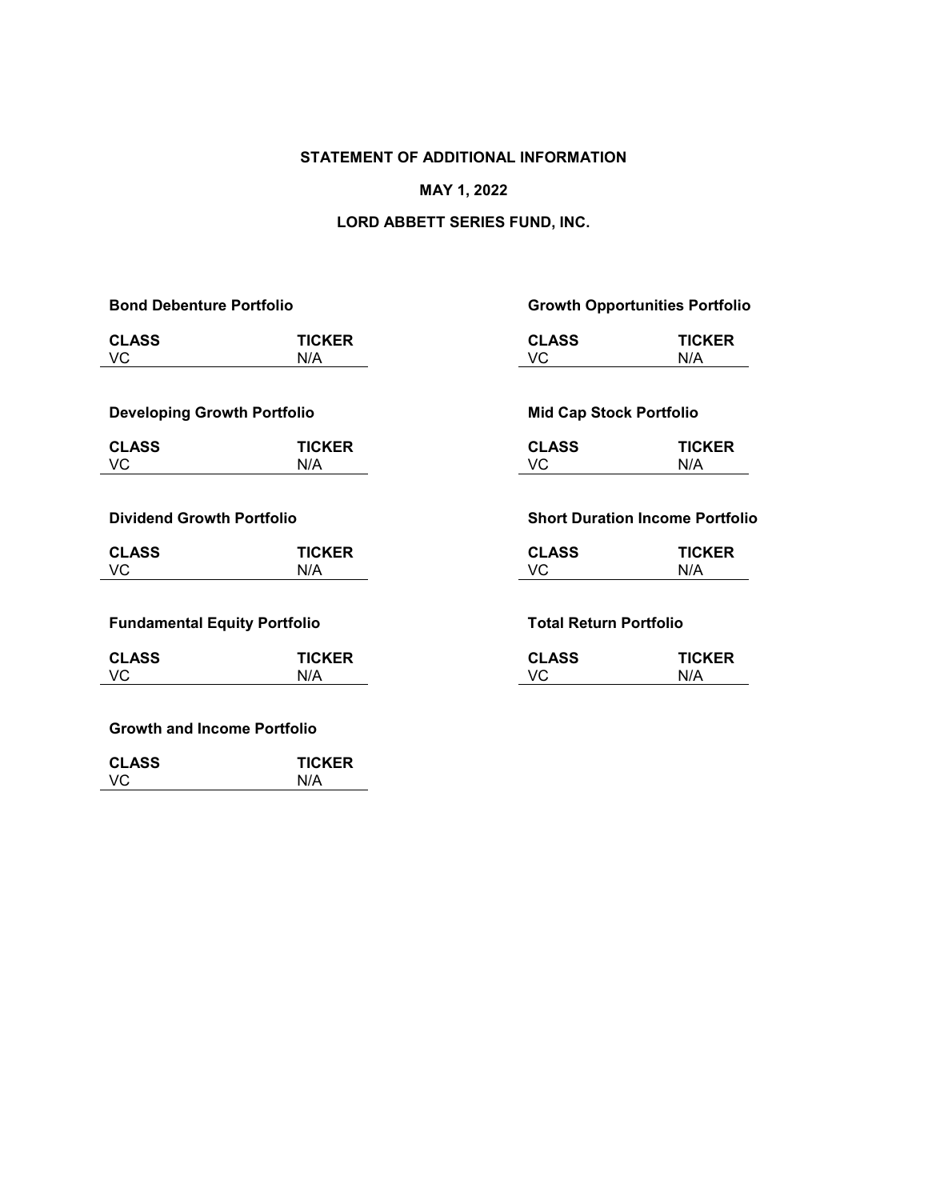**STATEMENT OF ADDITIONAL INFORMATION**

**MAY 1, 2022**

**LORD ABBETT SERIES FUND, INC.**

**Bond Debenture Portfolio**

| CLASS | TICKER |
|---|---|
| VC | N/A |

**Developing Growth Portfolio**

| CLASS | TICKER |
|---|---|
| VC | N/A |

**Dividend Growth Portfolio**

| CLASS | TICKER |
|---|---|
| VC | N/A |

**Fundamental Equity Portfolio**

| CLASS | TICKER |
|---|---|
| VC | N/A |

**Growth and Income Portfolio**

| CLASS | TICKER |
|---|---|
| VC | N/A |

**Growth Opportunities Portfolio**

| CLASS | TICKER |
|---|---|
| VC | N/A |

**Mid Cap Stock Portfolio**

| CLASS | TICKER |
|---|---|
| VC | N/A |

**Short Duration Income Portfolio**

| CLASS | TICKER |
|---|---|
| VC | N/A |

**Total Return Portfolio**

| CLASS | TICKER |
|---|---|
| VC | N/A |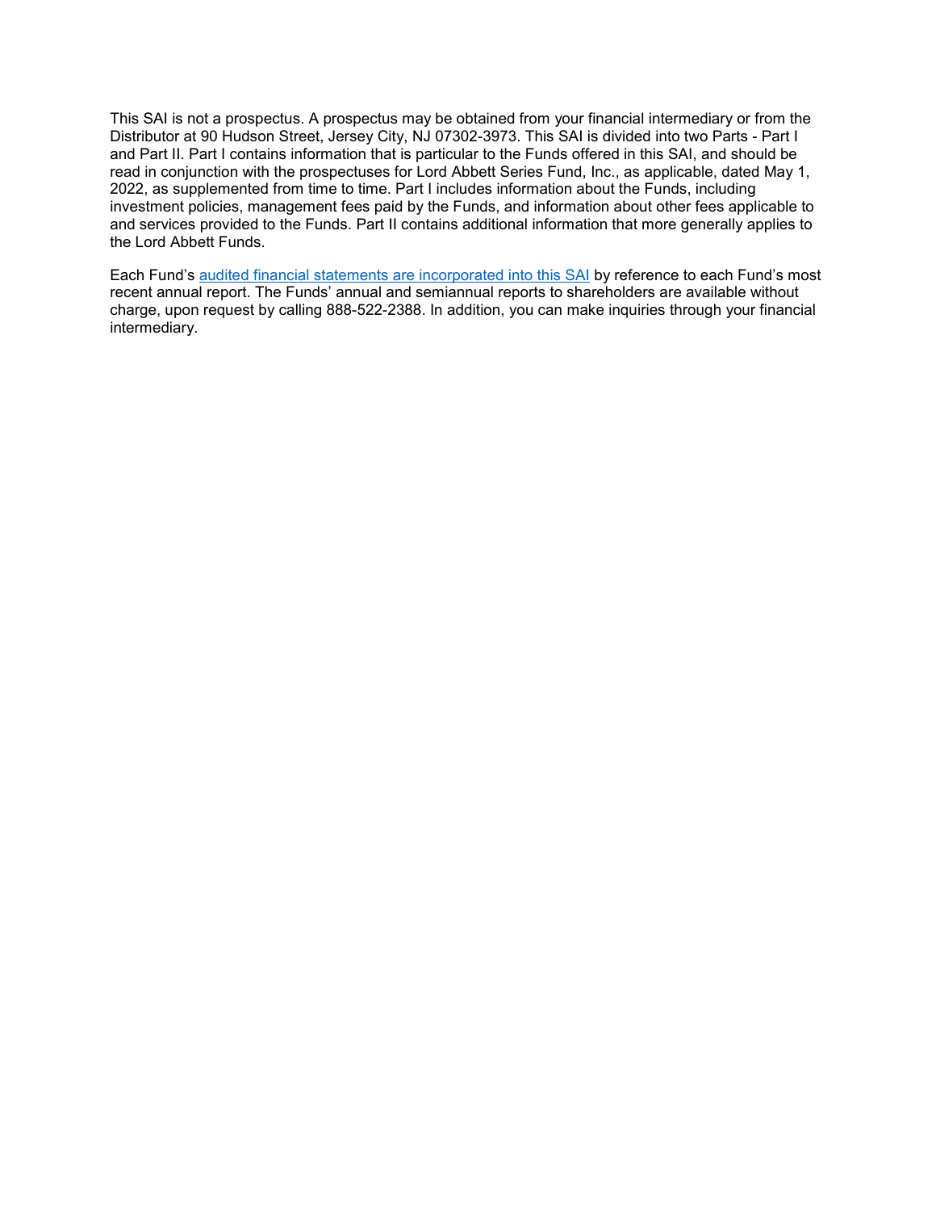This SAI is not a prospectus. A prospectus may be obtained from your financial intermediary or from the Distributor at 90 Hudson Street, Jersey City, NJ 07302-3973. This SAI is divided into two Parts - Part I and Part II. Part I contains information that is particular to the Funds offered in this SAI, and should be read in conjunction with the prospectuses for Lord Abbett Series Fund, Inc., as applicable, dated May 1, 2022, as supplemented from time to time. Part I includes information about the Funds, including investment policies, management fees paid by the Funds, and information about other fees applicable to and services provided to the Funds. Part II contains additional information that more generally applies to the Lord Abbett Funds.

Each Fund's audited financial statements are incorporated into this SAI by reference to each Fund's most recent annual report. The Funds' annual and semiannual reports to shareholders are available without charge, upon request by calling 888-522-2388. In addition, you can make inquiries through your financial intermediary.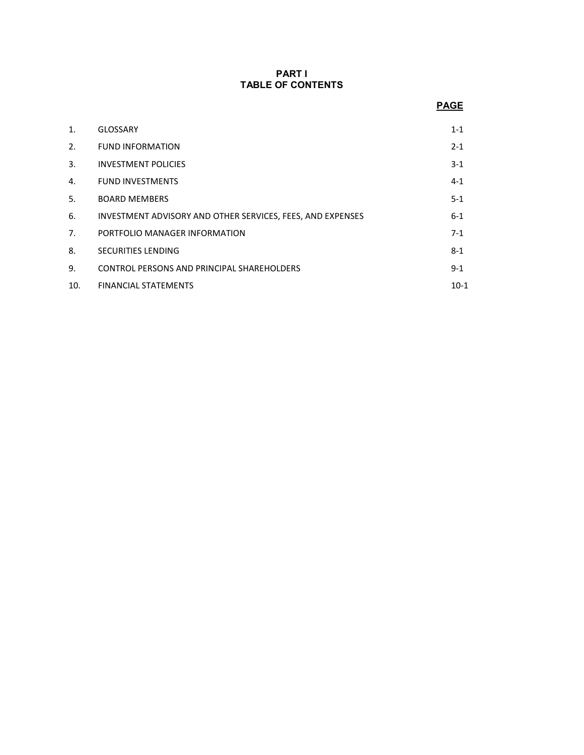# PART I
# TABLE OF CONTENTS

| | | PAGE |
|---|---|---|
| 1. | GLOSSARY | 1-1 |
| 2. | FUND INFORMATION | 2-1 |
| 3. | INVESTMENT POLICIES | 3-1 |
| 4. | FUND INVESTMENTS | 4-1 |
| 5. | BOARD MEMBERS | 5-1 |
| 6. | INVESTMENT ADVISORY AND OTHER SERVICES, FEES, AND EXPENSES | 6-1 |
| 7. | PORTFOLIO MANAGER INFORMATION | 7-1 |
| 8. | SECURITIES LENDING | 8-1 |
| 9. | CONTROL PERSONS AND PRINCIPAL SHAREHOLDERS | 9-1 |
| 10. | FINANCIAL STATEMENTS | 10-1 |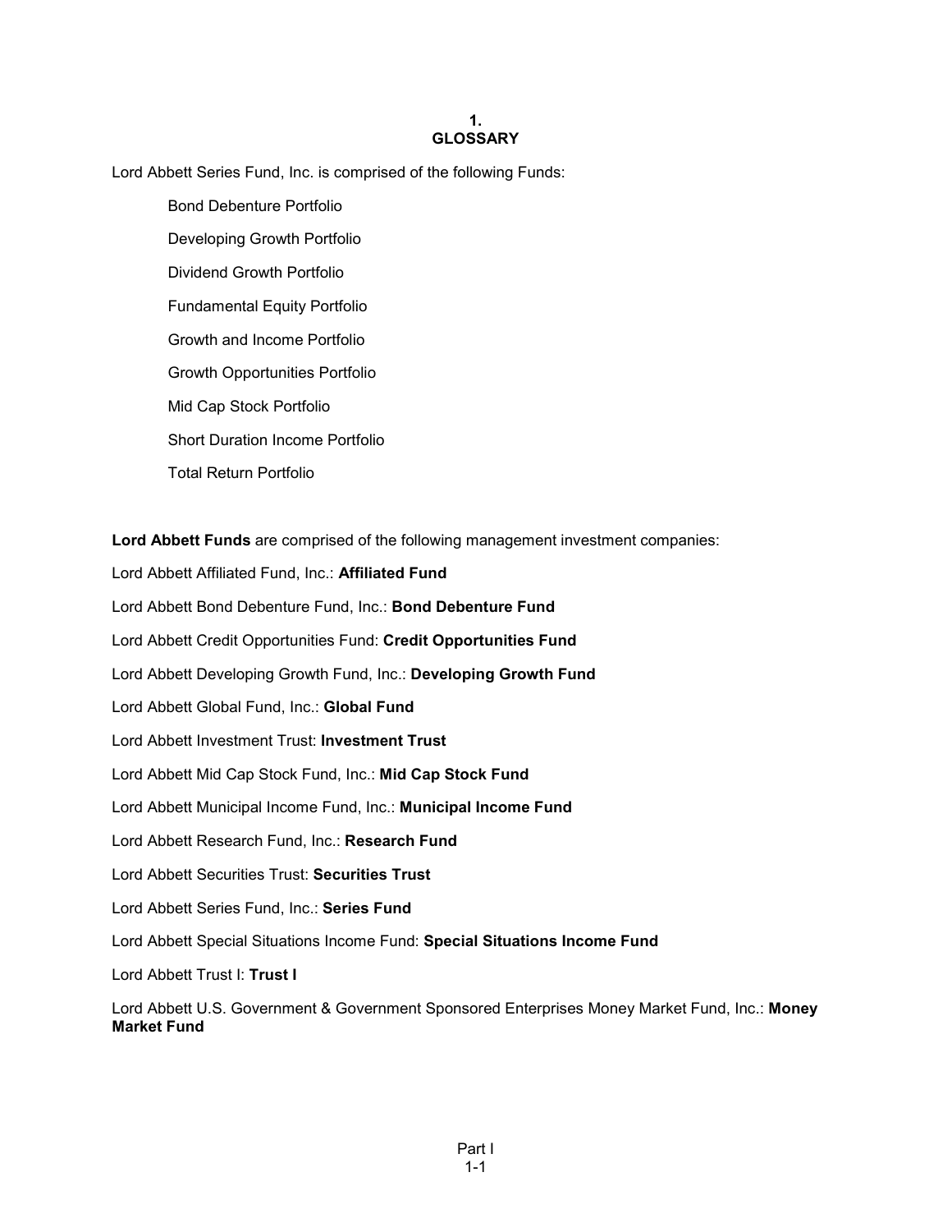# 1. GLOSSARY

Lord Abbett Series Fund, Inc. is comprised of the following Funds:

- Bond Debenture Portfolio
- Developing Growth Portfolio
- Dividend Growth Portfolio
- Fundamental Equity Portfolio
- Growth and Income Portfolio
- Growth Opportunities Portfolio
- Mid Cap Stock Portfolio
- Short Duration Income Portfolio
- Total Return Portfolio

**Lord Abbett Funds** are comprised of the following management investment companies:

Lord Abbett Affiliated Fund, Inc.: **Affiliated Fund**

Lord Abbett Bond Debenture Fund, Inc.: **Bond Debenture Fund**

Lord Abbett Credit Opportunities Fund: **Credit Opportunities Fund**

Lord Abbett Developing Growth Fund, Inc.: **Developing Growth Fund**

Lord Abbett Global Fund, Inc.: **Global Fund**

Lord Abbett Investment Trust: **Investment Trust**

Lord Abbett Mid Cap Stock Fund, Inc.: **Mid Cap Stock Fund**

Lord Abbett Municipal Income Fund, Inc.: **Municipal Income Fund**

Lord Abbett Research Fund, Inc.: **Research Fund**

Lord Abbett Securities Trust: **Securities Trust**

Lord Abbett Series Fund, Inc.: **Series Fund**

Lord Abbett Special Situations Income Fund: **Special Situations Income Fund**

Lord Abbett Trust I: **Trust I**

Lord Abbett U.S. Government & Government Sponsored Enterprises Money Market Fund, Inc.: **Money Market Fund**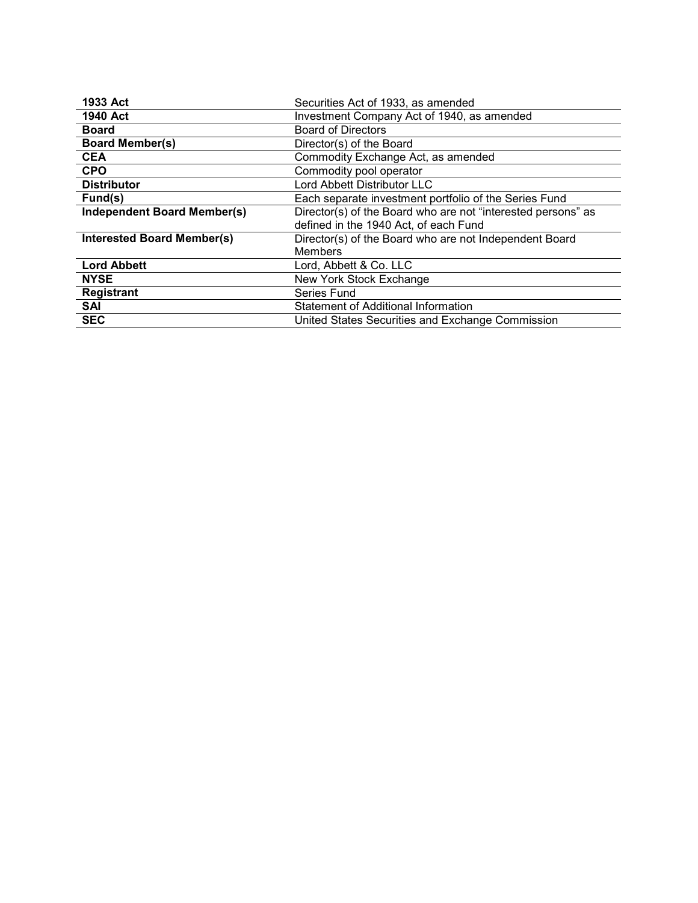| | |
|---|---|
| **1933 Act** | Securities Act of 1933, as amended |
| **1940 Act** | Investment Company Act of 1940, as amended |
| **Board** | Board of Directors |
| **Board Member(s)** | Director(s) of the Board |
| **CEA** | Commodity Exchange Act, as amended |
| **CPO** | Commodity pool operator |
| **Distributor** | Lord Abbett Distributor LLC |
| **Fund(s)** | Each separate investment portfolio of the Series Fund |
| **Independent Board Member(s)** | Director(s) of the Board who are not "interested persons" as defined in the 1940 Act, of each Fund |
| **Interested Board Member(s)** | Director(s) of the Board who are not Independent Board Members |
| **Lord Abbett** | Lord, Abbett & Co. LLC |
| **NYSE** | New York Stock Exchange |
| **Registrant** | Series Fund |
| **SAI** | Statement of Additional Information |
| **SEC** | United States Securities and Exchange Commission |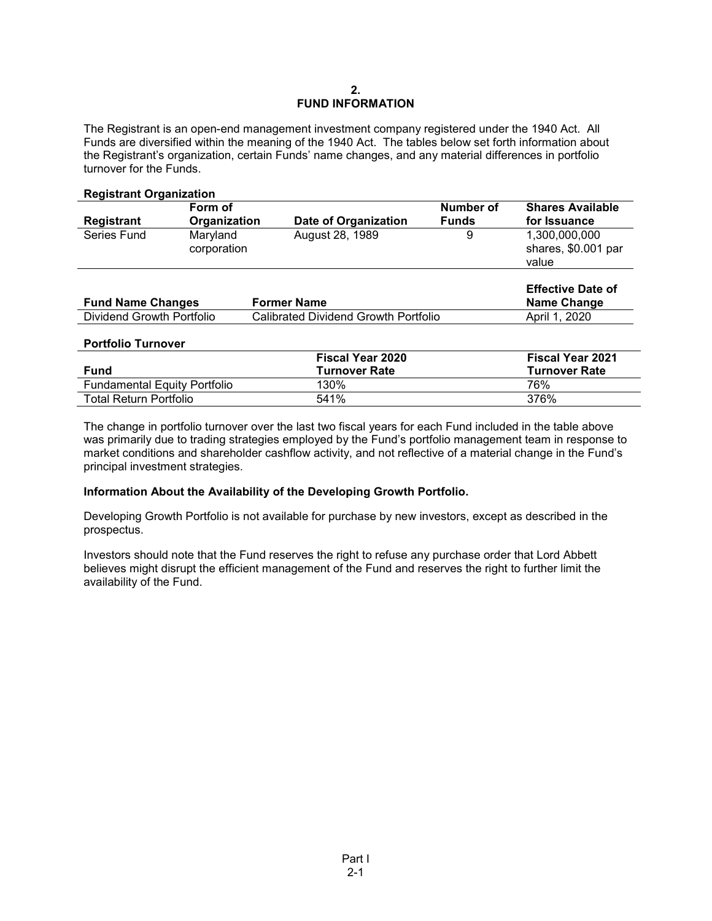## 2.
## FUND INFORMATION

The Registrant is an open-end management investment company registered under the 1940 Act. All Funds are diversified within the meaning of the 1940 Act. The tables below set forth information about the Registrant's organization, certain Funds' name changes, and any material differences in portfolio turnover for the Funds.

**Registrant Organization**

| Registrant | Form of Organization | Date of Organization | Number of Funds | Shares Available for Issuance |
|---|---|---|---|---|
| Series Fund | Maryland corporation | August 28, 1989 | 9 | 1,300,000,000 shares, $0.001 par value |

| Fund Name Changes | Former Name | Effective Date of Name Change |
|---|---|---|
| Dividend Growth Portfolio | Calibrated Dividend Growth Portfolio | April 1, 2020 |

**Portfolio Turnover**

| Fund | Fiscal Year 2020 Turnover Rate | Fiscal Year 2021 Turnover Rate |
|---|---|---|
| Fundamental Equity Portfolio | 130% | 76% |
| Total Return Portfolio | 541% | 376% |

The change in portfolio turnover over the last two fiscal years for each Fund included in the table above was primarily due to trading strategies employed by the Fund's portfolio management team in response to market conditions and shareholder cashflow activity, and not reflective of a material change in the Fund's principal investment strategies.

**Information About the Availability of the Developing Growth Portfolio.**

Developing Growth Portfolio is not available for purchase by new investors, except as described in the prospectus.

Investors should note that the Fund reserves the right to refuse any purchase order that Lord Abbett believes might disrupt the efficient management of the Fund and reserves the right to further limit the availability of the Fund.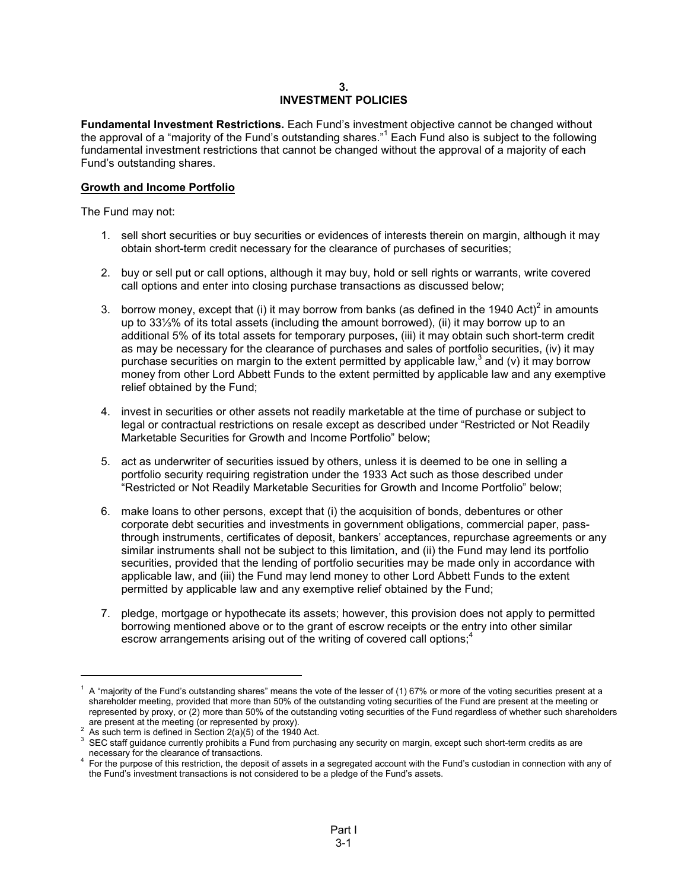## 3.
## INVESTMENT POLICIES

**Fundamental Investment Restrictions.** Each Fund's investment objective cannot be changed without the approval of a "majority of the Fund's outstanding shares."[1] Each Fund also is subject to the following fundamental investment restrictions that cannot be changed without the approval of a majority of each Fund's outstanding shares.

### Growth and Income Portfolio

The Fund may not:

1. sell short securities or buy securities or evidences of interests therein on margin, although it may obtain short-term credit necessary for the clearance of purchases of securities;

2. buy or sell put or call options, although it may buy, hold or sell rights or warrants, write covered call options and enter into closing purchase transactions as discussed below;

3. borrow money, except that (i) it may borrow from banks (as defined in the 1940 Act)[2] in amounts up to 33⅓% of its total assets (including the amount borrowed), (ii) it may borrow up to an additional 5% of its total assets for temporary purposes, (iii) it may obtain such short-term credit as may be necessary for the clearance of purchases and sales of portfolio securities, (iv) it may purchase securities on margin to the extent permitted by applicable law,[3] and (v) it may borrow money from other Lord Abbett Funds to the extent permitted by applicable law and any exemptive relief obtained by the Fund;

4. invest in securities or other assets not readily marketable at the time of purchase or subject to legal or contractual restrictions on resale except as described under "Restricted or Not Readily Marketable Securities for Growth and Income Portfolio" below;

5. act as underwriter of securities issued by others, unless it is deemed to be one in selling a portfolio security requiring registration under the 1933 Act such as those described under "Restricted or Not Readily Marketable Securities for Growth and Income Portfolio" below;

6. make loans to other persons, except that (i) the acquisition of bonds, debentures or other corporate debt securities and investments in government obligations, commercial paper, pass-through instruments, certificates of deposit, bankers' acceptances, repurchase agreements or any similar instruments shall not be subject to this limitation, and (ii) the Fund may lend its portfolio securities, provided that the lending of portfolio securities may be made only in accordance with applicable law, and (iii) the Fund may lend money to other Lord Abbett Funds to the extent permitted by applicable law and any exemptive relief obtained by the Fund;

7. pledge, mortgage or hypothecate its assets; however, this provision does not apply to permitted borrowing mentioned above or to the grant of escrow receipts or the entry into other similar escrow arrangements arising out of the writing of covered call options;[4]

---

[1] A "majority of the Fund's outstanding shares" means the vote of the lesser of (1) 67% or more of the voting securities present at a shareholder meeting, provided that more than 50% of the outstanding voting securities of the Fund are present at the meeting or represented by proxy, or (2) more than 50% of the outstanding voting securities of the Fund regardless of whether such shareholders are present at the meeting (or represented by proxy).

[2] As such term is defined in Section 2(a)(5) of the 1940 Act.

[3] SEC staff guidance currently prohibits a Fund from purchasing any security on margin, except such short-term credits as are necessary for the clearance of transactions.

[4] For the purpose of this restriction, the deposit of assets in a segregated account with the Fund's custodian in connection with any of the Fund's investment transactions is not considered to be a pledge of the Fund's assets.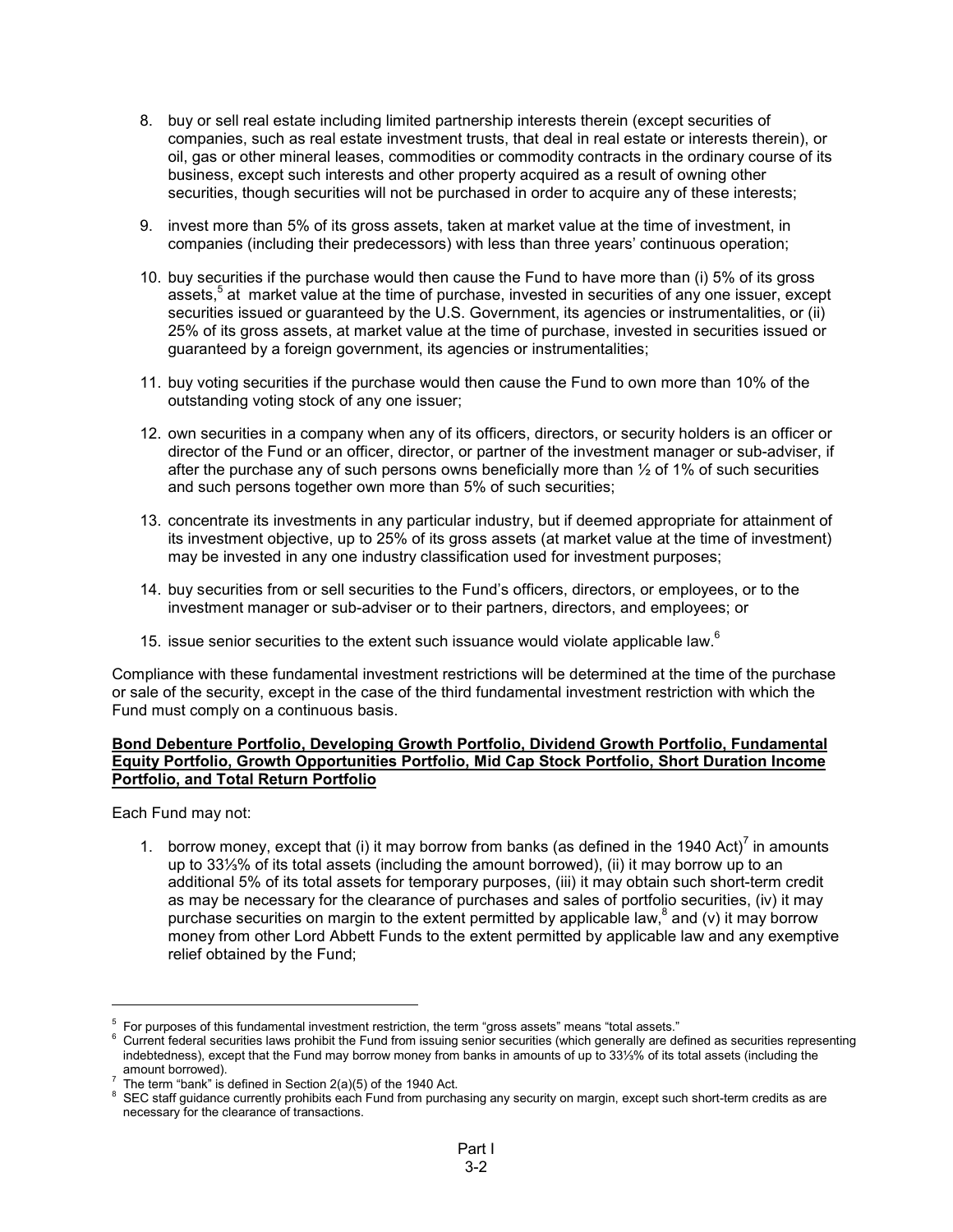8. buy or sell real estate including limited partnership interests therein (except securities of companies, such as real estate investment trusts, that deal in real estate or interests therein), or oil, gas or other mineral leases, commodities or commodity contracts in the ordinary course of its business, except such interests and other property acquired as a result of owning other securities, though securities will not be purchased in order to acquire any of these interests;

9. invest more than 5% of its gross assets, taken at market value at the time of investment, in companies (including their predecessors) with less than three years' continuous operation;

10. buy securities if the purchase would then cause the Fund to have more than (i) 5% of its gross assets,[5] at market value at the time of purchase, invested in securities of any one issuer, except securities issued or guaranteed by the U.S. Government, its agencies or instrumentalities, or (ii) 25% of its gross assets, at market value at the time of purchase, invested in securities issued or guaranteed by a foreign government, its agencies or instrumentalities;

11. buy voting securities if the purchase would then cause the Fund to own more than 10% of the outstanding voting stock of any one issuer;

12. own securities in a company when any of its officers, directors, or security holders is an officer or director of the Fund or an officer, director, or partner of the investment manager or sub-adviser, if after the purchase any of such persons owns beneficially more than ½ of 1% of such securities and such persons together own more than 5% of such securities;

13. concentrate its investments in any particular industry, but if deemed appropriate for attainment of its investment objective, up to 25% of its gross assets (at market value at the time of investment) may be invested in any one industry classification used for investment purposes;

14. buy securities from or sell securities to the Fund's officers, directors, or employees, or to the investment manager or sub-adviser or to their partners, directors, and employees; or

15. issue senior securities to the extent such issuance would violate applicable law.[6]

Compliance with these fundamental investment restrictions will be determined at the time of the purchase or sale of the security, except in the case of the third fundamental investment restriction with which the Fund must comply on a continuous basis.

**Bond Debenture Portfolio, Developing Growth Portfolio, Dividend Growth Portfolio, Fundamental Equity Portfolio, Growth Opportunities Portfolio, Mid Cap Stock Portfolio, Short Duration Income Portfolio, and Total Return Portfolio**

Each Fund may not:

1. borrow money, except that (i) it may borrow from banks (as defined in the 1940 Act)[7] in amounts up to 33⅓% of its total assets (including the amount borrowed), (ii) it may borrow up to an additional 5% of its total assets for temporary purposes, (iii) it may obtain such short-term credit as may be necessary for the clearance of purchases and sales of portfolio securities, (iv) it may purchase securities on margin to the extent permitted by applicable law,[8] and (v) it may borrow money from other Lord Abbett Funds to the extent permitted by applicable law and any exemptive relief obtained by the Fund;

---

[5] For purposes of this fundamental investment restriction, the term "gross assets" means "total assets."

[6] Current federal securities laws prohibit the Fund from issuing senior securities (which generally are defined as securities representing indebtedness), except that the Fund may borrow money from banks in amounts of up to 33⅓% of its total assets (including the amount borrowed).

[7] The term "bank" is defined in Section 2(a)(5) of the 1940 Act.

[8] SEC staff guidance currently prohibits each Fund from purchasing any security on margin, except such short-term credits as are necessary for the clearance of transactions.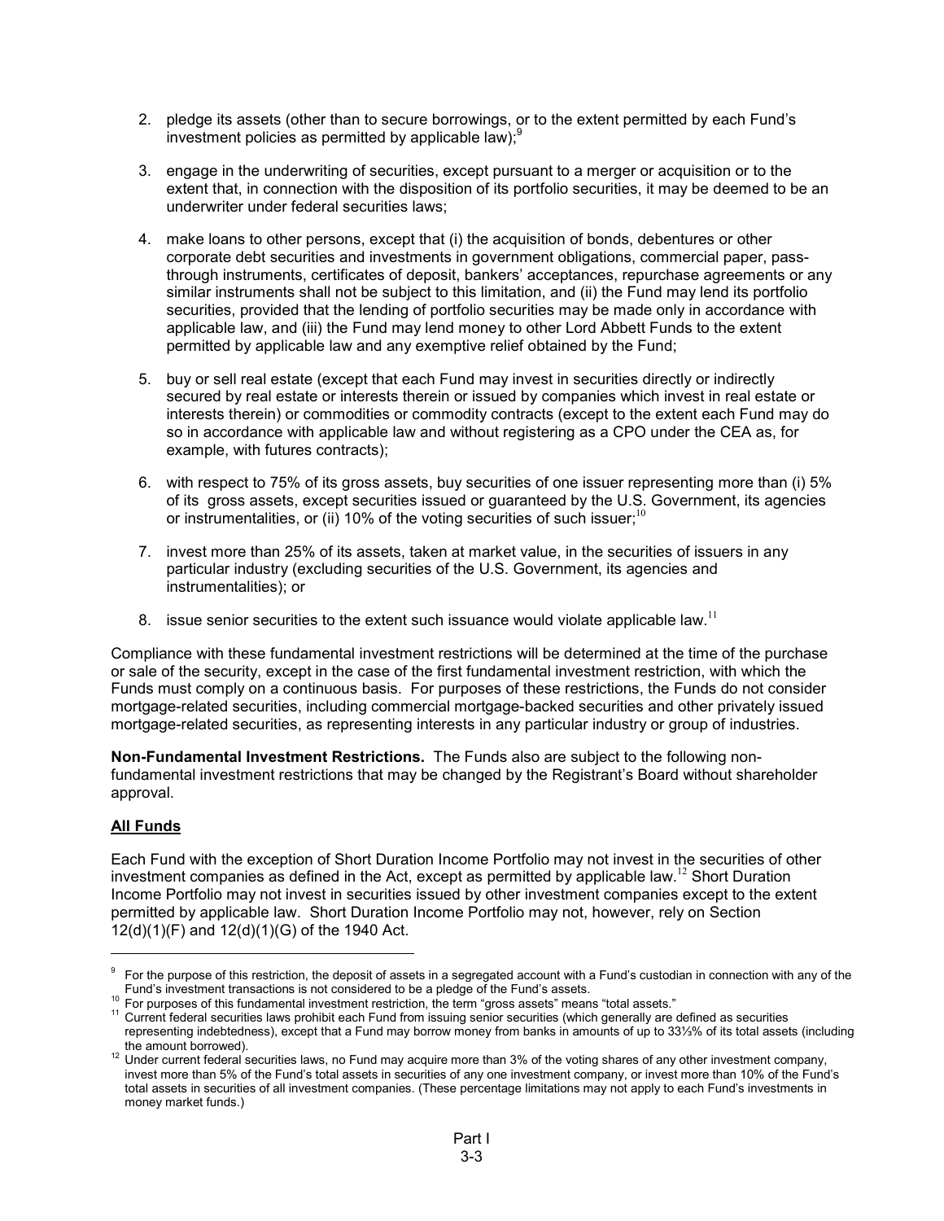2. pledge its assets (other than to secure borrowings, or to the extent permitted by each Fund's investment policies as permitted by applicable law);[9]

3. engage in the underwriting of securities, except pursuant to a merger or acquisition or to the extent that, in connection with the disposition of its portfolio securities, it may be deemed to be an underwriter under federal securities laws;

4. make loans to other persons, except that (i) the acquisition of bonds, debentures or other corporate debt securities and investments in government obligations, commercial paper, pass-through instruments, certificates of deposit, bankers' acceptances, repurchase agreements or any similar instruments shall not be subject to this limitation, and (ii) the Fund may lend its portfolio securities, provided that the lending of portfolio securities may be made only in accordance with applicable law, and (iii) the Fund may lend money to other Lord Abbett Funds to the extent permitted by applicable law and any exemptive relief obtained by the Fund;

5. buy or sell real estate (except that each Fund may invest in securities directly or indirectly secured by real estate or interests therein or issued by companies which invest in real estate or interests therein) or commodities or commodity contracts (except to the extent each Fund may do so in accordance with applicable law and without registering as a CPO under the CEA as, for example, with futures contracts);

6. with respect to 75% of its gross assets, buy securities of one issuer representing more than (i) 5% of its gross assets, except securities issued or guaranteed by the U.S. Government, its agencies or instrumentalities, or (ii) 10% of the voting securities of such issuer;[10]

7. invest more than 25% of its assets, taken at market value, in the securities of issuers in any particular industry (excluding securities of the U.S. Government, its agencies and instrumentalities); or

8. issue senior securities to the extent such issuance would violate applicable law.[11]

Compliance with these fundamental investment restrictions will be determined at the time of the purchase or sale of the security, except in the case of the first fundamental investment restriction, with which the Funds must comply on a continuous basis. For purposes of these restrictions, the Funds do not consider mortgage-related securities, including commercial mortgage-backed securities and other privately issued mortgage-related securities, as representing interests in any particular industry or group of industries.

**Non-Fundamental Investment Restrictions.** The Funds also are subject to the following non-fundamental investment restrictions that may be changed by the Registrant's Board without shareholder approval.

**All Funds**

Each Fund with the exception of Short Duration Income Portfolio may not invest in the securities of other investment companies as defined in the Act, except as permitted by applicable law.[12] Short Duration Income Portfolio may not invest in securities issued by other investment companies except to the extent permitted by applicable law. Short Duration Income Portfolio may not, however, rely on Section 12(d)(1)(F) and 12(d)(1)(G) of the 1940 Act.

---

[9] For the purpose of this restriction, the deposit of assets in a segregated account with a Fund's custodian in connection with any of the Fund's investment transactions is not considered to be a pledge of the Fund's assets.

[10] For purposes of this fundamental investment restriction, the term "gross assets" means "total assets."

[11] Current federal securities laws prohibit each Fund from issuing senior securities (which generally are defined as securities representing indebtedness), except that a Fund may borrow money from banks in amounts of up to 33⅓% of its total assets (including the amount borrowed).

[12] Under current federal securities laws, no Fund may acquire more than 3% of the voting shares of any other investment company, invest more than 5% of the Fund's total assets in securities of any one investment company, or invest more than 10% of the Fund's total assets in securities of all investment companies. (These percentage limitations may not apply to each Fund's investments in money market funds.)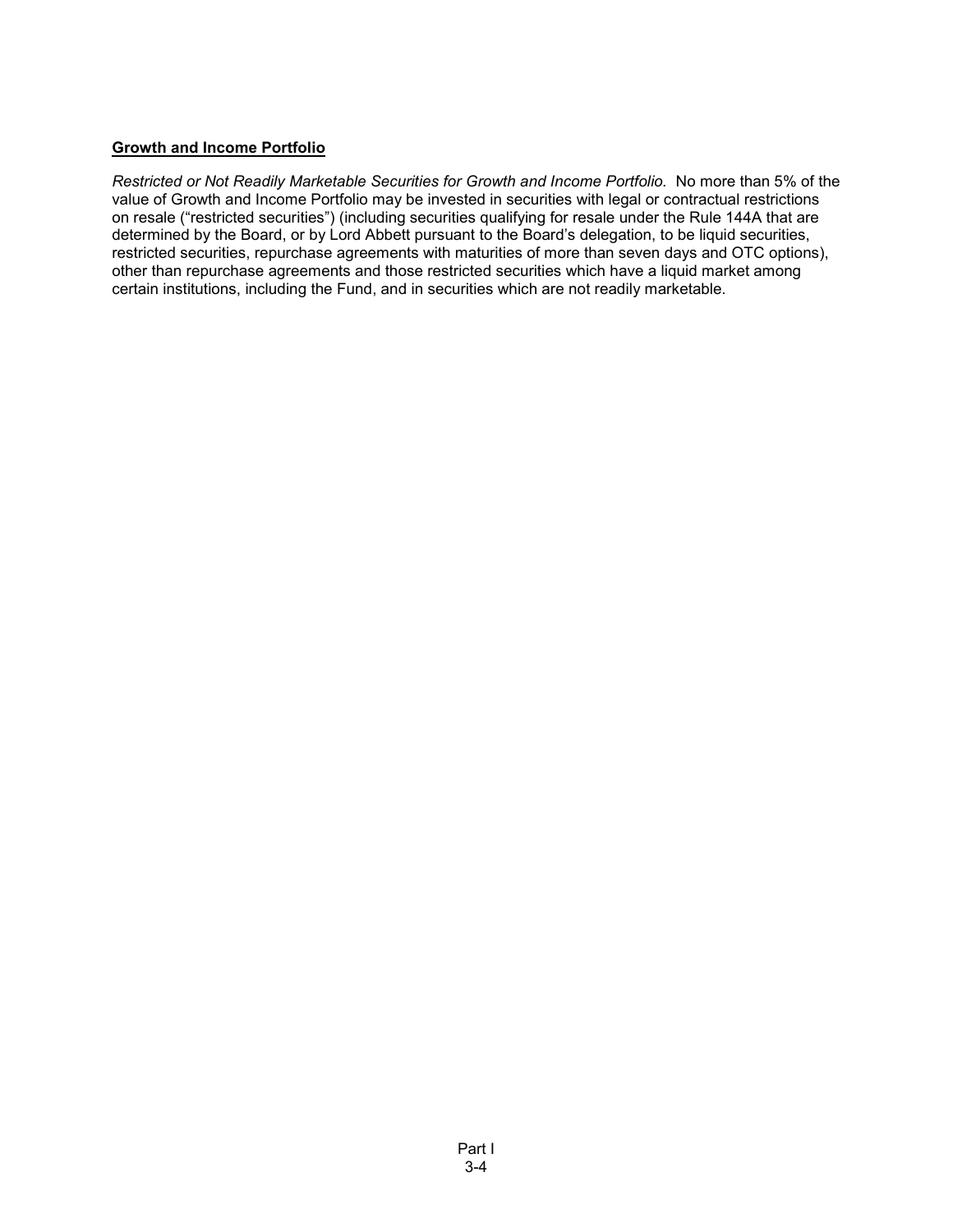**Growth and Income Portfolio**

*Restricted or Not Readily Marketable Securities for Growth and Income Portfolio.* No more than 5% of the value of Growth and Income Portfolio may be invested in securities with legal or contractual restrictions on resale ("restricted securities") (including securities qualifying for resale under the Rule 144A that are determined by the Board, or by Lord Abbett pursuant to the Board's delegation, to be liquid securities, restricted securities, repurchase agreements with maturities of more than seven days and OTC options), other than repurchase agreements and those restricted securities which have a liquid market among certain institutions, including the Fund, and in securities which are not readily marketable.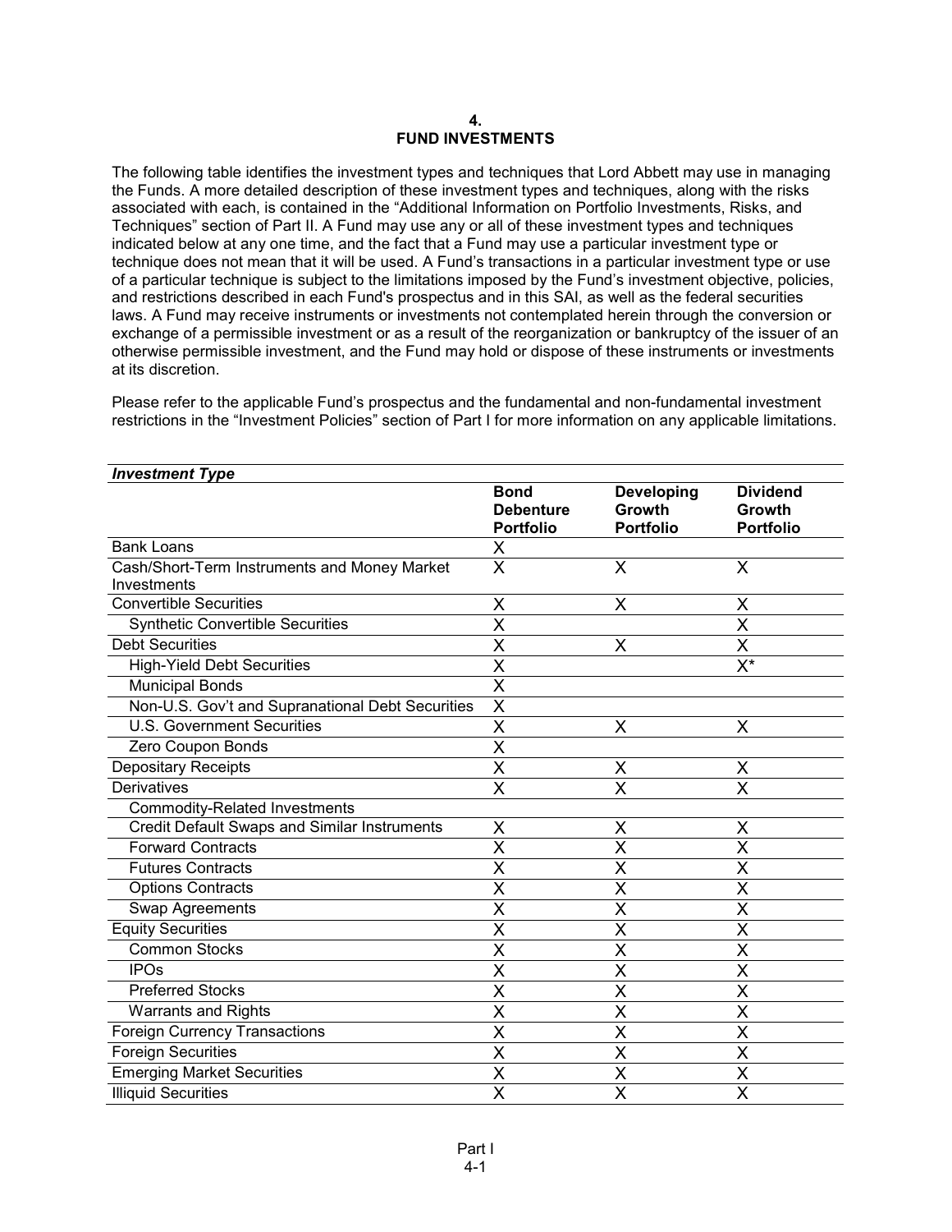# 4.
# FUND INVESTMENTS

The following table identifies the investment types and techniques that Lord Abbett may use in managing the Funds. A more detailed description of these investment types and techniques, along with the risks associated with each, is contained in the "Additional Information on Portfolio Investments, Risks, and Techniques" section of Part II. A Fund may use any or all of these investment types and techniques indicated below at any one time, and the fact that a Fund may use a particular investment type or technique does not mean that it will be used. A Fund's transactions in a particular investment type or use of a particular technique is subject to the limitations imposed by the Fund's investment objective, policies, and restrictions described in each Fund's prospectus and in this SAI, as well as the federal securities laws. A Fund may receive instruments or investments not contemplated herein through the conversion or exchange of a permissible investment or as a result of the reorganization or bankruptcy of the issuer of an otherwise permissible investment, and the Fund may hold or dispose of these instruments or investments at its discretion.

Please refer to the applicable Fund's prospectus and the fundamental and non-fundamental investment restrictions in the "Investment Policies" section of Part I for more information on any applicable limitations.

| *Investment Type* | **Bond Debenture Portfolio** | **Developing Growth Portfolio** | **Dividend Growth Portfolio** |
|---|---|---|---|
| Bank Loans | X | | |
| Cash/Short-Term Instruments and Money Market Investments | X | X | X |
| Convertible Securities | X | X | X |
| Synthetic Convertible Securities | X | | X |
| Debt Securities | X | X | X |
| High-Yield Debt Securities | X | | X* |
| Municipal Bonds | X | | |
| Non-U.S. Gov't and Supranational Debt Securities | X | | |
| U.S. Government Securities | X | X | X |
| Zero Coupon Bonds | X | | |
| Depositary Receipts | X | X | X |
| Derivatives | X | X | X |
| Commodity-Related Investments | | | |
| Credit Default Swaps and Similar Instruments | X | X | X |
| Forward Contracts | X | X | X |
| Futures Contracts | X | X | X |
| Options Contracts | X | X | X |
| Swap Agreements | X | X | X |
| Equity Securities | X | X | X |
| Common Stocks | X | X | X |
| IPOs | X | X | X |
| Preferred Stocks | X | X | X |
| Warrants and Rights | X | X | X |
| Foreign Currency Transactions | X | X | X |
| Foreign Securities | X | X | X |
| Emerging Market Securities | X | X | X |
| Illiquid Securities | X | X | X |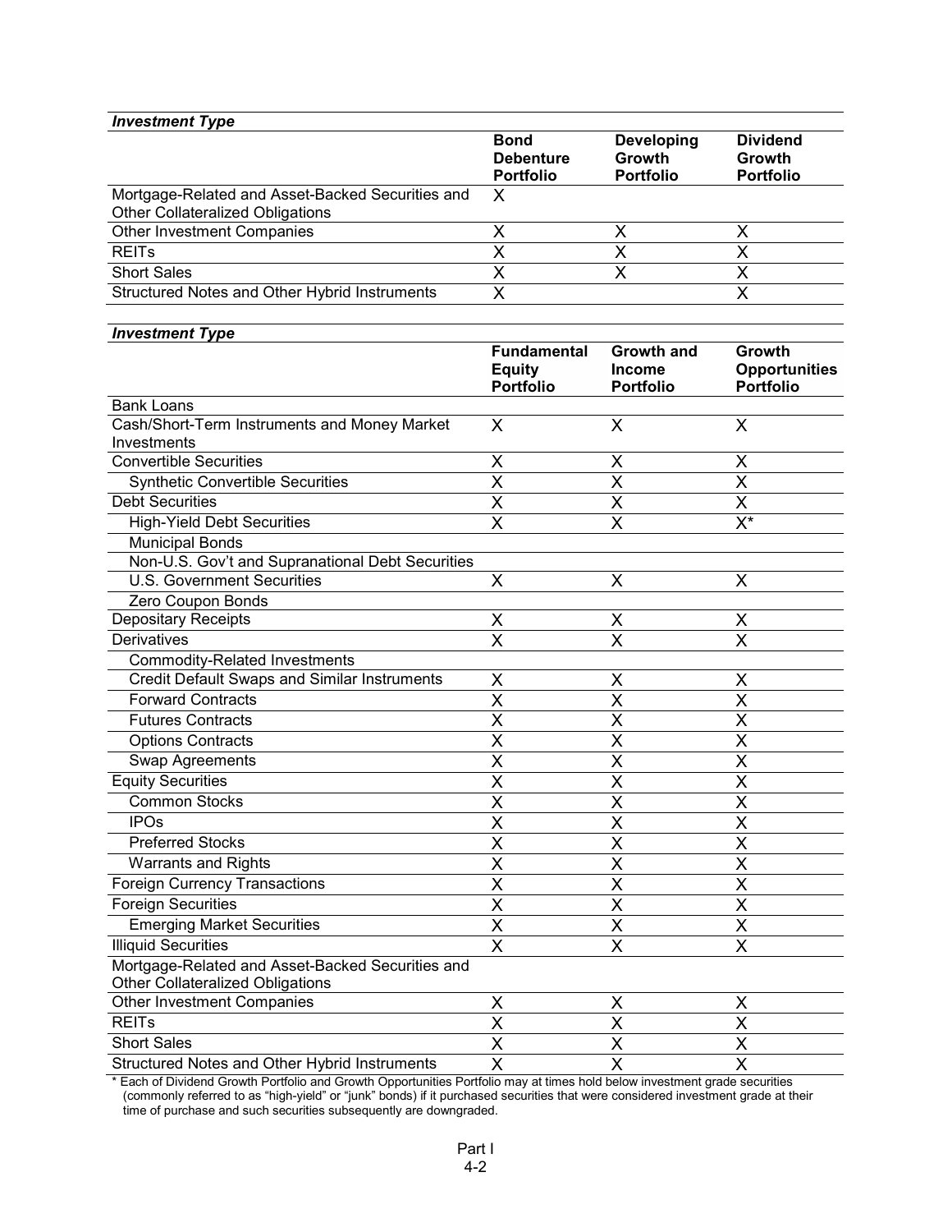| *Investment Type* | **Bond Debenture Portfolio** | **Developing Growth Portfolio** | **Dividend Growth Portfolio** |
|---|---|---|---|
| Mortgage-Related and Asset-Backed Securities and Other Collateralized Obligations | X | | |
| Other Investment Companies | X | X | X |
| REITs | X | X | X |
| Short Sales | X | X | X |
| Structured Notes and Other Hybrid Instruments | X | | X |

| *Investment Type* | **Fundamental Equity Portfolio** | **Growth and Income Portfolio** | **Growth Opportunities Portfolio** |
|---|---|---|---|
| Bank Loans | | | |
| Cash/Short-Term Instruments and Money Market Investments | X | X | X |
| Convertible Securities | X | X | X |
| Synthetic Convertible Securities | X | X | X |
| Debt Securities | X | X | X |
| High-Yield Debt Securities | X | X | X* |
| Municipal Bonds | | | |
| Non-U.S. Gov't and Supranational Debt Securities | | | |
| U.S. Government Securities | X | X | X |
| Zero Coupon Bonds | | | |
| Depositary Receipts | X | X | X |
| Derivatives | X | X | X |
| Commodity-Related Investments | | | |
| Credit Default Swaps and Similar Instruments | X | X | X |
| Forward Contracts | X | X | X |
| Futures Contracts | X | X | X |
| Options Contracts | X | X | X |
| Swap Agreements | X | X | X |
| Equity Securities | X | X | X |
| Common Stocks | X | X | X |
| IPOs | X | X | X |
| Preferred Stocks | X | X | X |
| Warrants and Rights | X | X | X |
| Foreign Currency Transactions | X | X | X |
| Foreign Securities | X | X | X |
| Emerging Market Securities | X | X | X |
| Illiquid Securities | X | X | X |
| Mortgage-Related and Asset-Backed Securities and Other Collateralized Obligations | | | |
| Other Investment Companies | X | X | X |
| REITs | X | X | X |
| Short Sales | X | X | X |
| Structured Notes and Other Hybrid Instruments | X | X | X |

\* Each of Dividend Growth Portfolio and Growth Opportunities Portfolio may at times hold below investment grade securities (commonly referred to as "high-yield" or "junk" bonds) if it purchased securities that were considered investment grade at their time of purchase and such securities subsequently are downgraded.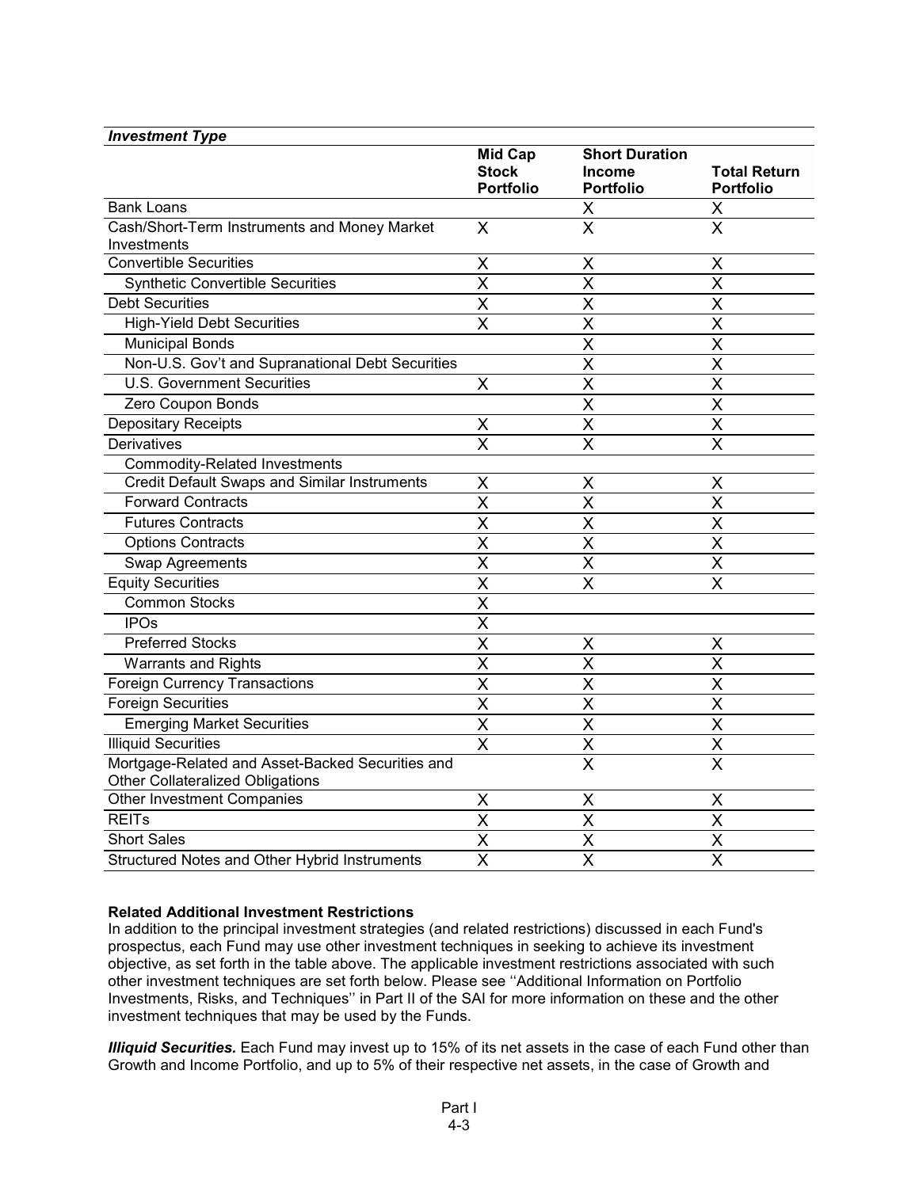| *Investment Type* | | | |
|---|---|---|---|
| | **Mid Cap Stock Portfolio** | **Short Duration Income Portfolio** | **Total Return Portfolio** |
| Bank Loans | | X | X |
| Cash/Short-Term Instruments and Money Market Investments | X | X | X |
| Convertible Securities | X | X | X |
| Synthetic Convertible Securities | X | X | X |
| Debt Securities | X | X | X |
| High-Yield Debt Securities | X | X | X |
| Municipal Bonds | | X | X |
| Non-U.S. Gov't and Supranational Debt Securities | | X | X |
| U.S. Government Securities | X | X | X |
| Zero Coupon Bonds | | X | X |
| Depositary Receipts | X | X | X |
| Derivatives | X | X | X |
| Commodity-Related Investments | | | |
| Credit Default Swaps and Similar Instruments | X | X | X |
| Forward Contracts | X | X | X |
| Futures Contracts | X | X | X |
| Options Contracts | X | X | X |
| Swap Agreements | X | X | X |
| Equity Securities | X | X | X |
| Common Stocks | X | | |
| IPOs | X | | |
| Preferred Stocks | X | X | X |
| Warrants and Rights | X | X | X |
| Foreign Currency Transactions | X | X | X |
| Foreign Securities | X | X | X |
| Emerging Market Securities | X | X | X |
| Illiquid Securities | X | X | X |
| Mortgage-Related and Asset-Backed Securities and Other Collateralized Obligations | | X | X |
| Other Investment Companies | X | X | X |
| REITs | X | X | X |
| Short Sales | X | X | X |
| Structured Notes and Other Hybrid Instruments | X | X | X |

**Related Additional Investment Restrictions**

In addition to the principal investment strategies (and related restrictions) discussed in each Fund's prospectus, each Fund may use other investment techniques in seeking to achieve its investment objective, as set forth in the table above. The applicable investment restrictions associated with such other investment techniques are set forth below. Please see ''Additional Information on Portfolio Investments, Risks, and Techniques'' in Part II of the SAI for more information on these and the other investment techniques that may be used by the Funds.

***Illiquid Securities.*** Each Fund may invest up to 15% of its net assets in the case of each Fund other than Growth and Income Portfolio, and up to 5% of their respective net assets, in the case of Growth and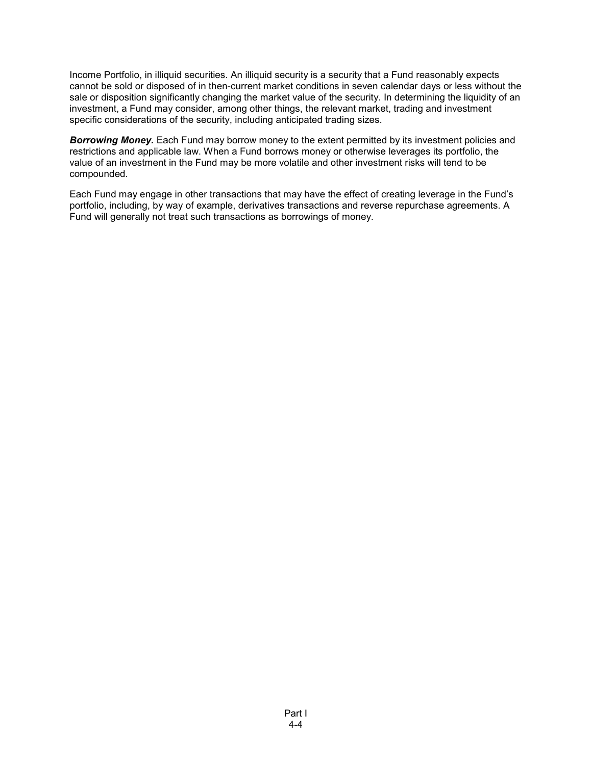Income Portfolio, in illiquid securities. An illiquid security is a security that a Fund reasonably expects cannot be sold or disposed of in then-current market conditions in seven calendar days or less without the sale or disposition significantly changing the market value of the security. In determining the liquidity of an investment, a Fund may consider, among other things, the relevant market, trading and investment specific considerations of the security, including anticipated trading sizes.

***Borrowing Money.*** Each Fund may borrow money to the extent permitted by its investment policies and restrictions and applicable law. When a Fund borrows money or otherwise leverages its portfolio, the value of an investment in the Fund may be more volatile and other investment risks will tend to be compounded.

Each Fund may engage in other transactions that may have the effect of creating leverage in the Fund's portfolio, including, by way of example, derivatives transactions and reverse repurchase agreements. A Fund will generally not treat such transactions as borrowings of money.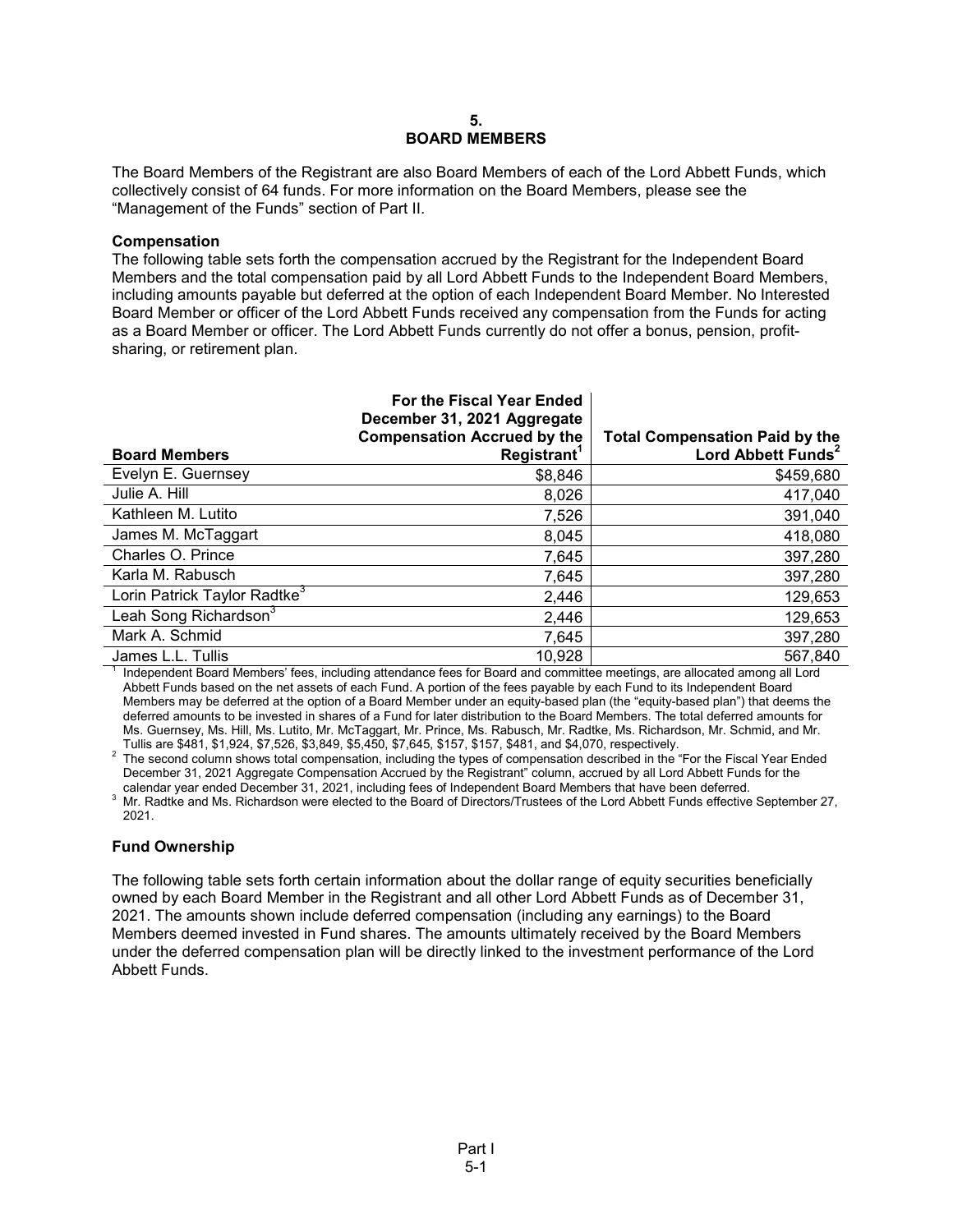## 5.
## BOARD MEMBERS

The Board Members of the Registrant are also Board Members of each of the Lord Abbett Funds, which collectively consist of 64 funds. For more information on the Board Members, please see the "Management of the Funds" section of Part II.

### Compensation

The following table sets forth the compensation accrued by the Registrant for the Independent Board Members and the total compensation paid by all Lord Abbett Funds to the Independent Board Members, including amounts payable but deferred at the option of each Independent Board Member. No Interested Board Member or officer of the Lord Abbett Funds received any compensation from the Funds for acting as a Board Member or officer. The Lord Abbett Funds currently do not offer a bonus, pension, profit-sharing, or retirement plan.

| Board Members | For the Fiscal Year Ended December 31, 2021 Aggregate Compensation Accrued by the Registrant[1] | Total Compensation Paid by the Lord Abbett Funds[2] |
|---|---|---|
| Evelyn E. Guernsey | $8,846 | $459,680 |
| Julie A. Hill | 8,026 | 417,040 |
| Kathleen M. Lutito | 7,526 | 391,040 |
| James M. McTaggart | 8,045 | 418,080 |
| Charles O. Prince | 7,645 | 397,280 |
| Karla M. Rabusch | 7,645 | 397,280 |
| Lorin Patrick Taylor Radtke[3] | 2,446 | 129,653 |
| Leah Song Richardson[3] | 2,446 | 129,653 |
| Mark A. Schmid | 7,645 | 397,280 |
| James L.L. Tullis | 10,928 | 567,840 |

[1] Independent Board Members' fees, including attendance fees for Board and committee meetings, are allocated among all Lord Abbett Funds based on the net assets of each Fund. A portion of the fees payable by each Fund to its Independent Board Members may be deferred at the option of a Board Member under an equity-based plan (the "equity-based plan") that deems the deferred amounts to be invested in shares of a Fund for later distribution to the Board Members. The total deferred amounts for Ms. Guernsey, Ms. Hill, Ms. Lutito, Mr. McTaggart, Mr. Prince, Ms. Rabusch, Mr. Radtke, Ms. Richardson, Mr. Schmid, and Mr. Tullis are $481, $1,924, $7,526, $3,849, $5,450, $7,645, $157, $157, $481, and $4,070, respectively.

[2] The second column shows total compensation, including the types of compensation described in the "For the Fiscal Year Ended December 31, 2021 Aggregate Compensation Accrued by the Registrant" column, accrued by all Lord Abbett Funds for the calendar year ended December 31, 2021, including fees of Independent Board Members that have been deferred.

[3] Mr. Radtke and Ms. Richardson were elected to the Board of Directors/Trustees of the Lord Abbett Funds effective September 27, 2021.

### Fund Ownership

The following table sets forth certain information about the dollar range of equity securities beneficially owned by each Board Member in the Registrant and all other Lord Abbett Funds as of December 31, 2021. The amounts shown include deferred compensation (including any earnings) to the Board Members deemed invested in Fund shares. The amounts ultimately received by the Board Members under the deferred compensation plan will be directly linked to the investment performance of the Lord Abbett Funds.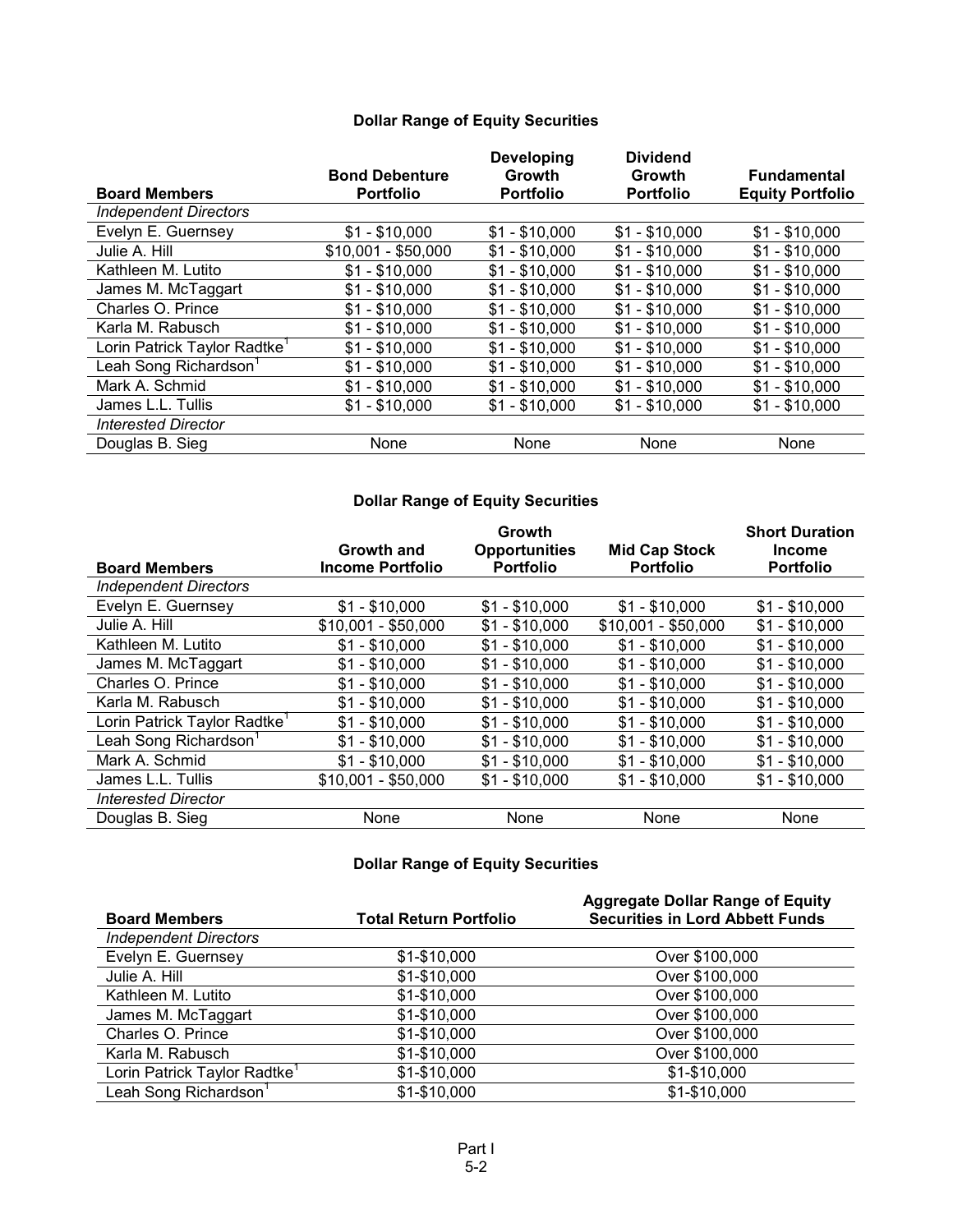**Dollar Range of Equity Securities**

| Board Members | Bond Debenture Portfolio | Developing Growth Portfolio | Dividend Growth Portfolio | Fundamental Equity Portfolio |
|---|---|---|---|---|
| *Independent Directors* | | | | |
| Evelyn E. Guernsey | $1 - $10,000 | $1 - $10,000 | $1 - $10,000 | $1 - $10,000 |
| Julie A. Hill | $10,001 - $50,000 | $1 - $10,000 | $1 - $10,000 | $1 - $10,000 |
| Kathleen M. Lutito | $1 - $10,000 | $1 - $10,000 | $1 - $10,000 | $1 - $10,000 |
| James M. McTaggart | $1 - $10,000 | $1 - $10,000 | $1 - $10,000 | $1 - $10,000 |
| Charles O. Prince | $1 - $10,000 | $1 - $10,000 | $1 - $10,000 | $1 - $10,000 |
| Karla M. Rabusch | $1 - $10,000 | $1 - $10,000 | $1 - $10,000 | $1 - $10,000 |
| Lorin Patrick Taylor Radtke[1] | $1 - $10,000 | $1 - $10,000 | $1 - $10,000 | $1 - $10,000 |
| Leah Song Richardson[1] | $1 - $10,000 | $1 - $10,000 | $1 - $10,000 | $1 - $10,000 |
| Mark A. Schmid | $1 - $10,000 | $1 - $10,000 | $1 - $10,000 | $1 - $10,000 |
| James L.L. Tullis | $1 - $10,000 | $1 - $10,000 | $1 - $10,000 | $1 - $10,000 |
| *Interested Director* | | | | |
| Douglas B. Sieg | None | None | None | None |

**Dollar Range of Equity Securities**

| Board Members | Growth and Income Portfolio | Growth Opportunities Portfolio | Mid Cap Stock Portfolio | Short Duration Income Portfolio |
|---|---|---|---|---|
| *Independent Directors* | | | | |
| Evelyn E. Guernsey | $1 - $10,000 | $1 - $10,000 | $1 - $10,000 | $1 - $10,000 |
| Julie A. Hill | $10,001 - $50,000 | $1 - $10,000 | $10,001 - $50,000 | $1 - $10,000 |
| Kathleen M. Lutito | $1 - $10,000 | $1 - $10,000 | $1 - $10,000 | $1 - $10,000 |
| James M. McTaggart | $1 - $10,000 | $1 - $10,000 | $1 - $10,000 | $1 - $10,000 |
| Charles O. Prince | $1 - $10,000 | $1 - $10,000 | $1 - $10,000 | $1 - $10,000 |
| Karla M. Rabusch | $1 - $10,000 | $1 - $10,000 | $1 - $10,000 | $1 - $10,000 |
| Lorin Patrick Taylor Radtke[1] | $1 - $10,000 | $1 - $10,000 | $1 - $10,000 | $1 - $10,000 |
| Leah Song Richardson[1] | $1 - $10,000 | $1 - $10,000 | $1 - $10,000 | $1 - $10,000 |
| Mark A. Schmid | $1 - $10,000 | $1 - $10,000 | $1 - $10,000 | $1 - $10,000 |
| James L.L. Tullis | $10,001 - $50,000 | $1 - $10,000 | $1 - $10,000 | $1 - $10,000 |
| *Interested Director* | | | | |
| Douglas B. Sieg | None | None | None | None |

**Dollar Range of Equity Securities**

| Board Members | Total Return Portfolio | Aggregate Dollar Range of Equity Securities in Lord Abbett Funds |
|---|---|---|
| *Independent Directors* | | |
| Evelyn E. Guernsey | $1-$10,000 | Over $100,000 |
| Julie A. Hill | $1-$10,000 | Over $100,000 |
| Kathleen M. Lutito | $1-$10,000 | Over $100,000 |
| James M. McTaggart | $1-$10,000 | Over $100,000 |
| Charles O. Prince | $1-$10,000 | Over $100,000 |
| Karla M. Rabusch | $1-$10,000 | Over $100,000 |
| Lorin Patrick Taylor Radtke[1] | $1-$10,000 | $1-$10,000 |
| Leah Song Richardson[1] | $1-$10,000 | $1-$10,000 |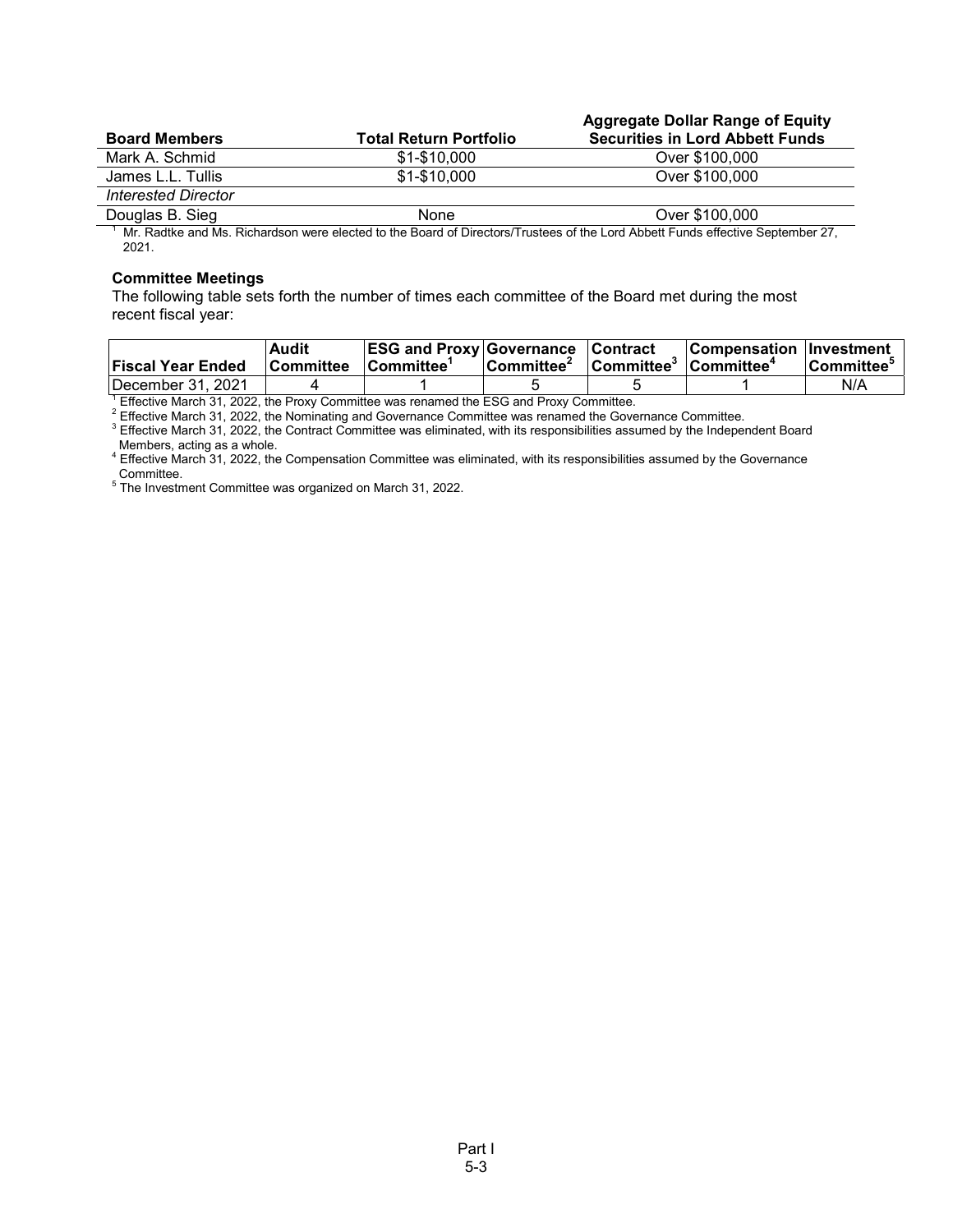| Board Members | Total Return Portfolio | Aggregate Dollar Range of Equity Securities in Lord Abbett Funds |
|---|---|---|
| Mark A. Schmid | $1-$10,000 | Over $100,000 |
| James L.L. Tullis | $1-$10,000 | Over $100,000 |
| *Interested Director* | | |
| Douglas B. Sieg | None | Over $100,000 |

[1] Mr. Radtke and Ms. Richardson were elected to the Board of Directors/Trustees of the Lord Abbett Funds effective September 27, 2021.

**Committee Meetings**

The following table sets forth the number of times each committee of the Board met during the most recent fiscal year:

| Fiscal Year Ended | Audit Committee | ESG and Proxy Committee[1] | Governance Committee[2] | Contract Committee[3] | Compensation Committee[4] | Investment Committee[5] |
|---|---|---|---|---|---|---|
| December 31, 2021 | 4 | 1 | 5 | 5 | 1 | N/A |

[1] Effective March 31, 2022, the Proxy Committee was renamed the ESG and Proxy Committee.
[2] Effective March 31, 2022, the Nominating and Governance Committee was renamed the Governance Committee.
[3] Effective March 31, 2022, the Contract Committee was eliminated, with its responsibilities assumed by the Independent Board Members, acting as a whole.
[4] Effective March 31, 2022, the Compensation Committee was eliminated, with its responsibilities assumed by the Governance Committee.
[5] The Investment Committee was organized on March 31, 2022.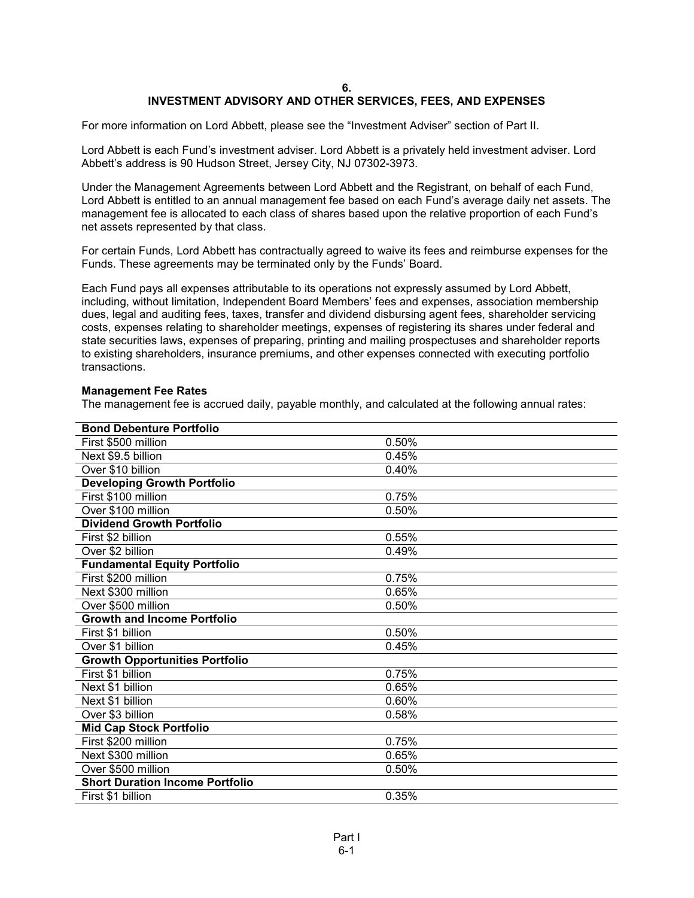## 6.
## INVESTMENT ADVISORY AND OTHER SERVICES, FEES, AND EXPENSES

For more information on Lord Abbett, please see the "Investment Adviser" section of Part II.

Lord Abbett is each Fund's investment adviser. Lord Abbett is a privately held investment adviser. Lord Abbett's address is 90 Hudson Street, Jersey City, NJ 07302-3973.

Under the Management Agreements between Lord Abbett and the Registrant, on behalf of each Fund, Lord Abbett is entitled to an annual management fee based on each Fund's average daily net assets. The management fee is allocated to each class of shares based upon the relative proportion of each Fund's net assets represented by that class.

For certain Funds, Lord Abbett has contractually agreed to waive its fees and reimburse expenses for the Funds. These agreements may be terminated only by the Funds' Board.

Each Fund pays all expenses attributable to its operations not expressly assumed by Lord Abbett, including, without limitation, Independent Board Members' fees and expenses, association membership dues, legal and auditing fees, taxes, transfer and dividend disbursing agent fees, shareholder servicing costs, expenses relating to shareholder meetings, expenses of registering its shares under federal and state securities laws, expenses of preparing, printing and mailing prospectuses and shareholder reports to existing shareholders, insurance premiums, and other expenses connected with executing portfolio transactions.

**Management Fee Rates**

The management fee is accrued daily, payable monthly, and calculated at the following annual rates:

| **Bond Debenture Portfolio** | |
|---|---|
| First $500 million | 0.50% |
| Next $9.5 billion | 0.45% |
| Over $10 billion | 0.40% |
| **Developing Growth Portfolio** | |
| First $100 million | 0.75% |
| Over $100 million | 0.50% |
| **Dividend Growth Portfolio** | |
| First $2 billion | 0.55% |
| Over $2 billion | 0.49% |
| **Fundamental Equity Portfolio** | |
| First $200 million | 0.75% |
| Next $300 million | 0.65% |
| Over $500 million | 0.50% |
| **Growth and Income Portfolio** | |
| First $1 billion | 0.50% |
| Over $1 billion | 0.45% |
| **Growth Opportunities Portfolio** | |
| First $1 billion | 0.75% |
| Next $1 billion | 0.65% |
| Next $1 billion | 0.60% |
| Over $3 billion | 0.58% |
| **Mid Cap Stock Portfolio** | |
| First $200 million | 0.75% |
| Next $300 million | 0.65% |
| Over $500 million | 0.50% |
| **Short Duration Income Portfolio** | |
| First $1 billion | 0.35% |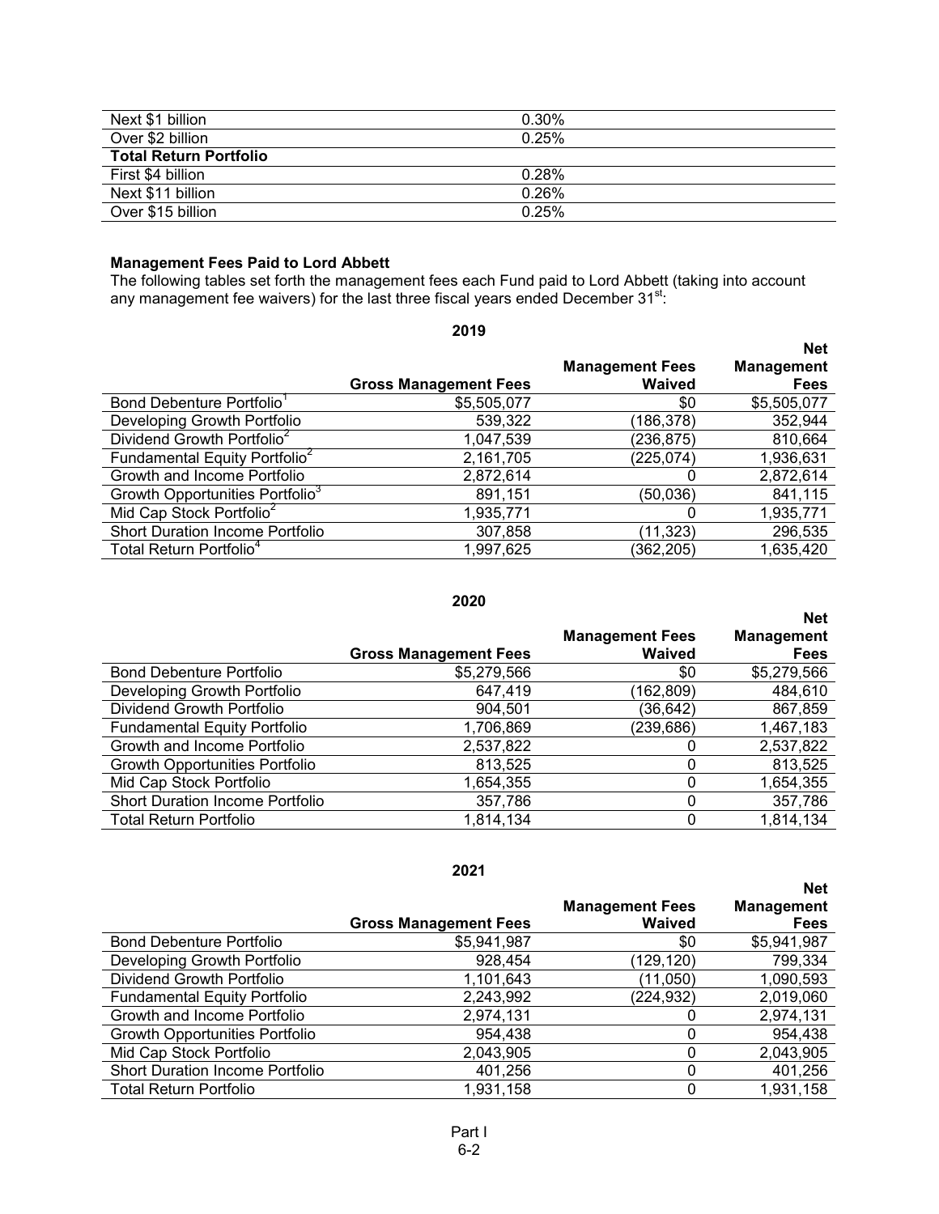| | |
|---|---|
| Next $1 billion | 0.30% |
| Over $2 billion | 0.25% |
| **Total Return Portfolio** | |
| First $4 billion | 0.28% |
| Next $11 billion | 0.26% |
| Over $15 billion | 0.25% |

**Management Fees Paid to Lord Abbett**

The following tables set forth the management fees each Fund paid to Lord Abbett (taking into account any management fee waivers) for the last three fiscal years ended December 31st:

**2019**

| | Gross Management Fees | Management Fees Waived | Net Management Fees |
|---|---|---|---|
| Bond Debenture Portfolio[1] | $5,505,077 | $0 | $5,505,077 |
| Developing Growth Portfolio | 539,322 | (186,378) | 352,944 |
| Dividend Growth Portfolio[2] | 1,047,539 | (236,875) | 810,664 |
| Fundamental Equity Portfolio[2] | 2,161,705 | (225,074) | 1,936,631 |
| Growth and Income Portfolio | 2,872,614 | 0 | 2,872,614 |
| Growth Opportunities Portfolio[3] | 891,151 | (50,036) | 841,115 |
| Mid Cap Stock Portfolio[2] | 1,935,771 | 0 | 1,935,771 |
| Short Duration Income Portfolio | 307,858 | (11,323) | 296,535 |
| Total Return Portfolio[4] | 1,997,625 | (362,205) | 1,635,420 |

**2020**

| | Gross Management Fees | Management Fees Waived | Net Management Fees |
|---|---|---|---|
| Bond Debenture Portfolio | $5,279,566 | $0 | $5,279,566 |
| Developing Growth Portfolio | 647,419 | (162,809) | 484,610 |
| Dividend Growth Portfolio | 904,501 | (36,642) | 867,859 |
| Fundamental Equity Portfolio | 1,706,869 | (239,686) | 1,467,183 |
| Growth and Income Portfolio | 2,537,822 | 0 | 2,537,822 |
| Growth Opportunities Portfolio | 813,525 | 0 | 813,525 |
| Mid Cap Stock Portfolio | 1,654,355 | 0 | 1,654,355 |
| Short Duration Income Portfolio | 357,786 | 0 | 357,786 |
| Total Return Portfolio | 1,814,134 | 0 | 1,814,134 |

**2021**

| | Gross Management Fees | Management Fees Waived | Net Management Fees |
|---|---|---|---|
| Bond Debenture Portfolio | $5,941,987 | $0 | $5,941,987 |
| Developing Growth Portfolio | 928,454 | (129,120) | 799,334 |
| Dividend Growth Portfolio | 1,101,643 | (11,050) | 1,090,593 |
| Fundamental Equity Portfolio | 2,243,992 | (224,932) | 2,019,060 |
| Growth and Income Portfolio | 2,974,131 | 0 | 2,974,131 |
| Growth Opportunities Portfolio | 954,438 | 0 | 954,438 |
| Mid Cap Stock Portfolio | 2,043,905 | 0 | 2,043,905 |
| Short Duration Income Portfolio | 401,256 | 0 | 401,256 |
| Total Return Portfolio | 1,931,158 | 0 | 1,931,158 |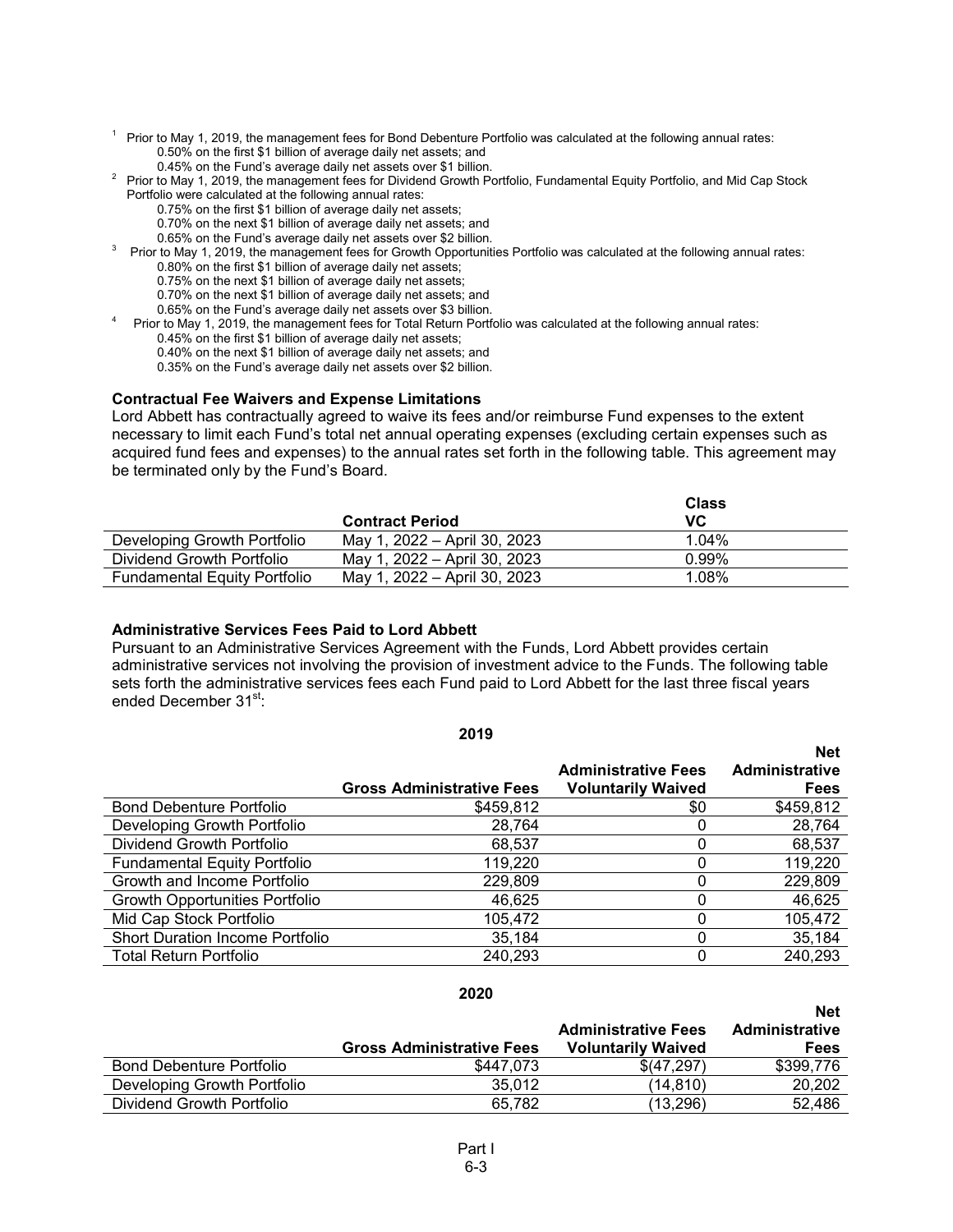[1] Prior to May 1, 2019, the management fees for Bond Debenture Portfolio was calculated at the following annual rates:
0.50% on the first $1 billion of average daily net assets; and
0.45% on the Fund's average daily net assets over $1 billion.

[2] Prior to May 1, 2019, the management fees for Dividend Growth Portfolio, Fundamental Equity Portfolio, and Mid Cap Stock Portfolio were calculated at the following annual rates:
0.75% on the first $1 billion of average daily net assets;
0.70% on the next $1 billion of average daily net assets; and
0.65% on the Fund's average daily net assets over $2 billion.

[3] Prior to May 1, 2019, the management fees for Growth Opportunities Portfolio was calculated at the following annual rates:
0.80% on the first $1 billion of average daily net assets;
0.75% on the next $1 billion of average daily net assets;
0.70% on the next $1 billion of average daily net assets; and
0.65% on the Fund's average daily net assets over $3 billion.

[4] Prior to May 1, 2019, the management fees for Total Return Portfolio was calculated at the following annual rates:
0.45% on the first $1 billion of average daily net assets;
0.40% on the next $1 billion of average daily net assets; and
0.35% on the Fund's average daily net assets over $2 billion.

**Contractual Fee Waivers and Expense Limitations**

Lord Abbett has contractually agreed to waive its fees and/or reimburse Fund expenses to the extent necessary to limit each Fund's total net annual operating expenses (excluding certain expenses such as acquired fund fees and expenses) to the annual rates set forth in the following table. This agreement may be terminated only by the Fund's Board.

| | Contract Period | Class VC |
|---|---|---|
| Developing Growth Portfolio | May 1, 2022 – April 30, 2023 | 1.04% |
| Dividend Growth Portfolio | May 1, 2022 – April 30, 2023 | 0.99% |
| Fundamental Equity Portfolio | May 1, 2022 – April 30, 2023 | 1.08% |

**Administrative Services Fees Paid to Lord Abbett**

Pursuant to an Administrative Services Agreement with the Funds, Lord Abbett provides certain administrative services not involving the provision of investment advice to the Funds. The following table sets forth the administrative services fees each Fund paid to Lord Abbett for the last three fiscal years ended December 31st:

**2019**

| | Gross Administrative Fees | Administrative Fees Voluntarily Waived | Net Administrative Fees |
|---|---|---|---|
| Bond Debenture Portfolio | $459,812 | $0 | $459,812 |
| Developing Growth Portfolio | 28,764 | 0 | 28,764 |
| Dividend Growth Portfolio | 68,537 | 0 | 68,537 |
| Fundamental Equity Portfolio | 119,220 | 0 | 119,220 |
| Growth and Income Portfolio | 229,809 | 0 | 229,809 |
| Growth Opportunities Portfolio | 46,625 | 0 | 46,625 |
| Mid Cap Stock Portfolio | 105,472 | 0 | 105,472 |
| Short Duration Income Portfolio | 35,184 | 0 | 35,184 |
| Total Return Portfolio | 240,293 | 0 | 240,293 |

**2020**

| | Gross Administrative Fees | Administrative Fees Voluntarily Waived | Net Administrative Fees |
|---|---|---|---|
| Bond Debenture Portfolio | $447,073 | $(47,297) | $399,776 |
| Developing Growth Portfolio | 35,012 | (14,810) | 20,202 |
| Dividend Growth Portfolio | 65,782 | (13,296) | 52,486 |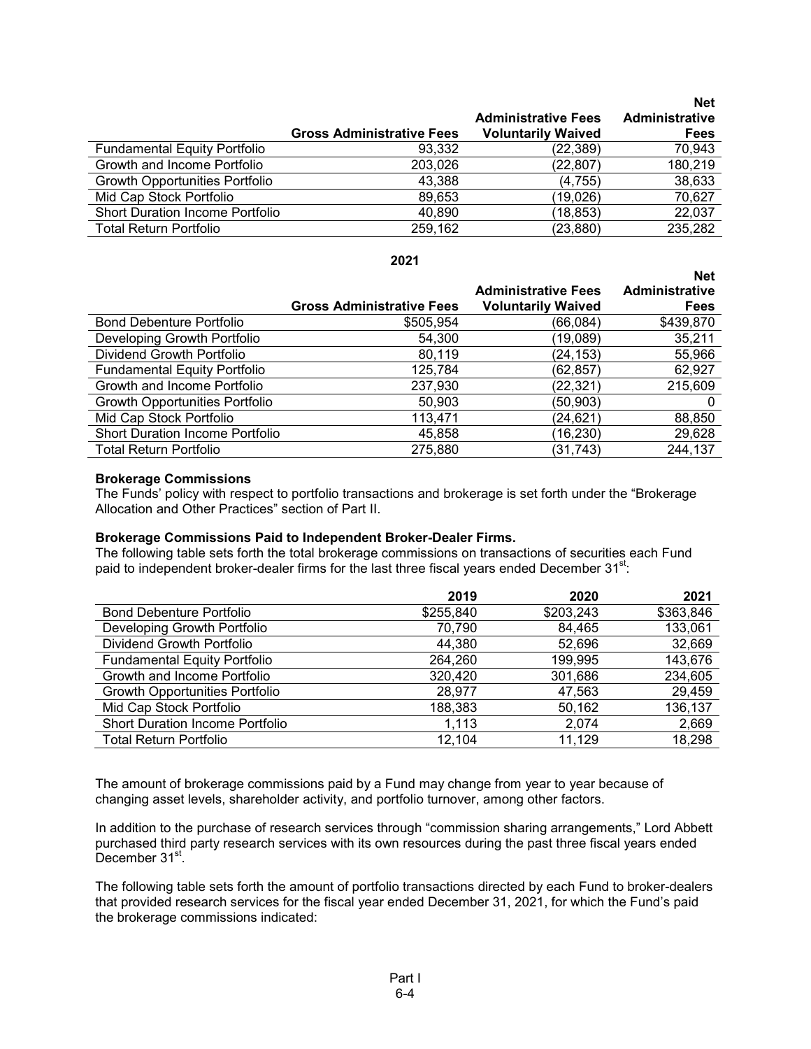| | Gross Administrative Fees | Administrative Fees Voluntarily Waived | Net Administrative Fees |
|---|---|---|---|
| Fundamental Equity Portfolio | 93,332 | (22,389) | 70,943 |
| Growth and Income Portfolio | 203,026 | (22,807) | 180,219 |
| Growth Opportunities Portfolio | 43,388 | (4,755) | 38,633 |
| Mid Cap Stock Portfolio | 89,653 | (19,026) | 70,627 |
| Short Duration Income Portfolio | 40,890 | (18,853) | 22,037 |
| Total Return Portfolio | 259,162 | (23,880) | 235,282 |

**2021**

| | Gross Administrative Fees | Administrative Fees Voluntarily Waived | Net Administrative Fees |
|---|---|---|---|
| Bond Debenture Portfolio | $505,954 | (66,084) | $439,870 |
| Developing Growth Portfolio | 54,300 | (19,089) | 35,211 |
| Dividend Growth Portfolio | 80,119 | (24,153) | 55,966 |
| Fundamental Equity Portfolio | 125,784 | (62,857) | 62,927 |
| Growth and Income Portfolio | 237,930 | (22,321) | 215,609 |
| Growth Opportunities Portfolio | 50,903 | (50,903) | 0 |
| Mid Cap Stock Portfolio | 113,471 | (24,621) | 88,850 |
| Short Duration Income Portfolio | 45,858 | (16,230) | 29,628 |
| Total Return Portfolio | 275,880 | (31,743) | 244,137 |

**Brokerage Commissions**

The Funds' policy with respect to portfolio transactions and brokerage is set forth under the "Brokerage Allocation and Other Practices" section of Part II.

**Brokerage Commissions Paid to Independent Broker-Dealer Firms.**

The following table sets forth the total brokerage commissions on transactions of securities each Fund paid to independent broker-dealer firms for the last three fiscal years ended December 31st:

| | 2019 | 2020 | 2021 |
|---|---|---|---|
| Bond Debenture Portfolio | $255,840 | $203,243 | $363,846 |
| Developing Growth Portfolio | 70,790 | 84,465 | 133,061 |
| Dividend Growth Portfolio | 44,380 | 52,696 | 32,669 |
| Fundamental Equity Portfolio | 264,260 | 199,995 | 143,676 |
| Growth and Income Portfolio | 320,420 | 301,686 | 234,605 |
| Growth Opportunities Portfolio | 28,977 | 47,563 | 29,459 |
| Mid Cap Stock Portfolio | 188,383 | 50,162 | 136,137 |
| Short Duration Income Portfolio | 1,113 | 2,074 | 2,669 |
| Total Return Portfolio | 12,104 | 11,129 | 18,298 |

The amount of brokerage commissions paid by a Fund may change from year to year because of changing asset levels, shareholder activity, and portfolio turnover, among other factors.

In addition to the purchase of research services through "commission sharing arrangements," Lord Abbett purchased third party research services with its own resources during the past three fiscal years ended December 31st.

The following table sets forth the amount of portfolio transactions directed by each Fund to broker-dealers that provided research services for the fiscal year ended December 31, 2021, for which the Fund's paid the brokerage commissions indicated: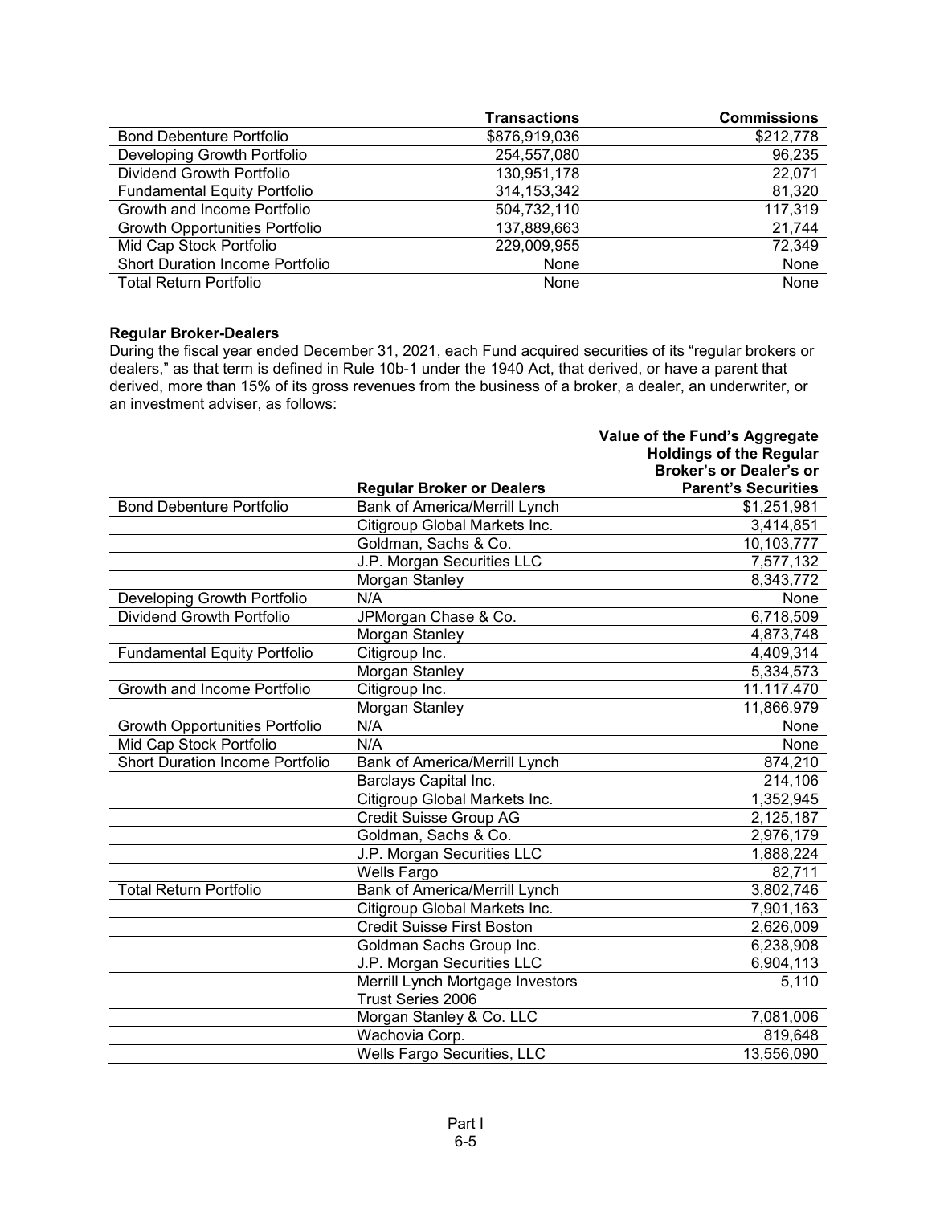| | Transactions | Commissions |
|---|---|---|
| Bond Debenture Portfolio | $876,919,036 | $212,778 |
| Developing Growth Portfolio | 254,557,080 | 96,235 |
| Dividend Growth Portfolio | 130,951,178 | 22,071 |
| Fundamental Equity Portfolio | 314,153,342 | 81,320 |
| Growth and Income Portfolio | 504,732,110 | 117,319 |
| Growth Opportunities Portfolio | 137,889,663 | 21,744 |
| Mid Cap Stock Portfolio | 229,009,955 | 72,349 |
| Short Duration Income Portfolio | None | None |
| Total Return Portfolio | None | None |

**Regular Broker-Dealers**

During the fiscal year ended December 31, 2021, each Fund acquired securities of its "regular brokers or dealers," as that term is defined in Rule 10b-1 under the 1940 Act, that derived, or have a parent that derived, more than 15% of its gross revenues from the business of a broker, a dealer, an underwriter, or an investment adviser, as follows:

| | Regular Broker or Dealers | Value of the Fund's Aggregate Holdings of the Regular Broker's or Dealer's or Parent's Securities |
|---|---|---|
| Bond Debenture Portfolio | Bank of America/Merrill Lynch | $1,251,981 |
| | Citigroup Global Markets Inc. | 3,414,851 |
| | Goldman, Sachs & Co. | 10,103,777 |
| | J.P. Morgan Securities LLC | 7,577,132 |
| | Morgan Stanley | 8,343,772 |
| Developing Growth Portfolio | N/A | None |
| Dividend Growth Portfolio | JPMorgan Chase & Co. | 6,718,509 |
| | Morgan Stanley | 4,873,748 |
| Fundamental Equity Portfolio | Citigroup Inc. | 4,409,314 |
| | Morgan Stanley | 5,334,573 |
| Growth and Income Portfolio | Citigroup Inc. | 11.117.470 |
| | Morgan Stanley | 11,866.979 |
| Growth Opportunities Portfolio | N/A | None |
| Mid Cap Stock Portfolio | N/A | None |
| Short Duration Income Portfolio | Bank of America/Merrill Lynch | 874,210 |
| | Barclays Capital Inc. | 214,106 |
| | Citigroup Global Markets Inc. | 1,352,945 |
| | Credit Suisse Group AG | 2,125,187 |
| | Goldman, Sachs & Co. | 2,976,179 |
| | J.P. Morgan Securities LLC | 1,888,224 |
| | Wells Fargo | 82,711 |
| Total Return Portfolio | Bank of America/Merrill Lynch | 3,802,746 |
| | Citigroup Global Markets Inc. | 7,901,163 |
| | Credit Suisse First Boston | 2,626,009 |
| | Goldman Sachs Group Inc. | 6,238,908 |
| | J.P. Morgan Securities LLC | 6,904,113 |
| | Merrill Lynch Mortgage Investors Trust Series 2006 | 5,110 |
| | Morgan Stanley & Co. LLC | 7,081,006 |
| | Wachovia Corp. | 819,648 |
| | Wells Fargo Securities, LLC | 13,556,090 |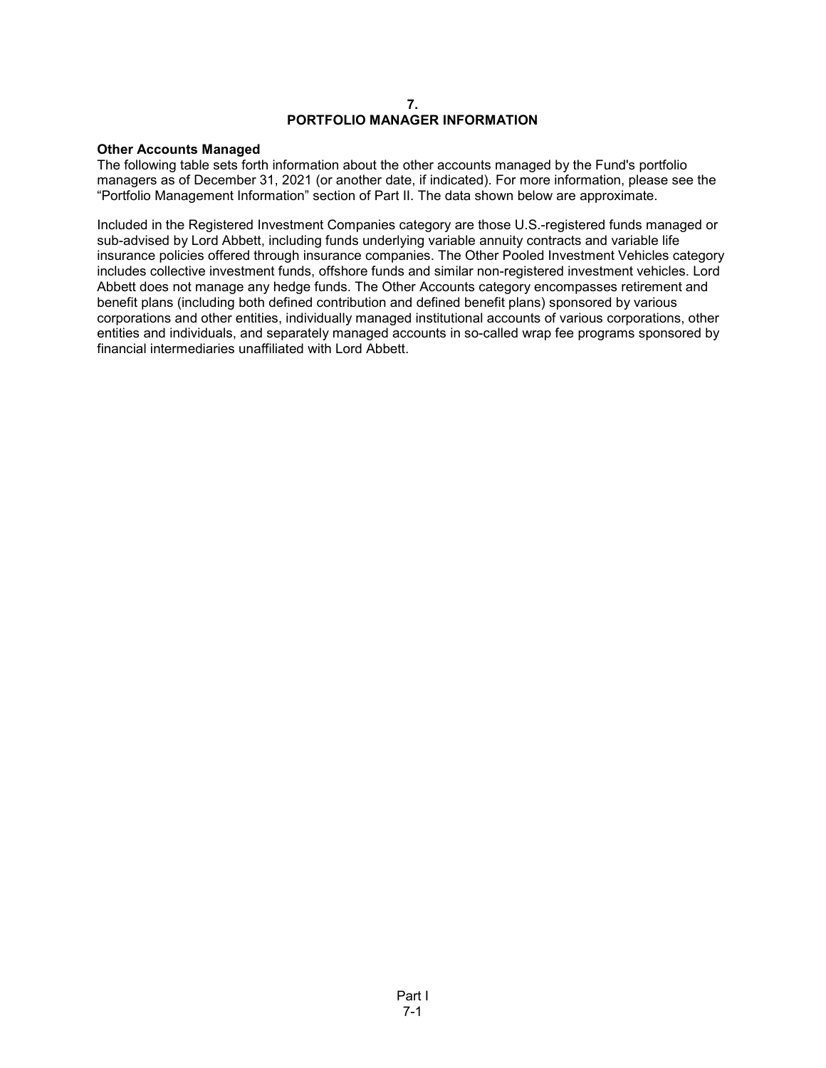# 7.
# PORTFOLIO MANAGER INFORMATION

**Other Accounts Managed**
The following table sets forth information about the other accounts managed by the Fund's portfolio managers as of December 31, 2021 (or another date, if indicated). For more information, please see the "Portfolio Management Information" section of Part II. The data shown below are approximate.

Included in the Registered Investment Companies category are those U.S.-registered funds managed or sub-advised by Lord Abbett, including funds underlying variable annuity contracts and variable life insurance policies offered through insurance companies. The Other Pooled Investment Vehicles category includes collective investment funds, offshore funds and similar non-registered investment vehicles. Lord Abbett does not manage any hedge funds. The Other Accounts category encompasses retirement and benefit plans (including both defined contribution and defined benefit plans) sponsored by various corporations and other entities, individually managed institutional accounts of various corporations, other entities and individuals, and separately managed accounts in so-called wrap fee programs sponsored by financial intermediaries unaffiliated with Lord Abbett.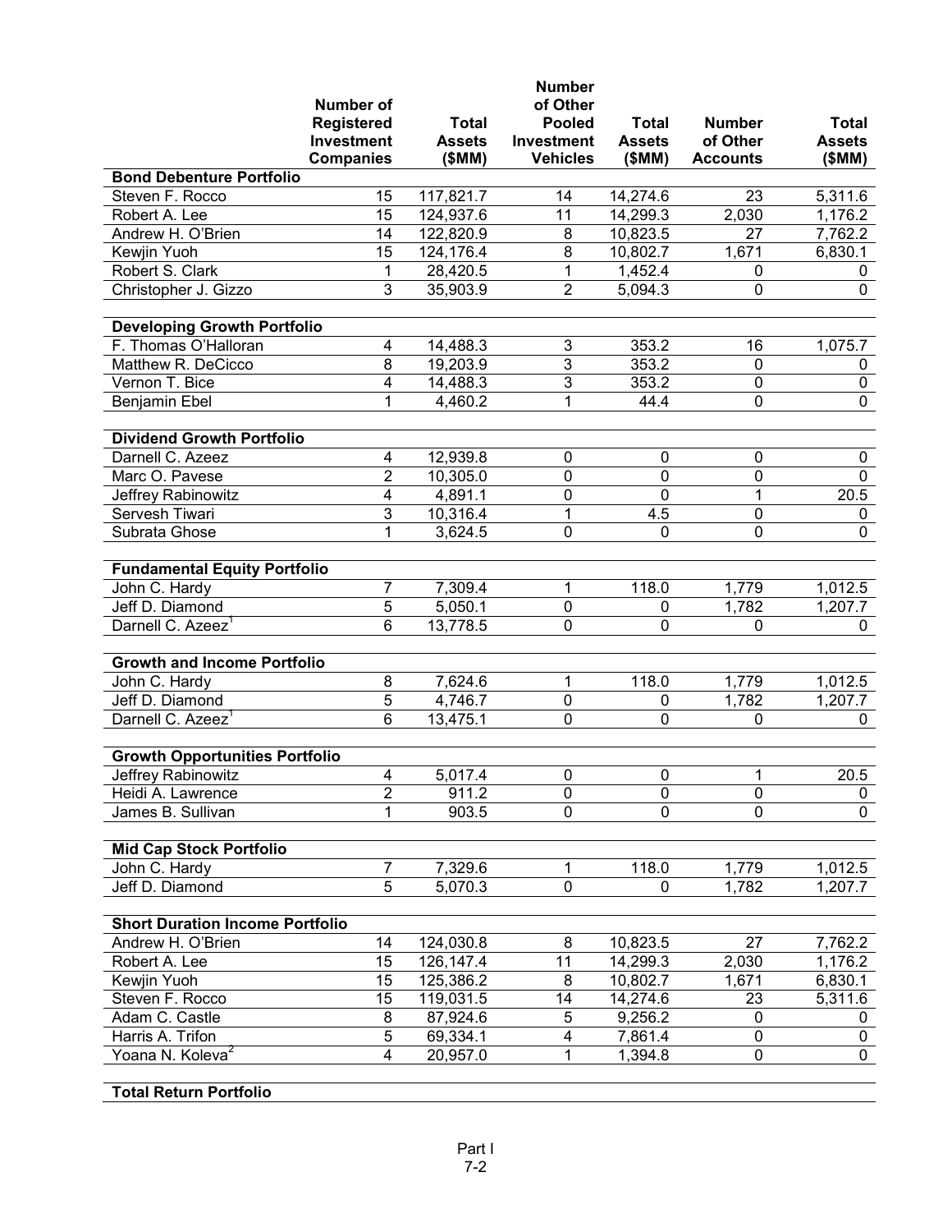| | Number of Registered Investment Companies | Total Assets ($MM) | Number of Other Pooled Investment Vehicles | Total Assets ($MM) | Number of Other Accounts | Total Assets ($MM) |
|---|---|---|---|---|---|---|
| **Bond Debenture Portfolio** | | | | | | |
| Steven F. Rocco | 15 | 117,821.7 | 14 | 14,274.6 | 23 | 5,311.6 |
| Robert A. Lee | 15 | 124,937.6 | 11 | 14,299.3 | 2,030 | 1,176.2 |
| Andrew H. O'Brien | 14 | 122,820.9 | 8 | 10,823.5 | 27 | 7,762.2 |
| Kewjin Yuoh | 15 | 124,176.4 | 8 | 10,802.7 | 1,671 | 6,830.1 |
| Robert S. Clark | 1 | 28,420.5 | 1 | 1,452.4 | 0 | 0 |
| Christopher J. Gizzo | 3 | 35,903.9 | 2 | 5,094.3 | 0 | 0 |
| **Developing Growth Portfolio** | | | | | | |
| F. Thomas O'Halloran | 4 | 14,488.3 | 3 | 353.2 | 16 | 1,075.7 |
| Matthew R. DeCicco | 8 | 19,203.9 | 3 | 353.2 | 0 | 0 |
| Vernon T. Bice | 4 | 14,488.3 | 3 | 353.2 | 0 | 0 |
| Benjamin Ebel | 1 | 4,460.2 | 1 | 44.4 | 0 | 0 |
| **Dividend Growth Portfolio** | | | | | | |
| Darnell C. Azeez | 4 | 12,939.8 | 0 | 0 | 0 | 0 |
| Marc O. Pavese | 2 | 10,305.0 | 0 | 0 | 0 | 0 |
| Jeffrey Rabinowitz | 4 | 4,891.1 | 0 | 0 | 1 | 20.5 |
| Servesh Tiwari | 3 | 10,316.4 | 1 | 4.5 | 0 | 0 |
| Subrata Ghose | 1 | 3,624.5 | 0 | 0 | 0 | 0 |
| **Fundamental Equity Portfolio** | | | | | | |
| John C. Hardy | 7 | 7,309.4 | 1 | 118.0 | 1,779 | 1,012.5 |
| Jeff D. Diamond | 5 | 5,050.1 | 0 | 0 | 1,782 | 1,207.7 |
| Darnell C. Azeez[1] | 6 | 13,778.5 | 0 | 0 | 0 | 0 |
| **Growth and Income Portfolio** | | | | | | |
| John C. Hardy | 8 | 7,624.6 | 1 | 118.0 | 1,779 | 1,012.5 |
| Jeff D. Diamond | 5 | 4,746.7 | 0 | 0 | 1,782 | 1,207.7 |
| Darnell C. Azeez[1] | 6 | 13,475.1 | 0 | 0 | 0 | 0 |
| **Growth Opportunities Portfolio** | | | | | | |
| Jeffrey Rabinowitz | 4 | 5,017.4 | 0 | 0 | 1 | 20.5 |
| Heidi A. Lawrence | 2 | 911.2 | 0 | 0 | 0 | 0 |
| James B. Sullivan | 1 | 903.5 | 0 | 0 | 0 | 0 |
| **Mid Cap Stock Portfolio** | | | | | | |
| John C. Hardy | 7 | 7,329.6 | 1 | 118.0 | 1,779 | 1,012.5 |
| Jeff D. Diamond | 5 | 5,070.3 | 0 | 0 | 1,782 | 1,207.7 |
| **Short Duration Income Portfolio** | | | | | | |
| Andrew H. O'Brien | 14 | 124,030.8 | 8 | 10,823.5 | 27 | 7,762.2 |
| Robert A. Lee | 15 | 126,147.4 | 11 | 14,299.3 | 2,030 | 1,176.2 |
| Kewjin Yuoh | 15 | 125,386.2 | 8 | 10,802.7 | 1,671 | 6,830.1 |
| Steven F. Rocco | 15 | 119,031.5 | 14 | 14,274.6 | 23 | 5,311.6 |
| Adam C. Castle | 8 | 87,924.6 | 5 | 9,256.2 | 0 | 0 |
| Harris A. Trifon | 5 | 69,334.1 | 4 | 7,861.4 | 0 | 0 |
| Yoana N. Koleva[2] | 4 | 20,957.0 | 1 | 1,394.8 | 0 | 0 |
| **Total Return Portfolio** | | | | | | |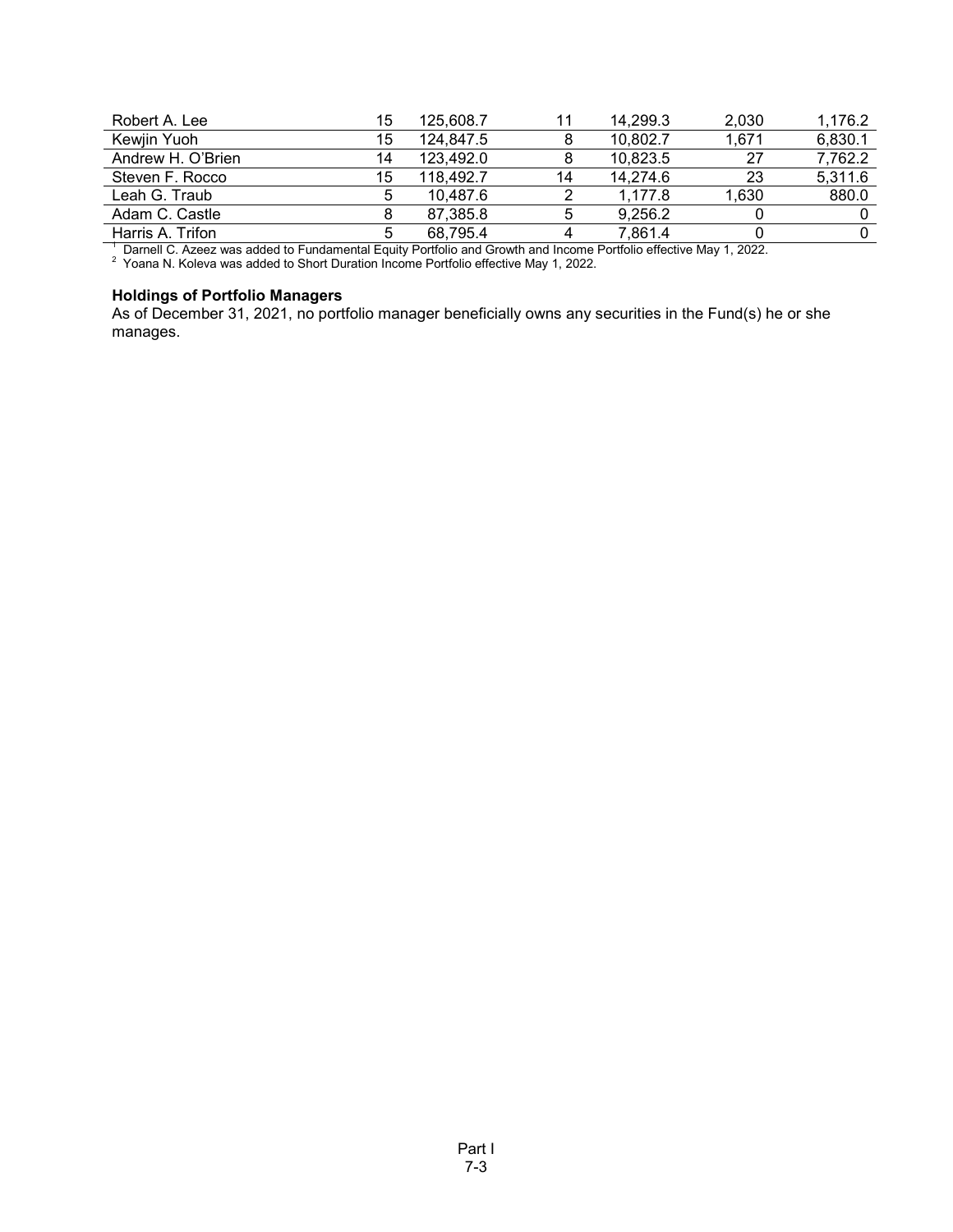| | | | | | | |
|---|---|---|---|---|---|---|
| Robert A. Lee | 15 | 125,608.7 | 11 | 14,299.3 | 2,030 | 1,176.2 |
| Kewjin Yuoh | 15 | 124,847.5 | 8 | 10,802.7 | 1,671 | 6,830.1 |
| Andrew H. O'Brien | 14 | 123,492.0 | 8 | 10,823.5 | 27 | 7,762.2 |
| Steven F. Rocco | 15 | 118,492.7 | 14 | 14,274.6 | 23 | 5,311.6 |
| Leah G. Traub | 5 | 10,487.6 | 2 | 1,177.8 | 1,630 | 880.0 |
| Adam C. Castle | 8 | 87,385.8 | 5 | 9,256.2 | 0 | 0 |
| Harris A. Trifon | 5 | 68,795.4 | 4 | 7,861.4 | 0 | 0 |

[1] Darnell C. Azeez was added to Fundamental Equity Portfolio and Growth and Income Portfolio effective May 1, 2022.
[2] Yoana N. Koleva was added to Short Duration Income Portfolio effective May 1, 2022.

**Holdings of Portfolio Managers**

As of December 31, 2021, no portfolio manager beneficially owns any securities in the Fund(s) he or she manages.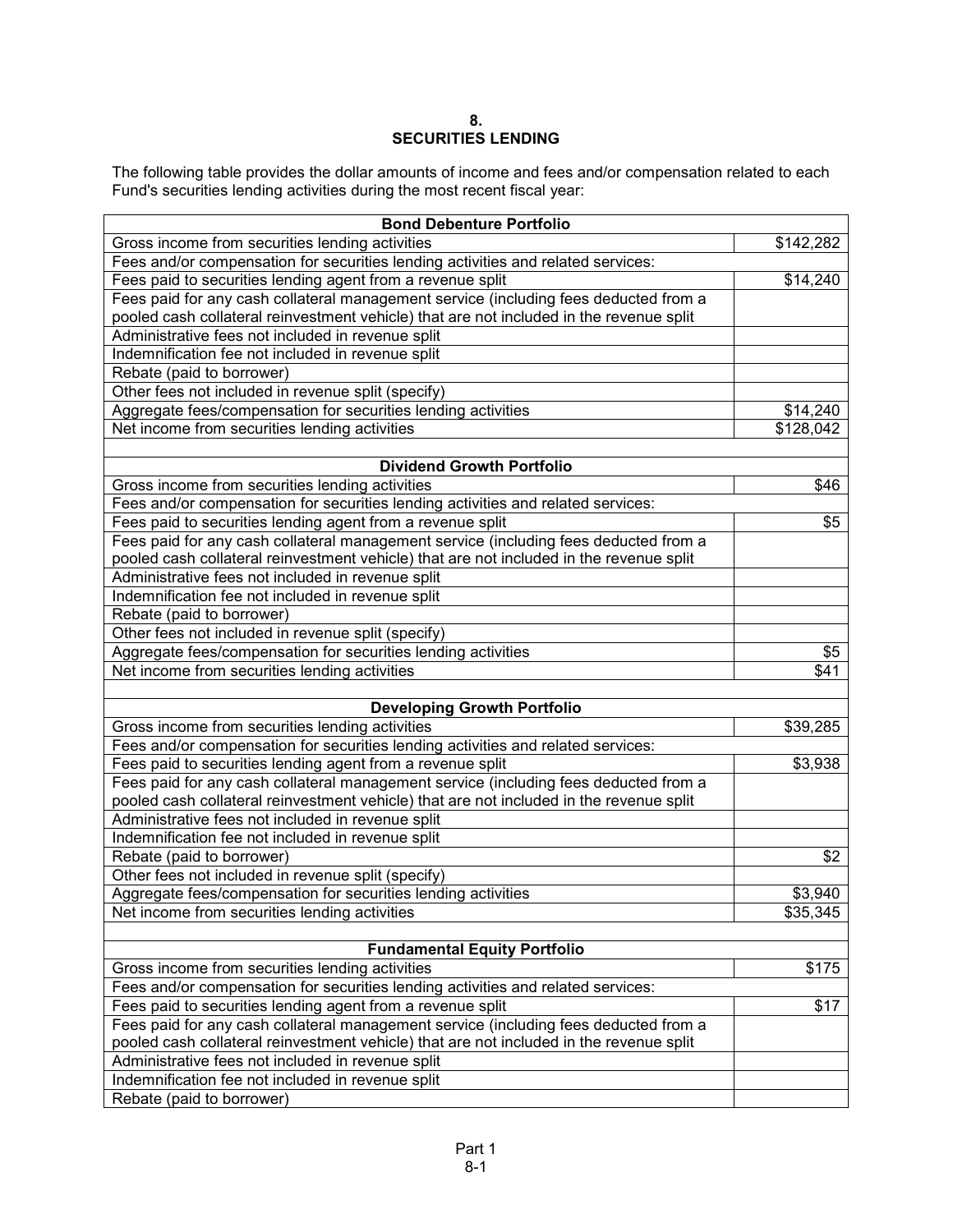## 8.
## SECURITIES LENDING

The following table provides the dollar amounts of income and fees and/or compensation related to each Fund's securities lending activities during the most recent fiscal year:

| **Bond Debenture Portfolio** | |
|---|---|
| Gross income from securities lending activities | $142,282 |
| Fees and/or compensation for securities lending activities and related services: | |
| Fees paid to securities lending agent from a revenue split | $14,240 |
| Fees paid for any cash collateral management service (including fees deducted from a pooled cash collateral reinvestment vehicle) that are not included in the revenue split | |
| Administrative fees not included in revenue split | |
| Indemnification fee not included in revenue split | |
| Rebate (paid to borrower) | |
| Other fees not included in revenue split (specify) | |
| Aggregate fees/compensation for securities lending activities | $14,240 |
| Net income from securities lending activities | $128,042 |

| **Dividend Growth Portfolio** | |
|---|---|
| Gross income from securities lending activities | $46 |
| Fees and/or compensation for securities lending activities and related services: | |
| Fees paid to securities lending agent from a revenue split | $5 |
| Fees paid for any cash collateral management service (including fees deducted from a pooled cash collateral reinvestment vehicle) that are not included in the revenue split | |
| Administrative fees not included in revenue split | |
| Indemnification fee not included in revenue split | |
| Rebate (paid to borrower) | |
| Other fees not included in revenue split (specify) | |
| Aggregate fees/compensation for securities lending activities | $5 |
| Net income from securities lending activities | $41 |

| **Developing Growth Portfolio** | |
|---|---|
| Gross income from securities lending activities | $39,285 |
| Fees and/or compensation for securities lending activities and related services: | |
| Fees paid to securities lending agent from a revenue split | $3,938 |
| Fees paid for any cash collateral management service (including fees deducted from a pooled cash collateral reinvestment vehicle) that are not included in the revenue split | |
| Administrative fees not included in revenue split | |
| Indemnification fee not included in revenue split | |
| Rebate (paid to borrower) | $2 |
| Other fees not included in revenue split (specify) | |
| Aggregate fees/compensation for securities lending activities | $3,940 |
| Net income from securities lending activities | $35,345 |

| **Fundamental Equity Portfolio** | |
|---|---|
| Gross income from securities lending activities | $175 |
| Fees and/or compensation for securities lending activities and related services: | |
| Fees paid to securities lending agent from a revenue split | $17 |
| Fees paid for any cash collateral management service (including fees deducted from a pooled cash collateral reinvestment vehicle) that are not included in the revenue split | |
| Administrative fees not included in revenue split | |
| Indemnification fee not included in revenue split | |
| Rebate (paid to borrower) | |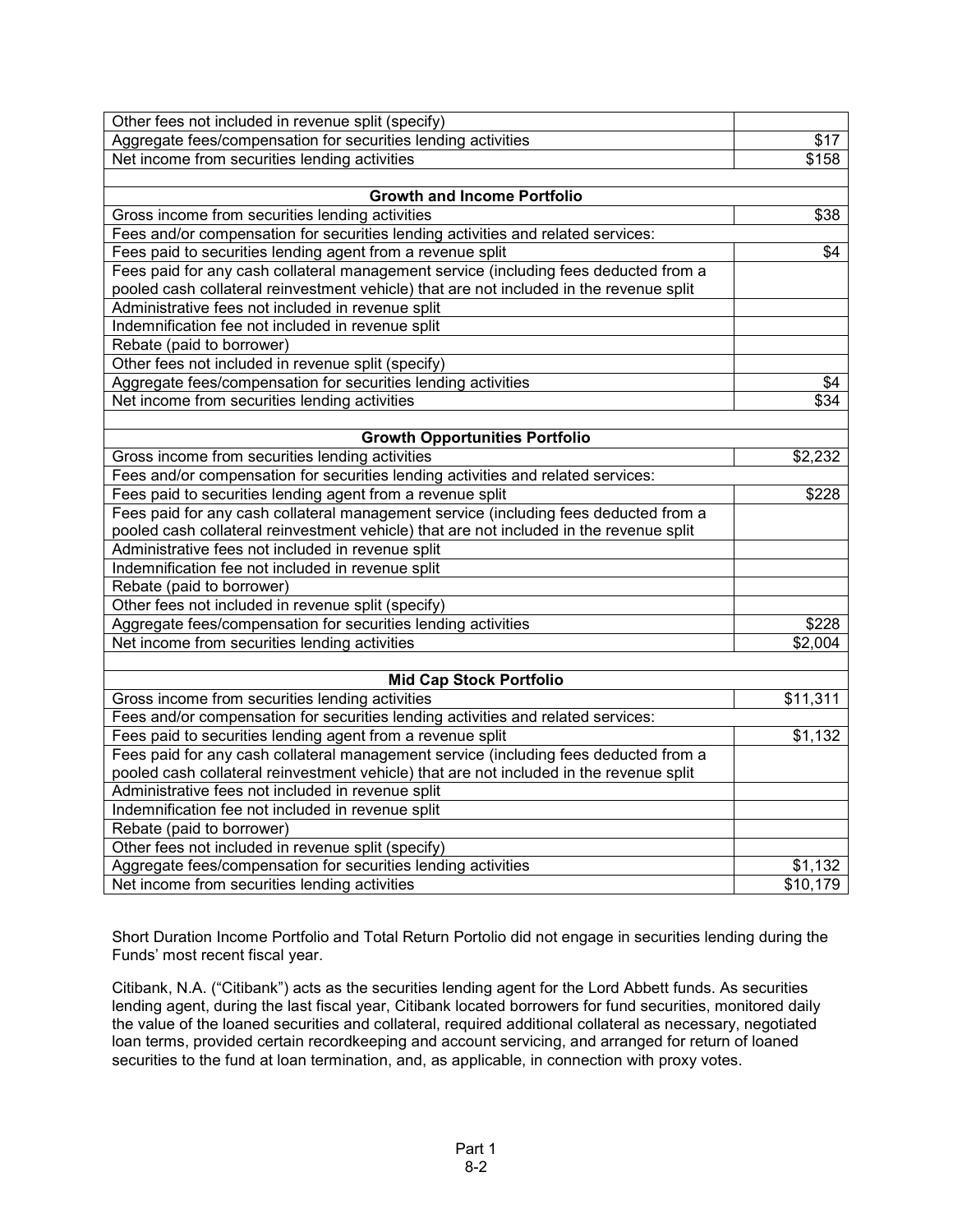| | |
|---|---|
| Other fees not included in revenue split (specify) | |
| Aggregate fees/compensation for securities lending activities | $17 |
| Net income from securities lending activities | $158 |
| | |
| **Growth and Income Portfolio** | |
| Gross income from securities lending activities | $38 |
| Fees and/or compensation for securities lending activities and related services: | |
| Fees paid to securities lending agent from a revenue split | $4 |
| Fees paid for any cash collateral management service (including fees deducted from a pooled cash collateral reinvestment vehicle) that are not included in the revenue split | |
| Administrative fees not included in revenue split | |
| Indemnification fee not included in revenue split | |
| Rebate (paid to borrower) | |
| Other fees not included in revenue split (specify) | |
| Aggregate fees/compensation for securities lending activities | $4 |
| Net income from securities lending activities | $34 |
| | |
| **Growth Opportunities Portfolio** | |
| Gross income from securities lending activities | $2,232 |
| Fees and/or compensation for securities lending activities and related services: | |
| Fees paid to securities lending agent from a revenue split | $228 |
| Fees paid for any cash collateral management service (including fees deducted from a pooled cash collateral reinvestment vehicle) that are not included in the revenue split | |
| Administrative fees not included in revenue split | |
| Indemnification fee not included in revenue split | |
| Rebate (paid to borrower) | |
| Other fees not included in revenue split (specify) | |
| Aggregate fees/compensation for securities lending activities | $228 |
| Net income from securities lending activities | $2,004 |
| | |
| **Mid Cap Stock Portfolio** | |
| Gross income from securities lending activities | $11,311 |
| Fees and/or compensation for securities lending activities and related services: | |
| Fees paid to securities lending agent from a revenue split | $1,132 |
| Fees paid for any cash collateral management service (including fees deducted from a pooled cash collateral reinvestment vehicle) that are not included in the revenue split | |
| Administrative fees not included in revenue split | |
| Indemnification fee not included in revenue split | |
| Rebate (paid to borrower) | |
| Other fees not included in revenue split (specify) | |
| Aggregate fees/compensation for securities lending activities | $1,132 |
| Net income from securities lending activities | $10,179 |

Short Duration Income Portfolio and Total Return Portolio did not engage in securities lending during the Funds' most recent fiscal year.

Citibank, N.A. ("Citibank") acts as the securities lending agent for the Lord Abbett funds. As securities lending agent, during the last fiscal year, Citibank located borrowers for fund securities, monitored daily the value of the loaned securities and collateral, required additional collateral as necessary, negotiated loan terms, provided certain recordkeeping and account servicing, and arranged for return of loaned securities to the fund at loan termination, and, as applicable, in connection with proxy votes.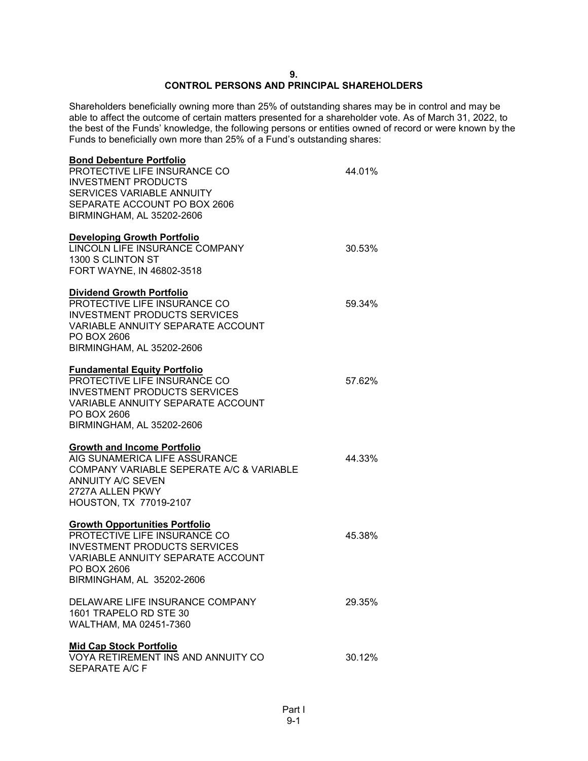## 9.
## CONTROL PERSONS AND PRINCIPAL SHAREHOLDERS

Shareholders beneficially owning more than 25% of outstanding shares may be in control and may be able to affect the outcome of certain matters presented for a shareholder vote. As of March 31, 2022, to the best of the Funds' knowledge, the following persons or entities owned of record or were known by the Funds to beneficially own more than 25% of a Fund's outstanding shares:

**Bond Debenture Portfolio**

| | |
|---|---|
| PROTECTIVE LIFE INSURANCE CO<br>INVESTMENT PRODUCTS<br>SERVICES VARIABLE ANNUITY<br>SEPARATE ACCOUNT PO BOX 2606<br>BIRMINGHAM, AL 35202-2606 | 44.01% |

**Developing Growth Portfolio**

| | |
|---|---|
| LINCOLN LIFE INSURANCE COMPANY<br>1300 S CLINTON ST<br>FORT WAYNE, IN 46802-3518 | 30.53% |

**Dividend Growth Portfolio**

| | |
|---|---|
| PROTECTIVE LIFE INSURANCE CO<br>INVESTMENT PRODUCTS SERVICES<br>VARIABLE ANNUITY SEPARATE ACCOUNT<br>PO BOX 2606<br>BIRMINGHAM, AL 35202-2606 | 59.34% |

**Fundamental Equity Portfolio**

| | |
|---|---|
| PROTECTIVE LIFE INSURANCE CO<br>INVESTMENT PRODUCTS SERVICES<br>VARIABLE ANNUITY SEPARATE ACCOUNT<br>PO BOX 2606<br>BIRMINGHAM, AL 35202-2606 | 57.62% |

**Growth and Income Portfolio**

| | |
|---|---|
| AIG SUNAMERICA LIFE ASSURANCE<br>COMPANY VARIABLE SEPERATE A/C & VARIABLE<br>ANNUITY A/C SEVEN<br>2727A ALLEN PKWY<br>HOUSTON, TX 77019-2107 | 44.33% |

**Growth Opportunities Portfolio**

| | |
|---|---|
| PROTECTIVE LIFE INSURANCE CO<br>INVESTMENT PRODUCTS SERVICES<br>VARIABLE ANNUITY SEPARATE ACCOUNT<br>PO BOX 2606<br>BIRMINGHAM, AL 35202-2606 | 45.38% |
| DELAWARE LIFE INSURANCE COMPANY<br>1601 TRAPELO RD STE 30<br>WALTHAM, MA 02451-7360 | 29.35% |

**Mid Cap Stock Portfolio**

| | |
|---|---|
| VOYA RETIREMENT INS AND ANNUITY CO<br>SEPARATE A/C F | 30.12% |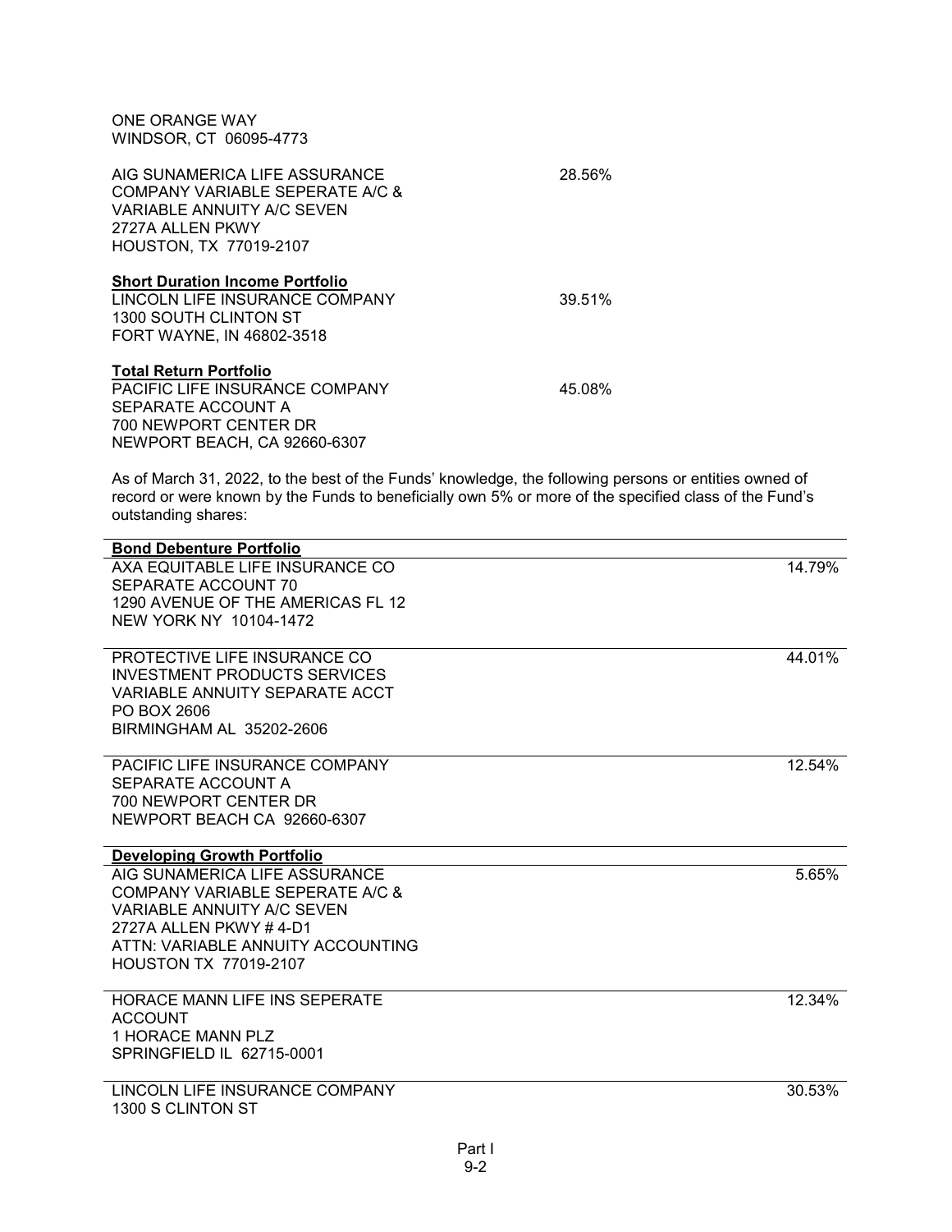ONE ORANGE WAY
WINDSOR, CT 06095-4773

AIG SUNAMERICA LIFE ASSURANCE COMPANY VARIABLE SEPERATE A/C & VARIABLE ANNUITY A/C SEVEN
2727A ALLEN PKWY
HOUSTON, TX 77019-2107 — 28.56%

**Short Duration Income Portfolio**

LINCOLN LIFE INSURANCE COMPANY
1300 SOUTH CLINTON ST
FORT WAYNE, IN 46802-3518 — 39.51%

**Total Return Portfolio**

PACIFIC LIFE INSURANCE COMPANY
SEPARATE ACCOUNT A
700 NEWPORT CENTER DR
NEWPORT BEACH, CA 92660-6307 — 45.08%

As of March 31, 2022, to the best of the Funds' knowledge, the following persons or entities owned of record or were known by the Funds to beneficially own 5% or more of the specified class of the Fund's outstanding shares:

| **Bond Debenture Portfolio** | |
|---|---|
| AXA EQUITABLE LIFE INSURANCE CO<br>SEPARATE ACCOUNT 70<br>1290 AVENUE OF THE AMERICAS FL 12<br>NEW YORK NY 10104-1472 | 14.79% |
| PROTECTIVE LIFE INSURANCE CO<br>INVESTMENT PRODUCTS SERVICES<br>VARIABLE ANNUITY SEPARATE ACCT<br>PO BOX 2606<br>BIRMINGHAM AL 35202-2606 | 44.01% |
| PACIFIC LIFE INSURANCE COMPANY<br>SEPARATE ACCOUNT A<br>700 NEWPORT CENTER DR<br>NEWPORT BEACH CA 92660-6307 | 12.54% |
| **Developing Growth Portfolio** | |
| AIG SUNAMERICA LIFE ASSURANCE<br>COMPANY VARIABLE SEPERATE A/C &<br>VARIABLE ANNUITY A/C SEVEN<br>2727A ALLEN PKWY # 4-D1<br>ATTN: VARIABLE ANNUITY ACCOUNTING<br>HOUSTON TX 77019-2107 | 5.65% |
| HORACE MANN LIFE INS SEPERATE<br>ACCOUNT<br>1 HORACE MANN PLZ<br>SPRINGFIELD IL 62715-0001 | 12.34% |
| LINCOLN LIFE INSURANCE COMPANY<br>1300 S CLINTON ST | 30.53% |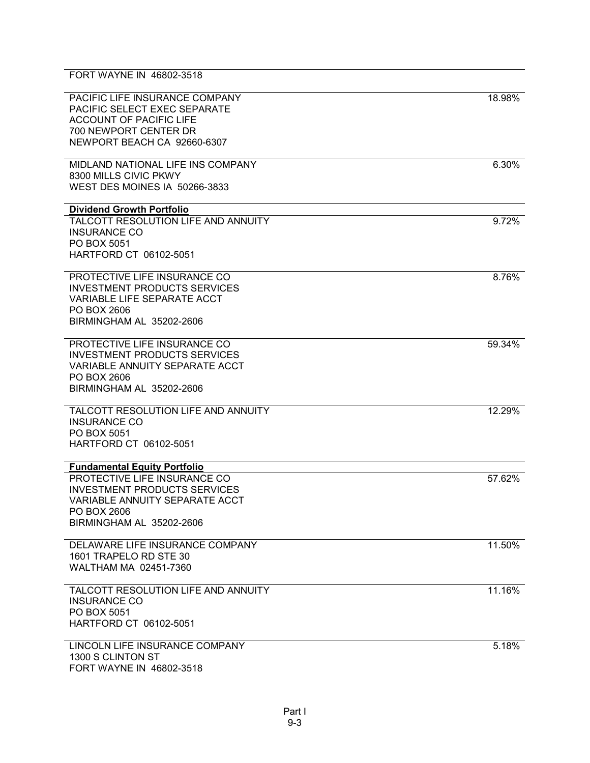FORT WAYNE IN 46802-3518

| | |
|---|---|
| PACIFIC LIFE INSURANCE COMPANY<br>PACIFIC SELECT EXEC SEPARATE<br>ACCOUNT OF PACIFIC LIFE<br>700 NEWPORT CENTER DR<br>NEWPORT BEACH CA 92660-6307 | 18.98% |
| MIDLAND NATIONAL LIFE INS COMPANY<br>8300 MILLS CIVIC PKWY<br>WEST DES MOINES IA 50266-3833 | 6.30% |
| **Dividend Growth Portfolio** | |
| TALCOTT RESOLUTION LIFE AND ANNUITY<br>INSURANCE CO<br>PO BOX 5051<br>HARTFORD CT 06102-5051 | 9.72% |
| PROTECTIVE LIFE INSURANCE CO<br>INVESTMENT PRODUCTS SERVICES<br>VARIABLE LIFE SEPARATE ACCT<br>PO BOX 2606<br>BIRMINGHAM AL 35202-2606 | 8.76% |
| PROTECTIVE LIFE INSURANCE CO<br>INVESTMENT PRODUCTS SERVICES<br>VARIABLE ANNUITY SEPARATE ACCT<br>PO BOX 2606<br>BIRMINGHAM AL 35202-2606 | 59.34% |
| TALCOTT RESOLUTION LIFE AND ANNUITY<br>INSURANCE CO<br>PO BOX 5051<br>HARTFORD CT 06102-5051 | 12.29% |
| **Fundamental Equity Portfolio** | |
| PROTECTIVE LIFE INSURANCE CO<br>INVESTMENT PRODUCTS SERVICES<br>VARIABLE ANNUITY SEPARATE ACCT<br>PO BOX 2606<br>BIRMINGHAM AL 35202-2606 | 57.62% |
| DELAWARE LIFE INSURANCE COMPANY<br>1601 TRAPELO RD STE 30<br>WALTHAM MA 02451-7360 | 11.50% |
| TALCOTT RESOLUTION LIFE AND ANNUITY<br>INSURANCE CO<br>PO BOX 5051<br>HARTFORD CT 06102-5051 | 11.16% |
| LINCOLN LIFE INSURANCE COMPANY<br>1300 S CLINTON ST<br>FORT WAYNE IN 46802-3518 | 5.18% |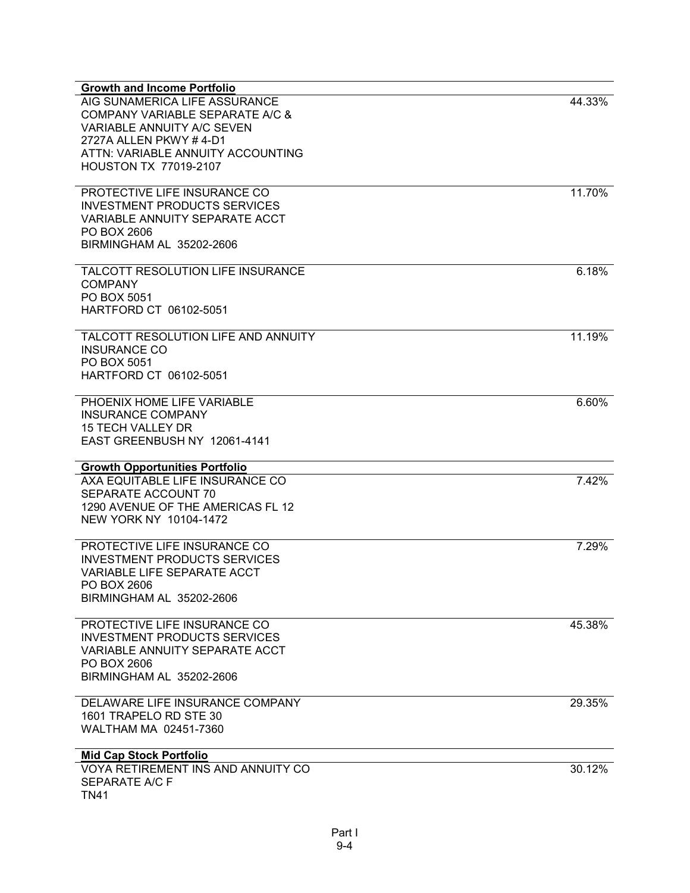| **Growth and Income Portfolio** | |
|---|---|
| AIG SUNAMERICA LIFE ASSURANCE<br>COMPANY VARIABLE SEPARATE A/C &<br>VARIABLE ANNUITY A/C SEVEN<br>2727A ALLEN PKWY # 4-D1<br>ATTN: VARIABLE ANNUITY ACCOUNTING<br>HOUSTON TX 77019-2107 | 44.33% |
| PROTECTIVE LIFE INSURANCE CO<br>INVESTMENT PRODUCTS SERVICES<br>VARIABLE ANNUITY SEPARATE ACCT<br>PO BOX 2606<br>BIRMINGHAM AL 35202-2606 | 11.70% |
| TALCOTT RESOLUTION LIFE INSURANCE<br>COMPANY<br>PO BOX 5051<br>HARTFORD CT 06102-5051 | 6.18% |
| TALCOTT RESOLUTION LIFE AND ANNUITY<br>INSURANCE CO<br>PO BOX 5051<br>HARTFORD CT 06102-5051 | 11.19% |
| PHOENIX HOME LIFE VARIABLE<br>INSURANCE COMPANY<br>15 TECH VALLEY DR<br>EAST GREENBUSH NY 12061-4141 | 6.60% |
| **Growth Opportunities Portfolio** | |
| AXA EQUITABLE LIFE INSURANCE CO<br>SEPARATE ACCOUNT 70<br>1290 AVENUE OF THE AMERICAS FL 12<br>NEW YORK NY 10104-1472 | 7.42% |
| PROTECTIVE LIFE INSURANCE CO<br>INVESTMENT PRODUCTS SERVICES<br>VARIABLE LIFE SEPARATE ACCT<br>PO BOX 2606<br>BIRMINGHAM AL 35202-2606 | 7.29% |
| PROTECTIVE LIFE INSURANCE CO<br>INVESTMENT PRODUCTS SERVICES<br>VARIABLE ANNUITY SEPARATE ACCT<br>PO BOX 2606<br>BIRMINGHAM AL 35202-2606 | 45.38% |
| DELAWARE LIFE INSURANCE COMPANY<br>1601 TRAPELO RD STE 30<br>WALTHAM MA 02451-7360 | 29.35% |
| **Mid Cap Stock Portfolio** | |
| VOYA RETIREMENT INS AND ANNUITY CO<br>SEPARATE A/C F<br>TN41 | 30.12% |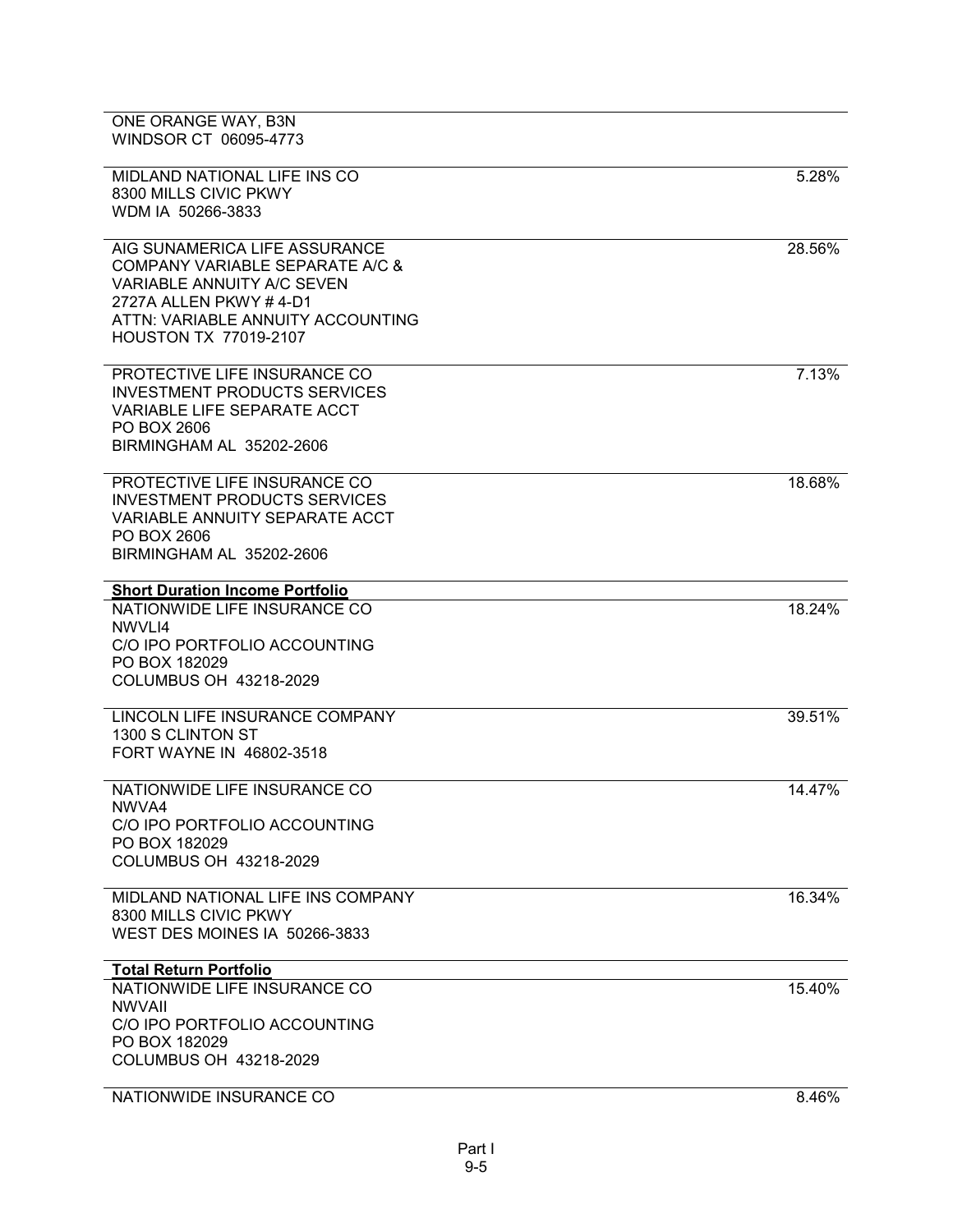| | |
|---|---|
| ONE ORANGE WAY, B3N<br>WINDSOR CT 06095-4773 | |
| MIDLAND NATIONAL LIFE INS CO<br>8300 MILLS CIVIC PKWY<br>WDM IA 50266-3833 | 5.28% |
| AIG SUNAMERICA LIFE ASSURANCE<br>COMPANY VARIABLE SEPARATE A/C &<br>VARIABLE ANNUITY A/C SEVEN<br>2727A ALLEN PKWY # 4-D1<br>ATTN: VARIABLE ANNUITY ACCOUNTING<br>HOUSTON TX 77019-2107 | 28.56% |
| PROTECTIVE LIFE INSURANCE CO<br>INVESTMENT PRODUCTS SERVICES<br>VARIABLE LIFE SEPARATE ACCT<br>PO BOX 2606<br>BIRMINGHAM AL 35202-2606 | 7.13% |
| PROTECTIVE LIFE INSURANCE CO<br>INVESTMENT PRODUCTS SERVICES<br>VARIABLE ANNUITY SEPARATE ACCT<br>PO BOX 2606<br>BIRMINGHAM AL 35202-2606 | 18.68% |
| **Short Duration Income Portfolio** | |
| NATIONWIDE LIFE INSURANCE CO<br>NWVLI4<br>C/O IPO PORTFOLIO ACCOUNTING<br>PO BOX 182029<br>COLUMBUS OH 43218-2029 | 18.24% |
| LINCOLN LIFE INSURANCE COMPANY<br>1300 S CLINTON ST<br>FORT WAYNE IN 46802-3518 | 39.51% |
| NATIONWIDE LIFE INSURANCE CO<br>NWVA4<br>C/O IPO PORTFOLIO ACCOUNTING<br>PO BOX 182029<br>COLUMBUS OH 43218-2029 | 14.47% |
| MIDLAND NATIONAL LIFE INS COMPANY<br>8300 MILLS CIVIC PKWY<br>WEST DES MOINES IA 50266-3833 | 16.34% |
| **Total Return Portfolio** | |
| NATIONWIDE LIFE INSURANCE CO<br>NWVAII<br>C/O IPO PORTFOLIO ACCOUNTING<br>PO BOX 182029<br>COLUMBUS OH 43218-2029 | 15.40% |
| NATIONWIDE INSURANCE CO | 8.46% |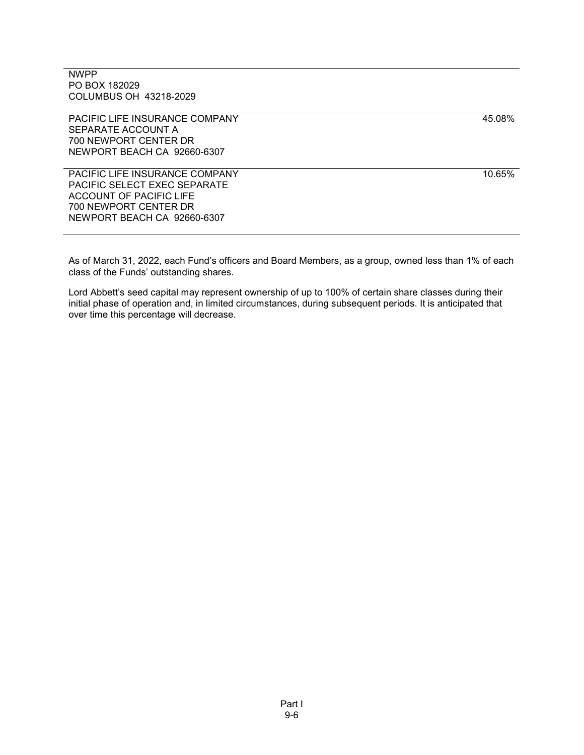| | |
|---|---|
| NWPP<br>PO BOX 182029<br>COLUMBUS OH 43218-2029 | |
| PACIFIC LIFE INSURANCE COMPANY<br>SEPARATE ACCOUNT A<br>700 NEWPORT CENTER DR<br>NEWPORT BEACH CA 92660-6307 | 45.08% |
| PACIFIC LIFE INSURANCE COMPANY<br>PACIFIC SELECT EXEC SEPARATE<br>ACCOUNT OF PACIFIC LIFE<br>700 NEWPORT CENTER DR<br>NEWPORT BEACH CA 92660-6307 | 10.65% |

As of March 31, 2022, each Fund's officers and Board Members, as a group, owned less than 1% of each class of the Funds' outstanding shares.

Lord Abbett's seed capital may represent ownership of up to 100% of certain share classes during their initial phase of operation and, in limited circumstances, during subsequent periods. It is anticipated that over time this percentage will decrease.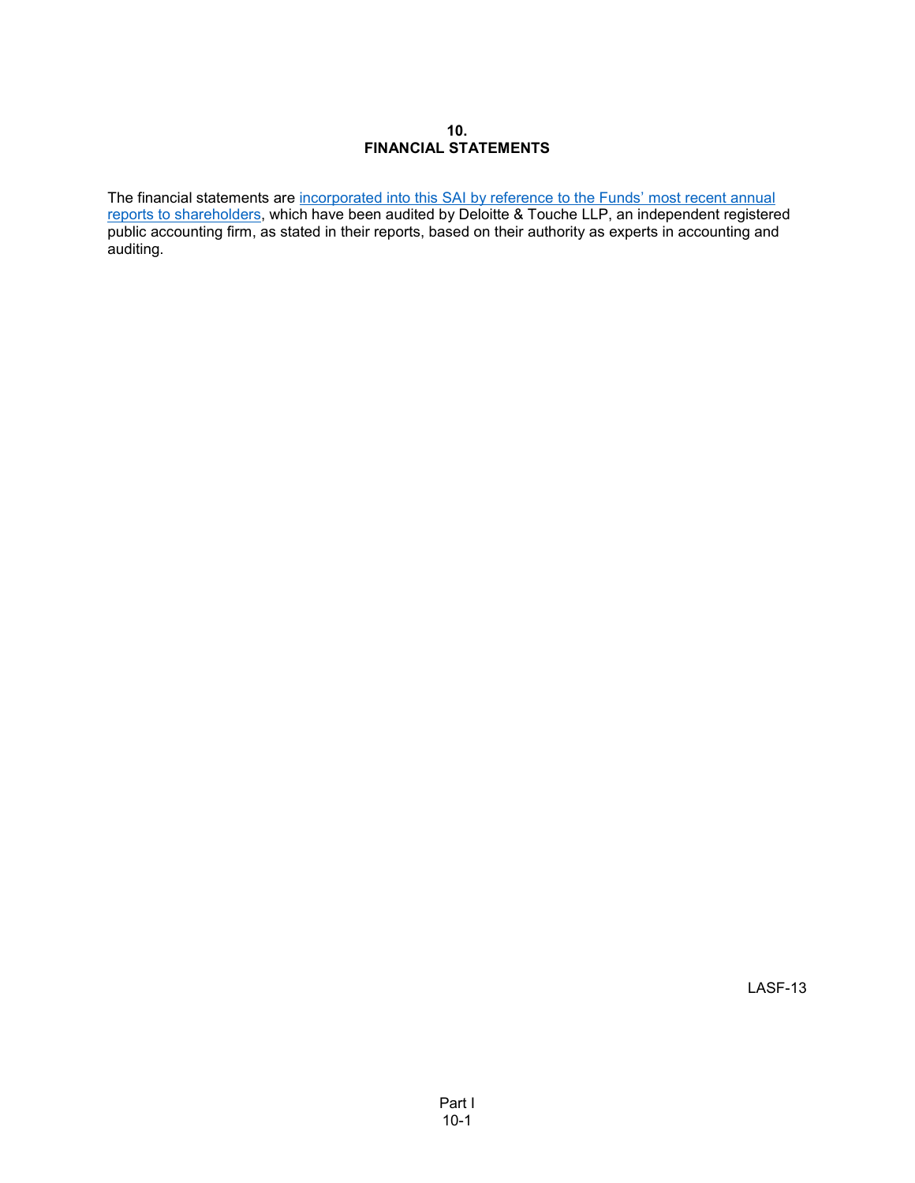## 10.
## FINANCIAL STATEMENTS

The financial statements are incorporated into this SAI by reference to the Funds' most recent annual reports to shareholders, which have been audited by Deloitte & Touche LLP, an independent registered public accounting firm, as stated in their reports, based on their authority as experts in accounting and auditing.

LASF-13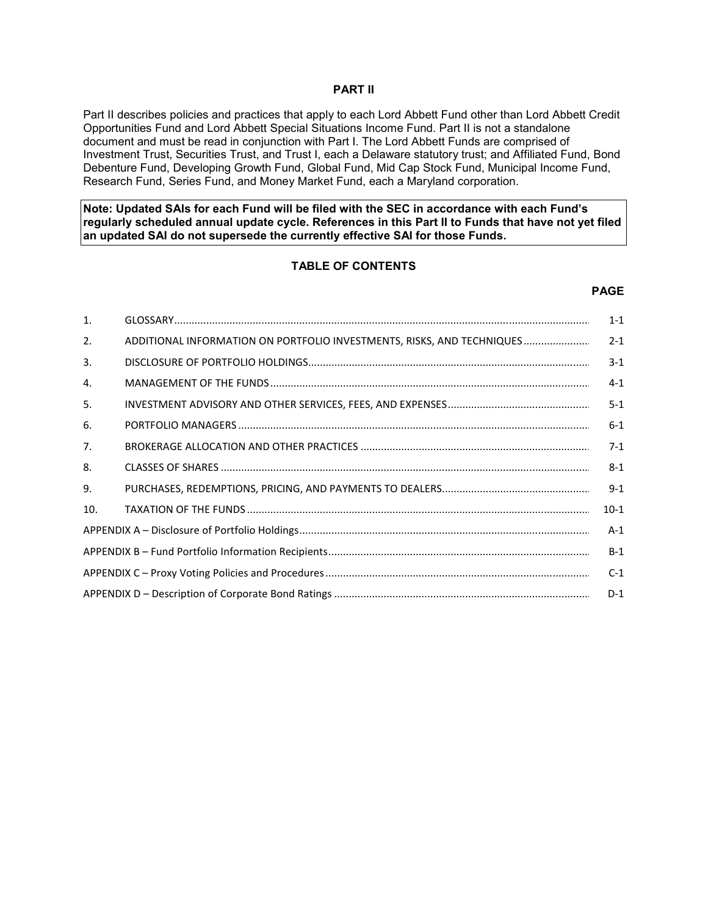# PART II

Part II describes policies and practices that apply to each Lord Abbett Fund other than Lord Abbett Credit Opportunities Fund and Lord Abbett Special Situations Income Fund. Part II is not a standalone document and must be read in conjunction with Part I. The Lord Abbett Funds are comprised of Investment Trust, Securities Trust, and Trust I, each a Delaware statutory trust; and Affiliated Fund, Bond Debenture Fund, Developing Growth Fund, Global Fund, Mid Cap Stock Fund, Municipal Income Fund, Research Fund, Series Fund, and Money Market Fund, each a Maryland corporation.

**Note: Updated SAIs for each Fund will be filed with the SEC in accordance with each Fund's regularly scheduled annual update cycle. References in this Part II to Funds that have not yet filed an updated SAI do not supersede the currently effective SAI for those Funds.**

## TABLE OF CONTENTS

| | | PAGE |
|---|---|---|
| 1. | GLOSSARY | 1-1 |
| 2. | ADDITIONAL INFORMATION ON PORTFOLIO INVESTMENTS, RISKS, AND TECHNIQUES | 2-1 |
| 3. | DISCLOSURE OF PORTFOLIO HOLDINGS | 3-1 |
| 4. | MANAGEMENT OF THE FUNDS | 4-1 |
| 5. | INVESTMENT ADVISORY AND OTHER SERVICES, FEES, AND EXPENSES | 5-1 |
| 6. | PORTFOLIO MANAGERS | 6-1 |
| 7. | BROKERAGE ALLOCATION AND OTHER PRACTICES | 7-1 |
| 8. | CLASSES OF SHARES | 8-1 |
| 9. | PURCHASES, REDEMPTIONS, PRICING, AND PAYMENTS TO DEALERS | 9-1 |
| 10. | TAXATION OF THE FUNDS | 10-1 |
| APPENDIX A – Disclosure of Portfolio Holdings | | A-1 |
| APPENDIX B – Fund Portfolio Information Recipients | | B-1 |
| APPENDIX C – Proxy Voting Policies and Procedures | | C-1 |
| APPENDIX D – Description of Corporate Bond Ratings | | D-1 |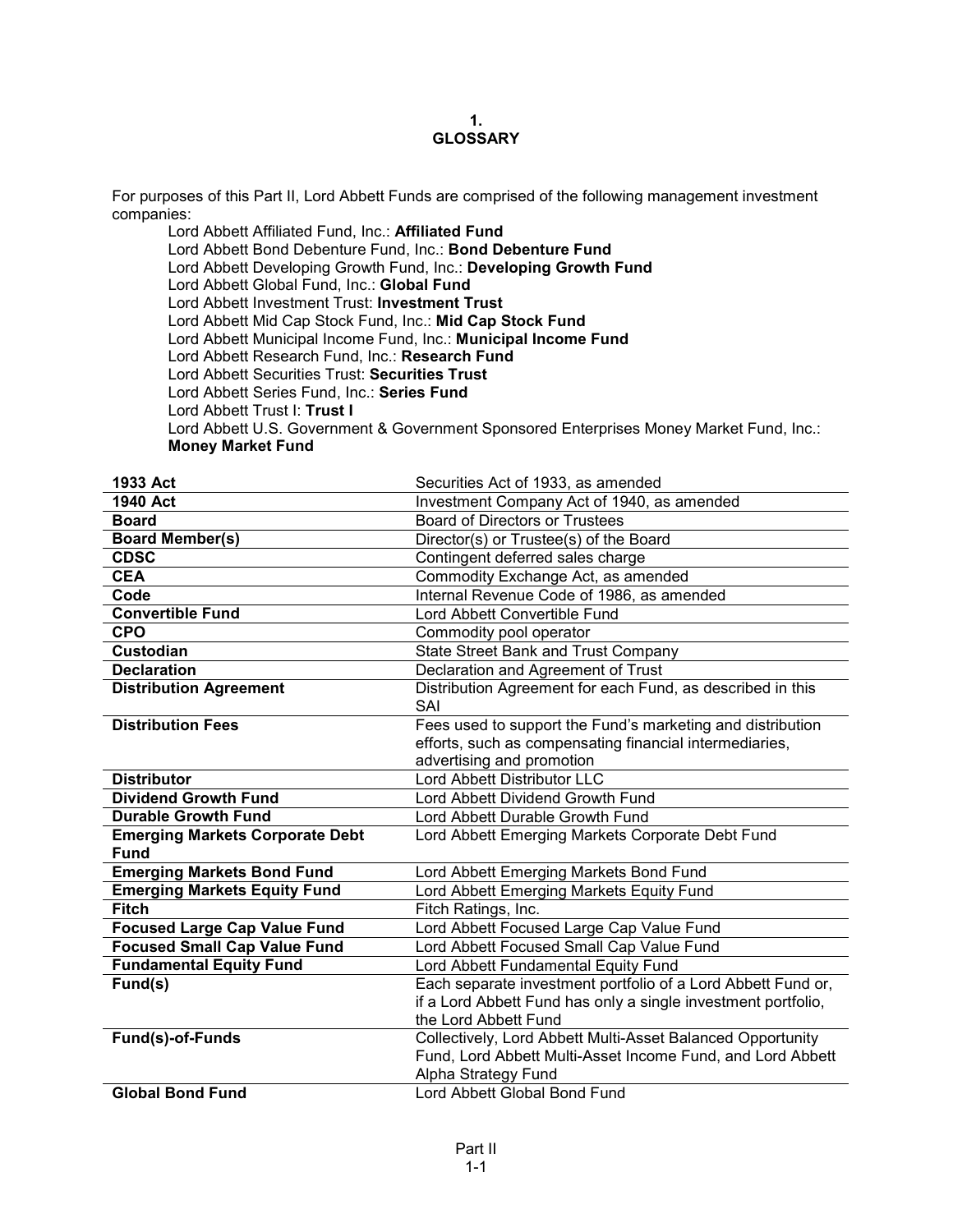## 1. GLOSSARY

For purposes of this Part II, Lord Abbett Funds are comprised of the following management investment companies:

- Lord Abbett Affiliated Fund, Inc.: **Affiliated Fund**
- Lord Abbett Bond Debenture Fund, Inc.: **Bond Debenture Fund**
- Lord Abbett Developing Growth Fund, Inc.: **Developing Growth Fund**
- Lord Abbett Global Fund, Inc.: **Global Fund**
- Lord Abbett Investment Trust: **Investment Trust**
- Lord Abbett Mid Cap Stock Fund, Inc.: **Mid Cap Stock Fund**
- Lord Abbett Municipal Income Fund, Inc.: **Municipal Income Fund**
- Lord Abbett Research Fund, Inc.: **Research Fund**
- Lord Abbett Securities Trust: **Securities Trust**
- Lord Abbett Series Fund, Inc.: **Series Fund**
- Lord Abbett Trust I: **Trust I**
- Lord Abbett U.S. Government & Government Sponsored Enterprises Money Market Fund, Inc.: **Money Market Fund**

| Term | Definition |
| --- | --- |
| **1933 Act** | Securities Act of 1933, as amended |
| **1940 Act** | Investment Company Act of 1940, as amended |
| **Board** | Board of Directors or Trustees |
| **Board Member(s)** | Director(s) or Trustee(s) of the Board |
| **CDSC** | Contingent deferred sales charge |
| **CEA** | Commodity Exchange Act, as amended |
| **Code** | Internal Revenue Code of 1986, as amended |
| **Convertible Fund** | Lord Abbett Convertible Fund |
| **CPO** | Commodity pool operator |
| **Custodian** | State Street Bank and Trust Company |
| **Declaration** | Declaration and Agreement of Trust |
| **Distribution Agreement** | Distribution Agreement for each Fund, as described in this SAI |
| **Distribution Fees** | Fees used to support the Fund's marketing and distribution efforts, such as compensating financial intermediaries, advertising and promotion |
| **Distributor** | Lord Abbett Distributor LLC |
| **Dividend Growth Fund** | Lord Abbett Dividend Growth Fund |
| **Durable Growth Fund** | Lord Abbett Durable Growth Fund |
| **Emerging Markets Corporate Debt Fund** | Lord Abbett Emerging Markets Corporate Debt Fund |
| **Emerging Markets Bond Fund** | Lord Abbett Emerging Markets Bond Fund |
| **Emerging Markets Equity Fund** | Lord Abbett Emerging Markets Equity Fund |
| **Fitch** | Fitch Ratings, Inc. |
| **Focused Large Cap Value Fund** | Lord Abbett Focused Large Cap Value Fund |
| **Focused Small Cap Value Fund** | Lord Abbett Focused Small Cap Value Fund |
| **Fundamental Equity Fund** | Lord Abbett Fundamental Equity Fund |
| **Fund(s)** | Each separate investment portfolio of a Lord Abbett Fund or, if a Lord Abbett Fund has only a single investment portfolio, the Lord Abbett Fund |
| **Fund(s)-of-Funds** | Collectively, Lord Abbett Multi-Asset Balanced Opportunity Fund, Lord Abbett Multi-Asset Income Fund, and Lord Abbett Alpha Strategy Fund |
| **Global Bond Fund** | Lord Abbett Global Bond Fund |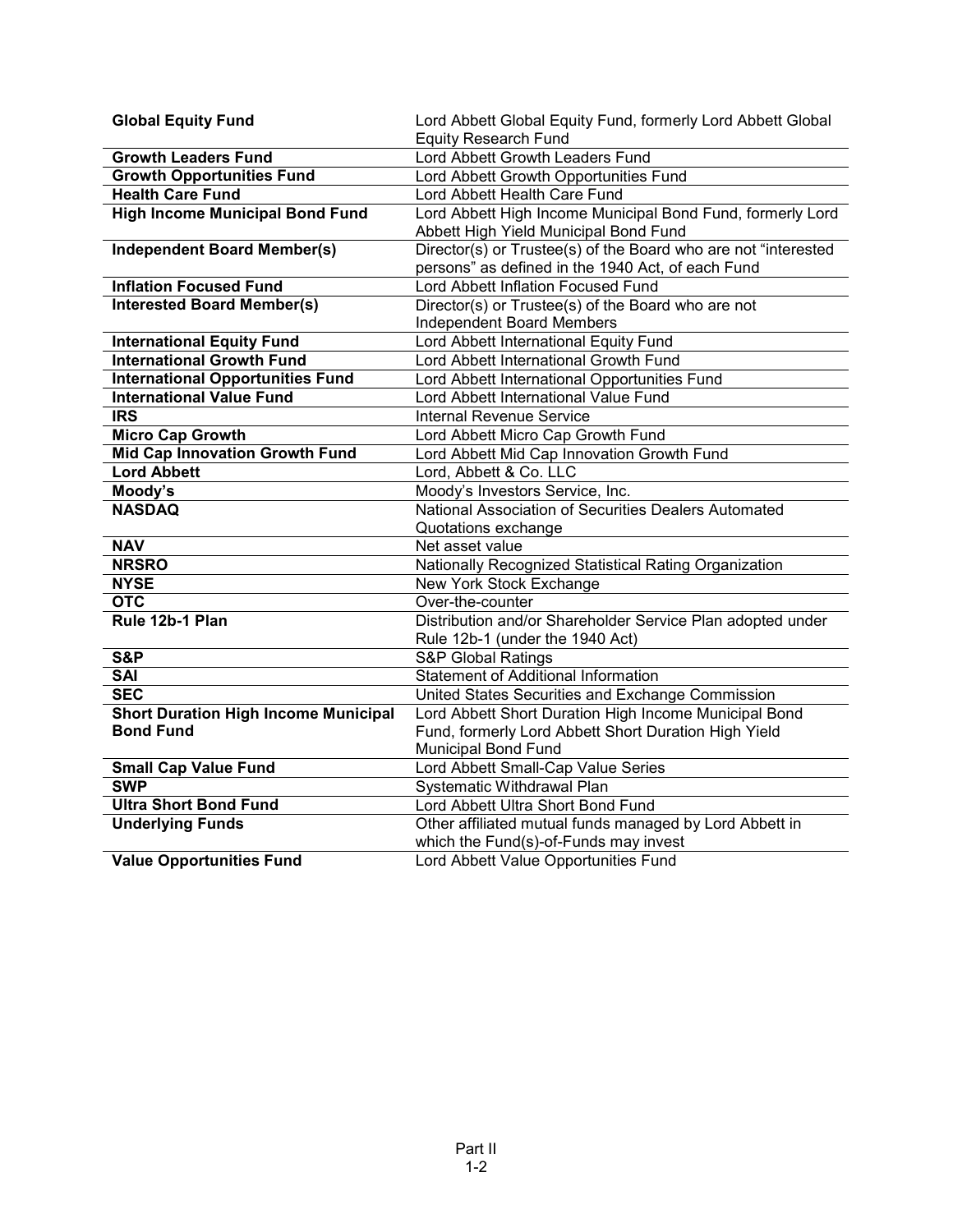| | |
|---|---|
| **Global Equity Fund** | Lord Abbett Global Equity Fund, formerly Lord Abbett Global Equity Research Fund |
| **Growth Leaders Fund** | Lord Abbett Growth Leaders Fund |
| **Growth Opportunities Fund** | Lord Abbett Growth Opportunities Fund |
| **Health Care Fund** | Lord Abbett Health Care Fund |
| **High Income Municipal Bond Fund** | Lord Abbett High Income Municipal Bond Fund, formerly Lord Abbett High Yield Municipal Bond Fund |
| **Independent Board Member(s)** | Director(s) or Trustee(s) of the Board who are not "interested persons" as defined in the 1940 Act, of each Fund |
| **Inflation Focused Fund** | Lord Abbett Inflation Focused Fund |
| **Interested Board Member(s)** | Director(s) or Trustee(s) of the Board who are not Independent Board Members |
| **International Equity Fund** | Lord Abbett International Equity Fund |
| **International Growth Fund** | Lord Abbett International Growth Fund |
| **International Opportunities Fund** | Lord Abbett International Opportunities Fund |
| **International Value Fund** | Lord Abbett International Value Fund |
| **IRS** | Internal Revenue Service |
| **Micro Cap Growth** | Lord Abbett Micro Cap Growth Fund |
| **Mid Cap Innovation Growth Fund** | Lord Abbett Mid Cap Innovation Growth Fund |
| **Lord Abbett** | Lord, Abbett & Co. LLC |
| **Moody's** | Moody's Investors Service, Inc. |
| **NASDAQ** | National Association of Securities Dealers Automated Quotations exchange |
| **NAV** | Net asset value |
| **NRSRO** | Nationally Recognized Statistical Rating Organization |
| **NYSE** | New York Stock Exchange |
| **OTC** | Over-the-counter |
| **Rule 12b-1 Plan** | Distribution and/or Shareholder Service Plan adopted under Rule 12b-1 (under the 1940 Act) |
| **S&P** | S&P Global Ratings |
| **SAI** | Statement of Additional Information |
| **SEC** | United States Securities and Exchange Commission |
| **Short Duration High Income Municipal Bond Fund** | Lord Abbett Short Duration High Income Municipal Bond Fund, formerly Lord Abbett Short Duration High Yield Municipal Bond Fund |
| **Small Cap Value Fund** | Lord Abbett Small-Cap Value Series |
| **SWP** | Systematic Withdrawal Plan |
| **Ultra Short Bond Fund** | Lord Abbett Ultra Short Bond Fund |
| **Underlying Funds** | Other affiliated mutual funds managed by Lord Abbett in which the Fund(s)-of-Funds may invest |
| **Value Opportunities Fund** | Lord Abbett Value Opportunities Fund |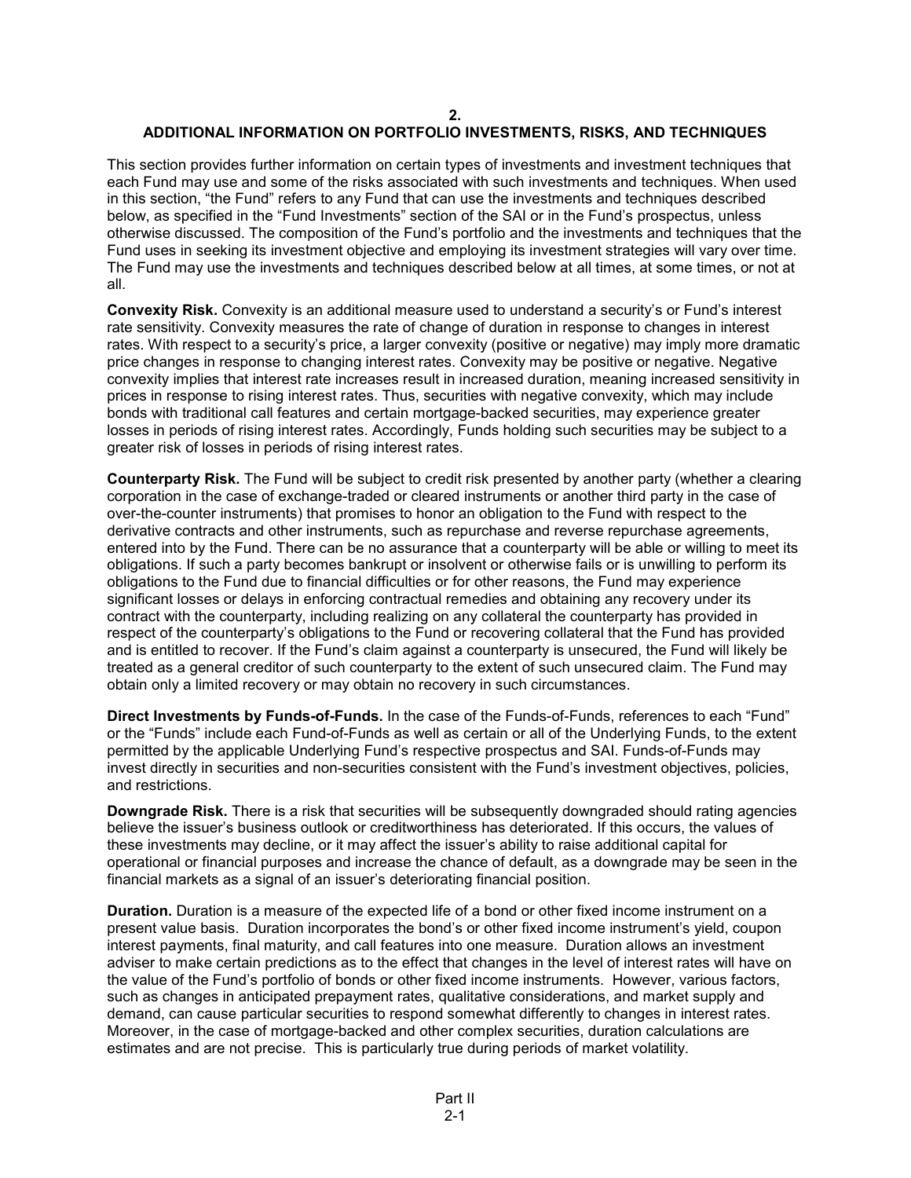## 2.
## ADDITIONAL INFORMATION ON PORTFOLIO INVESTMENTS, RISKS, AND TECHNIQUES

This section provides further information on certain types of investments and investment techniques that each Fund may use and some of the risks associated with such investments and techniques. When used in this section, "the Fund" refers to any Fund that can use the investments and techniques described below, as specified in the "Fund Investments" section of the SAI or in the Fund's prospectus, unless otherwise discussed. The composition of the Fund's portfolio and the investments and techniques that the Fund uses in seeking its investment objective and employing its investment strategies will vary over time. The Fund may use the investments and techniques described below at all times, at some times, or not at all.

**Convexity Risk.** Convexity is an additional measure used to understand a security's or Fund's interest rate sensitivity. Convexity measures the rate of change of duration in response to changes in interest rates. With respect to a security's price, a larger convexity (positive or negative) may imply more dramatic price changes in response to changing interest rates. Convexity may be positive or negative. Negative convexity implies that interest rate increases result in increased duration, meaning increased sensitivity in prices in response to rising interest rates. Thus, securities with negative convexity, which may include bonds with traditional call features and certain mortgage-backed securities, may experience greater losses in periods of rising interest rates. Accordingly, Funds holding such securities may be subject to a greater risk of losses in periods of rising interest rates.

**Counterparty Risk.** The Fund will be subject to credit risk presented by another party (whether a clearing corporation in the case of exchange-traded or cleared instruments or another third party in the case of over-the-counter instruments) that promises to honor an obligation to the Fund with respect to the derivative contracts and other instruments, such as repurchase and reverse repurchase agreements, entered into by the Fund. There can be no assurance that a counterparty will be able or willing to meet its obligations. If such a party becomes bankrupt or insolvent or otherwise fails or is unwilling to perform its obligations to the Fund due to financial difficulties or for other reasons, the Fund may experience significant losses or delays in enforcing contractual remedies and obtaining any recovery under its contract with the counterparty, including realizing on any collateral the counterparty has provided in respect of the counterparty's obligations to the Fund or recovering collateral that the Fund has provided and is entitled to recover. If the Fund's claim against a counterparty is unsecured, the Fund will likely be treated as a general creditor of such counterparty to the extent of such unsecured claim. The Fund may obtain only a limited recovery or may obtain no recovery in such circumstances.

**Direct Investments by Funds-of-Funds.** In the case of the Funds-of-Funds, references to each "Fund" or the "Funds" include each Fund-of-Funds as well as certain or all of the Underlying Funds, to the extent permitted by the applicable Underlying Fund's respective prospectus and SAI. Funds-of-Funds may invest directly in securities and non-securities consistent with the Fund's investment objectives, policies, and restrictions.

**Downgrade Risk.** There is a risk that securities will be subsequently downgraded should rating agencies believe the issuer's business outlook or creditworthiness has deteriorated. If this occurs, the values of these investments may decline, or it may affect the issuer's ability to raise additional capital for operational or financial purposes and increase the chance of default, as a downgrade may be seen in the financial markets as a signal of an issuer's deteriorating financial position.

**Duration.** Duration is a measure of the expected life of a bond or other fixed income instrument on a present value basis. Duration incorporates the bond's or other fixed income instrument's yield, coupon interest payments, final maturity, and call features into one measure. Duration allows an investment adviser to make certain predictions as to the effect that changes in the level of interest rates will have on the value of the Fund's portfolio of bonds or other fixed income instruments. However, various factors, such as changes in anticipated prepayment rates, qualitative considerations, and market supply and demand, can cause particular securities to respond somewhat differently to changes in interest rates. Moreover, in the case of mortgage-backed and other complex securities, duration calculations are estimates and are not precise. This is particularly true during periods of market volatility.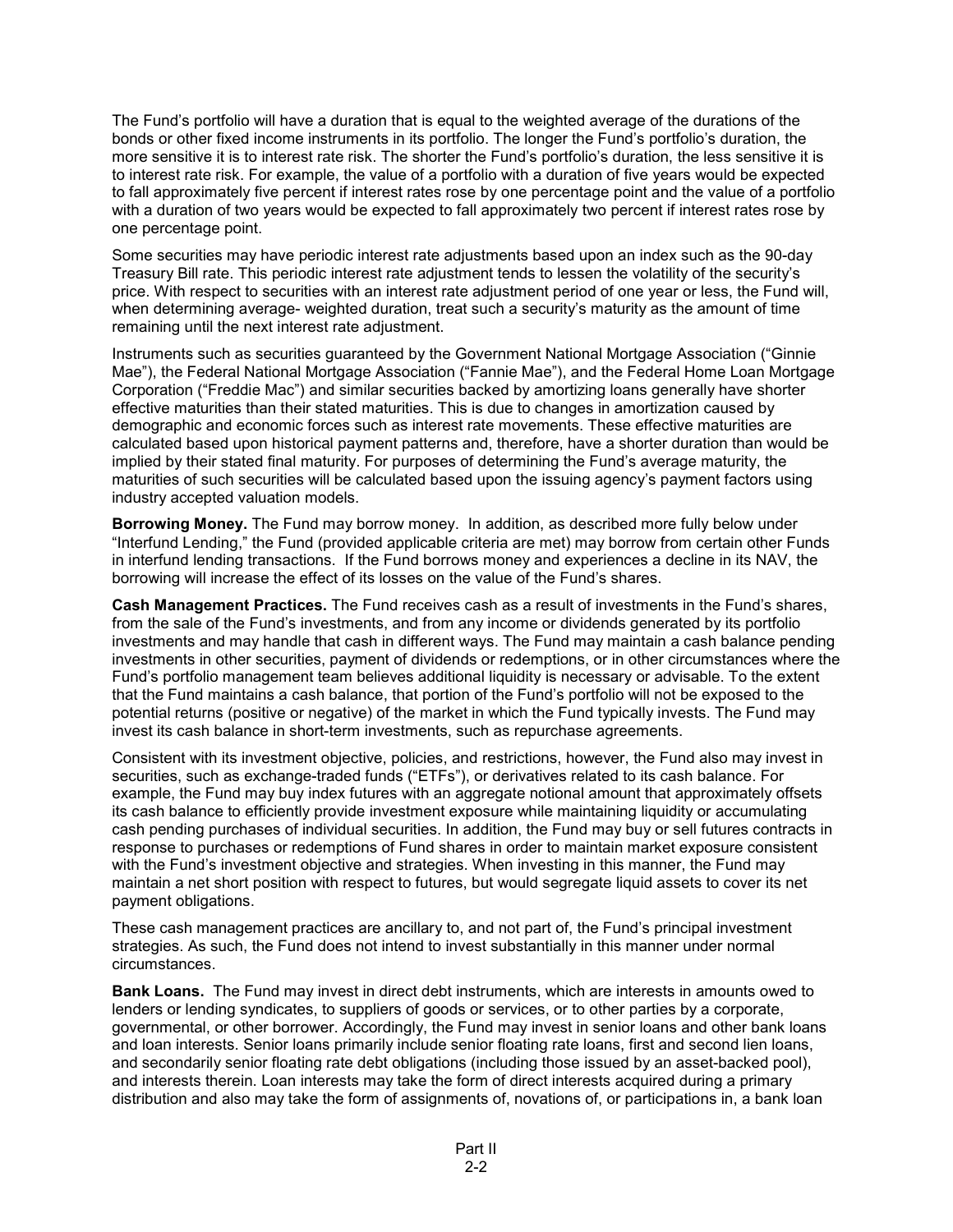The Fund's portfolio will have a duration that is equal to the weighted average of the durations of the bonds or other fixed income instruments in its portfolio. The longer the Fund's portfolio's duration, the more sensitive it is to interest rate risk. The shorter the Fund's portfolio's duration, the less sensitive it is to interest rate risk. For example, the value of a portfolio with a duration of five years would be expected to fall approximately five percent if interest rates rose by one percentage point and the value of a portfolio with a duration of two years would be expected to fall approximately two percent if interest rates rose by one percentage point.

Some securities may have periodic interest rate adjustments based upon an index such as the 90-day Treasury Bill rate. This periodic interest rate adjustment tends to lessen the volatility of the security's price. With respect to securities with an interest rate adjustment period of one year or less, the Fund will, when determining average- weighted duration, treat such a security's maturity as the amount of time remaining until the next interest rate adjustment.

Instruments such as securities guaranteed by the Government National Mortgage Association ("Ginnie Mae"), the Federal National Mortgage Association ("Fannie Mae"), and the Federal Home Loan Mortgage Corporation ("Freddie Mac") and similar securities backed by amortizing loans generally have shorter effective maturities than their stated maturities. This is due to changes in amortization caused by demographic and economic forces such as interest rate movements. These effective maturities are calculated based upon historical payment patterns and, therefore, have a shorter duration than would be implied by their stated final maturity. For purposes of determining the Fund's average maturity, the maturities of such securities will be calculated based upon the issuing agency's payment factors using industry accepted valuation models.

**Borrowing Money.** The Fund may borrow money. In addition, as described more fully below under "Interfund Lending," the Fund (provided applicable criteria are met) may borrow from certain other Funds in interfund lending transactions. If the Fund borrows money and experiences a decline in its NAV, the borrowing will increase the effect of its losses on the value of the Fund's shares.

**Cash Management Practices.** The Fund receives cash as a result of investments in the Fund's shares, from the sale of the Fund's investments, and from any income or dividends generated by its portfolio investments and may handle that cash in different ways. The Fund may maintain a cash balance pending investments in other securities, payment of dividends or redemptions, or in other circumstances where the Fund's portfolio management team believes additional liquidity is necessary or advisable. To the extent that the Fund maintains a cash balance, that portion of the Fund's portfolio will not be exposed to the potential returns (positive or negative) of the market in which the Fund typically invests. The Fund may invest its cash balance in short-term investments, such as repurchase agreements.

Consistent with its investment objective, policies, and restrictions, however, the Fund also may invest in securities, such as exchange-traded funds ("ETFs"), or derivatives related to its cash balance. For example, the Fund may buy index futures with an aggregate notional amount that approximately offsets its cash balance to efficiently provide investment exposure while maintaining liquidity or accumulating cash pending purchases of individual securities. In addition, the Fund may buy or sell futures contracts in response to purchases or redemptions of Fund shares in order to maintain market exposure consistent with the Fund's investment objective and strategies. When investing in this manner, the Fund may maintain a net short position with respect to futures, but would segregate liquid assets to cover its net payment obligations.

These cash management practices are ancillary to, and not part of, the Fund's principal investment strategies. As such, the Fund does not intend to invest substantially in this manner under normal circumstances.

**Bank Loans.** The Fund may invest in direct debt instruments, which are interests in amounts owed to lenders or lending syndicates, to suppliers of goods or services, or to other parties by a corporate, governmental, or other borrower. Accordingly, the Fund may invest in senior loans and other bank loans and loan interests. Senior loans primarily include senior floating rate loans, first and second lien loans, and secondarily senior floating rate debt obligations (including those issued by an asset-backed pool), and interests therein. Loan interests may take the form of direct interests acquired during a primary distribution and also may take the form of assignments of, novations of, or participations in, a bank loan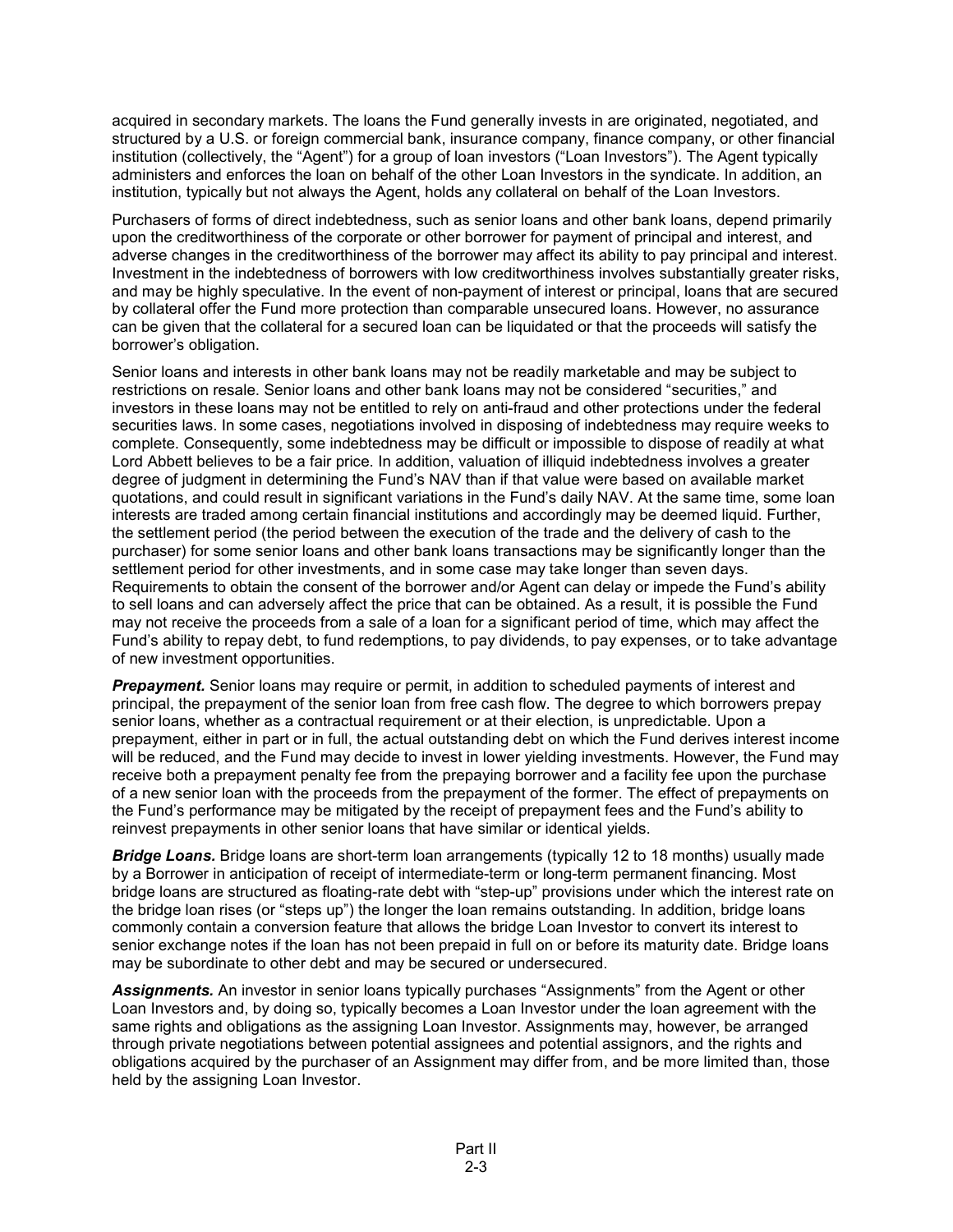acquired in secondary markets. The loans the Fund generally invests in are originated, negotiated, and structured by a U.S. or foreign commercial bank, insurance company, finance company, or other financial institution (collectively, the "Agent") for a group of loan investors ("Loan Investors"). The Agent typically administers and enforces the loan on behalf of the other Loan Investors in the syndicate. In addition, an institution, typically but not always the Agent, holds any collateral on behalf of the Loan Investors.

Purchasers of forms of direct indebtedness, such as senior loans and other bank loans, depend primarily upon the creditworthiness of the corporate or other borrower for payment of principal and interest, and adverse changes in the creditworthiness of the borrower may affect its ability to pay principal and interest. Investment in the indebtedness of borrowers with low creditworthiness involves substantially greater risks, and may be highly speculative. In the event of non-payment of interest or principal, loans that are secured by collateral offer the Fund more protection than comparable unsecured loans. However, no assurance can be given that the collateral for a secured loan can be liquidated or that the proceeds will satisfy the borrower's obligation.

Senior loans and interests in other bank loans may not be readily marketable and may be subject to restrictions on resale. Senior loans and other bank loans may not be considered "securities," and investors in these loans may not be entitled to rely on anti-fraud and other protections under the federal securities laws. In some cases, negotiations involved in disposing of indebtedness may require weeks to complete. Consequently, some indebtedness may be difficult or impossible to dispose of readily at what Lord Abbett believes to be a fair price. In addition, valuation of illiquid indebtedness involves a greater degree of judgment in determining the Fund's NAV than if that value were based on available market quotations, and could result in significant variations in the Fund's daily NAV. At the same time, some loan interests are traded among certain financial institutions and accordingly may be deemed liquid. Further, the settlement period (the period between the execution of the trade and the delivery of cash to the purchaser) for some senior loans and other bank loans transactions may be significantly longer than the settlement period for other investments, and in some case may take longer than seven days. Requirements to obtain the consent of the borrower and/or Agent can delay or impede the Fund's ability to sell loans and can adversely affect the price that can be obtained. As a result, it is possible the Fund may not receive the proceeds from a sale of a loan for a significant period of time, which may affect the Fund's ability to repay debt, to fund redemptions, to pay dividends, to pay expenses, or to take advantage of new investment opportunities.

***Prepayment.*** Senior loans may require or permit, in addition to scheduled payments of interest and principal, the prepayment of the senior loan from free cash flow. The degree to which borrowers prepay senior loans, whether as a contractual requirement or at their election, is unpredictable. Upon a prepayment, either in part or in full, the actual outstanding debt on which the Fund derives interest income will be reduced, and the Fund may decide to invest in lower yielding investments. However, the Fund may receive both a prepayment penalty fee from the prepaying borrower and a facility fee upon the purchase of a new senior loan with the proceeds from the prepayment of the former. The effect of prepayments on the Fund's performance may be mitigated by the receipt of prepayment fees and the Fund's ability to reinvest prepayments in other senior loans that have similar or identical yields.

***Bridge Loans.*** Bridge loans are short-term loan arrangements (typically 12 to 18 months) usually made by a Borrower in anticipation of receipt of intermediate-term or long-term permanent financing. Most bridge loans are structured as floating-rate debt with "step-up" provisions under which the interest rate on the bridge loan rises (or "steps up") the longer the loan remains outstanding. In addition, bridge loans commonly contain a conversion feature that allows the bridge Loan Investor to convert its interest to senior exchange notes if the loan has not been prepaid in full on or before its maturity date. Bridge loans may be subordinate to other debt and may be secured or undersecured.

***Assignments.*** An investor in senior loans typically purchases "Assignments" from the Agent or other Loan Investors and, by doing so, typically becomes a Loan Investor under the loan agreement with the same rights and obligations as the assigning Loan Investor. Assignments may, however, be arranged through private negotiations between potential assignees and potential assignors, and the rights and obligations acquired by the purchaser of an Assignment may differ from, and be more limited than, those held by the assigning Loan Investor.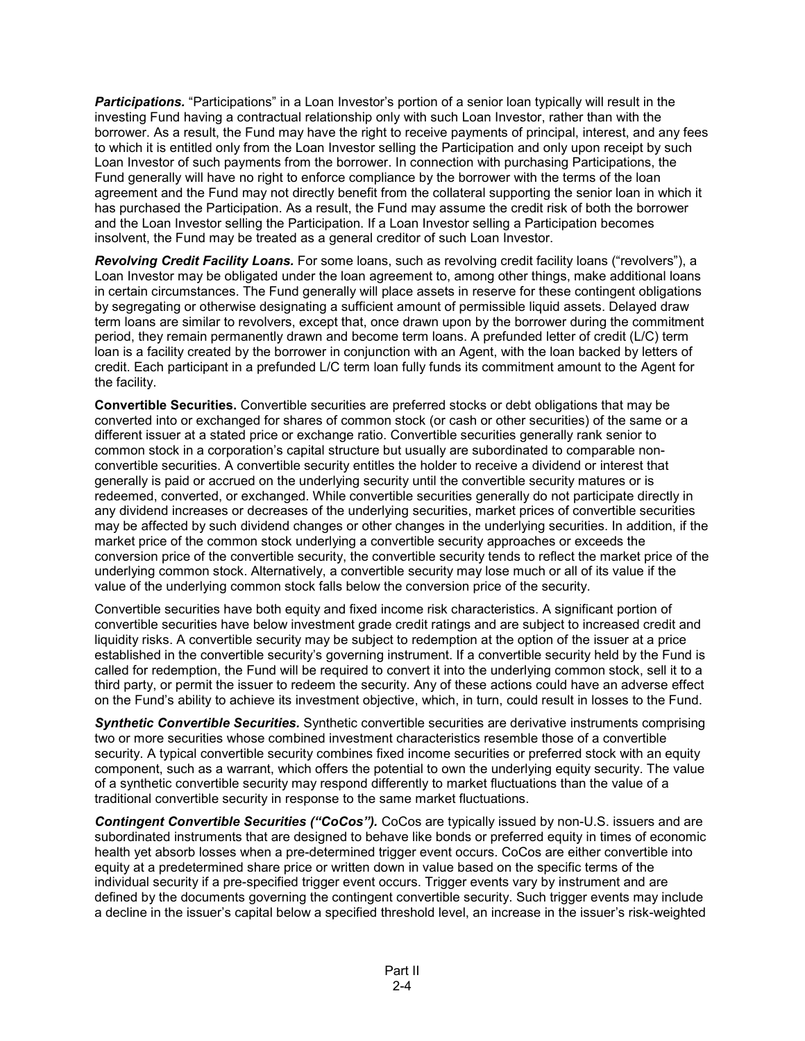***Participations.*** "Participations" in a Loan Investor's portion of a senior loan typically will result in the investing Fund having a contractual relationship only with such Loan Investor, rather than with the borrower. As a result, the Fund may have the right to receive payments of principal, interest, and any fees to which it is entitled only from the Loan Investor selling the Participation and only upon receipt by such Loan Investor of such payments from the borrower. In connection with purchasing Participations, the Fund generally will have no right to enforce compliance by the borrower with the terms of the loan agreement and the Fund may not directly benefit from the collateral supporting the senior loan in which it has purchased the Participation. As a result, the Fund may assume the credit risk of both the borrower and the Loan Investor selling the Participation. If a Loan Investor selling a Participation becomes insolvent, the Fund may be treated as a general creditor of such Loan Investor.

***Revolving Credit Facility Loans.*** For some loans, such as revolving credit facility loans ("revolvers"), a Loan Investor may be obligated under the loan agreement to, among other things, make additional loans in certain circumstances. The Fund generally will place assets in reserve for these contingent obligations by segregating or otherwise designating a sufficient amount of permissible liquid assets. Delayed draw term loans are similar to revolvers, except that, once drawn upon by the borrower during the commitment period, they remain permanently drawn and become term loans. A prefunded letter of credit (L/C) term loan is a facility created by the borrower in conjunction with an Agent, with the loan backed by letters of credit. Each participant in a prefunded L/C term loan fully funds its commitment amount to the Agent for the facility.

**Convertible Securities.** Convertible securities are preferred stocks or debt obligations that may be converted into or exchanged for shares of common stock (or cash or other securities) of the same or a different issuer at a stated price or exchange ratio. Convertible securities generally rank senior to common stock in a corporation's capital structure but usually are subordinated to comparable non-convertible securities. A convertible security entitles the holder to receive a dividend or interest that generally is paid or accrued on the underlying security until the convertible security matures or is redeemed, converted, or exchanged. While convertible securities generally do not participate directly in any dividend increases or decreases of the underlying securities, market prices of convertible securities may be affected by such dividend changes or other changes in the underlying securities. In addition, if the market price of the common stock underlying a convertible security approaches or exceeds the conversion price of the convertible security, the convertible security tends to reflect the market price of the underlying common stock. Alternatively, a convertible security may lose much or all of its value if the value of the underlying common stock falls below the conversion price of the security.

Convertible securities have both equity and fixed income risk characteristics. A significant portion of convertible securities have below investment grade credit ratings and are subject to increased credit and liquidity risks. A convertible security may be subject to redemption at the option of the issuer at a price established in the convertible security's governing instrument. If a convertible security held by the Fund is called for redemption, the Fund will be required to convert it into the underlying common stock, sell it to a third party, or permit the issuer to redeem the security. Any of these actions could have an adverse effect on the Fund's ability to achieve its investment objective, which, in turn, could result in losses to the Fund.

***Synthetic Convertible Securities.*** Synthetic convertible securities are derivative instruments comprising two or more securities whose combined investment characteristics resemble those of a convertible security. A typical convertible security combines fixed income securities or preferred stock with an equity component, such as a warrant, which offers the potential to own the underlying equity security. The value of a synthetic convertible security may respond differently to market fluctuations than the value of a traditional convertible security in response to the same market fluctuations.

***Contingent Convertible Securities ("CoCos").*** CoCos are typically issued by non-U.S. issuers and are subordinated instruments that are designed to behave like bonds or preferred equity in times of economic health yet absorb losses when a pre-determined trigger event occurs. CoCos are either convertible into equity at a predetermined share price or written down in value based on the specific terms of the individual security if a pre-specified trigger event occurs. Trigger events vary by instrument and are defined by the documents governing the contingent convertible security. Such trigger events may include a decline in the issuer's capital below a specified threshold level, an increase in the issuer's risk-weighted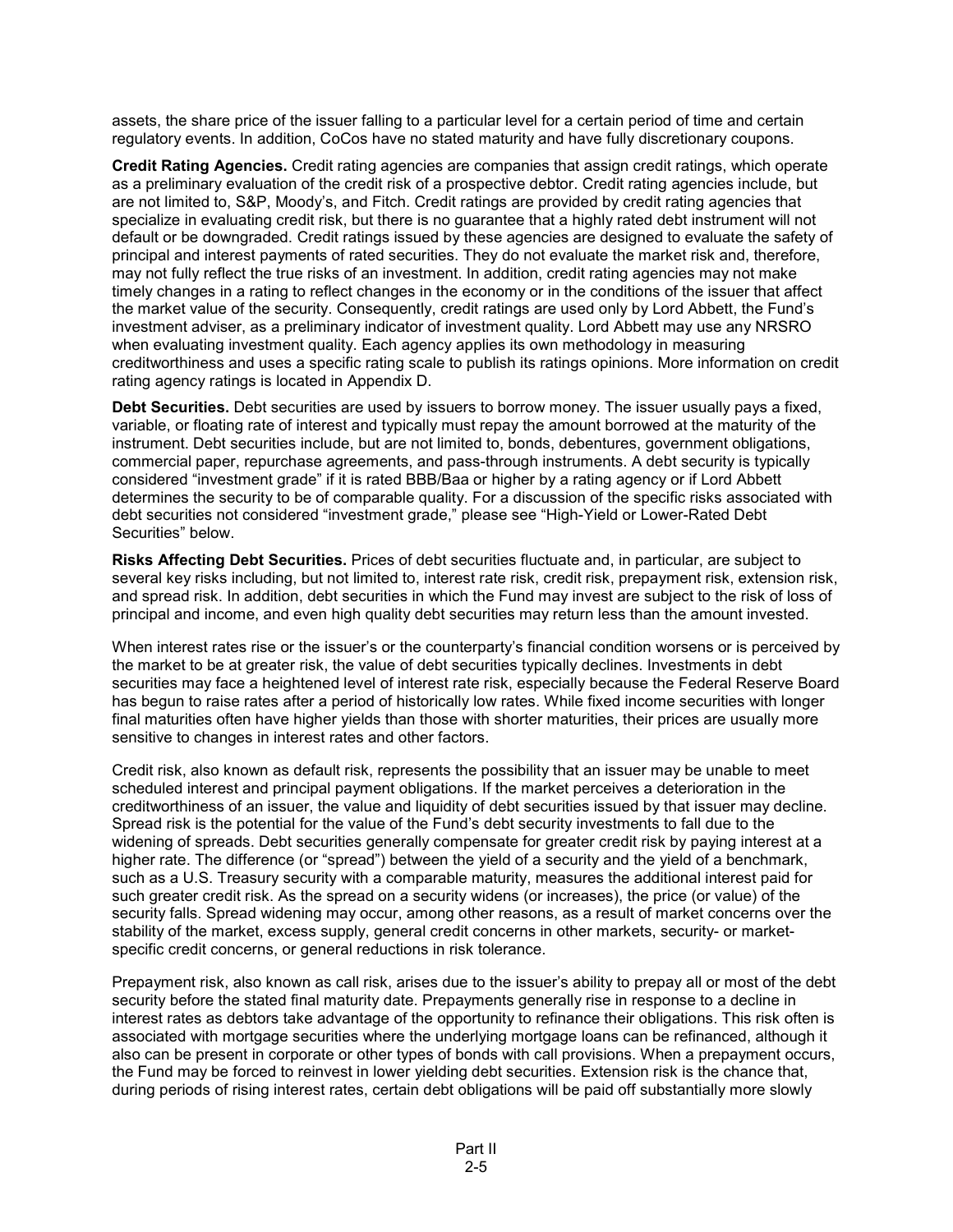assets, the share price of the issuer falling to a particular level for a certain period of time and certain regulatory events. In addition, CoCos have no stated maturity and have fully discretionary coupons.

**Credit Rating Agencies.** Credit rating agencies are companies that assign credit ratings, which operate as a preliminary evaluation of the credit risk of a prospective debtor. Credit rating agencies include, but are not limited to, S&P, Moody's, and Fitch. Credit ratings are provided by credit rating agencies that specialize in evaluating credit risk, but there is no guarantee that a highly rated debt instrument will not default or be downgraded. Credit ratings issued by these agencies are designed to evaluate the safety of principal and interest payments of rated securities. They do not evaluate the market risk and, therefore, may not fully reflect the true risks of an investment. In addition, credit rating agencies may not make timely changes in a rating to reflect changes in the economy or in the conditions of the issuer that affect the market value of the security. Consequently, credit ratings are used only by Lord Abbett, the Fund's investment adviser, as a preliminary indicator of investment quality. Lord Abbett may use any NRSRO when evaluating investment quality. Each agency applies its own methodology in measuring creditworthiness and uses a specific rating scale to publish its ratings opinions. More information on credit rating agency ratings is located in Appendix D.

**Debt Securities.** Debt securities are used by issuers to borrow money. The issuer usually pays a fixed, variable, or floating rate of interest and typically must repay the amount borrowed at the maturity of the instrument. Debt securities include, but are not limited to, bonds, debentures, government obligations, commercial paper, repurchase agreements, and pass-through instruments. A debt security is typically considered "investment grade" if it is rated BBB/Baa or higher by a rating agency or if Lord Abbett determines the security to be of comparable quality. For a discussion of the specific risks associated with debt securities not considered "investment grade," please see "High-Yield or Lower-Rated Debt Securities" below.

**Risks Affecting Debt Securities.** Prices of debt securities fluctuate and, in particular, are subject to several key risks including, but not limited to, interest rate risk, credit risk, prepayment risk, extension risk, and spread risk. In addition, debt securities in which the Fund may invest are subject to the risk of loss of principal and income, and even high quality debt securities may return less than the amount invested.

When interest rates rise or the issuer's or the counterparty's financial condition worsens or is perceived by the market to be at greater risk, the value of debt securities typically declines. Investments in debt securities may face a heightened level of interest rate risk, especially because the Federal Reserve Board has begun to raise rates after a period of historically low rates. While fixed income securities with longer final maturities often have higher yields than those with shorter maturities, their prices are usually more sensitive to changes in interest rates and other factors.

Credit risk, also known as default risk, represents the possibility that an issuer may be unable to meet scheduled interest and principal payment obligations. If the market perceives a deterioration in the creditworthiness of an issuer, the value and liquidity of debt securities issued by that issuer may decline. Spread risk is the potential for the value of the Fund's debt security investments to fall due to the widening of spreads. Debt securities generally compensate for greater credit risk by paying interest at a higher rate. The difference (or "spread") between the yield of a security and the yield of a benchmark, such as a U.S. Treasury security with a comparable maturity, measures the additional interest paid for such greater credit risk. As the spread on a security widens (or increases), the price (or value) of the security falls. Spread widening may occur, among other reasons, as a result of market concerns over the stability of the market, excess supply, general credit concerns in other markets, security- or market-specific credit concerns, or general reductions in risk tolerance.

Prepayment risk, also known as call risk, arises due to the issuer's ability to prepay all or most of the debt security before the stated final maturity date. Prepayments generally rise in response to a decline in interest rates as debtors take advantage of the opportunity to refinance their obligations. This risk often is associated with mortgage securities where the underlying mortgage loans can be refinanced, although it also can be present in corporate or other types of bonds with call provisions. When a prepayment occurs, the Fund may be forced to reinvest in lower yielding debt securities. Extension risk is the chance that, during periods of rising interest rates, certain debt obligations will be paid off substantially more slowly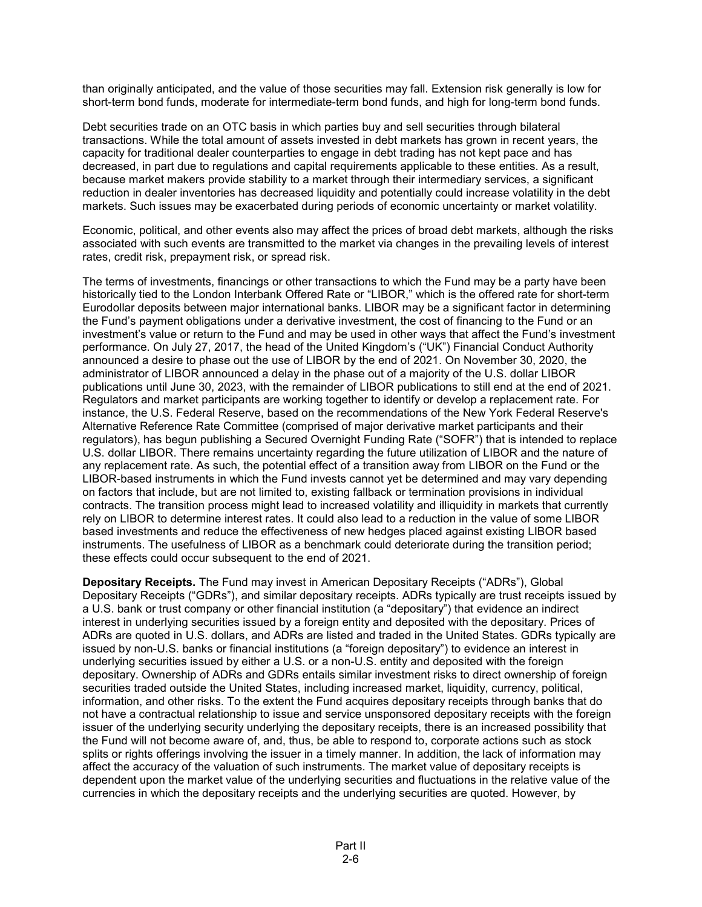than originally anticipated, and the value of those securities may fall. Extension risk generally is low for short-term bond funds, moderate for intermediate-term bond funds, and high for long-term bond funds.

Debt securities trade on an OTC basis in which parties buy and sell securities through bilateral transactions. While the total amount of assets invested in debt markets has grown in recent years, the capacity for traditional dealer counterparties to engage in debt trading has not kept pace and has decreased, in part due to regulations and capital requirements applicable to these entities. As a result, because market makers provide stability to a market through their intermediary services, a significant reduction in dealer inventories has decreased liquidity and potentially could increase volatility in the debt markets. Such issues may be exacerbated during periods of economic uncertainty or market volatility.

Economic, political, and other events also may affect the prices of broad debt markets, although the risks associated with such events are transmitted to the market via changes in the prevailing levels of interest rates, credit risk, prepayment risk, or spread risk.

The terms of investments, financings or other transactions to which the Fund may be a party have been historically tied to the London Interbank Offered Rate or "LIBOR," which is the offered rate for short-term Eurodollar deposits between major international banks. LIBOR may be a significant factor in determining the Fund's payment obligations under a derivative investment, the cost of financing to the Fund or an investment's value or return to the Fund and may be used in other ways that affect the Fund's investment performance. On July 27, 2017, the head of the United Kingdom's ("UK") Financial Conduct Authority announced a desire to phase out the use of LIBOR by the end of 2021. On November 30, 2020, the administrator of LIBOR announced a delay in the phase out of a majority of the U.S. dollar LIBOR publications until June 30, 2023, with the remainder of LIBOR publications to still end at the end of 2021. Regulators and market participants are working together to identify or develop a replacement rate. For instance, the U.S. Federal Reserve, based on the recommendations of the New York Federal Reserve's Alternative Reference Rate Committee (comprised of major derivative market participants and their regulators), has begun publishing a Secured Overnight Funding Rate ("SOFR") that is intended to replace U.S. dollar LIBOR. There remains uncertainty regarding the future utilization of LIBOR and the nature of any replacement rate. As such, the potential effect of a transition away from LIBOR on the Fund or the LIBOR-based instruments in which the Fund invests cannot yet be determined and may vary depending on factors that include, but are not limited to, existing fallback or termination provisions in individual contracts. The transition process might lead to increased volatility and illiquidity in markets that currently rely on LIBOR to determine interest rates. It could also lead to a reduction in the value of some LIBOR based investments and reduce the effectiveness of new hedges placed against existing LIBOR based instruments. The usefulness of LIBOR as a benchmark could deteriorate during the transition period; these effects could occur subsequent to the end of 2021.

**Depositary Receipts.** The Fund may invest in American Depositary Receipts ("ADRs"), Global Depositary Receipts ("GDRs"), and similar depositary receipts. ADRs typically are trust receipts issued by a U.S. bank or trust company or other financial institution (a "depositary") that evidence an indirect interest in underlying securities issued by a foreign entity and deposited with the depositary. Prices of ADRs are quoted in U.S. dollars, and ADRs are listed and traded in the United States. GDRs typically are issued by non-U.S. banks or financial institutions (a "foreign depositary") to evidence an interest in underlying securities issued by either a U.S. or a non-U.S. entity and deposited with the foreign depositary. Ownership of ADRs and GDRs entails similar investment risks to direct ownership of foreign securities traded outside the United States, including increased market, liquidity, currency, political, information, and other risks. To the extent the Fund acquires depositary receipts through banks that do not have a contractual relationship to issue and service unsponsored depositary receipts with the foreign issuer of the underlying security underlying the depositary receipts, there is an increased possibility that the Fund will not become aware of, and, thus, be able to respond to, corporate actions such as stock splits or rights offerings involving the issuer in a timely manner. In addition, the lack of information may affect the accuracy of the valuation of such instruments. The market value of depositary receipts is dependent upon the market value of the underlying securities and fluctuations in the relative value of the currencies in which the depositary receipts and the underlying securities are quoted. However, by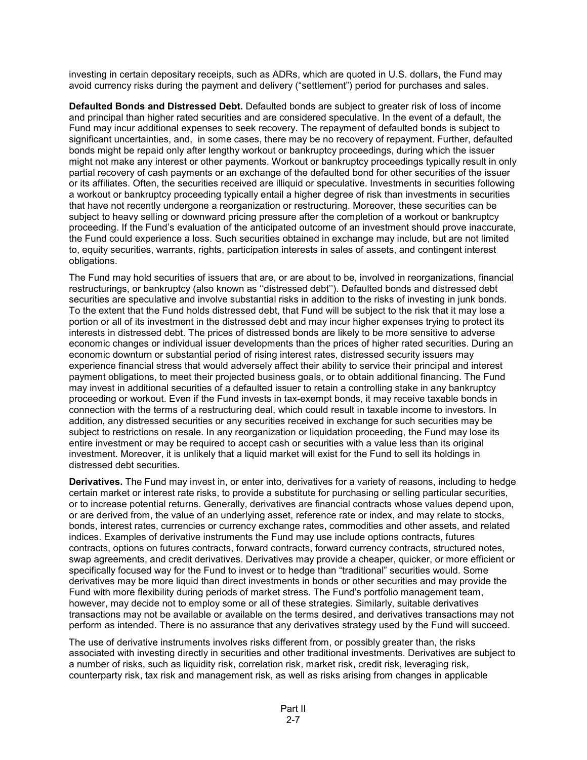investing in certain depositary receipts, such as ADRs, which are quoted in U.S. dollars, the Fund may avoid currency risks during the payment and delivery ("settlement") period for purchases and sales.

**Defaulted Bonds and Distressed Debt.** Defaulted bonds are subject to greater risk of loss of income and principal than higher rated securities and are considered speculative. In the event of a default, the Fund may incur additional expenses to seek recovery. The repayment of defaulted bonds is subject to significant uncertainties, and, in some cases, there may be no recovery of repayment. Further, defaulted bonds might be repaid only after lengthy workout or bankruptcy proceedings, during which the issuer might not make any interest or other payments. Workout or bankruptcy proceedings typically result in only partial recovery of cash payments or an exchange of the defaulted bond for other securities of the issuer or its affiliates. Often, the securities received are illiquid or speculative. Investments in securities following a workout or bankruptcy proceeding typically entail a higher degree of risk than investments in securities that have not recently undergone a reorganization or restructuring. Moreover, these securities can be subject to heavy selling or downward pricing pressure after the completion of a workout or bankruptcy proceeding. If the Fund's evaluation of the anticipated outcome of an investment should prove inaccurate, the Fund could experience a loss. Such securities obtained in exchange may include, but are not limited to, equity securities, warrants, rights, participation interests in sales of assets, and contingent interest obligations.

The Fund may hold securities of issuers that are, or are about to be, involved in reorganizations, financial restructurings, or bankruptcy (also known as ''distressed debt''). Defaulted bonds and distressed debt securities are speculative and involve substantial risks in addition to the risks of investing in junk bonds. To the extent that the Fund holds distressed debt, that Fund will be subject to the risk that it may lose a portion or all of its investment in the distressed debt and may incur higher expenses trying to protect its interests in distressed debt. The prices of distressed bonds are likely to be more sensitive to adverse economic changes or individual issuer developments than the prices of higher rated securities. During an economic downturn or substantial period of rising interest rates, distressed security issuers may experience financial stress that would adversely affect their ability to service their principal and interest payment obligations, to meet their projected business goals, or to obtain additional financing. The Fund may invest in additional securities of a defaulted issuer to retain a controlling stake in any bankruptcy proceeding or workout. Even if the Fund invests in tax-exempt bonds, it may receive taxable bonds in connection with the terms of a restructuring deal, which could result in taxable income to investors. In addition, any distressed securities or any securities received in exchange for such securities may be subject to restrictions on resale. In any reorganization or liquidation proceeding, the Fund may lose its entire investment or may be required to accept cash or securities with a value less than its original investment. Moreover, it is unlikely that a liquid market will exist for the Fund to sell its holdings in distressed debt securities.

**Derivatives.** The Fund may invest in, or enter into, derivatives for a variety of reasons, including to hedge certain market or interest rate risks, to provide a substitute for purchasing or selling particular securities, or to increase potential returns. Generally, derivatives are financial contracts whose values depend upon, or are derived from, the value of an underlying asset, reference rate or index, and may relate to stocks, bonds, interest rates, currencies or currency exchange rates, commodities and other assets, and related indices. Examples of derivative instruments the Fund may use include options contracts, futures contracts, options on futures contracts, forward contracts, forward currency contracts, structured notes, swap agreements, and credit derivatives. Derivatives may provide a cheaper, quicker, or more efficient or specifically focused way for the Fund to invest or to hedge than "traditional" securities would. Some derivatives may be more liquid than direct investments in bonds or other securities and may provide the Fund with more flexibility during periods of market stress. The Fund's portfolio management team, however, may decide not to employ some or all of these strategies. Similarly, suitable derivatives transactions may not be available or available on the terms desired, and derivatives transactions may not perform as intended. There is no assurance that any derivatives strategy used by the Fund will succeed.

The use of derivative instruments involves risks different from, or possibly greater than, the risks associated with investing directly in securities and other traditional investments. Derivatives are subject to a number of risks, such as liquidity risk, correlation risk, market risk, credit risk, leveraging risk, counterparty risk, tax risk and management risk, as well as risks arising from changes in applicable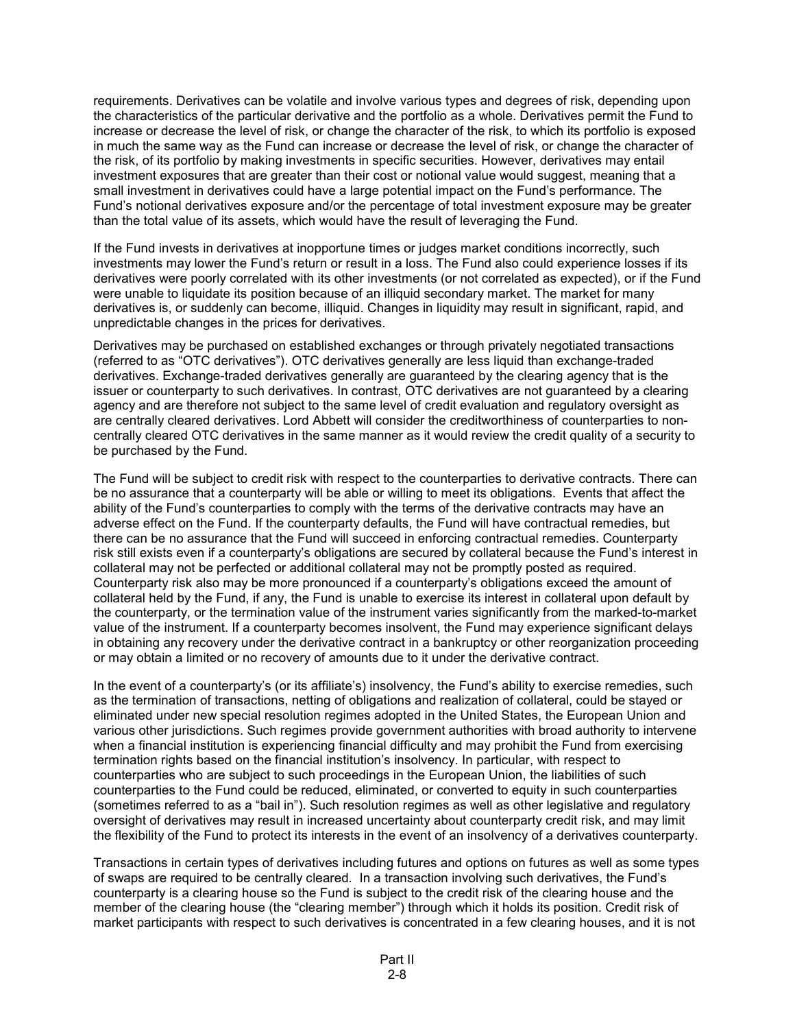requirements. Derivatives can be volatile and involve various types and degrees of risk, depending upon the characteristics of the particular derivative and the portfolio as a whole. Derivatives permit the Fund to increase or decrease the level of risk, or change the character of the risk, to which its portfolio is exposed in much the same way as the Fund can increase or decrease the level of risk, or change the character of the risk, of its portfolio by making investments in specific securities. However, derivatives may entail investment exposures that are greater than their cost or notional value would suggest, meaning that a small investment in derivatives could have a large potential impact on the Fund's performance. The Fund's notional derivatives exposure and/or the percentage of total investment exposure may be greater than the total value of its assets, which would have the result of leveraging the Fund.

If the Fund invests in derivatives at inopportune times or judges market conditions incorrectly, such investments may lower the Fund's return or result in a loss. The Fund also could experience losses if its derivatives were poorly correlated with its other investments (or not correlated as expected), or if the Fund were unable to liquidate its position because of an illiquid secondary market. The market for many derivatives is, or suddenly can become, illiquid. Changes in liquidity may result in significant, rapid, and unpredictable changes in the prices for derivatives.

Derivatives may be purchased on established exchanges or through privately negotiated transactions (referred to as "OTC derivatives"). OTC derivatives generally are less liquid than exchange-traded derivatives. Exchange-traded derivatives generally are guaranteed by the clearing agency that is the issuer or counterparty to such derivatives. In contrast, OTC derivatives are not guaranteed by a clearing agency and are therefore not subject to the same level of credit evaluation and regulatory oversight as are centrally cleared derivatives. Lord Abbett will consider the creditworthiness of counterparties to non-centrally cleared OTC derivatives in the same manner as it would review the credit quality of a security to be purchased by the Fund.

The Fund will be subject to credit risk with respect to the counterparties to derivative contracts. There can be no assurance that a counterparty will be able or willing to meet its obligations. Events that affect the ability of the Fund's counterparties to comply with the terms of the derivative contracts may have an adverse effect on the Fund. If the counterparty defaults, the Fund will have contractual remedies, but there can be no assurance that the Fund will succeed in enforcing contractual remedies. Counterparty risk still exists even if a counterparty's obligations are secured by collateral because the Fund's interest in collateral may not be perfected or additional collateral may not be promptly posted as required. Counterparty risk also may be more pronounced if a counterparty's obligations exceed the amount of collateral held by the Fund, if any, the Fund is unable to exercise its interest in collateral upon default by the counterparty, or the termination value of the instrument varies significantly from the marked-to-market value of the instrument. If a counterparty becomes insolvent, the Fund may experience significant delays in obtaining any recovery under the derivative contract in a bankruptcy or other reorganization proceeding or may obtain a limited or no recovery of amounts due to it under the derivative contract.

In the event of a counterparty's (or its affiliate's) insolvency, the Fund's ability to exercise remedies, such as the termination of transactions, netting of obligations and realization of collateral, could be stayed or eliminated under new special resolution regimes adopted in the United States, the European Union and various other jurisdictions. Such regimes provide government authorities with broad authority to intervene when a financial institution is experiencing financial difficulty and may prohibit the Fund from exercising termination rights based on the financial institution's insolvency. In particular, with respect to counterparties who are subject to such proceedings in the European Union, the liabilities of such counterparties to the Fund could be reduced, eliminated, or converted to equity in such counterparties (sometimes referred to as a "bail in"). Such resolution regimes as well as other legislative and regulatory oversight of derivatives may result in increased uncertainty about counterparty credit risk, and may limit the flexibility of the Fund to protect its interests in the event of an insolvency of a derivatives counterparty.

Transactions in certain types of derivatives including futures and options on futures as well as some types of swaps are required to be centrally cleared. In a transaction involving such derivatives, the Fund's counterparty is a clearing house so the Fund is subject to the credit risk of the clearing house and the member of the clearing house (the "clearing member") through which it holds its position. Credit risk of market participants with respect to such derivatives is concentrated in a few clearing houses, and it is not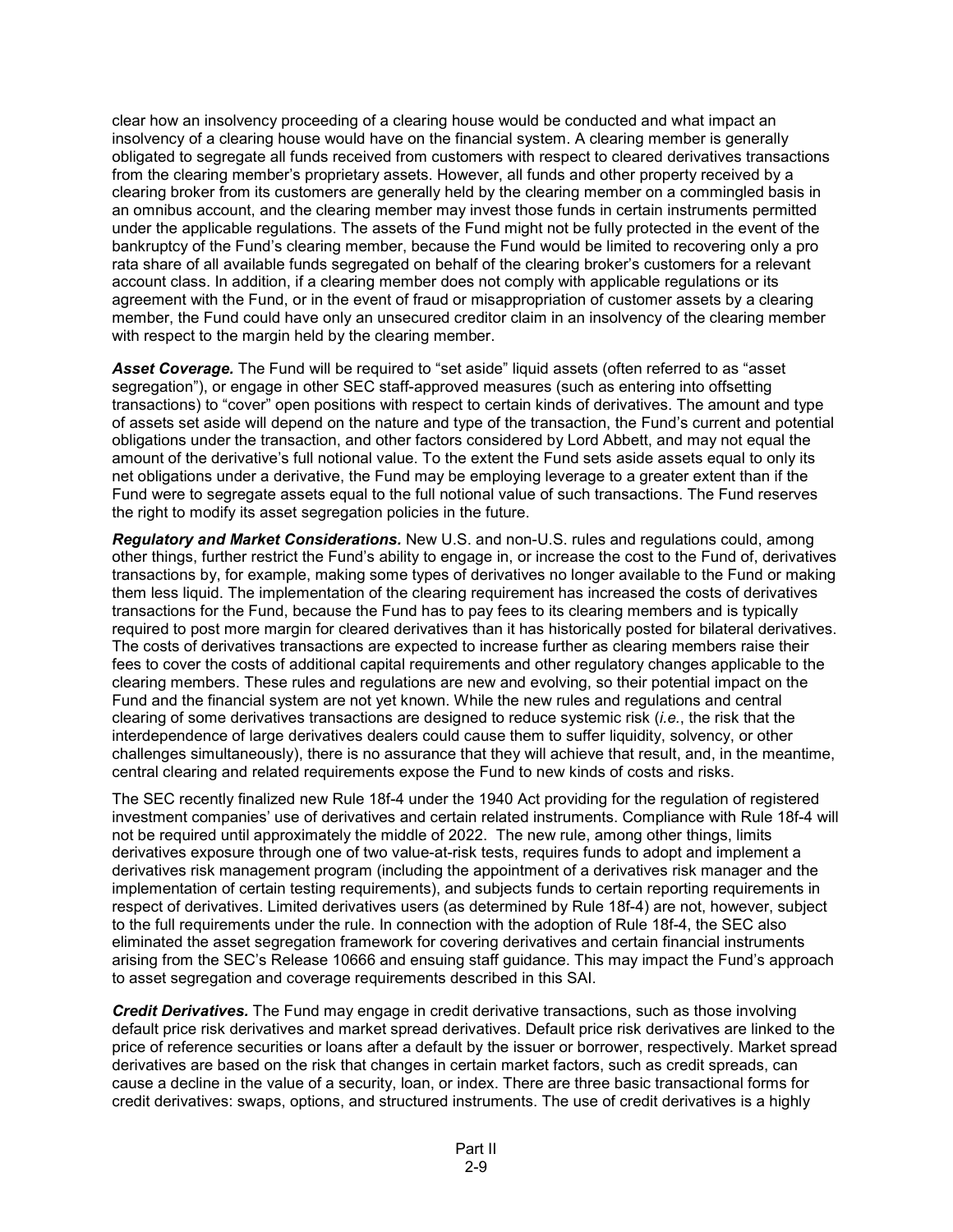clear how an insolvency proceeding of a clearing house would be conducted and what impact an insolvency of a clearing house would have on the financial system. A clearing member is generally obligated to segregate all funds received from customers with respect to cleared derivatives transactions from the clearing member's proprietary assets. However, all funds and other property received by a clearing broker from its customers are generally held by the clearing member on a commingled basis in an omnibus account, and the clearing member may invest those funds in certain instruments permitted under the applicable regulations. The assets of the Fund might not be fully protected in the event of the bankruptcy of the Fund's clearing member, because the Fund would be limited to recovering only a pro rata share of all available funds segregated on behalf of the clearing broker's customers for a relevant account class. In addition, if a clearing member does not comply with applicable regulations or its agreement with the Fund, or in the event of fraud or misappropriation of customer assets by a clearing member, the Fund could have only an unsecured creditor claim in an insolvency of the clearing member with respect to the margin held by the clearing member.

***Asset Coverage.*** The Fund will be required to "set aside" liquid assets (often referred to as "asset segregation"), or engage in other SEC staff-approved measures (such as entering into offsetting transactions) to "cover" open positions with respect to certain kinds of derivatives. The amount and type of assets set aside will depend on the nature and type of the transaction, the Fund's current and potential obligations under the transaction, and other factors considered by Lord Abbett, and may not equal the amount of the derivative's full notional value. To the extent the Fund sets aside assets equal to only its net obligations under a derivative, the Fund may be employing leverage to a greater extent than if the Fund were to segregate assets equal to the full notional value of such transactions. The Fund reserves the right to modify its asset segregation policies in the future.

***Regulatory and Market Considerations.*** New U.S. and non-U.S. rules and regulations could, among other things, further restrict the Fund's ability to engage in, or increase the cost to the Fund of, derivatives transactions by, for example, making some types of derivatives no longer available to the Fund or making them less liquid. The implementation of the clearing requirement has increased the costs of derivatives transactions for the Fund, because the Fund has to pay fees to its clearing members and is typically required to post more margin for cleared derivatives than it has historically posted for bilateral derivatives. The costs of derivatives transactions are expected to increase further as clearing members raise their fees to cover the costs of additional capital requirements and other regulatory changes applicable to the clearing members. These rules and regulations are new and evolving, so their potential impact on the Fund and the financial system are not yet known. While the new rules and regulations and central clearing of some derivatives transactions are designed to reduce systemic risk (*i.e.*, the risk that the interdependence of large derivatives dealers could cause them to suffer liquidity, solvency, or other challenges simultaneously), there is no assurance that they will achieve that result, and, in the meantime, central clearing and related requirements expose the Fund to new kinds of costs and risks.

The SEC recently finalized new Rule 18f-4 under the 1940 Act providing for the regulation of registered investment companies' use of derivatives and certain related instruments. Compliance with Rule 18f-4 will not be required until approximately the middle of 2022. The new rule, among other things, limits derivatives exposure through one of two value-at-risk tests, requires funds to adopt and implement a derivatives risk management program (including the appointment of a derivatives risk manager and the implementation of certain testing requirements), and subjects funds to certain reporting requirements in respect of derivatives. Limited derivatives users (as determined by Rule 18f-4) are not, however, subject to the full requirements under the rule. In connection with the adoption of Rule 18f-4, the SEC also eliminated the asset segregation framework for covering derivatives and certain financial instruments arising from the SEC's Release 10666 and ensuing staff guidance. This may impact the Fund's approach to asset segregation and coverage requirements described in this SAI.

***Credit Derivatives.*** The Fund may engage in credit derivative transactions, such as those involving default price risk derivatives and market spread derivatives. Default price risk derivatives are linked to the price of reference securities or loans after a default by the issuer or borrower, respectively. Market spread derivatives are based on the risk that changes in certain market factors, such as credit spreads, can cause a decline in the value of a security, loan, or index. There are three basic transactional forms for credit derivatives: swaps, options, and structured instruments. The use of credit derivatives is a highly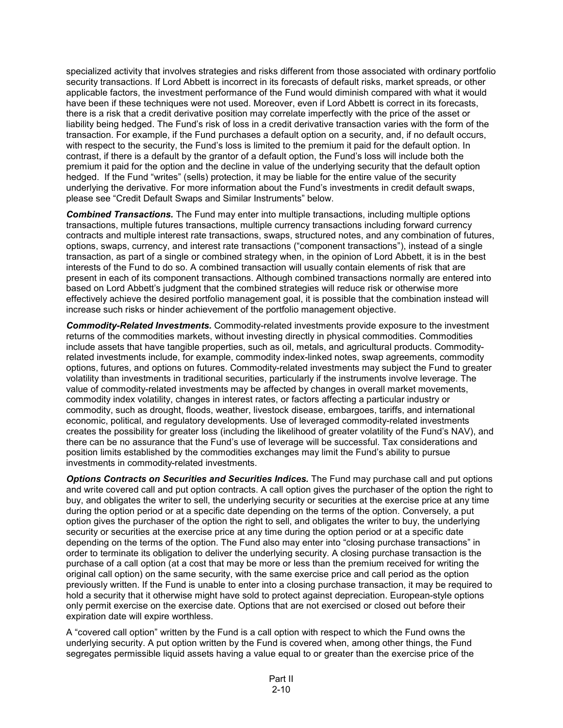specialized activity that involves strategies and risks different from those associated with ordinary portfolio security transactions. If Lord Abbett is incorrect in its forecasts of default risks, market spreads, or other applicable factors, the investment performance of the Fund would diminish compared with what it would have been if these techniques were not used. Moreover, even if Lord Abbett is correct in its forecasts, there is a risk that a credit derivative position may correlate imperfectly with the price of the asset or liability being hedged. The Fund's risk of loss in a credit derivative transaction varies with the form of the transaction. For example, if the Fund purchases a default option on a security, and, if no default occurs, with respect to the security, the Fund's loss is limited to the premium it paid for the default option. In contrast, if there is a default by the grantor of a default option, the Fund's loss will include both the premium it paid for the option and the decline in value of the underlying security that the default option hedged. If the Fund "writes" (sells) protection, it may be liable for the entire value of the security underlying the derivative. For more information about the Fund's investments in credit default swaps, please see "Credit Default Swaps and Similar Instruments" below.

***Combined Transactions.*** The Fund may enter into multiple transactions, including multiple options transactions, multiple futures transactions, multiple currency transactions including forward currency contracts and multiple interest rate transactions, swaps, structured notes, and any combination of futures, options, swaps, currency, and interest rate transactions ("component transactions"), instead of a single transaction, as part of a single or combined strategy when, in the opinion of Lord Abbett, it is in the best interests of the Fund to do so. A combined transaction will usually contain elements of risk that are present in each of its component transactions. Although combined transactions normally are entered into based on Lord Abbett's judgment that the combined strategies will reduce risk or otherwise more effectively achieve the desired portfolio management goal, it is possible that the combination instead will increase such risks or hinder achievement of the portfolio management objective.

***Commodity-Related Investments.*** Commodity-related investments provide exposure to the investment returns of the commodities markets, without investing directly in physical commodities. Commodities include assets that have tangible properties, such as oil, metals, and agricultural products. Commodity-related investments include, for example, commodity index-linked notes, swap agreements, commodity options, futures, and options on futures. Commodity-related investments may subject the Fund to greater volatility than investments in traditional securities, particularly if the instruments involve leverage. The value of commodity-related investments may be affected by changes in overall market movements, commodity index volatility, changes in interest rates, or factors affecting a particular industry or commodity, such as drought, floods, weather, livestock disease, embargoes, tariffs, and international economic, political, and regulatory developments. Use of leveraged commodity-related investments creates the possibility for greater loss (including the likelihood of greater volatility of the Fund's NAV), and there can be no assurance that the Fund's use of leverage will be successful. Tax considerations and position limits established by the commodities exchanges may limit the Fund's ability to pursue investments in commodity-related investments.

***Options Contracts on Securities and Securities Indices.*** The Fund may purchase call and put options and write covered call and put option contracts. A call option gives the purchaser of the option the right to buy, and obligates the writer to sell, the underlying security or securities at the exercise price at any time during the option period or at a specific date depending on the terms of the option. Conversely, a put option gives the purchaser of the option the right to sell, and obligates the writer to buy, the underlying security or securities at the exercise price at any time during the option period or at a specific date depending on the terms of the option. The Fund also may enter into "closing purchase transactions" in order to terminate its obligation to deliver the underlying security. A closing purchase transaction is the purchase of a call option (at a cost that may be more or less than the premium received for writing the original call option) on the same security, with the same exercise price and call period as the option previously written. If the Fund is unable to enter into a closing purchase transaction, it may be required to hold a security that it otherwise might have sold to protect against depreciation. European-style options only permit exercise on the exercise date. Options that are not exercised or closed out before their expiration date will expire worthless.

A "covered call option" written by the Fund is a call option with respect to which the Fund owns the underlying security. A put option written by the Fund is covered when, among other things, the Fund segregates permissible liquid assets having a value equal to or greater than the exercise price of the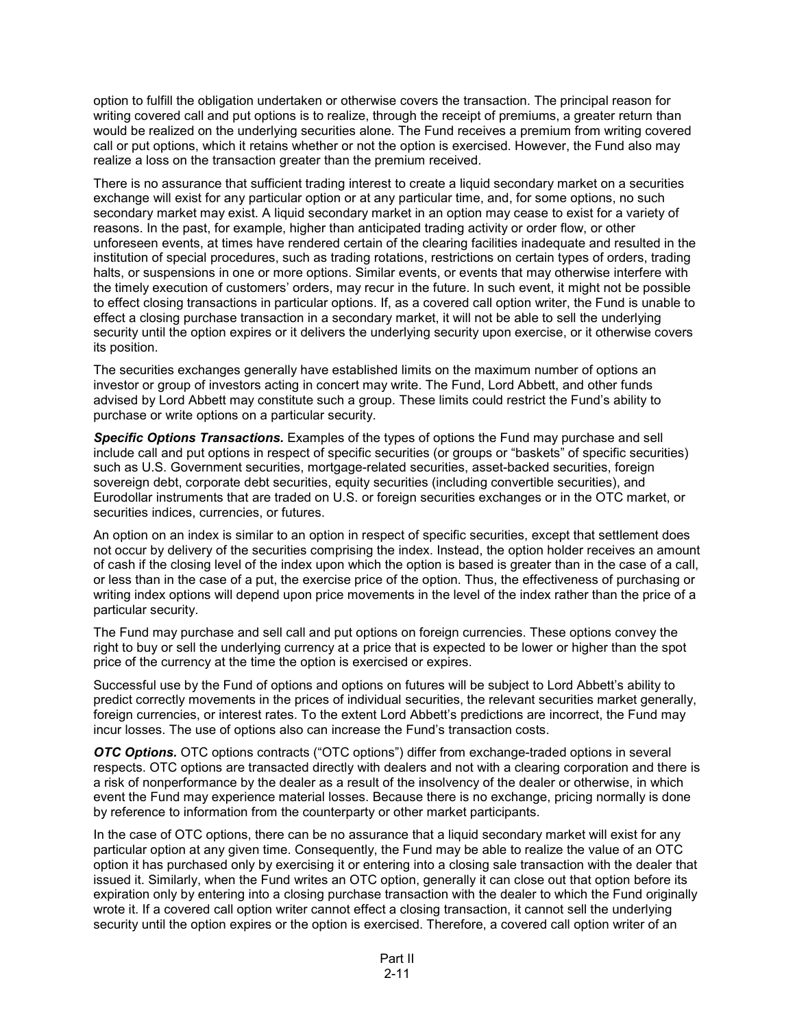option to fulfill the obligation undertaken or otherwise covers the transaction. The principal reason for writing covered call and put options is to realize, through the receipt of premiums, a greater return than would be realized on the underlying securities alone. The Fund receives a premium from writing covered call or put options, which it retains whether or not the option is exercised. However, the Fund also may realize a loss on the transaction greater than the premium received.

There is no assurance that sufficient trading interest to create a liquid secondary market on a securities exchange will exist for any particular option or at any particular time, and, for some options, no such secondary market may exist. A liquid secondary market in an option may cease to exist for a variety of reasons. In the past, for example, higher than anticipated trading activity or order flow, or other unforeseen events, at times have rendered certain of the clearing facilities inadequate and resulted in the institution of special procedures, such as trading rotations, restrictions on certain types of orders, trading halts, or suspensions in one or more options. Similar events, or events that may otherwise interfere with the timely execution of customers' orders, may recur in the future. In such event, it might not be possible to effect closing transactions in particular options. If, as a covered call option writer, the Fund is unable to effect a closing purchase transaction in a secondary market, it will not be able to sell the underlying security until the option expires or it delivers the underlying security upon exercise, or it otherwise covers its position.

The securities exchanges generally have established limits on the maximum number of options an investor or group of investors acting in concert may write. The Fund, Lord Abbett, and other funds advised by Lord Abbett may constitute such a group. These limits could restrict the Fund's ability to purchase or write options on a particular security.

***Specific Options Transactions.*** Examples of the types of options the Fund may purchase and sell include call and put options in respect of specific securities (or groups or "baskets" of specific securities) such as U.S. Government securities, mortgage-related securities, asset-backed securities, foreign sovereign debt, corporate debt securities, equity securities (including convertible securities), and Eurodollar instruments that are traded on U.S. or foreign securities exchanges or in the OTC market, or securities indices, currencies, or futures.

An option on an index is similar to an option in respect of specific securities, except that settlement does not occur by delivery of the securities comprising the index. Instead, the option holder receives an amount of cash if the closing level of the index upon which the option is based is greater than in the case of a call, or less than in the case of a put, the exercise price of the option. Thus, the effectiveness of purchasing or writing index options will depend upon price movements in the level of the index rather than the price of a particular security.

The Fund may purchase and sell call and put options on foreign currencies. These options convey the right to buy or sell the underlying currency at a price that is expected to be lower or higher than the spot price of the currency at the time the option is exercised or expires.

Successful use by the Fund of options and options on futures will be subject to Lord Abbett's ability to predict correctly movements in the prices of individual securities, the relevant securities market generally, foreign currencies, or interest rates. To the extent Lord Abbett's predictions are incorrect, the Fund may incur losses. The use of options also can increase the Fund's transaction costs.

***OTC Options.*** OTC options contracts ("OTC options") differ from exchange-traded options in several respects. OTC options are transacted directly with dealers and not with a clearing corporation and there is a risk of nonperformance by the dealer as a result of the insolvency of the dealer or otherwise, in which event the Fund may experience material losses. Because there is no exchange, pricing normally is done by reference to information from the counterparty or other market participants.

In the case of OTC options, there can be no assurance that a liquid secondary market will exist for any particular option at any given time. Consequently, the Fund may be able to realize the value of an OTC option it has purchased only by exercising it or entering into a closing sale transaction with the dealer that issued it. Similarly, when the Fund writes an OTC option, generally it can close out that option before its expiration only by entering into a closing purchase transaction with the dealer to which the Fund originally wrote it. If a covered call option writer cannot effect a closing transaction, it cannot sell the underlying security until the option expires or the option is exercised. Therefore, a covered call option writer of an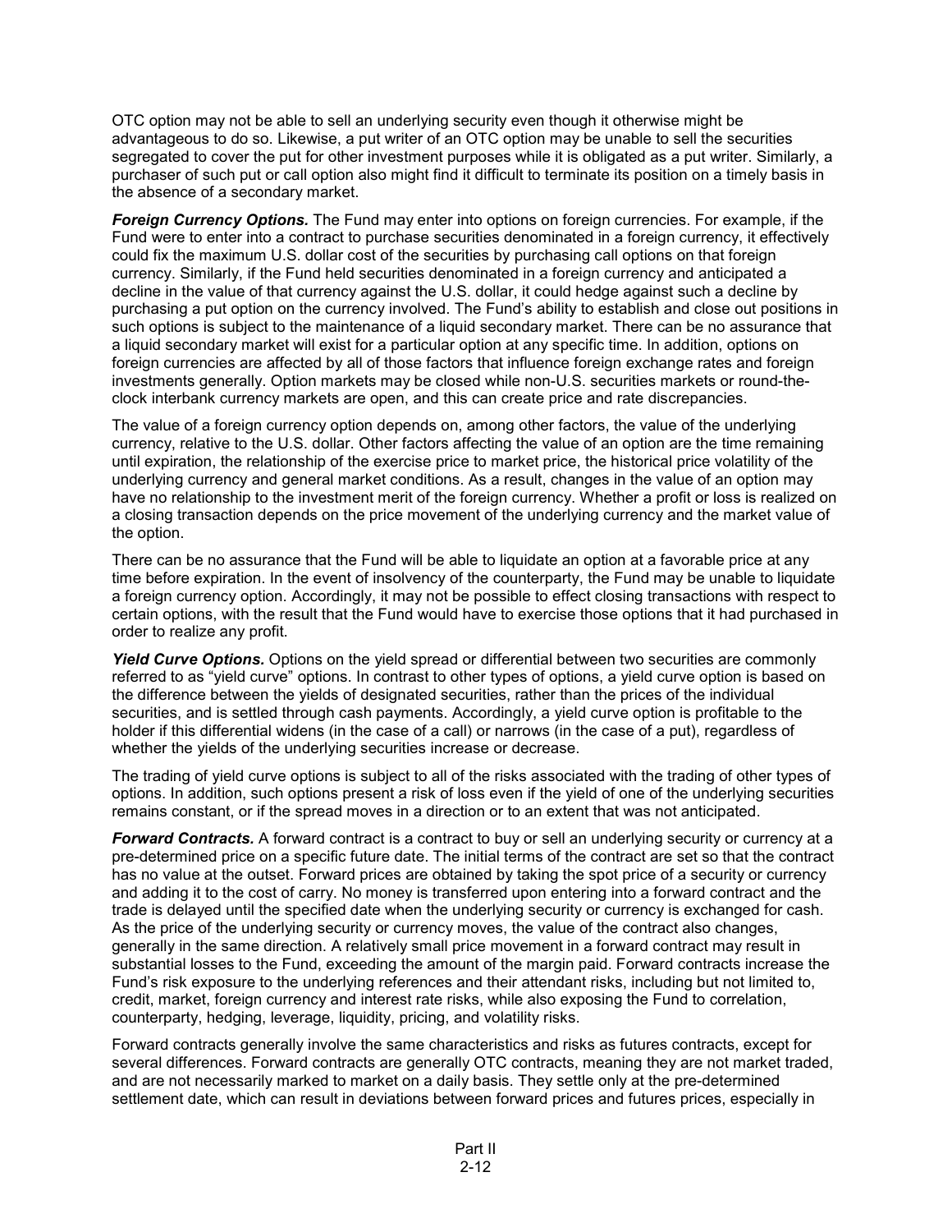OTC option may not be able to sell an underlying security even though it otherwise might be advantageous to do so. Likewise, a put writer of an OTC option may be unable to sell the securities segregated to cover the put for other investment purposes while it is obligated as a put writer. Similarly, a purchaser of such put or call option also might find it difficult to terminate its position on a timely basis in the absence of a secondary market.

***Foreign Currency Options.*** The Fund may enter into options on foreign currencies. For example, if the Fund were to enter into a contract to purchase securities denominated in a foreign currency, it effectively could fix the maximum U.S. dollar cost of the securities by purchasing call options on that foreign currency. Similarly, if the Fund held securities denominated in a foreign currency and anticipated a decline in the value of that currency against the U.S. dollar, it could hedge against such a decline by purchasing a put option on the currency involved. The Fund's ability to establish and close out positions in such options is subject to the maintenance of a liquid secondary market. There can be no assurance that a liquid secondary market will exist for a particular option at any specific time. In addition, options on foreign currencies are affected by all of those factors that influence foreign exchange rates and foreign investments generally. Option markets may be closed while non-U.S. securities markets or round-the-clock interbank currency markets are open, and this can create price and rate discrepancies.

The value of a foreign currency option depends on, among other factors, the value of the underlying currency, relative to the U.S. dollar. Other factors affecting the value of an option are the time remaining until expiration, the relationship of the exercise price to market price, the historical price volatility of the underlying currency and general market conditions. As a result, changes in the value of an option may have no relationship to the investment merit of the foreign currency. Whether a profit or loss is realized on a closing transaction depends on the price movement of the underlying currency and the market value of the option.

There can be no assurance that the Fund will be able to liquidate an option at a favorable price at any time before expiration. In the event of insolvency of the counterparty, the Fund may be unable to liquidate a foreign currency option. Accordingly, it may not be possible to effect closing transactions with respect to certain options, with the result that the Fund would have to exercise those options that it had purchased in order to realize any profit.

***Yield Curve Options.*** Options on the yield spread or differential between two securities are commonly referred to as "yield curve" options. In contrast to other types of options, a yield curve option is based on the difference between the yields of designated securities, rather than the prices of the individual securities, and is settled through cash payments. Accordingly, a yield curve option is profitable to the holder if this differential widens (in the case of a call) or narrows (in the case of a put), regardless of whether the yields of the underlying securities increase or decrease.

The trading of yield curve options is subject to all of the risks associated with the trading of other types of options. In addition, such options present a risk of loss even if the yield of one of the underlying securities remains constant, or if the spread moves in a direction or to an extent that was not anticipated.

***Forward Contracts.*** A forward contract is a contract to buy or sell an underlying security or currency at a pre-determined price on a specific future date. The initial terms of the contract are set so that the contract has no value at the outset. Forward prices are obtained by taking the spot price of a security or currency and adding it to the cost of carry. No money is transferred upon entering into a forward contract and the trade is delayed until the specified date when the underlying security or currency is exchanged for cash. As the price of the underlying security or currency moves, the value of the contract also changes, generally in the same direction. A relatively small price movement in a forward contract may result in substantial losses to the Fund, exceeding the amount of the margin paid. Forward contracts increase the Fund's risk exposure to the underlying references and their attendant risks, including but not limited to, credit, market, foreign currency and interest rate risks, while also exposing the Fund to correlation, counterparty, hedging, leverage, liquidity, pricing, and volatility risks.

Forward contracts generally involve the same characteristics and risks as futures contracts, except for several differences. Forward contracts are generally OTC contracts, meaning they are not market traded, and are not necessarily marked to market on a daily basis. They settle only at the pre-determined settlement date, which can result in deviations between forward prices and futures prices, especially in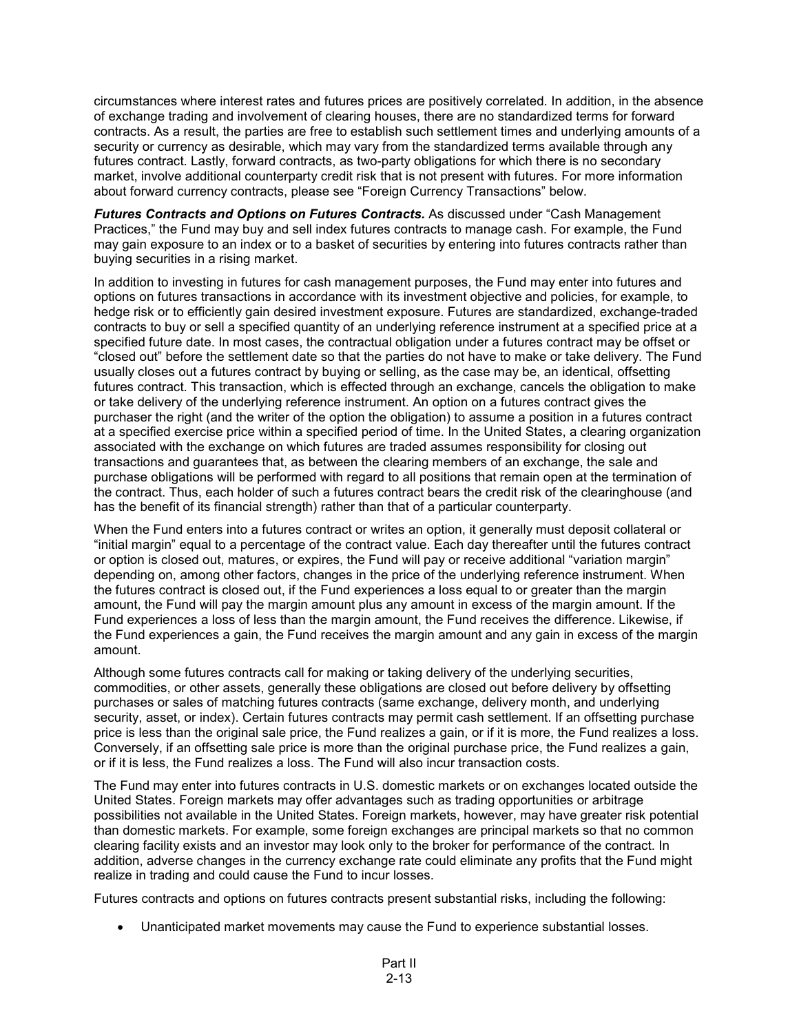circumstances where interest rates and futures prices are positively correlated. In addition, in the absence of exchange trading and involvement of clearing houses, there are no standardized terms for forward contracts. As a result, the parties are free to establish such settlement times and underlying amounts of a security or currency as desirable, which may vary from the standardized terms available through any futures contract. Lastly, forward contracts, as two-party obligations for which there is no secondary market, involve additional counterparty credit risk that is not present with futures. For more information about forward currency contracts, please see "Foreign Currency Transactions" below.

***Futures Contracts and Options on Futures Contracts.*** As discussed under "Cash Management Practices," the Fund may buy and sell index futures contracts to manage cash. For example, the Fund may gain exposure to an index or to a basket of securities by entering into futures contracts rather than buying securities in a rising market.

In addition to investing in futures for cash management purposes, the Fund may enter into futures and options on futures transactions in accordance with its investment objective and policies, for example, to hedge risk or to efficiently gain desired investment exposure. Futures are standardized, exchange-traded contracts to buy or sell a specified quantity of an underlying reference instrument at a specified price at a specified future date. In most cases, the contractual obligation under a futures contract may be offset or "closed out" before the settlement date so that the parties do not have to make or take delivery. The Fund usually closes out a futures contract by buying or selling, as the case may be, an identical, offsetting futures contract. This transaction, which is effected through an exchange, cancels the obligation to make or take delivery of the underlying reference instrument. An option on a futures contract gives the purchaser the right (and the writer of the option the obligation) to assume a position in a futures contract at a specified exercise price within a specified period of time. In the United States, a clearing organization associated with the exchange on which futures are traded assumes responsibility for closing out transactions and guarantees that, as between the clearing members of an exchange, the sale and purchase obligations will be performed with regard to all positions that remain open at the termination of the contract. Thus, each holder of such a futures contract bears the credit risk of the clearinghouse (and has the benefit of its financial strength) rather than that of a particular counterparty.

When the Fund enters into a futures contract or writes an option, it generally must deposit collateral or "initial margin" equal to a percentage of the contract value. Each day thereafter until the futures contract or option is closed out, matures, or expires, the Fund will pay or receive additional "variation margin" depending on, among other factors, changes in the price of the underlying reference instrument. When the futures contract is closed out, if the Fund experiences a loss equal to or greater than the margin amount, the Fund will pay the margin amount plus any amount in excess of the margin amount. If the Fund experiences a loss of less than the margin amount, the Fund receives the difference. Likewise, if the Fund experiences a gain, the Fund receives the margin amount and any gain in excess of the margin amount.

Although some futures contracts call for making or taking delivery of the underlying securities, commodities, or other assets, generally these obligations are closed out before delivery by offsetting purchases or sales of matching futures contracts (same exchange, delivery month, and underlying security, asset, or index). Certain futures contracts may permit cash settlement. If an offsetting purchase price is less than the original sale price, the Fund realizes a gain, or if it is more, the Fund realizes a loss. Conversely, if an offsetting sale price is more than the original purchase price, the Fund realizes a gain, or if it is less, the Fund realizes a loss. The Fund will also incur transaction costs.

The Fund may enter into futures contracts in U.S. domestic markets or on exchanges located outside the United States. Foreign markets may offer advantages such as trading opportunities or arbitrage possibilities not available in the United States. Foreign markets, however, may have greater risk potential than domestic markets. For example, some foreign exchanges are principal markets so that no common clearing facility exists and an investor may look only to the broker for performance of the contract. In addition, adverse changes in the currency exchange rate could eliminate any profits that the Fund might realize in trading and could cause the Fund to incur losses.

Futures contracts and options on futures contracts present substantial risks, including the following:

- Unanticipated market movements may cause the Fund to experience substantial losses.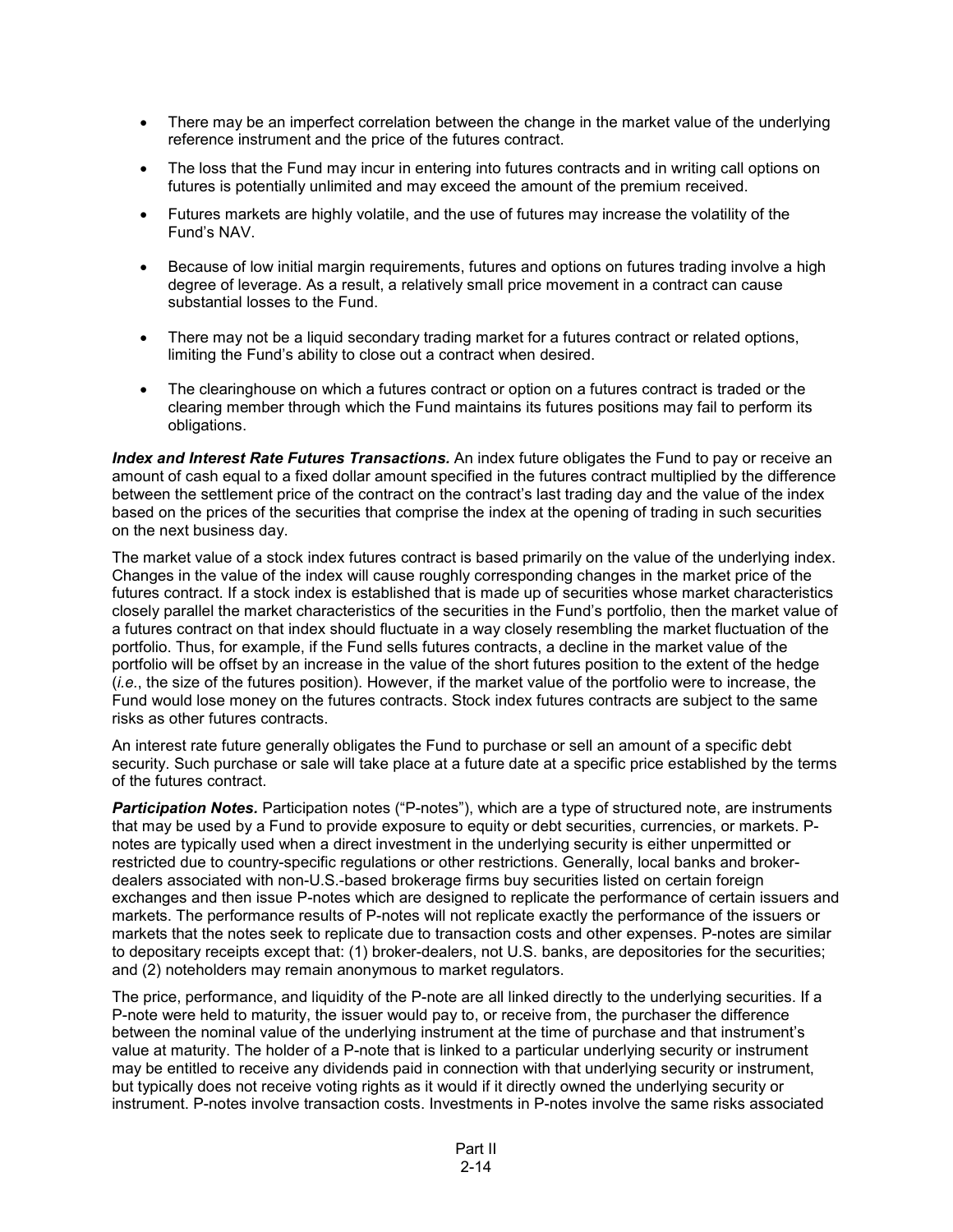- There may be an imperfect correlation between the change in the market value of the underlying reference instrument and the price of the futures contract.
- The loss that the Fund may incur in entering into futures contracts and in writing call options on futures is potentially unlimited and may exceed the amount of the premium received.
- Futures markets are highly volatile, and the use of futures may increase the volatility of the Fund's NAV.
- Because of low initial margin requirements, futures and options on futures trading involve a high degree of leverage. As a result, a relatively small price movement in a contract can cause substantial losses to the Fund.
- There may not be a liquid secondary trading market for a futures contract or related options, limiting the Fund's ability to close out a contract when desired.
- The clearinghouse on which a futures contract or option on a futures contract is traded or the clearing member through which the Fund maintains its futures positions may fail to perform its obligations.

***Index and Interest Rate Futures Transactions.*** An index future obligates the Fund to pay or receive an amount of cash equal to a fixed dollar amount specified in the futures contract multiplied by the difference between the settlement price of the contract on the contract's last trading day and the value of the index based on the prices of the securities that comprise the index at the opening of trading in such securities on the next business day.

The market value of a stock index futures contract is based primarily on the value of the underlying index. Changes in the value of the index will cause roughly corresponding changes in the market price of the futures contract. If a stock index is established that is made up of securities whose market characteristics closely parallel the market characteristics of the securities in the Fund's portfolio, then the market value of a futures contract on that index should fluctuate in a way closely resembling the market fluctuation of the portfolio. Thus, for example, if the Fund sells futures contracts, a decline in the market value of the portfolio will be offset by an increase in the value of the short futures position to the extent of the hedge (*i.e.*, the size of the futures position). However, if the market value of the portfolio were to increase, the Fund would lose money on the futures contracts. Stock index futures contracts are subject to the same risks as other futures contracts.

An interest rate future generally obligates the Fund to purchase or sell an amount of a specific debt security. Such purchase or sale will take place at a future date at a specific price established by the terms of the futures contract.

***Participation Notes.*** Participation notes ("P-notes"), which are a type of structured note, are instruments that may be used by a Fund to provide exposure to equity or debt securities, currencies, or markets. P-notes are typically used when a direct investment in the underlying security is either unpermitted or restricted due to country-specific regulations or other restrictions. Generally, local banks and broker-dealers associated with non-U.S.-based brokerage firms buy securities listed on certain foreign exchanges and then issue P-notes which are designed to replicate the performance of certain issuers and markets. The performance results of P-notes will not replicate exactly the performance of the issuers or markets that the notes seek to replicate due to transaction costs and other expenses. P-notes are similar to depositary receipts except that: (1) broker-dealers, not U.S. banks, are depositories for the securities; and (2) noteholders may remain anonymous to market regulators.

The price, performance, and liquidity of the P-note are all linked directly to the underlying securities. If a P-note were held to maturity, the issuer would pay to, or receive from, the purchaser the difference between the nominal value of the underlying instrument at the time of purchase and that instrument's value at maturity. The holder of a P-note that is linked to a particular underlying security or instrument may be entitled to receive any dividends paid in connection with that underlying security or instrument, but typically does not receive voting rights as it would if it directly owned the underlying security or instrument. P-notes involve transaction costs. Investments in P-notes involve the same risks associated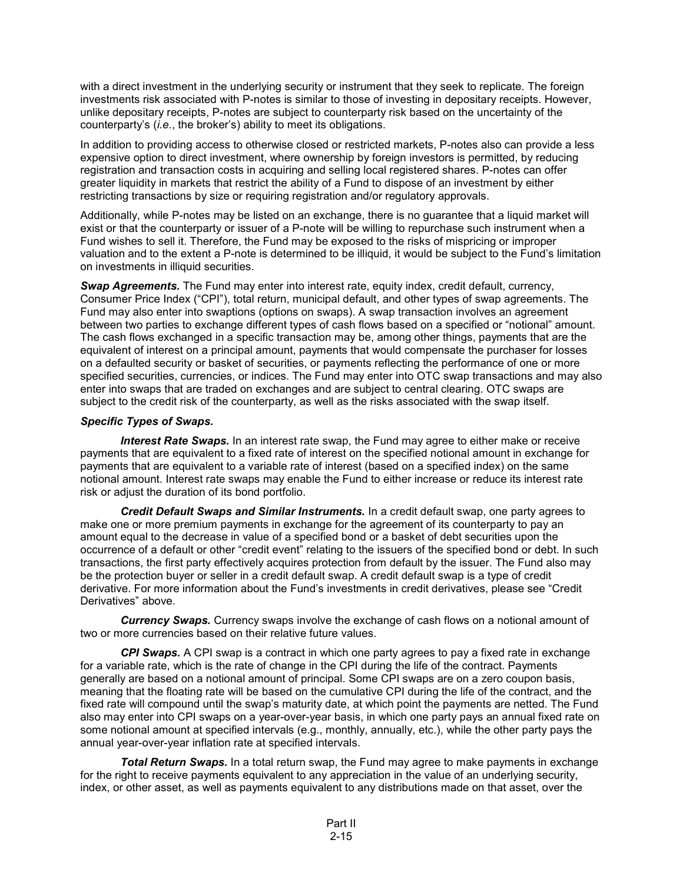with a direct investment in the underlying security or instrument that they seek to replicate. The foreign investments risk associated with P-notes is similar to those of investing in depositary receipts. However, unlike depositary receipts, P-notes are subject to counterparty risk based on the uncertainty of the counterparty's (*i.e.*, the broker's) ability to meet its obligations.

In addition to providing access to otherwise closed or restricted markets, P-notes also can provide a less expensive option to direct investment, where ownership by foreign investors is permitted, by reducing registration and transaction costs in acquiring and selling local registered shares. P-notes can offer greater liquidity in markets that restrict the ability of a Fund to dispose of an investment by either restricting transactions by size or requiring registration and/or regulatory approvals.

Additionally, while P-notes may be listed on an exchange, there is no guarantee that a liquid market will exist or that the counterparty or issuer of a P-note will be willing to repurchase such instrument when a Fund wishes to sell it. Therefore, the Fund may be exposed to the risks of mispricing or improper valuation and to the extent a P-note is determined to be illiquid, it would be subject to the Fund's limitation on investments in illiquid securities.

***Swap Agreements.*** The Fund may enter into interest rate, equity index, credit default, currency, Consumer Price Index ("CPI"), total return, municipal default, and other types of swap agreements. The Fund may also enter into swaptions (options on swaps). A swap transaction involves an agreement between two parties to exchange different types of cash flows based on a specified or "notional" amount. The cash flows exchanged in a specific transaction may be, among other things, payments that are the equivalent of interest on a principal amount, payments that would compensate the purchaser for losses on a defaulted security or basket of securities, or payments reflecting the performance of one or more specified securities, currencies, or indices. The Fund may enter into OTC swap transactions and may also enter into swaps that are traded on exchanges and are subject to central clearing. OTC swaps are subject to the credit risk of the counterparty, as well as the risks associated with the swap itself.

***Specific Types of Swaps.***

***Interest Rate Swaps.*** In an interest rate swap, the Fund may agree to either make or receive payments that are equivalent to a fixed rate of interest on the specified notional amount in exchange for payments that are equivalent to a variable rate of interest (based on a specified index) on the same notional amount. Interest rate swaps may enable the Fund to either increase or reduce its interest rate risk or adjust the duration of its bond portfolio.

***Credit Default Swaps and Similar Instruments.*** In a credit default swap, one party agrees to make one or more premium payments in exchange for the agreement of its counterparty to pay an amount equal to the decrease in value of a specified bond or a basket of debt securities upon the occurrence of a default or other "credit event" relating to the issuers of the specified bond or debt. In such transactions, the first party effectively acquires protection from default by the issuer. The Fund also may be the protection buyer or seller in a credit default swap. A credit default swap is a type of credit derivative. For more information about the Fund's investments in credit derivatives, please see "Credit Derivatives" above.

***Currency Swaps.*** Currency swaps involve the exchange of cash flows on a notional amount of two or more currencies based on their relative future values.

***CPI Swaps.*** A CPI swap is a contract in which one party agrees to pay a fixed rate in exchange for a variable rate, which is the rate of change in the CPI during the life of the contract. Payments generally are based on a notional amount of principal. Some CPI swaps are on a zero coupon basis, meaning that the floating rate will be based on the cumulative CPI during the life of the contract, and the fixed rate will compound until the swap's maturity date, at which point the payments are netted. The Fund also may enter into CPI swaps on a year-over-year basis, in which one party pays an annual fixed rate on some notional amount at specified intervals (e.g., monthly, annually, etc.), while the other party pays the annual year-over-year inflation rate at specified intervals.

***Total Return Swaps.*** In a total return swap, the Fund may agree to make payments in exchange for the right to receive payments equivalent to any appreciation in the value of an underlying security, index, or other asset, as well as payments equivalent to any distributions made on that asset, over the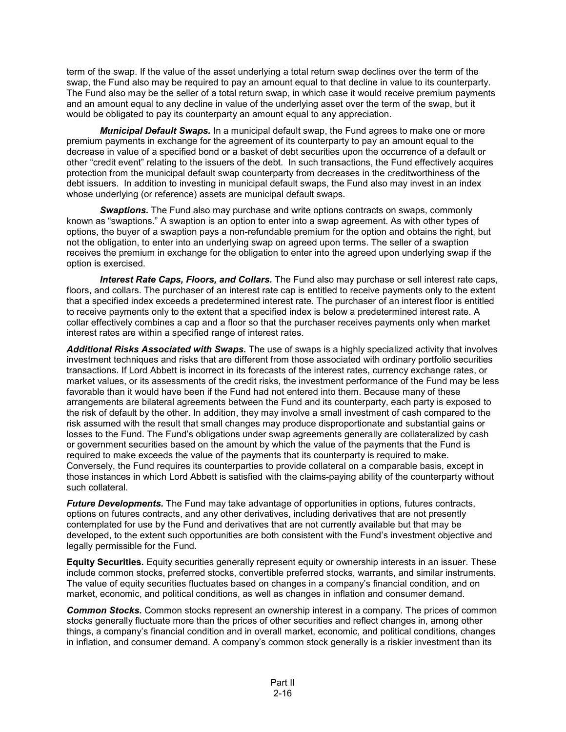term of the swap. If the value of the asset underlying a total return swap declines over the term of the swap, the Fund also may be required to pay an amount equal to that decline in value to its counterparty. The Fund also may be the seller of a total return swap, in which case it would receive premium payments and an amount equal to any decline in value of the underlying asset over the term of the swap, but it would be obligated to pay its counterparty an amount equal to any appreciation.

***Municipal Default Swaps.*** In a municipal default swap, the Fund agrees to make one or more premium payments in exchange for the agreement of its counterparty to pay an amount equal to the decrease in value of a specified bond or a basket of debt securities upon the occurrence of a default or other "credit event" relating to the issuers of the debt. In such transactions, the Fund effectively acquires protection from the municipal default swap counterparty from decreases in the creditworthiness of the debt issuers. In addition to investing in municipal default swaps, the Fund also may invest in an index whose underlying (or reference) assets are municipal default swaps.

***Swaptions.*** The Fund also may purchase and write options contracts on swaps, commonly known as "swaptions." A swaption is an option to enter into a swap agreement. As with other types of options, the buyer of a swaption pays a non-refundable premium for the option and obtains the right, but not the obligation, to enter into an underlying swap on agreed upon terms. The seller of a swaption receives the premium in exchange for the obligation to enter into the agreed upon underlying swap if the option is exercised.

***Interest Rate Caps, Floors, and Collars.*** The Fund also may purchase or sell interest rate caps, floors, and collars. The purchaser of an interest rate cap is entitled to receive payments only to the extent that a specified index exceeds a predetermined interest rate. The purchaser of an interest floor is entitled to receive payments only to the extent that a specified index is below a predetermined interest rate. A collar effectively combines a cap and a floor so that the purchaser receives payments only when market interest rates are within a specified range of interest rates.

***Additional Risks Associated with Swaps.*** The use of swaps is a highly specialized activity that involves investment techniques and risks that are different from those associated with ordinary portfolio securities transactions. If Lord Abbett is incorrect in its forecasts of the interest rates, currency exchange rates, or market values, or its assessments of the credit risks, the investment performance of the Fund may be less favorable than it would have been if the Fund had not entered into them. Because many of these arrangements are bilateral agreements between the Fund and its counterparty, each party is exposed to the risk of default by the other. In addition, they may involve a small investment of cash compared to the risk assumed with the result that small changes may produce disproportionate and substantial gains or losses to the Fund. The Fund's obligations under swap agreements generally are collateralized by cash or government securities based on the amount by which the value of the payments that the Fund is required to make exceeds the value of the payments that its counterparty is required to make. Conversely, the Fund requires its counterparties to provide collateral on a comparable basis, except in those instances in which Lord Abbett is satisfied with the claims-paying ability of the counterparty without such collateral.

***Future Developments.*** The Fund may take advantage of opportunities in options, futures contracts, options on futures contracts, and any other derivatives, including derivatives that are not presently contemplated for use by the Fund and derivatives that are not currently available but that may be developed, to the extent such opportunities are both consistent with the Fund's investment objective and legally permissible for the Fund.

**Equity Securities.** Equity securities generally represent equity or ownership interests in an issuer. These include common stocks, preferred stocks, convertible preferred stocks, warrants, and similar instruments. The value of equity securities fluctuates based on changes in a company's financial condition, and on market, economic, and political conditions, as well as changes in inflation and consumer demand.

***Common Stocks.*** Common stocks represent an ownership interest in a company. The prices of common stocks generally fluctuate more than the prices of other securities and reflect changes in, among other things, a company's financial condition and in overall market, economic, and political conditions, changes in inflation, and consumer demand. A company's common stock generally is a riskier investment than its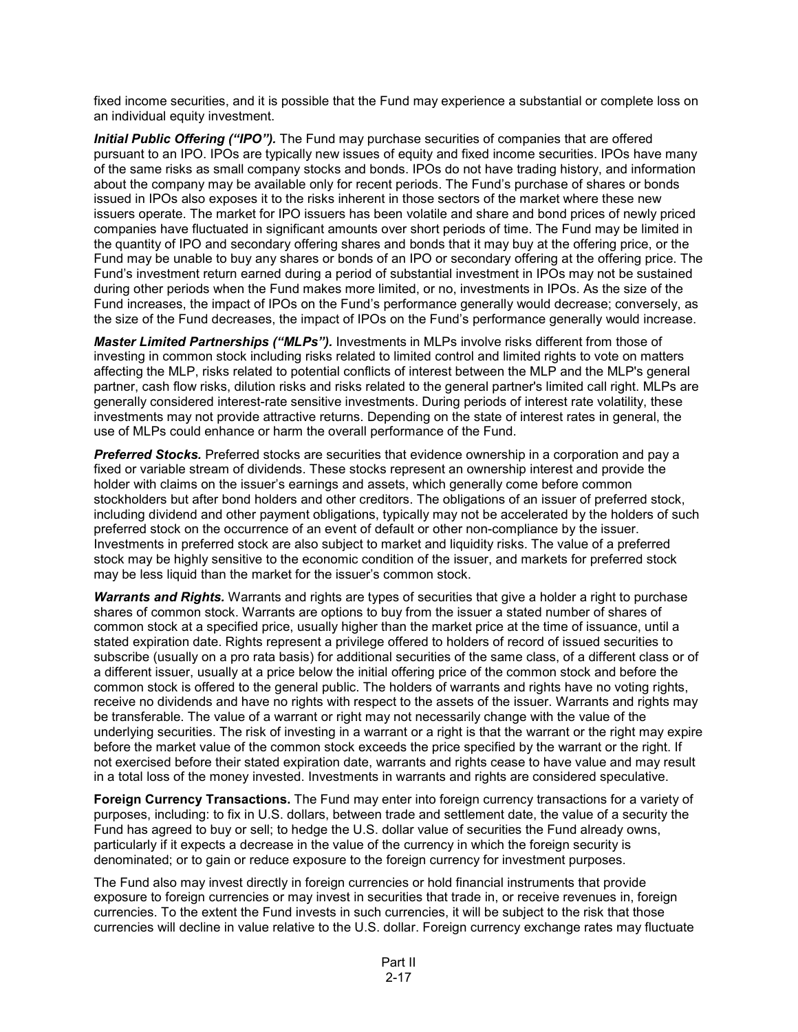fixed income securities, and it is possible that the Fund may experience a substantial or complete loss on an individual equity investment.

***Initial Public Offering ("IPO").*** The Fund may purchase securities of companies that are offered pursuant to an IPO. IPOs are typically new issues of equity and fixed income securities. IPOs have many of the same risks as small company stocks and bonds. IPOs do not have trading history, and information about the company may be available only for recent periods. The Fund's purchase of shares or bonds issued in IPOs also exposes it to the risks inherent in those sectors of the market where these new issuers operate. The market for IPO issuers has been volatile and share and bond prices of newly priced companies have fluctuated in significant amounts over short periods of time. The Fund may be limited in the quantity of IPO and secondary offering shares and bonds that it may buy at the offering price, or the Fund may be unable to buy any shares or bonds of an IPO or secondary offering at the offering price. The Fund's investment return earned during a period of substantial investment in IPOs may not be sustained during other periods when the Fund makes more limited, or no, investments in IPOs. As the size of the Fund increases, the impact of IPOs on the Fund's performance generally would decrease; conversely, as the size of the Fund decreases, the impact of IPOs on the Fund's performance generally would increase.

***Master Limited Partnerships ("MLPs").*** Investments in MLPs involve risks different from those of investing in common stock including risks related to limited control and limited rights to vote on matters affecting the MLP, risks related to potential conflicts of interest between the MLP and the MLP's general partner, cash flow risks, dilution risks and risks related to the general partner's limited call right. MLPs are generally considered interest-rate sensitive investments. During periods of interest rate volatility, these investments may not provide attractive returns. Depending on the state of interest rates in general, the use of MLPs could enhance or harm the overall performance of the Fund.

***Preferred Stocks.*** Preferred stocks are securities that evidence ownership in a corporation and pay a fixed or variable stream of dividends. These stocks represent an ownership interest and provide the holder with claims on the issuer's earnings and assets, which generally come before common stockholders but after bond holders and other creditors. The obligations of an issuer of preferred stock, including dividend and other payment obligations, typically may not be accelerated by the holders of such preferred stock on the occurrence of an event of default or other non-compliance by the issuer. Investments in preferred stock are also subject to market and liquidity risks. The value of a preferred stock may be highly sensitive to the economic condition of the issuer, and markets for preferred stock may be less liquid than the market for the issuer's common stock.

***Warrants and Rights.*** Warrants and rights are types of securities that give a holder a right to purchase shares of common stock. Warrants are options to buy from the issuer a stated number of shares of common stock at a specified price, usually higher than the market price at the time of issuance, until a stated expiration date. Rights represent a privilege offered to holders of record of issued securities to subscribe (usually on a pro rata basis) for additional securities of the same class, of a different class or of a different issuer, usually at a price below the initial offering price of the common stock and before the common stock is offered to the general public. The holders of warrants and rights have no voting rights, receive no dividends and have no rights with respect to the assets of the issuer. Warrants and rights may be transferable. The value of a warrant or right may not necessarily change with the value of the underlying securities. The risk of investing in a warrant or a right is that the warrant or the right may expire before the market value of the common stock exceeds the price specified by the warrant or the right. If not exercised before their stated expiration date, warrants and rights cease to have value and may result in a total loss of the money invested. Investments in warrants and rights are considered speculative.

**Foreign Currency Transactions.** The Fund may enter into foreign currency transactions for a variety of purposes, including: to fix in U.S. dollars, between trade and settlement date, the value of a security the Fund has agreed to buy or sell; to hedge the U.S. dollar value of securities the Fund already owns, particularly if it expects a decrease in the value of the currency in which the foreign security is denominated; or to gain or reduce exposure to the foreign currency for investment purposes.

The Fund also may invest directly in foreign currencies or hold financial instruments that provide exposure to foreign currencies or may invest in securities that trade in, or receive revenues in, foreign currencies. To the extent the Fund invests in such currencies, it will be subject to the risk that those currencies will decline in value relative to the U.S. dollar. Foreign currency exchange rates may fluctuate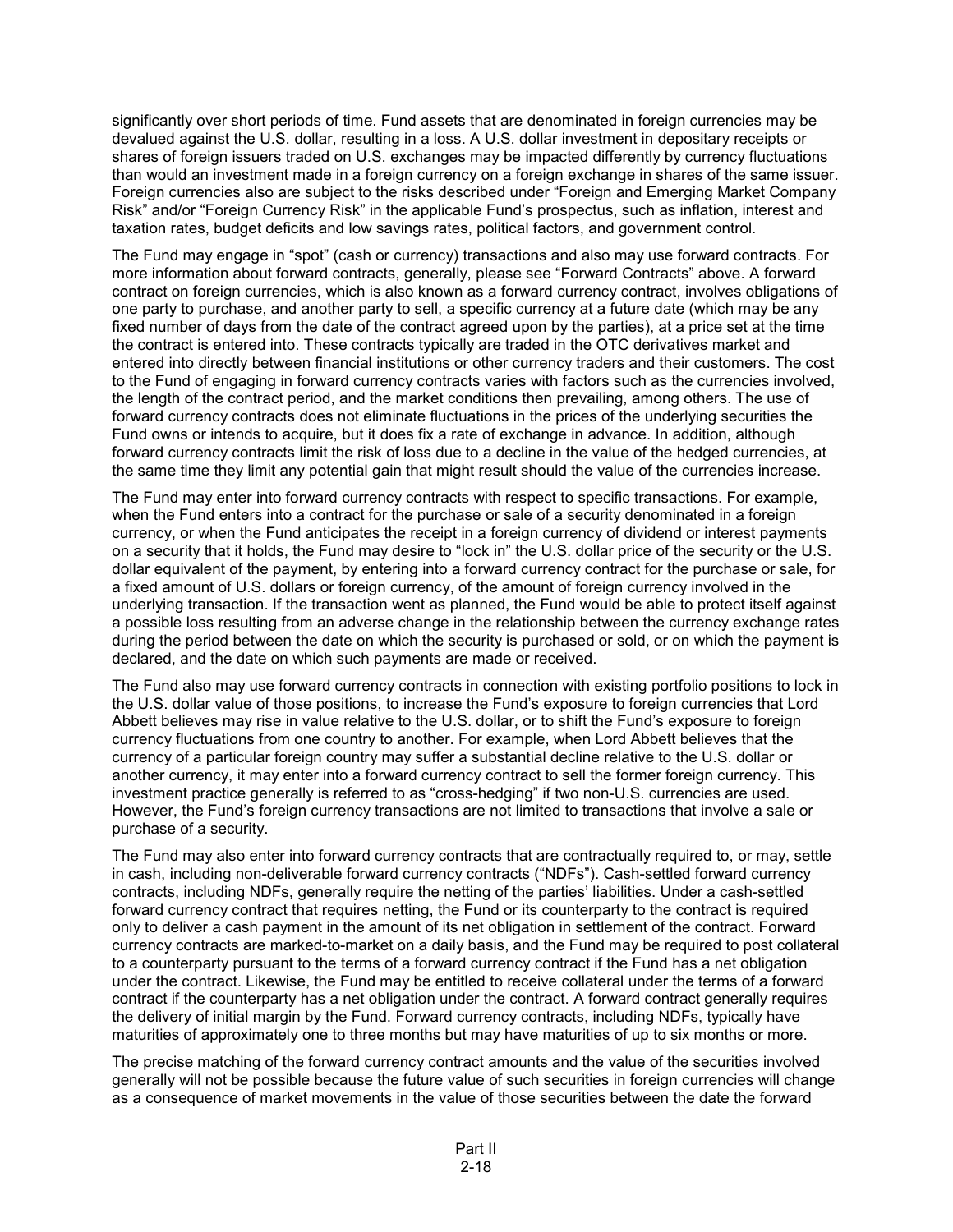significantly over short periods of time. Fund assets that are denominated in foreign currencies may be devalued against the U.S. dollar, resulting in a loss. A U.S. dollar investment in depositary receipts or shares of foreign issuers traded on U.S. exchanges may be impacted differently by currency fluctuations than would an investment made in a foreign currency on a foreign exchange in shares of the same issuer. Foreign currencies also are subject to the risks described under "Foreign and Emerging Market Company Risk" and/or "Foreign Currency Risk" in the applicable Fund's prospectus, such as inflation, interest and taxation rates, budget deficits and low savings rates, political factors, and government control.

The Fund may engage in "spot" (cash or currency) transactions and also may use forward contracts. For more information about forward contracts, generally, please see "Forward Contracts" above. A forward contract on foreign currencies, which is also known as a forward currency contract, involves obligations of one party to purchase, and another party to sell, a specific currency at a future date (which may be any fixed number of days from the date of the contract agreed upon by the parties), at a price set at the time the contract is entered into. These contracts typically are traded in the OTC derivatives market and entered into directly between financial institutions or other currency traders and their customers. The cost to the Fund of engaging in forward currency contracts varies with factors such as the currencies involved, the length of the contract period, and the market conditions then prevailing, among others. The use of forward currency contracts does not eliminate fluctuations in the prices of the underlying securities the Fund owns or intends to acquire, but it does fix a rate of exchange in advance. In addition, although forward currency contracts limit the risk of loss due to a decline in the value of the hedged currencies, at the same time they limit any potential gain that might result should the value of the currencies increase.

The Fund may enter into forward currency contracts with respect to specific transactions. For example, when the Fund enters into a contract for the purchase or sale of a security denominated in a foreign currency, or when the Fund anticipates the receipt in a foreign currency of dividend or interest payments on a security that it holds, the Fund may desire to "lock in" the U.S. dollar price of the security or the U.S. dollar equivalent of the payment, by entering into a forward currency contract for the purchase or sale, for a fixed amount of U.S. dollars or foreign currency, of the amount of foreign currency involved in the underlying transaction. If the transaction went as planned, the Fund would be able to protect itself against a possible loss resulting from an adverse change in the relationship between the currency exchange rates during the period between the date on which the security is purchased or sold, or on which the payment is declared, and the date on which such payments are made or received.

The Fund also may use forward currency contracts in connection with existing portfolio positions to lock in the U.S. dollar value of those positions, to increase the Fund's exposure to foreign currencies that Lord Abbett believes may rise in value relative to the U.S. dollar, or to shift the Fund's exposure to foreign currency fluctuations from one country to another. For example, when Lord Abbett believes that the currency of a particular foreign country may suffer a substantial decline relative to the U.S. dollar or another currency, it may enter into a forward currency contract to sell the former foreign currency. This investment practice generally is referred to as "cross-hedging" if two non-U.S. currencies are used. However, the Fund's foreign currency transactions are not limited to transactions that involve a sale or purchase of a security.

The Fund may also enter into forward currency contracts that are contractually required to, or may, settle in cash, including non-deliverable forward currency contracts ("NDFs"). Cash-settled forward currency contracts, including NDFs, generally require the netting of the parties' liabilities. Under a cash-settled forward currency contract that requires netting, the Fund or its counterparty to the contract is required only to deliver a cash payment in the amount of its net obligation in settlement of the contract. Forward currency contracts are marked-to-market on a daily basis, and the Fund may be required to post collateral to a counterparty pursuant to the terms of a forward currency contract if the Fund has a net obligation under the contract. Likewise, the Fund may be entitled to receive collateral under the terms of a forward contract if the counterparty has a net obligation under the contract. A forward contract generally requires the delivery of initial margin by the Fund. Forward currency contracts, including NDFs, typically have maturities of approximately one to three months but may have maturities of up to six months or more.

The precise matching of the forward currency contract amounts and the value of the securities involved generally will not be possible because the future value of such securities in foreign currencies will change as a consequence of market movements in the value of those securities between the date the forward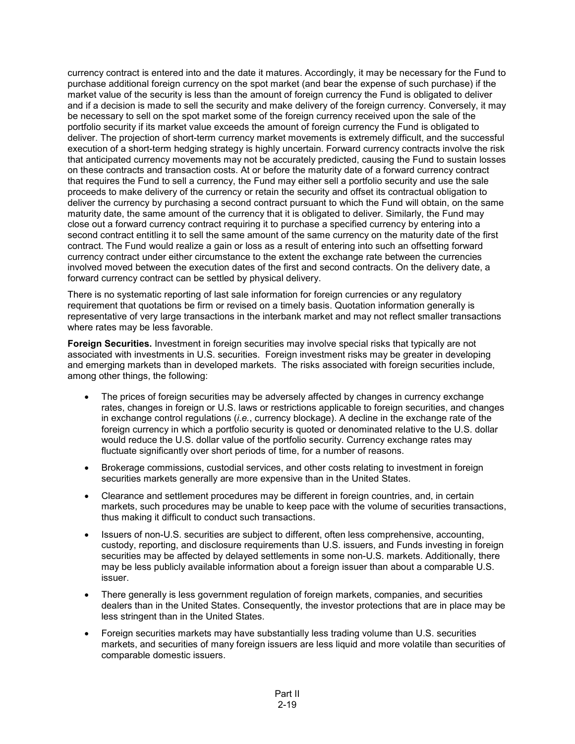currency contract is entered into and the date it matures. Accordingly, it may be necessary for the Fund to purchase additional foreign currency on the spot market (and bear the expense of such purchase) if the market value of the security is less than the amount of foreign currency the Fund is obligated to deliver and if a decision is made to sell the security and make delivery of the foreign currency. Conversely, it may be necessary to sell on the spot market some of the foreign currency received upon the sale of the portfolio security if its market value exceeds the amount of foreign currency the Fund is obligated to deliver. The projection of short-term currency market movements is extremely difficult, and the successful execution of a short-term hedging strategy is highly uncertain. Forward currency contracts involve the risk that anticipated currency movements may not be accurately predicted, causing the Fund to sustain losses on these contracts and transaction costs. At or before the maturity date of a forward currency contract that requires the Fund to sell a currency, the Fund may either sell a portfolio security and use the sale proceeds to make delivery of the currency or retain the security and offset its contractual obligation to deliver the currency by purchasing a second contract pursuant to which the Fund will obtain, on the same maturity date, the same amount of the currency that it is obligated to deliver. Similarly, the Fund may close out a forward currency contract requiring it to purchase a specified currency by entering into a second contract entitling it to sell the same amount of the same currency on the maturity date of the first contract. The Fund would realize a gain or loss as a result of entering into such an offsetting forward currency contract under either circumstance to the extent the exchange rate between the currencies involved moved between the execution dates of the first and second contracts. On the delivery date, a forward currency contract can be settled by physical delivery.

There is no systematic reporting of last sale information for foreign currencies or any regulatory requirement that quotations be firm or revised on a timely basis. Quotation information generally is representative of very large transactions in the interbank market and may not reflect smaller transactions where rates may be less favorable.

**Foreign Securities.** Investment in foreign securities may involve special risks that typically are not associated with investments in U.S. securities. Foreign investment risks may be greater in developing and emerging markets than in developed markets. The risks associated with foreign securities include, among other things, the following:

- The prices of foreign securities may be adversely affected by changes in currency exchange rates, changes in foreign or U.S. laws or restrictions applicable to foreign securities, and changes in exchange control regulations (*i.e.*, currency blockage). A decline in the exchange rate of the foreign currency in which a portfolio security is quoted or denominated relative to the U.S. dollar would reduce the U.S. dollar value of the portfolio security. Currency exchange rates may fluctuate significantly over short periods of time, for a number of reasons.
- Brokerage commissions, custodial services, and other costs relating to investment in foreign securities markets generally are more expensive than in the United States.
- Clearance and settlement procedures may be different in foreign countries, and, in certain markets, such procedures may be unable to keep pace with the volume of securities transactions, thus making it difficult to conduct such transactions.
- Issuers of non-U.S. securities are subject to different, often less comprehensive, accounting, custody, reporting, and disclosure requirements than U.S. issuers, and Funds investing in foreign securities may be affected by delayed settlements in some non-U.S. markets. Additionally, there may be less publicly available information about a foreign issuer than about a comparable U.S. issuer.
- There generally is less government regulation of foreign markets, companies, and securities dealers than in the United States. Consequently, the investor protections that are in place may be less stringent than in the United States.
- Foreign securities markets may have substantially less trading volume than U.S. securities markets, and securities of many foreign issuers are less liquid and more volatile than securities of comparable domestic issuers.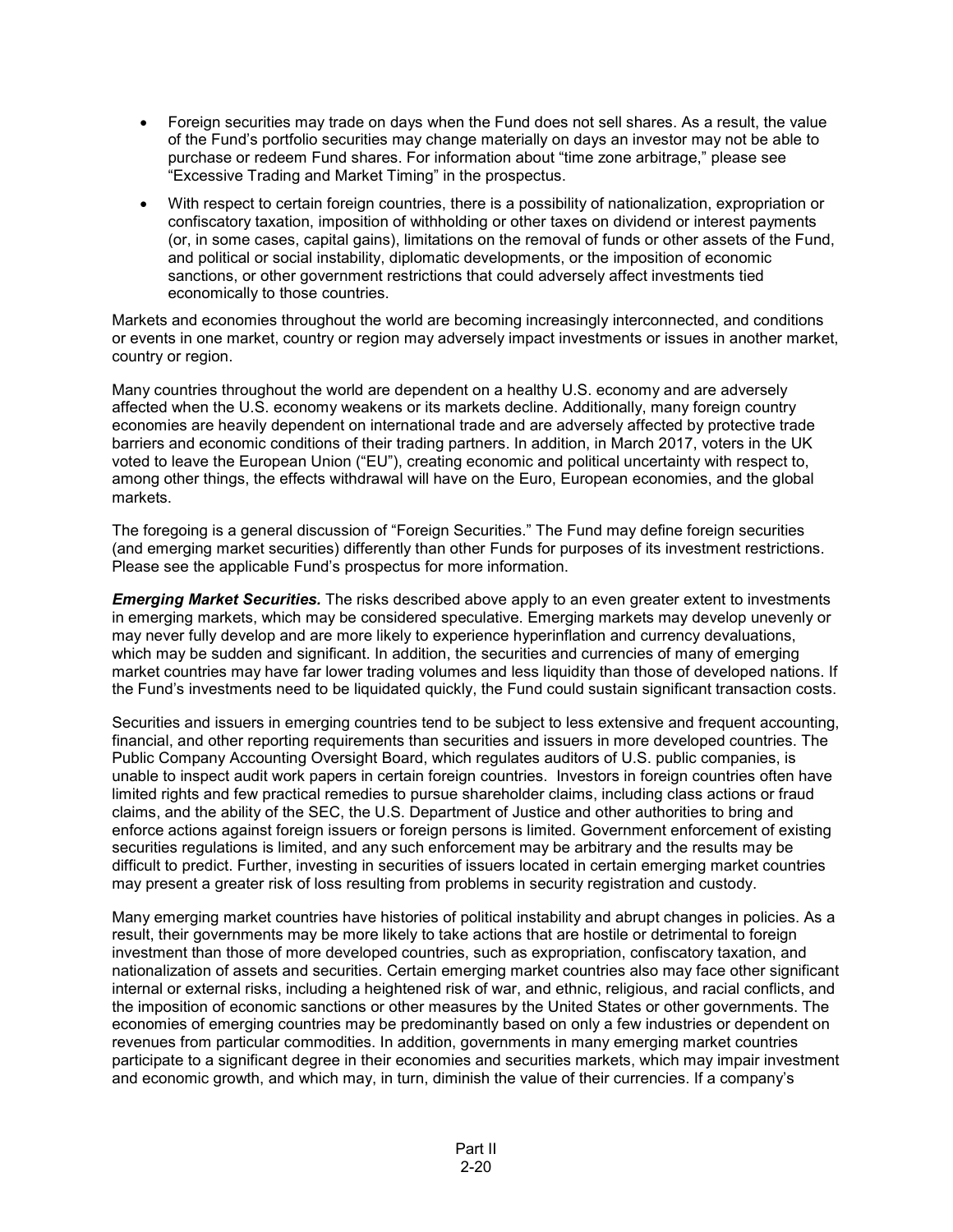- Foreign securities may trade on days when the Fund does not sell shares. As a result, the value of the Fund's portfolio securities may change materially on days an investor may not be able to purchase or redeem Fund shares. For information about "time zone arbitrage," please see "Excessive Trading and Market Timing" in the prospectus.
- With respect to certain foreign countries, there is a possibility of nationalization, expropriation or confiscatory taxation, imposition of withholding or other taxes on dividend or interest payments (or, in some cases, capital gains), limitations on the removal of funds or other assets of the Fund, and political or social instability, diplomatic developments, or the imposition of economic sanctions, or other government restrictions that could adversely affect investments tied economically to those countries.

Markets and economies throughout the world are becoming increasingly interconnected, and conditions or events in one market, country or region may adversely impact investments or issues in another market, country or region.

Many countries throughout the world are dependent on a healthy U.S. economy and are adversely affected when the U.S. economy weakens or its markets decline. Additionally, many foreign country economies are heavily dependent on international trade and are adversely affected by protective trade barriers and economic conditions of their trading partners. In addition, in March 2017, voters in the UK voted to leave the European Union ("EU"), creating economic and political uncertainty with respect to, among other things, the effects withdrawal will have on the Euro, European economies, and the global markets.

The foregoing is a general discussion of "Foreign Securities." The Fund may define foreign securities (and emerging market securities) differently than other Funds for purposes of its investment restrictions. Please see the applicable Fund's prospectus for more information.

***Emerging Market Securities.*** The risks described above apply to an even greater extent to investments in emerging markets, which may be considered speculative. Emerging markets may develop unevenly or may never fully develop and are more likely to experience hyperinflation and currency devaluations, which may be sudden and significant. In addition, the securities and currencies of many of emerging market countries may have far lower trading volumes and less liquidity than those of developed nations. If the Fund's investments need to be liquidated quickly, the Fund could sustain significant transaction costs.

Securities and issuers in emerging countries tend to be subject to less extensive and frequent accounting, financial, and other reporting requirements than securities and issuers in more developed countries. The Public Company Accounting Oversight Board, which regulates auditors of U.S. public companies, is unable to inspect audit work papers in certain foreign countries. Investors in foreign countries often have limited rights and few practical remedies to pursue shareholder claims, including class actions or fraud claims, and the ability of the SEC, the U.S. Department of Justice and other authorities to bring and enforce actions against foreign issuers or foreign persons is limited. Government enforcement of existing securities regulations is limited, and any such enforcement may be arbitrary and the results may be difficult to predict. Further, investing in securities of issuers located in certain emerging market countries may present a greater risk of loss resulting from problems in security registration and custody.

Many emerging market countries have histories of political instability and abrupt changes in policies. As a result, their governments may be more likely to take actions that are hostile or detrimental to foreign investment than those of more developed countries, such as expropriation, confiscatory taxation, and nationalization of assets and securities. Certain emerging market countries also may face other significant internal or external risks, including a heightened risk of war, and ethnic, religious, and racial conflicts, and the imposition of economic sanctions or other measures by the United States or other governments. The economies of emerging countries may be predominantly based on only a few industries or dependent on revenues from particular commodities. In addition, governments in many emerging market countries participate to a significant degree in their economies and securities markets, which may impair investment and economic growth, and which may, in turn, diminish the value of their currencies. If a company's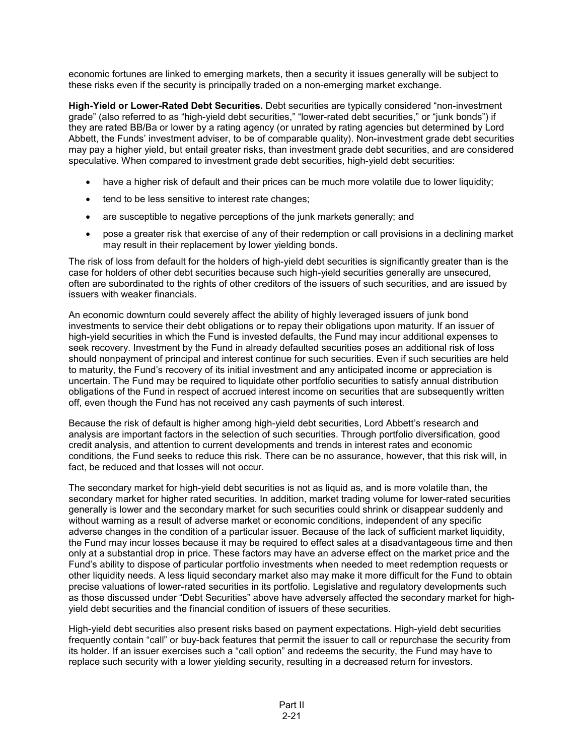economic fortunes are linked to emerging markets, then a security it issues generally will be subject to these risks even if the security is principally traded on a non-emerging market exchange.

**High-Yield or Lower-Rated Debt Securities.** Debt securities are typically considered "non-investment grade" (also referred to as "high-yield debt securities," "lower-rated debt securities," or "junk bonds") if they are rated BB/Ba or lower by a rating agency (or unrated by rating agencies but determined by Lord Abbett, the Funds' investment adviser, to be of comparable quality). Non-investment grade debt securities may pay a higher yield, but entail greater risks, than investment grade debt securities, and are considered speculative. When compared to investment grade debt securities, high-yield debt securities:

- have a higher risk of default and their prices can be much more volatile due to lower liquidity;
- tend to be less sensitive to interest rate changes;
- are susceptible to negative perceptions of the junk markets generally; and
- pose a greater risk that exercise of any of their redemption or call provisions in a declining market may result in their replacement by lower yielding bonds.

The risk of loss from default for the holders of high-yield debt securities is significantly greater than is the case for holders of other debt securities because such high-yield securities generally are unsecured, often are subordinated to the rights of other creditors of the issuers of such securities, and are issued by issuers with weaker financials.

An economic downturn could severely affect the ability of highly leveraged issuers of junk bond investments to service their debt obligations or to repay their obligations upon maturity. If an issuer of high-yield securities in which the Fund is invested defaults, the Fund may incur additional expenses to seek recovery. Investment by the Fund in already defaulted securities poses an additional risk of loss should nonpayment of principal and interest continue for such securities. Even if such securities are held to maturity, the Fund's recovery of its initial investment and any anticipated income or appreciation is uncertain. The Fund may be required to liquidate other portfolio securities to satisfy annual distribution obligations of the Fund in respect of accrued interest income on securities that are subsequently written off, even though the Fund has not received any cash payments of such interest.

Because the risk of default is higher among high-yield debt securities, Lord Abbett's research and analysis are important factors in the selection of such securities. Through portfolio diversification, good credit analysis, and attention to current developments and trends in interest rates and economic conditions, the Fund seeks to reduce this risk. There can be no assurance, however, that this risk will, in fact, be reduced and that losses will not occur.

The secondary market for high-yield debt securities is not as liquid as, and is more volatile than, the secondary market for higher rated securities. In addition, market trading volume for lower-rated securities generally is lower and the secondary market for such securities could shrink or disappear suddenly and without warning as a result of adverse market or economic conditions, independent of any specific adverse changes in the condition of a particular issuer. Because of the lack of sufficient market liquidity, the Fund may incur losses because it may be required to effect sales at a disadvantageous time and then only at a substantial drop in price. These factors may have an adverse effect on the market price and the Fund's ability to dispose of particular portfolio investments when needed to meet redemption requests or other liquidity needs. A less liquid secondary market also may make it more difficult for the Fund to obtain precise valuations of lower-rated securities in its portfolio. Legislative and regulatory developments such as those discussed under "Debt Securities" above have adversely affected the secondary market for high-yield debt securities and the financial condition of issuers of these securities.

High-yield debt securities also present risks based on payment expectations. High-yield debt securities frequently contain "call" or buy-back features that permit the issuer to call or repurchase the security from its holder. If an issuer exercises such a "call option" and redeems the security, the Fund may have to replace such security with a lower yielding security, resulting in a decreased return for investors.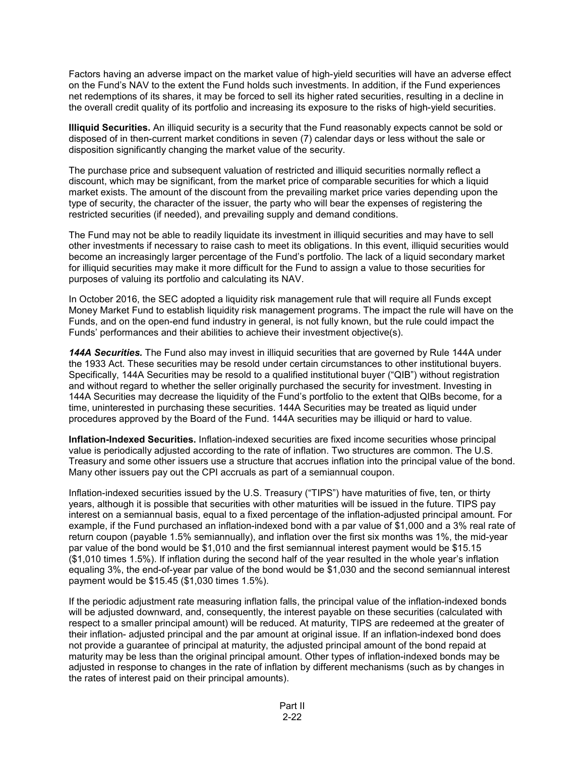Factors having an adverse impact on the market value of high-yield securities will have an adverse effect on the Fund's NAV to the extent the Fund holds such investments. In addition, if the Fund experiences net redemptions of its shares, it may be forced to sell its higher rated securities, resulting in a decline in the overall credit quality of its portfolio and increasing its exposure to the risks of high-yield securities.

**Illiquid Securities.** An illiquid security is a security that the Fund reasonably expects cannot be sold or disposed of in then-current market conditions in seven (7) calendar days or less without the sale or disposition significantly changing the market value of the security.

The purchase price and subsequent valuation of restricted and illiquid securities normally reflect a discount, which may be significant, from the market price of comparable securities for which a liquid market exists. The amount of the discount from the prevailing market price varies depending upon the type of security, the character of the issuer, the party who will bear the expenses of registering the restricted securities (if needed), and prevailing supply and demand conditions.

The Fund may not be able to readily liquidate its investment in illiquid securities and may have to sell other investments if necessary to raise cash to meet its obligations. In this event, illiquid securities would become an increasingly larger percentage of the Fund's portfolio. The lack of a liquid secondary market for illiquid securities may make it more difficult for the Fund to assign a value to those securities for purposes of valuing its portfolio and calculating its NAV.

In October 2016, the SEC adopted a liquidity risk management rule that will require all Funds except Money Market Fund to establish liquidity risk management programs. The impact the rule will have on the Funds, and on the open-end fund industry in general, is not fully known, but the rule could impact the Funds' performances and their abilities to achieve their investment objective(s).

***144A Securities.*** The Fund also may invest in illiquid securities that are governed by Rule 144A under the 1933 Act. These securities may be resold under certain circumstances to other institutional buyers. Specifically, 144A Securities may be resold to a qualified institutional buyer ("QIB") without registration and without regard to whether the seller originally purchased the security for investment. Investing in 144A Securities may decrease the liquidity of the Fund's portfolio to the extent that QIBs become, for a time, uninterested in purchasing these securities. 144A Securities may be treated as liquid under procedures approved by the Board of the Fund. 144A securities may be illiquid or hard to value.

**Inflation-Indexed Securities.** Inflation-indexed securities are fixed income securities whose principal value is periodically adjusted according to the rate of inflation. Two structures are common. The U.S. Treasury and some other issuers use a structure that accrues inflation into the principal value of the bond. Many other issuers pay out the CPI accruals as part of a semiannual coupon.

Inflation-indexed securities issued by the U.S. Treasury ("TIPS") have maturities of five, ten, or thirty years, although it is possible that securities with other maturities will be issued in the future. TIPS pay interest on a semiannual basis, equal to a fixed percentage of the inflation-adjusted principal amount. For example, if the Fund purchased an inflation-indexed bond with a par value of $1,000 and a 3% real rate of return coupon (payable 1.5% semiannually), and inflation over the first six months was 1%, the mid-year par value of the bond would be $1,010 and the first semiannual interest payment would be $15.15 ($1,010 times 1.5%). If inflation during the second half of the year resulted in the whole year's inflation equaling 3%, the end-of-year par value of the bond would be $1,030 and the second semiannual interest payment would be $15.45 ($1,030 times 1.5%).

If the periodic adjustment rate measuring inflation falls, the principal value of the inflation-indexed bonds will be adjusted downward, and, consequently, the interest payable on these securities (calculated with respect to a smaller principal amount) will be reduced. At maturity, TIPS are redeemed at the greater of their inflation- adjusted principal and the par amount at original issue. If an inflation-indexed bond does not provide a guarantee of principal at maturity, the adjusted principal amount of the bond repaid at maturity may be less than the original principal amount. Other types of inflation-indexed bonds may be adjusted in response to changes in the rate of inflation by different mechanisms (such as by changes in the rates of interest paid on their principal amounts).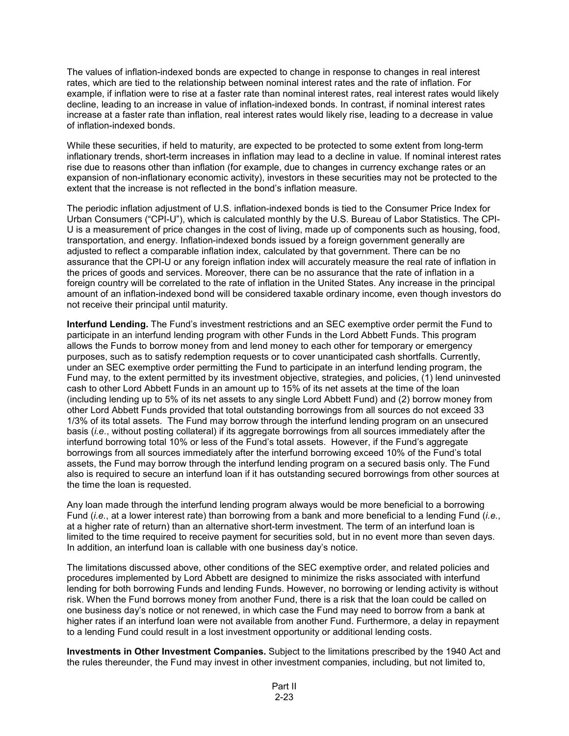The values of inflation-indexed bonds are expected to change in response to changes in real interest rates, which are tied to the relationship between nominal interest rates and the rate of inflation. For example, if inflation were to rise at a faster rate than nominal interest rates, real interest rates would likely decline, leading to an increase in value of inflation-indexed bonds. In contrast, if nominal interest rates increase at a faster rate than inflation, real interest rates would likely rise, leading to a decrease in value of inflation-indexed bonds.

While these securities, if held to maturity, are expected to be protected to some extent from long-term inflationary trends, short-term increases in inflation may lead to a decline in value. If nominal interest rates rise due to reasons other than inflation (for example, due to changes in currency exchange rates or an expansion of non-inflationary economic activity), investors in these securities may not be protected to the extent that the increase is not reflected in the bond's inflation measure.

The periodic inflation adjustment of U.S. inflation-indexed bonds is tied to the Consumer Price Index for Urban Consumers ("CPI-U"), which is calculated monthly by the U.S. Bureau of Labor Statistics. The CPI-U is a measurement of price changes in the cost of living, made up of components such as housing, food, transportation, and energy. Inflation-indexed bonds issued by a foreign government generally are adjusted to reflect a comparable inflation index, calculated by that government. There can be no assurance that the CPI-U or any foreign inflation index will accurately measure the real rate of inflation in the prices of goods and services. Moreover, there can be no assurance that the rate of inflation in a foreign country will be correlated to the rate of inflation in the United States. Any increase in the principal amount of an inflation-indexed bond will be considered taxable ordinary income, even though investors do not receive their principal until maturity.

**Interfund Lending.** The Fund's investment restrictions and an SEC exemptive order permit the Fund to participate in an interfund lending program with other Funds in the Lord Abbett Funds. This program allows the Funds to borrow money from and lend money to each other for temporary or emergency purposes, such as to satisfy redemption requests or to cover unanticipated cash shortfalls. Currently, under an SEC exemptive order permitting the Fund to participate in an interfund lending program, the Fund may, to the extent permitted by its investment objective, strategies, and policies, (1) lend uninvested cash to other Lord Abbett Funds in an amount up to 15% of its net assets at the time of the loan (including lending up to 5% of its net assets to any single Lord Abbett Fund) and (2) borrow money from other Lord Abbett Funds provided that total outstanding borrowings from all sources do not exceed 33 1/3% of its total assets. The Fund may borrow through the interfund lending program on an unsecured basis (*i.e.*, without posting collateral) if its aggregate borrowings from all sources immediately after the interfund borrowing total 10% or less of the Fund's total assets. However, if the Fund's aggregate borrowings from all sources immediately after the interfund borrowing exceed 10% of the Fund's total assets, the Fund may borrow through the interfund lending program on a secured basis only. The Fund also is required to secure an interfund loan if it has outstanding secured borrowings from other sources at the time the loan is requested.

Any loan made through the interfund lending program always would be more beneficial to a borrowing Fund (*i.e.*, at a lower interest rate) than borrowing from a bank and more beneficial to a lending Fund (*i.e.*, at a higher rate of return) than an alternative short-term investment. The term of an interfund loan is limited to the time required to receive payment for securities sold, but in no event more than seven days. In addition, an interfund loan is callable with one business day's notice.

The limitations discussed above, other conditions of the SEC exemptive order, and related policies and procedures implemented by Lord Abbett are designed to minimize the risks associated with interfund lending for both borrowing Funds and lending Funds. However, no borrowing or lending activity is without risk. When the Fund borrows money from another Fund, there is a risk that the loan could be called on one business day's notice or not renewed, in which case the Fund may need to borrow from a bank at higher rates if an interfund loan were not available from another Fund. Furthermore, a delay in repayment to a lending Fund could result in a lost investment opportunity or additional lending costs.

**Investments in Other Investment Companies.** Subject to the limitations prescribed by the 1940 Act and the rules thereunder, the Fund may invest in other investment companies, including, but not limited to,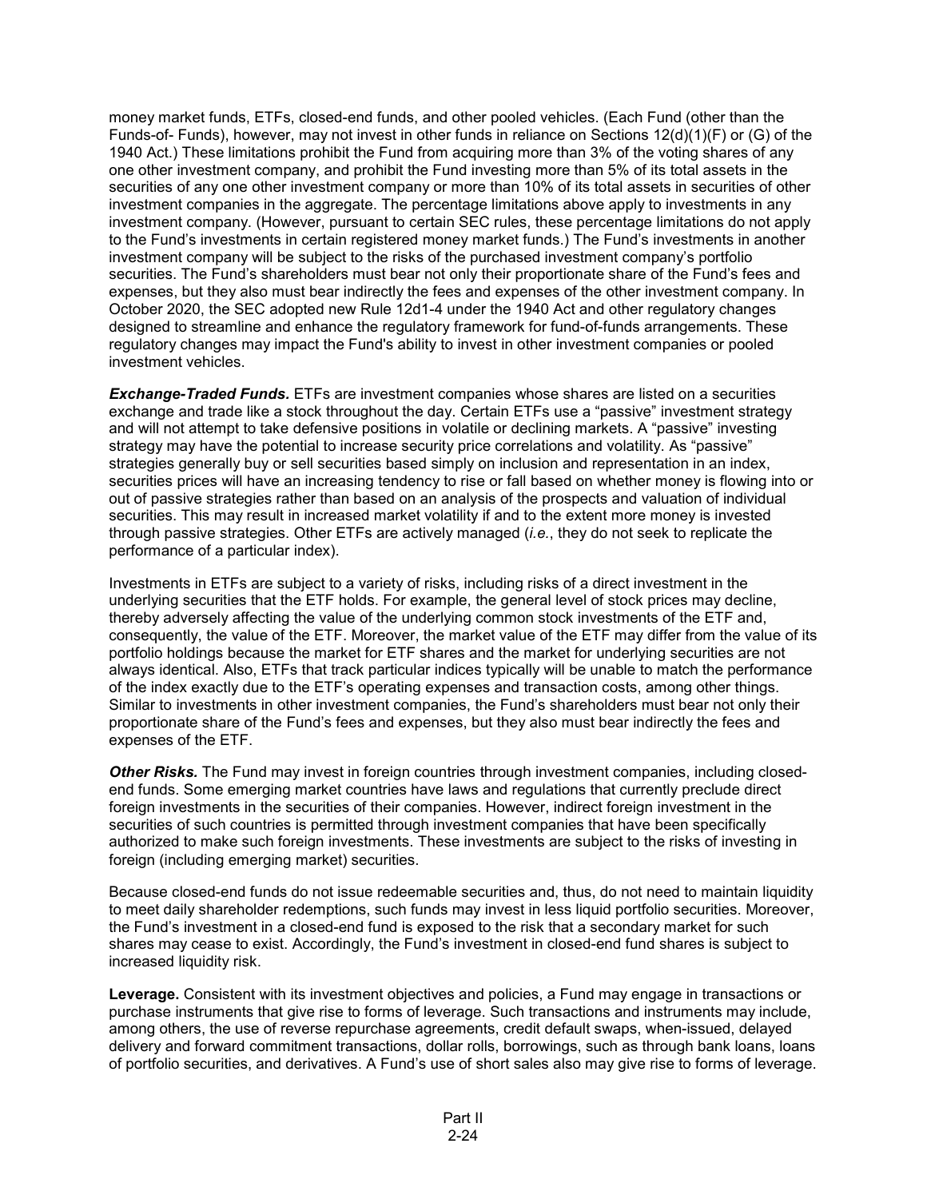money market funds, ETFs, closed-end funds, and other pooled vehicles. (Each Fund (other than the Funds-of- Funds), however, may not invest in other funds in reliance on Sections 12(d)(1)(F) or (G) of the 1940 Act.) These limitations prohibit the Fund from acquiring more than 3% of the voting shares of any one other investment company, and prohibit the Fund investing more than 5% of its total assets in the securities of any one other investment company or more than 10% of its total assets in securities of other investment companies in the aggregate. The percentage limitations above apply to investments in any investment company. (However, pursuant to certain SEC rules, these percentage limitations do not apply to the Fund's investments in certain registered money market funds.) The Fund's investments in another investment company will be subject to the risks of the purchased investment company's portfolio securities. The Fund's shareholders must bear not only their proportionate share of the Fund's fees and expenses, but they also must bear indirectly the fees and expenses of the other investment company. In October 2020, the SEC adopted new Rule 12d1-4 under the 1940 Act and other regulatory changes designed to streamline and enhance the regulatory framework for fund-of-funds arrangements. These regulatory changes may impact the Fund's ability to invest in other investment companies or pooled investment vehicles.

***Exchange-Traded Funds.*** ETFs are investment companies whose shares are listed on a securities exchange and trade like a stock throughout the day. Certain ETFs use a "passive" investment strategy and will not attempt to take defensive positions in volatile or declining markets. A "passive" investing strategy may have the potential to increase security price correlations and volatility. As "passive" strategies generally buy or sell securities based simply on inclusion and representation in an index, securities prices will have an increasing tendency to rise or fall based on whether money is flowing into or out of passive strategies rather than based on an analysis of the prospects and valuation of individual securities. This may result in increased market volatility if and to the extent more money is invested through passive strategies. Other ETFs are actively managed (*i.e.*, they do not seek to replicate the performance of a particular index).

Investments in ETFs are subject to a variety of risks, including risks of a direct investment in the underlying securities that the ETF holds. For example, the general level of stock prices may decline, thereby adversely affecting the value of the underlying common stock investments of the ETF and, consequently, the value of the ETF. Moreover, the market value of the ETF may differ from the value of its portfolio holdings because the market for ETF shares and the market for underlying securities are not always identical. Also, ETFs that track particular indices typically will be unable to match the performance of the index exactly due to the ETF's operating expenses and transaction costs, among other things. Similar to investments in other investment companies, the Fund's shareholders must bear not only their proportionate share of the Fund's fees and expenses, but they also must bear indirectly the fees and expenses of the ETF.

***Other Risks.*** The Fund may invest in foreign countries through investment companies, including closed-end funds. Some emerging market countries have laws and regulations that currently preclude direct foreign investments in the securities of their companies. However, indirect foreign investment in the securities of such countries is permitted through investment companies that have been specifically authorized to make such foreign investments. These investments are subject to the risks of investing in foreign (including emerging market) securities.

Because closed-end funds do not issue redeemable securities and, thus, do not need to maintain liquidity to meet daily shareholder redemptions, such funds may invest in less liquid portfolio securities. Moreover, the Fund's investment in a closed-end fund is exposed to the risk that a secondary market for such shares may cease to exist. Accordingly, the Fund's investment in closed-end fund shares is subject to increased liquidity risk.

**Leverage.** Consistent with its investment objectives and policies, a Fund may engage in transactions or purchase instruments that give rise to forms of leverage. Such transactions and instruments may include, among others, the use of reverse repurchase agreements, credit default swaps, when-issued, delayed delivery and forward commitment transactions, dollar rolls, borrowings, such as through bank loans, loans of portfolio securities, and derivatives. A Fund's use of short sales also may give rise to forms of leverage.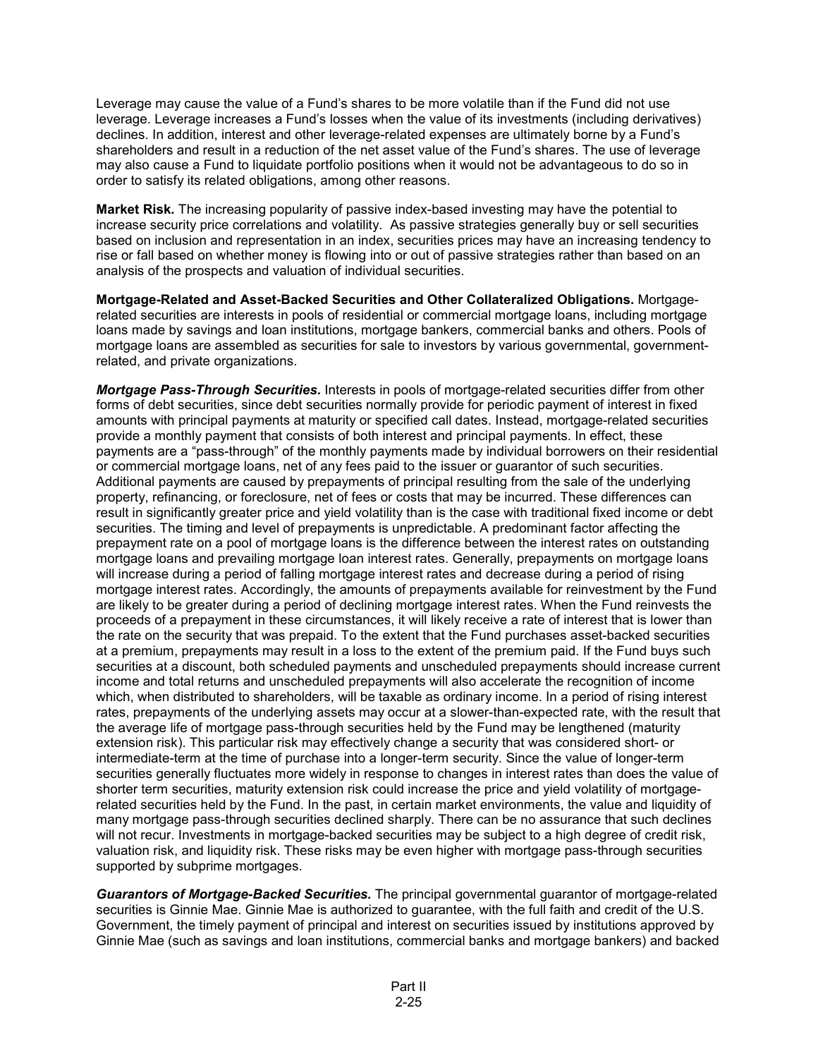Leverage may cause the value of a Fund's shares to be more volatile than if the Fund did not use leverage. Leverage increases a Fund's losses when the value of its investments (including derivatives) declines. In addition, interest and other leverage-related expenses are ultimately borne by a Fund's shareholders and result in a reduction of the net asset value of the Fund's shares. The use of leverage may also cause a Fund to liquidate portfolio positions when it would not be advantageous to do so in order to satisfy its related obligations, among other reasons.

**Market Risk.** The increasing popularity of passive index-based investing may have the potential to increase security price correlations and volatility. As passive strategies generally buy or sell securities based on inclusion and representation in an index, securities prices may have an increasing tendency to rise or fall based on whether money is flowing into or out of passive strategies rather than based on an analysis of the prospects and valuation of individual securities.

**Mortgage-Related and Asset-Backed Securities and Other Collateralized Obligations.** Mortgage-related securities are interests in pools of residential or commercial mortgage loans, including mortgage loans made by savings and loan institutions, mortgage bankers, commercial banks and others. Pools of mortgage loans are assembled as securities for sale to investors by various governmental, government-related, and private organizations.

***Mortgage Pass-Through Securities.*** Interests in pools of mortgage-related securities differ from other forms of debt securities, since debt securities normally provide for periodic payment of interest in fixed amounts with principal payments at maturity or specified call dates. Instead, mortgage-related securities provide a monthly payment that consists of both interest and principal payments. In effect, these payments are a "pass-through" of the monthly payments made by individual borrowers on their residential or commercial mortgage loans, net of any fees paid to the issuer or guarantor of such securities. Additional payments are caused by prepayments of principal resulting from the sale of the underlying property, refinancing, or foreclosure, net of fees or costs that may be incurred. These differences can result in significantly greater price and yield volatility than is the case with traditional fixed income or debt securities. The timing and level of prepayments is unpredictable. A predominant factor affecting the prepayment rate on a pool of mortgage loans is the difference between the interest rates on outstanding mortgage loans and prevailing mortgage loan interest rates. Generally, prepayments on mortgage loans will increase during a period of falling mortgage interest rates and decrease during a period of rising mortgage interest rates. Accordingly, the amounts of prepayments available for reinvestment by the Fund are likely to be greater during a period of declining mortgage interest rates. When the Fund reinvests the proceeds of a prepayment in these circumstances, it will likely receive a rate of interest that is lower than the rate on the security that was prepaid. To the extent that the Fund purchases asset-backed securities at a premium, prepayments may result in a loss to the extent of the premium paid. If the Fund buys such securities at a discount, both scheduled payments and unscheduled prepayments should increase current income and total returns and unscheduled prepayments will also accelerate the recognition of income which, when distributed to shareholders, will be taxable as ordinary income. In a period of rising interest rates, prepayments of the underlying assets may occur at a slower-than-expected rate, with the result that the average life of mortgage pass-through securities held by the Fund may be lengthened (maturity extension risk). This particular risk may effectively change a security that was considered short- or intermediate-term at the time of purchase into a longer-term security. Since the value of longer-term securities generally fluctuates more widely in response to changes in interest rates than does the value of shorter term securities, maturity extension risk could increase the price and yield volatility of mortgage-related securities held by the Fund. In the past, in certain market environments, the value and liquidity of many mortgage pass-through securities declined sharply. There can be no assurance that such declines will not recur. Investments in mortgage-backed securities may be subject to a high degree of credit risk, valuation risk, and liquidity risk. These risks may be even higher with mortgage pass-through securities supported by subprime mortgages.

***Guarantors of Mortgage-Backed Securities.*** The principal governmental guarantor of mortgage-related securities is Ginnie Mae. Ginnie Mae is authorized to guarantee, with the full faith and credit of the U.S. Government, the timely payment of principal and interest on securities issued by institutions approved by Ginnie Mae (such as savings and loan institutions, commercial banks and mortgage bankers) and backed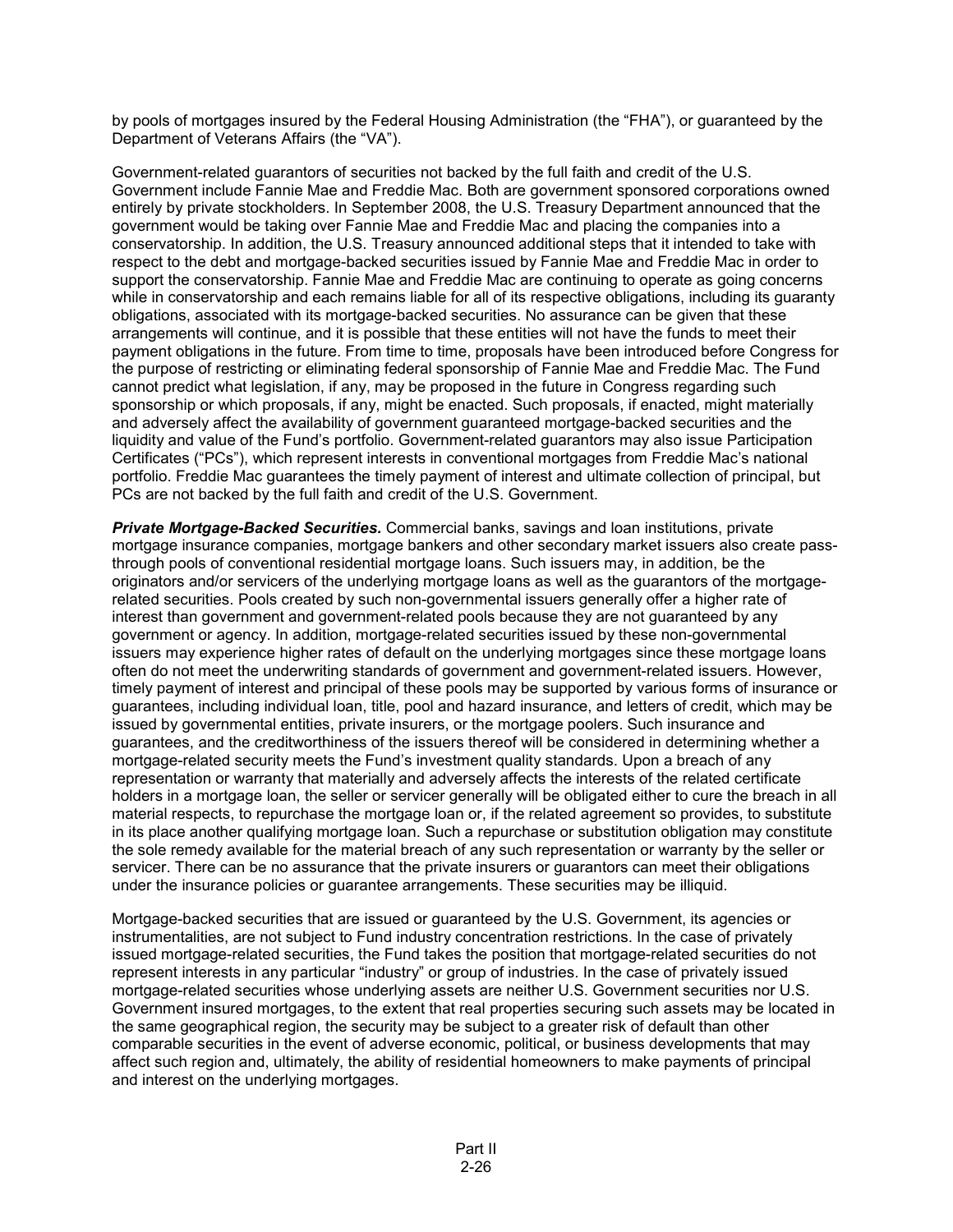by pools of mortgages insured by the Federal Housing Administration (the "FHA"), or guaranteed by the Department of Veterans Affairs (the "VA").

Government-related guarantors of securities not backed by the full faith and credit of the U.S. Government include Fannie Mae and Freddie Mac. Both are government sponsored corporations owned entirely by private stockholders. In September 2008, the U.S. Treasury Department announced that the government would be taking over Fannie Mae and Freddie Mac and placing the companies into a conservatorship. In addition, the U.S. Treasury announced additional steps that it intended to take with respect to the debt and mortgage-backed securities issued by Fannie Mae and Freddie Mac in order to support the conservatorship. Fannie Mae and Freddie Mac are continuing to operate as going concerns while in conservatorship and each remains liable for all of its respective obligations, including its guaranty obligations, associated with its mortgage-backed securities. No assurance can be given that these arrangements will continue, and it is possible that these entities will not have the funds to meet their payment obligations in the future. From time to time, proposals have been introduced before Congress for the purpose of restricting or eliminating federal sponsorship of Fannie Mae and Freddie Mac. The Fund cannot predict what legislation, if any, may be proposed in the future in Congress regarding such sponsorship or which proposals, if any, might be enacted. Such proposals, if enacted, might materially and adversely affect the availability of government guaranteed mortgage-backed securities and the liquidity and value of the Fund's portfolio. Government-related guarantors may also issue Participation Certificates ("PCs"), which represent interests in conventional mortgages from Freddie Mac's national portfolio. Freddie Mac guarantees the timely payment of interest and ultimate collection of principal, but PCs are not backed by the full faith and credit of the U.S. Government.

***Private Mortgage-Backed Securities.*** Commercial banks, savings and loan institutions, private mortgage insurance companies, mortgage bankers and other secondary market issuers also create pass-through pools of conventional residential mortgage loans. Such issuers may, in addition, be the originators and/or servicers of the underlying mortgage loans as well as the guarantors of the mortgage-related securities. Pools created by such non-governmental issuers generally offer a higher rate of interest than government and government-related pools because they are not guaranteed by any government or agency. In addition, mortgage-related securities issued by these non-governmental issuers may experience higher rates of default on the underlying mortgages since these mortgage loans often do not meet the underwriting standards of government and government-related issuers. However, timely payment of interest and principal of these pools may be supported by various forms of insurance or guarantees, including individual loan, title, pool and hazard insurance, and letters of credit, which may be issued by governmental entities, private insurers, or the mortgage poolers. Such insurance and guarantees, and the creditworthiness of the issuers thereof will be considered in determining whether a mortgage-related security meets the Fund's investment quality standards. Upon a breach of any representation or warranty that materially and adversely affects the interests of the related certificate holders in a mortgage loan, the seller or servicer generally will be obligated either to cure the breach in all material respects, to repurchase the mortgage loan or, if the related agreement so provides, to substitute in its place another qualifying mortgage loan. Such a repurchase or substitution obligation may constitute the sole remedy available for the material breach of any such representation or warranty by the seller or servicer. There can be no assurance that the private insurers or guarantors can meet their obligations under the insurance policies or guarantee arrangements. These securities may be illiquid.

Mortgage-backed securities that are issued or guaranteed by the U.S. Government, its agencies or instrumentalities, are not subject to Fund industry concentration restrictions. In the case of privately issued mortgage-related securities, the Fund takes the position that mortgage-related securities do not represent interests in any particular "industry" or group of industries. In the case of privately issued mortgage-related securities whose underlying assets are neither U.S. Government securities nor U.S. Government insured mortgages, to the extent that real properties securing such assets may be located in the same geographical region, the security may be subject to a greater risk of default than other comparable securities in the event of adverse economic, political, or business developments that may affect such region and, ultimately, the ability of residential homeowners to make payments of principal and interest on the underlying mortgages.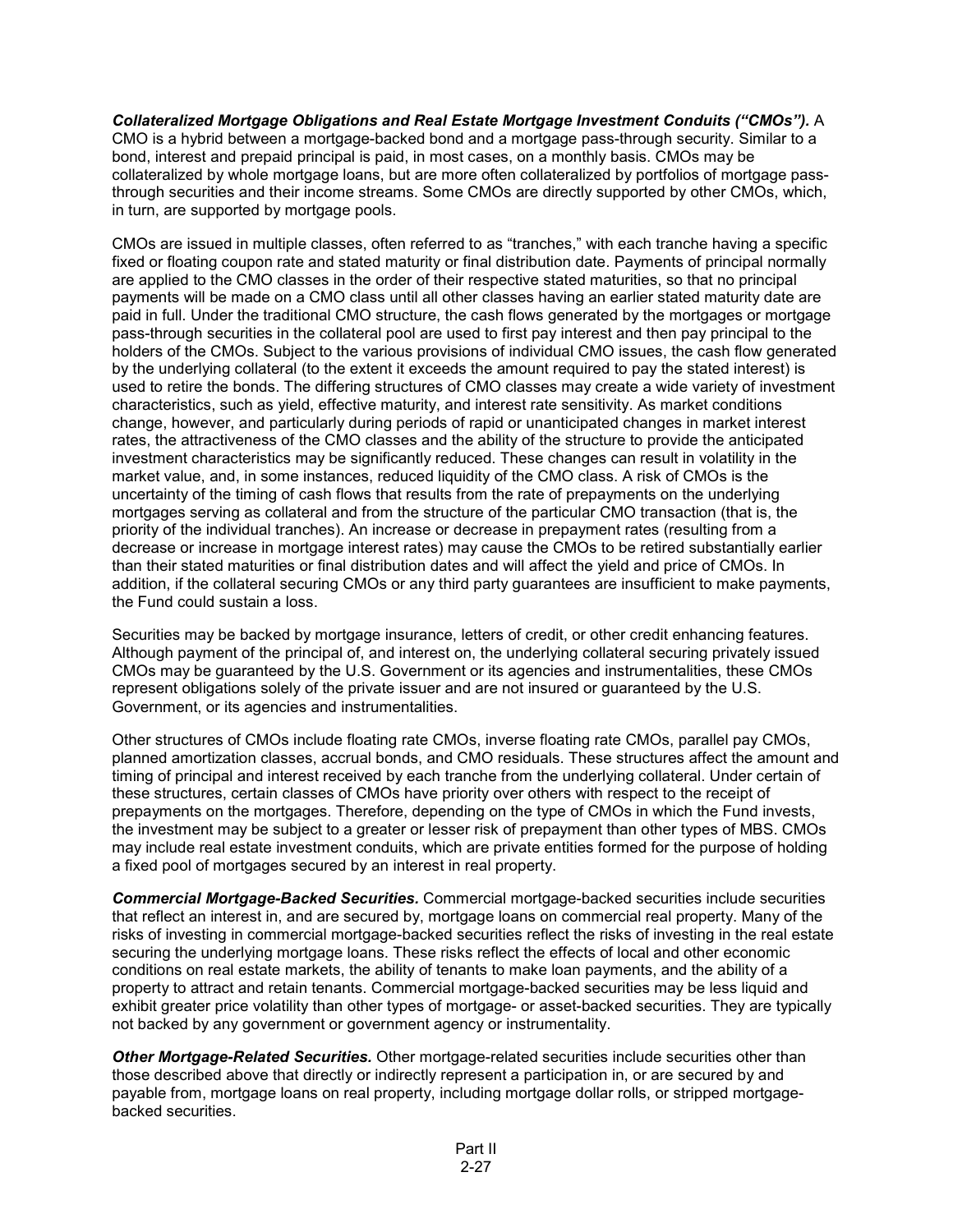***Collateralized Mortgage Obligations and Real Estate Mortgage Investment Conduits ("CMOs").*** A CMO is a hybrid between a mortgage-backed bond and a mortgage pass-through security. Similar to a bond, interest and prepaid principal is paid, in most cases, on a monthly basis. CMOs may be collateralized by whole mortgage loans, but are more often collateralized by portfolios of mortgage pass-through securities and their income streams. Some CMOs are directly supported by other CMOs, which, in turn, are supported by mortgage pools.

CMOs are issued in multiple classes, often referred to as "tranches," with each tranche having a specific fixed or floating coupon rate and stated maturity or final distribution date. Payments of principal normally are applied to the CMO classes in the order of their respective stated maturities, so that no principal payments will be made on a CMO class until all other classes having an earlier stated maturity date are paid in full. Under the traditional CMO structure, the cash flows generated by the mortgages or mortgage pass-through securities in the collateral pool are used to first pay interest and then pay principal to the holders of the CMOs. Subject to the various provisions of individual CMO issues, the cash flow generated by the underlying collateral (to the extent it exceeds the amount required to pay the stated interest) is used to retire the bonds. The differing structures of CMO classes may create a wide variety of investment characteristics, such as yield, effective maturity, and interest rate sensitivity. As market conditions change, however, and particularly during periods of rapid or unanticipated changes in market interest rates, the attractiveness of the CMO classes and the ability of the structure to provide the anticipated investment characteristics may be significantly reduced. These changes can result in volatility in the market value, and, in some instances, reduced liquidity of the CMO class. A risk of CMOs is the uncertainty of the timing of cash flows that results from the rate of prepayments on the underlying mortgages serving as collateral and from the structure of the particular CMO transaction (that is, the priority of the individual tranches). An increase or decrease in prepayment rates (resulting from a decrease or increase in mortgage interest rates) may cause the CMOs to be retired substantially earlier than their stated maturities or final distribution dates and will affect the yield and price of CMOs. In addition, if the collateral securing CMOs or any third party guarantees are insufficient to make payments, the Fund could sustain a loss.

Securities may be backed by mortgage insurance, letters of credit, or other credit enhancing features. Although payment of the principal of, and interest on, the underlying collateral securing privately issued CMOs may be guaranteed by the U.S. Government or its agencies and instrumentalities, these CMOs represent obligations solely of the private issuer and are not insured or guaranteed by the U.S. Government, or its agencies and instrumentalities.

Other structures of CMOs include floating rate CMOs, inverse floating rate CMOs, parallel pay CMOs, planned amortization classes, accrual bonds, and CMO residuals. These structures affect the amount and timing of principal and interest received by each tranche from the underlying collateral. Under certain of these structures, certain classes of CMOs have priority over others with respect to the receipt of prepayments on the mortgages. Therefore, depending on the type of CMOs in which the Fund invests, the investment may be subject to a greater or lesser risk of prepayment than other types of MBS. CMOs may include real estate investment conduits, which are private entities formed for the purpose of holding a fixed pool of mortgages secured by an interest in real property.

***Commercial Mortgage-Backed Securities.*** Commercial mortgage-backed securities include securities that reflect an interest in, and are secured by, mortgage loans on commercial real property. Many of the risks of investing in commercial mortgage-backed securities reflect the risks of investing in the real estate securing the underlying mortgage loans. These risks reflect the effects of local and other economic conditions on real estate markets, the ability of tenants to make loan payments, and the ability of a property to attract and retain tenants. Commercial mortgage-backed securities may be less liquid and exhibit greater price volatility than other types of mortgage- or asset-backed securities. They are typically not backed by any government or government agency or instrumentality.

***Other Mortgage-Related Securities.*** Other mortgage-related securities include securities other than those described above that directly or indirectly represent a participation in, or are secured by and payable from, mortgage loans on real property, including mortgage dollar rolls, or stripped mortgage-backed securities.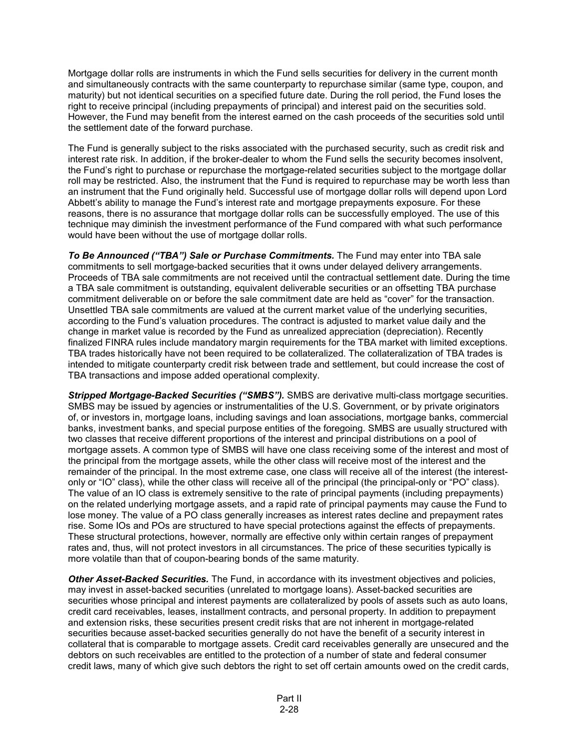Mortgage dollar rolls are instruments in which the Fund sells securities for delivery in the current month and simultaneously contracts with the same counterparty to repurchase similar (same type, coupon, and maturity) but not identical securities on a specified future date. During the roll period, the Fund loses the right to receive principal (including prepayments of principal) and interest paid on the securities sold. However, the Fund may benefit from the interest earned on the cash proceeds of the securities sold until the settlement date of the forward purchase.

The Fund is generally subject to the risks associated with the purchased security, such as credit risk and interest rate risk. In addition, if the broker-dealer to whom the Fund sells the security becomes insolvent, the Fund's right to purchase or repurchase the mortgage-related securities subject to the mortgage dollar roll may be restricted. Also, the instrument that the Fund is required to repurchase may be worth less than an instrument that the Fund originally held. Successful use of mortgage dollar rolls will depend upon Lord Abbett's ability to manage the Fund's interest rate and mortgage prepayments exposure. For these reasons, there is no assurance that mortgage dollar rolls can be successfully employed. The use of this technique may diminish the investment performance of the Fund compared with what such performance would have been without the use of mortgage dollar rolls.

***To Be Announced ("TBA") Sale or Purchase Commitments.*** The Fund may enter into TBA sale commitments to sell mortgage-backed securities that it owns under delayed delivery arrangements. Proceeds of TBA sale commitments are not received until the contractual settlement date. During the time a TBA sale commitment is outstanding, equivalent deliverable securities or an offsetting TBA purchase commitment deliverable on or before the sale commitment date are held as "cover" for the transaction. Unsettled TBA sale commitments are valued at the current market value of the underlying securities, according to the Fund's valuation procedures. The contract is adjusted to market value daily and the change in market value is recorded by the Fund as unrealized appreciation (depreciation). Recently finalized FINRA rules include mandatory margin requirements for the TBA market with limited exceptions. TBA trades historically have not been required to be collateralized. The collateralization of TBA trades is intended to mitigate counterparty credit risk between trade and settlement, but could increase the cost of TBA transactions and impose added operational complexity.

***Stripped Mortgage-Backed Securities ("SMBS").*** SMBS are derivative multi-class mortgage securities. SMBS may be issued by agencies or instrumentalities of the U.S. Government, or by private originators of, or investors in, mortgage loans, including savings and loan associations, mortgage banks, commercial banks, investment banks, and special purpose entities of the foregoing. SMBS are usually structured with two classes that receive different proportions of the interest and principal distributions on a pool of mortgage assets. A common type of SMBS will have one class receiving some of the interest and most of the principal from the mortgage assets, while the other class will receive most of the interest and the remainder of the principal. In the most extreme case, one class will receive all of the interest (the interest-only or "IO" class), while the other class will receive all of the principal (the principal-only or "PO" class). The value of an IO class is extremely sensitive to the rate of principal payments (including prepayments) on the related underlying mortgage assets, and a rapid rate of principal payments may cause the Fund to lose money. The value of a PO class generally increases as interest rates decline and prepayment rates rise. Some IOs and POs are structured to have special protections against the effects of prepayments. These structural protections, however, normally are effective only within certain ranges of prepayment rates and, thus, will not protect investors in all circumstances. The price of these securities typically is more volatile than that of coupon-bearing bonds of the same maturity.

***Other Asset-Backed Securities.*** The Fund, in accordance with its investment objectives and policies, may invest in asset-backed securities (unrelated to mortgage loans). Asset-backed securities are securities whose principal and interest payments are collateralized by pools of assets such as auto loans, credit card receivables, leases, installment contracts, and personal property. In addition to prepayment and extension risks, these securities present credit risks that are not inherent in mortgage-related securities because asset-backed securities generally do not have the benefit of a security interest in collateral that is comparable to mortgage assets. Credit card receivables generally are unsecured and the debtors on such receivables are entitled to the protection of a number of state and federal consumer credit laws, many of which give such debtors the right to set off certain amounts owed on the credit cards,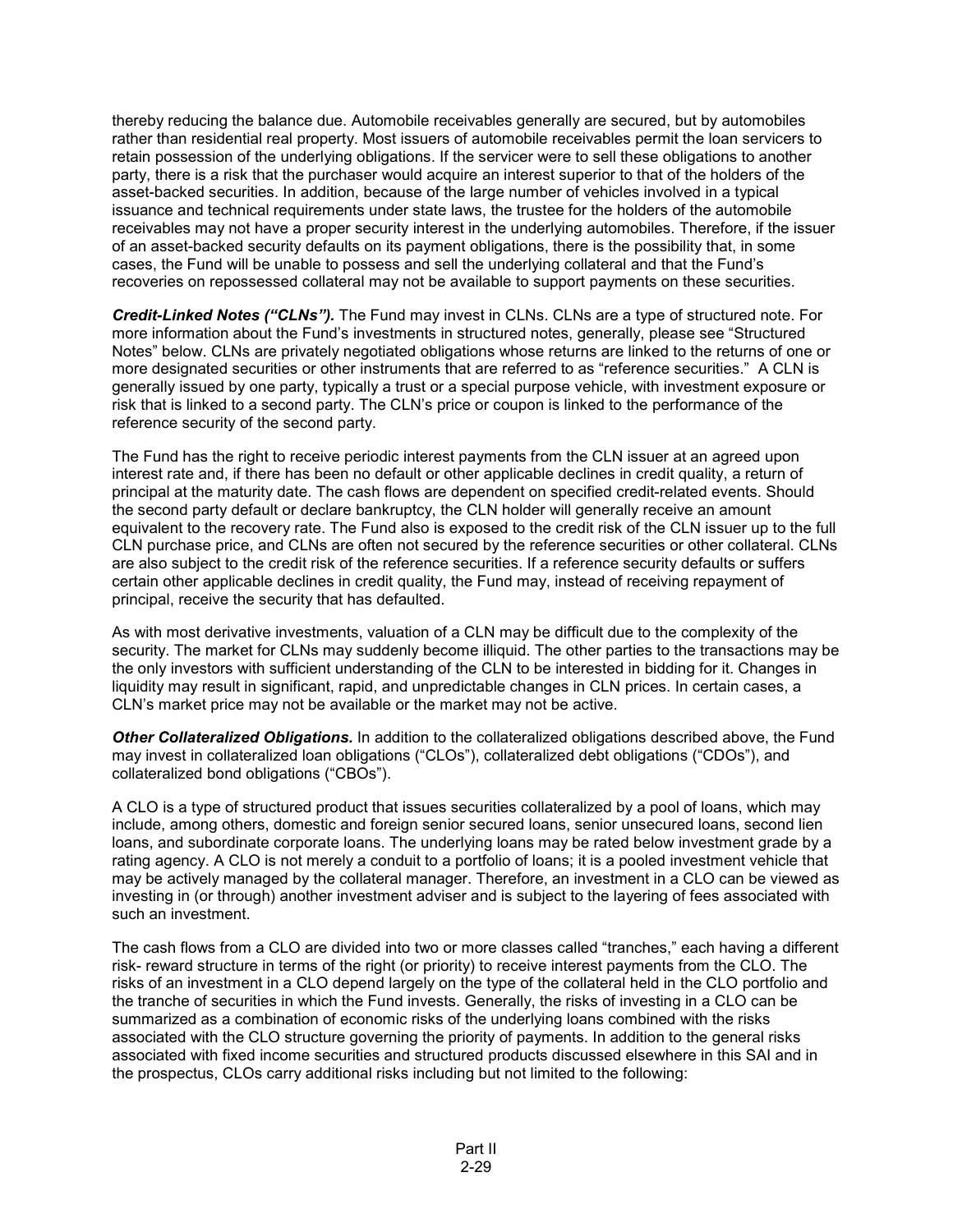thereby reducing the balance due. Automobile receivables generally are secured, but by automobiles rather than residential real property. Most issuers of automobile receivables permit the loan servicers to retain possession of the underlying obligations. If the servicer were to sell these obligations to another party, there is a risk that the purchaser would acquire an interest superior to that of the holders of the asset-backed securities. In addition, because of the large number of vehicles involved in a typical issuance and technical requirements under state laws, the trustee for the holders of the automobile receivables may not have a proper security interest in the underlying automobiles. Therefore, if the issuer of an asset-backed security defaults on its payment obligations, there is the possibility that, in some cases, the Fund will be unable to possess and sell the underlying collateral and that the Fund's recoveries on repossessed collateral may not be available to support payments on these securities.

***Credit-Linked Notes ("CLNs").*** The Fund may invest in CLNs. CLNs are a type of structured note. For more information about the Fund's investments in structured notes, generally, please see "Structured Notes" below. CLNs are privately negotiated obligations whose returns are linked to the returns of one or more designated securities or other instruments that are referred to as "reference securities." A CLN is generally issued by one party, typically a trust or a special purpose vehicle, with investment exposure or risk that is linked to a second party. The CLN's price or coupon is linked to the performance of the reference security of the second party.

The Fund has the right to receive periodic interest payments from the CLN issuer at an agreed upon interest rate and, if there has been no default or other applicable declines in credit quality, a return of principal at the maturity date. The cash flows are dependent on specified credit-related events. Should the second party default or declare bankruptcy, the CLN holder will generally receive an amount equivalent to the recovery rate. The Fund also is exposed to the credit risk of the CLN issuer up to the full CLN purchase price, and CLNs are often not secured by the reference securities or other collateral. CLNs are also subject to the credit risk of the reference securities. If a reference security defaults or suffers certain other applicable declines in credit quality, the Fund may, instead of receiving repayment of principal, receive the security that has defaulted.

As with most derivative investments, valuation of a CLN may be difficult due to the complexity of the security. The market for CLNs may suddenly become illiquid. The other parties to the transactions may be the only investors with sufficient understanding of the CLN to be interested in bidding for it. Changes in liquidity may result in significant, rapid, and unpredictable changes in CLN prices. In certain cases, a CLN's market price may not be available or the market may not be active.

***Other Collateralized Obligations.*** In addition to the collateralized obligations described above, the Fund may invest in collateralized loan obligations ("CLOs"), collateralized debt obligations ("CDOs"), and collateralized bond obligations ("CBOs").

A CLO is a type of structured product that issues securities collateralized by a pool of loans, which may include, among others, domestic and foreign senior secured loans, senior unsecured loans, second lien loans, and subordinate corporate loans. The underlying loans may be rated below investment grade by a rating agency. A CLO is not merely a conduit to a portfolio of loans; it is a pooled investment vehicle that may be actively managed by the collateral manager. Therefore, an investment in a CLO can be viewed as investing in (or through) another investment adviser and is subject to the layering of fees associated with such an investment.

The cash flows from a CLO are divided into two or more classes called "tranches," each having a different risk- reward structure in terms of the right (or priority) to receive interest payments from the CLO. The risks of an investment in a CLO depend largely on the type of the collateral held in the CLO portfolio and the tranche of securities in which the Fund invests. Generally, the risks of investing in a CLO can be summarized as a combination of economic risks of the underlying loans combined with the risks associated with the CLO structure governing the priority of payments. In addition to the general risks associated with fixed income securities and structured products discussed elsewhere in this SAI and in the prospectus, CLOs carry additional risks including but not limited to the following: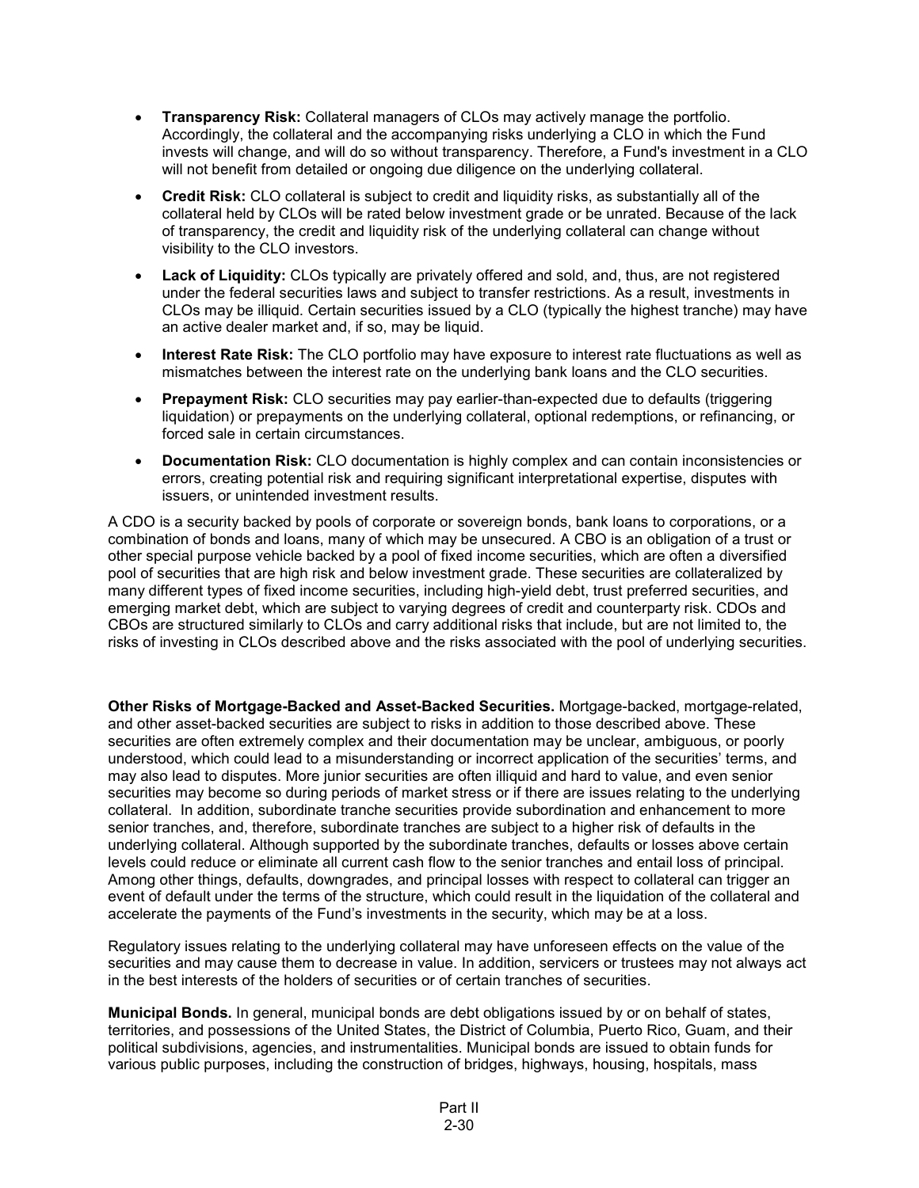- **Transparency Risk:** Collateral managers of CLOs may actively manage the portfolio. Accordingly, the collateral and the accompanying risks underlying a CLO in which the Fund invests will change, and will do so without transparency. Therefore, a Fund's investment in a CLO will not benefit from detailed or ongoing due diligence on the underlying collateral.
- **Credit Risk:** CLO collateral is subject to credit and liquidity risks, as substantially all of the collateral held by CLOs will be rated below investment grade or be unrated. Because of the lack of transparency, the credit and liquidity risk of the underlying collateral can change without visibility to the CLO investors.
- **Lack of Liquidity:** CLOs typically are privately offered and sold, and, thus, are not registered under the federal securities laws and subject to transfer restrictions. As a result, investments in CLOs may be illiquid. Certain securities issued by a CLO (typically the highest tranche) may have an active dealer market and, if so, may be liquid.
- **Interest Rate Risk:** The CLO portfolio may have exposure to interest rate fluctuations as well as mismatches between the interest rate on the underlying bank loans and the CLO securities.
- **Prepayment Risk:** CLO securities may pay earlier-than-expected due to defaults (triggering liquidation) or prepayments on the underlying collateral, optional redemptions, or refinancing, or forced sale in certain circumstances.
- **Documentation Risk:** CLO documentation is highly complex and can contain inconsistencies or errors, creating potential risk and requiring significant interpretational expertise, disputes with issuers, or unintended investment results.

A CDO is a security backed by pools of corporate or sovereign bonds, bank loans to corporations, or a combination of bonds and loans, many of which may be unsecured. A CBO is an obligation of a trust or other special purpose vehicle backed by a pool of fixed income securities, which are often a diversified pool of securities that are high risk and below investment grade. These securities are collateralized by many different types of fixed income securities, including high-yield debt, trust preferred securities, and emerging market debt, which are subject to varying degrees of credit and counterparty risk. CDOs and CBOs are structured similarly to CLOs and carry additional risks that include, but are not limited to, the risks of investing in CLOs described above and the risks associated with the pool of underlying securities.

**Other Risks of Mortgage-Backed and Asset-Backed Securities.** Mortgage-backed, mortgage-related, and other asset-backed securities are subject to risks in addition to those described above. These securities are often extremely complex and their documentation may be unclear, ambiguous, or poorly understood, which could lead to a misunderstanding or incorrect application of the securities' terms, and may also lead to disputes. More junior securities are often illiquid and hard to value, and even senior securities may become so during periods of market stress or if there are issues relating to the underlying collateral. In addition, subordinate tranche securities provide subordination and enhancement to more senior tranches, and, therefore, subordinate tranches are subject to a higher risk of defaults in the underlying collateral. Although supported by the subordinate tranches, defaults or losses above certain levels could reduce or eliminate all current cash flow to the senior tranches and entail loss of principal. Among other things, defaults, downgrades, and principal losses with respect to collateral can trigger an event of default under the terms of the structure, which could result in the liquidation of the collateral and accelerate the payments of the Fund's investments in the security, which may be at a loss.

Regulatory issues relating to the underlying collateral may have unforeseen effects on the value of the securities and may cause them to decrease in value. In addition, servicers or trustees may not always act in the best interests of the holders of securities or of certain tranches of securities.

**Municipal Bonds.** In general, municipal bonds are debt obligations issued by or on behalf of states, territories, and possessions of the United States, the District of Columbia, Puerto Rico, Guam, and their political subdivisions, agencies, and instrumentalities. Municipal bonds are issued to obtain funds for various public purposes, including the construction of bridges, highways, housing, hospitals, mass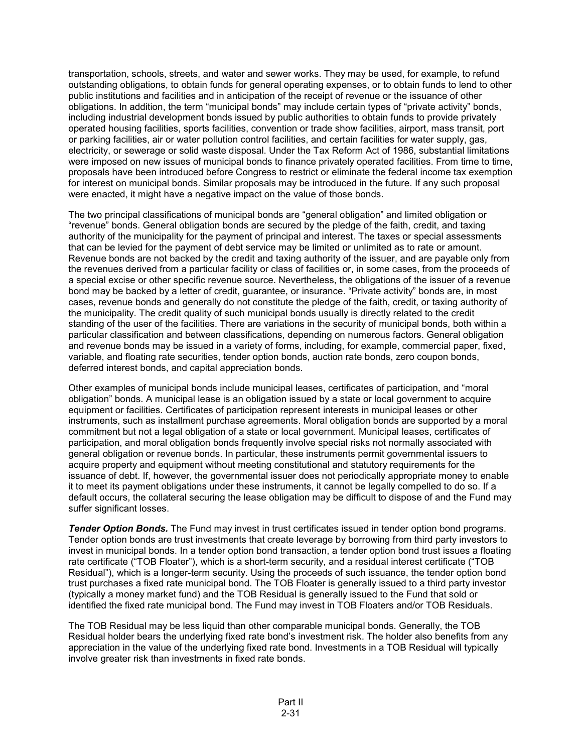transportation, schools, streets, and water and sewer works. They may be used, for example, to refund outstanding obligations, to obtain funds for general operating expenses, or to obtain funds to lend to other public institutions and facilities and in anticipation of the receipt of revenue or the issuance of other obligations. In addition, the term "municipal bonds" may include certain types of "private activity" bonds, including industrial development bonds issued by public authorities to obtain funds to provide privately operated housing facilities, sports facilities, convention or trade show facilities, airport, mass transit, port or parking facilities, air or water pollution control facilities, and certain facilities for water supply, gas, electricity, or sewerage or solid waste disposal. Under the Tax Reform Act of 1986, substantial limitations were imposed on new issues of municipal bonds to finance privately operated facilities. From time to time, proposals have been introduced before Congress to restrict or eliminate the federal income tax exemption for interest on municipal bonds. Similar proposals may be introduced in the future. If any such proposal were enacted, it might have a negative impact on the value of those bonds.

The two principal classifications of municipal bonds are "general obligation" and limited obligation or "revenue" bonds. General obligation bonds are secured by the pledge of the faith, credit, and taxing authority of the municipality for the payment of principal and interest. The taxes or special assessments that can be levied for the payment of debt service may be limited or unlimited as to rate or amount. Revenue bonds are not backed by the credit and taxing authority of the issuer, and are payable only from the revenues derived from a particular facility or class of facilities or, in some cases, from the proceeds of a special excise or other specific revenue source. Nevertheless, the obligations of the issuer of a revenue bond may be backed by a letter of credit, guarantee, or insurance. "Private activity" bonds are, in most cases, revenue bonds and generally do not constitute the pledge of the faith, credit, or taxing authority of the municipality. The credit quality of such municipal bonds usually is directly related to the credit standing of the user of the facilities. There are variations in the security of municipal bonds, both within a particular classification and between classifications, depending on numerous factors. General obligation and revenue bonds may be issued in a variety of forms, including, for example, commercial paper, fixed, variable, and floating rate securities, tender option bonds, auction rate bonds, zero coupon bonds, deferred interest bonds, and capital appreciation bonds.

Other examples of municipal bonds include municipal leases, certificates of participation, and "moral obligation" bonds. A municipal lease is an obligation issued by a state or local government to acquire equipment or facilities. Certificates of participation represent interests in municipal leases or other instruments, such as installment purchase agreements. Moral obligation bonds are supported by a moral commitment but not a legal obligation of a state or local government. Municipal leases, certificates of participation, and moral obligation bonds frequently involve special risks not normally associated with general obligation or revenue bonds. In particular, these instruments permit governmental issuers to acquire property and equipment without meeting constitutional and statutory requirements for the issuance of debt. If, however, the governmental issuer does not periodically appropriate money to enable it to meet its payment obligations under these instruments, it cannot be legally compelled to do so. If a default occurs, the collateral securing the lease obligation may be difficult to dispose of and the Fund may suffer significant losses.

***Tender Option Bonds.*** The Fund may invest in trust certificates issued in tender option bond programs. Tender option bonds are trust investments that create leverage by borrowing from third party investors to invest in municipal bonds. In a tender option bond transaction, a tender option bond trust issues a floating rate certificate ("TOB Floater"), which is a short-term security, and a residual interest certificate ("TOB Residual"), which is a longer-term security. Using the proceeds of such issuance, the tender option bond trust purchases a fixed rate municipal bond. The TOB Floater is generally issued to a third party investor (typically a money market fund) and the TOB Residual is generally issued to the Fund that sold or identified the fixed rate municipal bond. The Fund may invest in TOB Floaters and/or TOB Residuals.

The TOB Residual may be less liquid than other comparable municipal bonds. Generally, the TOB Residual holder bears the underlying fixed rate bond's investment risk. The holder also benefits from any appreciation in the value of the underlying fixed rate bond. Investments in a TOB Residual will typically involve greater risk than investments in fixed rate bonds.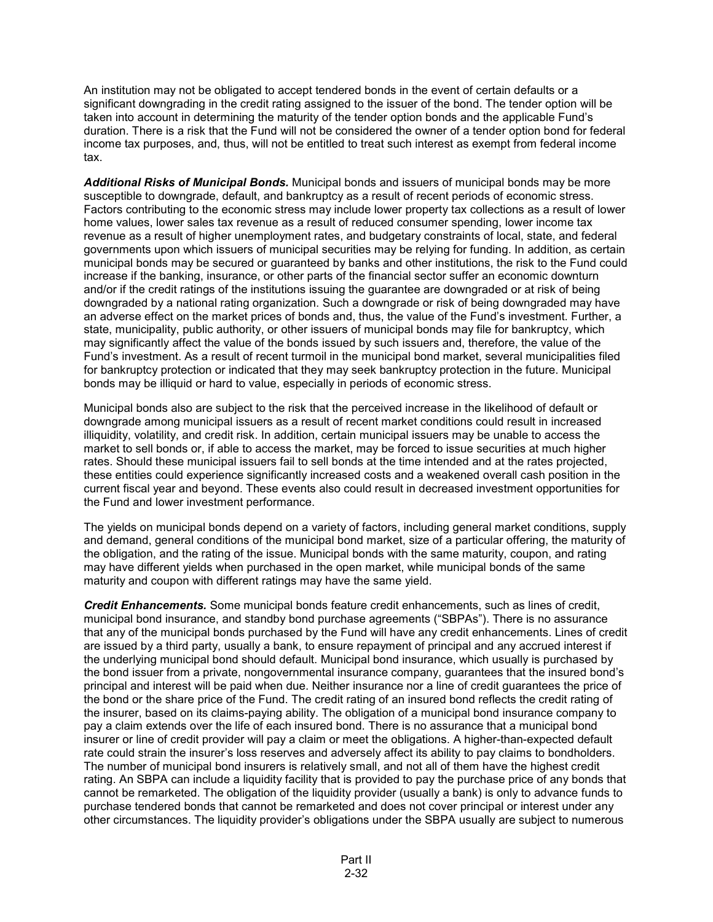An institution may not be obligated to accept tendered bonds in the event of certain defaults or a significant downgrading in the credit rating assigned to the issuer of the bond. The tender option will be taken into account in determining the maturity of the tender option bonds and the applicable Fund's duration. There is a risk that the Fund will not be considered the owner of a tender option bond for federal income tax purposes, and, thus, will not be entitled to treat such interest as exempt from federal income tax.

***Additional Risks of Municipal Bonds.*** Municipal bonds and issuers of municipal bonds may be more susceptible to downgrade, default, and bankruptcy as a result of recent periods of economic stress. Factors contributing to the economic stress may include lower property tax collections as a result of lower home values, lower sales tax revenue as a result of reduced consumer spending, lower income tax revenue as a result of higher unemployment rates, and budgetary constraints of local, state, and federal governments upon which issuers of municipal securities may be relying for funding. In addition, as certain municipal bonds may be secured or guaranteed by banks and other institutions, the risk to the Fund could increase if the banking, insurance, or other parts of the financial sector suffer an economic downturn and/or if the credit ratings of the institutions issuing the guarantee are downgraded or at risk of being downgraded by a national rating organization. Such a downgrade or risk of being downgraded may have an adverse effect on the market prices of bonds and, thus, the value of the Fund's investment. Further, a state, municipality, public authority, or other issuers of municipal bonds may file for bankruptcy, which may significantly affect the value of the bonds issued by such issuers and, therefore, the value of the Fund's investment. As a result of recent turmoil in the municipal bond market, several municipalities filed for bankruptcy protection or indicated that they may seek bankruptcy protection in the future. Municipal bonds may be illiquid or hard to value, especially in periods of economic stress.

Municipal bonds also are subject to the risk that the perceived increase in the likelihood of default or downgrade among municipal issuers as a result of recent market conditions could result in increased illiquidity, volatility, and credit risk. In addition, certain municipal issuers may be unable to access the market to sell bonds or, if able to access the market, may be forced to issue securities at much higher rates. Should these municipal issuers fail to sell bonds at the time intended and at the rates projected, these entities could experience significantly increased costs and a weakened overall cash position in the current fiscal year and beyond. These events also could result in decreased investment opportunities for the Fund and lower investment performance.

The yields on municipal bonds depend on a variety of factors, including general market conditions, supply and demand, general conditions of the municipal bond market, size of a particular offering, the maturity of the obligation, and the rating of the issue. Municipal bonds with the same maturity, coupon, and rating may have different yields when purchased in the open market, while municipal bonds of the same maturity and coupon with different ratings may have the same yield.

***Credit Enhancements.*** Some municipal bonds feature credit enhancements, such as lines of credit, municipal bond insurance, and standby bond purchase agreements ("SBPAs"). There is no assurance that any of the municipal bonds purchased by the Fund will have any credit enhancements. Lines of credit are issued by a third party, usually a bank, to ensure repayment of principal and any accrued interest if the underlying municipal bond should default. Municipal bond insurance, which usually is purchased by the bond issuer from a private, nongovernmental insurance company, guarantees that the insured bond's principal and interest will be paid when due. Neither insurance nor a line of credit guarantees the price of the bond or the share price of the Fund. The credit rating of an insured bond reflects the credit rating of the insurer, based on its claims-paying ability. The obligation of a municipal bond insurance company to pay a claim extends over the life of each insured bond. There is no assurance that a municipal bond insurer or line of credit provider will pay a claim or meet the obligations. A higher-than-expected default rate could strain the insurer's loss reserves and adversely affect its ability to pay claims to bondholders. The number of municipal bond insurers is relatively small, and not all of them have the highest credit rating. An SBPA can include a liquidity facility that is provided to pay the purchase price of any bonds that cannot be remarketed. The obligation of the liquidity provider (usually a bank) is only to advance funds to purchase tendered bonds that cannot be remarketed and does not cover principal or interest under any other circumstances. The liquidity provider's obligations under the SBPA usually are subject to numerous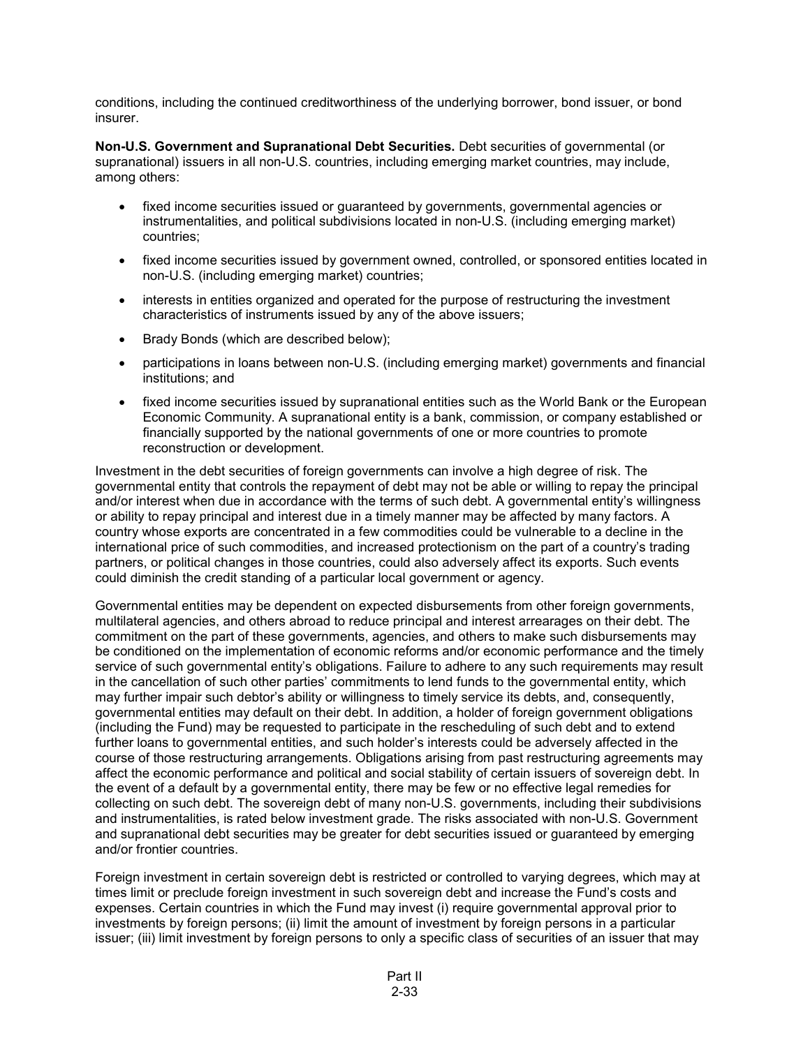conditions, including the continued creditworthiness of the underlying borrower, bond issuer, or bond insurer.

**Non-U.S. Government and Supranational Debt Securities.** Debt securities of governmental (or supranational) issuers in all non-U.S. countries, including emerging market countries, may include, among others:

- fixed income securities issued or guaranteed by governments, governmental agencies or instrumentalities, and political subdivisions located in non-U.S. (including emerging market) countries;
- fixed income securities issued by government owned, controlled, or sponsored entities located in non-U.S. (including emerging market) countries;
- interests in entities organized and operated for the purpose of restructuring the investment characteristics of instruments issued by any of the above issuers;
- Brady Bonds (which are described below);
- participations in loans between non-U.S. (including emerging market) governments and financial institutions; and
- fixed income securities issued by supranational entities such as the World Bank or the European Economic Community. A supranational entity is a bank, commission, or company established or financially supported by the national governments of one or more countries to promote reconstruction or development.

Investment in the debt securities of foreign governments can involve a high degree of risk. The governmental entity that controls the repayment of debt may not be able or willing to repay the principal and/or interest when due in accordance with the terms of such debt. A governmental entity's willingness or ability to repay principal and interest due in a timely manner may be affected by many factors. A country whose exports are concentrated in a few commodities could be vulnerable to a decline in the international price of such commodities, and increased protectionism on the part of a country's trading partners, or political changes in those countries, could also adversely affect its exports. Such events could diminish the credit standing of a particular local government or agency.

Governmental entities may be dependent on expected disbursements from other foreign governments, multilateral agencies, and others abroad to reduce principal and interest arrearages on their debt. The commitment on the part of these governments, agencies, and others to make such disbursements may be conditioned on the implementation of economic reforms and/or economic performance and the timely service of such governmental entity's obligations. Failure to adhere to any such requirements may result in the cancellation of such other parties' commitments to lend funds to the governmental entity, which may further impair such debtor's ability or willingness to timely service its debts, and, consequently, governmental entities may default on their debt. In addition, a holder of foreign government obligations (including the Fund) may be requested to participate in the rescheduling of such debt and to extend further loans to governmental entities, and such holder's interests could be adversely affected in the course of those restructuring arrangements. Obligations arising from past restructuring agreements may affect the economic performance and political and social stability of certain issuers of sovereign debt. In the event of a default by a governmental entity, there may be few or no effective legal remedies for collecting on such debt. The sovereign debt of many non-U.S. governments, including their subdivisions and instrumentalities, is rated below investment grade. The risks associated with non-U.S. Government and supranational debt securities may be greater for debt securities issued or guaranteed by emerging and/or frontier countries.

Foreign investment in certain sovereign debt is restricted or controlled to varying degrees, which may at times limit or preclude foreign investment in such sovereign debt and increase the Fund's costs and expenses. Certain countries in which the Fund may invest (i) require governmental approval prior to investments by foreign persons; (ii) limit the amount of investment by foreign persons in a particular issuer; (iii) limit investment by foreign persons to only a specific class of securities of an issuer that may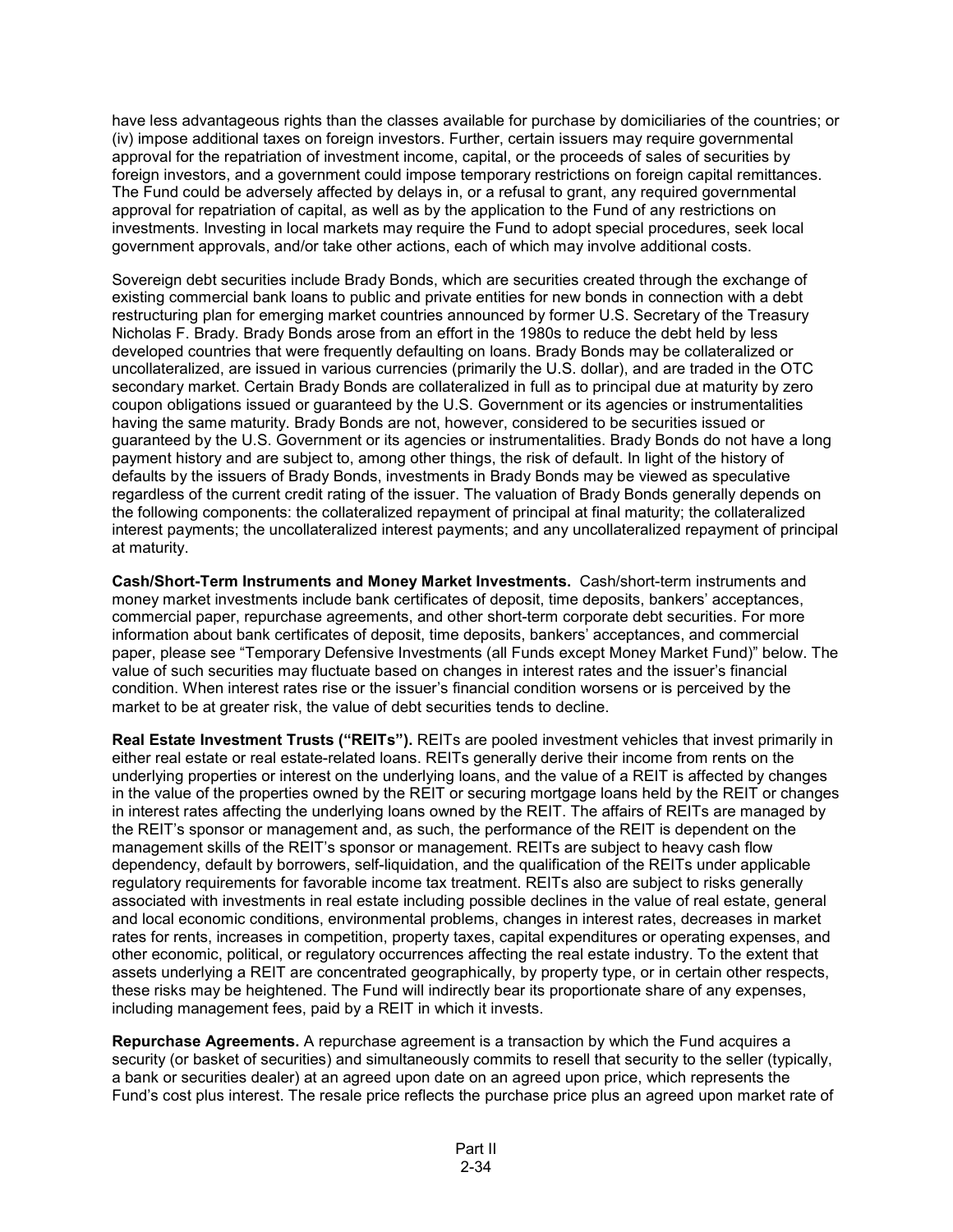have less advantageous rights than the classes available for purchase by domiciliaries of the countries; or (iv) impose additional taxes on foreign investors. Further, certain issuers may require governmental approval for the repatriation of investment income, capital, or the proceeds of sales of securities by foreign investors, and a government could impose temporary restrictions on foreign capital remittances. The Fund could be adversely affected by delays in, or a refusal to grant, any required governmental approval for repatriation of capital, as well as by the application to the Fund of any restrictions on investments. Investing in local markets may require the Fund to adopt special procedures, seek local government approvals, and/or take other actions, each of which may involve additional costs.

Sovereign debt securities include Brady Bonds, which are securities created through the exchange of existing commercial bank loans to public and private entities for new bonds in connection with a debt restructuring plan for emerging market countries announced by former U.S. Secretary of the Treasury Nicholas F. Brady. Brady Bonds arose from an effort in the 1980s to reduce the debt held by less developed countries that were frequently defaulting on loans. Brady Bonds may be collateralized or uncollateralized, are issued in various currencies (primarily the U.S. dollar), and are traded in the OTC secondary market. Certain Brady Bonds are collateralized in full as to principal due at maturity by zero coupon obligations issued or guaranteed by the U.S. Government or its agencies or instrumentalities having the same maturity. Brady Bonds are not, however, considered to be securities issued or guaranteed by the U.S. Government or its agencies or instrumentalities. Brady Bonds do not have a long payment history and are subject to, among other things, the risk of default. In light of the history of defaults by the issuers of Brady Bonds, investments in Brady Bonds may be viewed as speculative regardless of the current credit rating of the issuer. The valuation of Brady Bonds generally depends on the following components: the collateralized repayment of principal at final maturity; the collateralized interest payments; the uncollateralized interest payments; and any uncollateralized repayment of principal at maturity.

**Cash/Short-Term Instruments and Money Market Investments.** Cash/short-term instruments and money market investments include bank certificates of deposit, time deposits, bankers' acceptances, commercial paper, repurchase agreements, and other short-term corporate debt securities. For more information about bank certificates of deposit, time deposits, bankers' acceptances, and commercial paper, please see "Temporary Defensive Investments (all Funds except Money Market Fund)" below. The value of such securities may fluctuate based on changes in interest rates and the issuer's financial condition. When interest rates rise or the issuer's financial condition worsens or is perceived by the market to be at greater risk, the value of debt securities tends to decline.

**Real Estate Investment Trusts ("REITs").** REITs are pooled investment vehicles that invest primarily in either real estate or real estate-related loans. REITs generally derive their income from rents on the underlying properties or interest on the underlying loans, and the value of a REIT is affected by changes in the value of the properties owned by the REIT or securing mortgage loans held by the REIT or changes in interest rates affecting the underlying loans owned by the REIT. The affairs of REITs are managed by the REIT's sponsor or management and, as such, the performance of the REIT is dependent on the management skills of the REIT's sponsor or management. REITs are subject to heavy cash flow dependency, default by borrowers, self-liquidation, and the qualification of the REITs under applicable regulatory requirements for favorable income tax treatment. REITs also are subject to risks generally associated with investments in real estate including possible declines in the value of real estate, general and local economic conditions, environmental problems, changes in interest rates, decreases in market rates for rents, increases in competition, property taxes, capital expenditures or operating expenses, and other economic, political, or regulatory occurrences affecting the real estate industry. To the extent that assets underlying a REIT are concentrated geographically, by property type, or in certain other respects, these risks may be heightened. The Fund will indirectly bear its proportionate share of any expenses, including management fees, paid by a REIT in which it invests.

**Repurchase Agreements.** A repurchase agreement is a transaction by which the Fund acquires a security (or basket of securities) and simultaneously commits to resell that security to the seller (typically, a bank or securities dealer) at an agreed upon date on an agreed upon price, which represents the Fund's cost plus interest. The resale price reflects the purchase price plus an agreed upon market rate of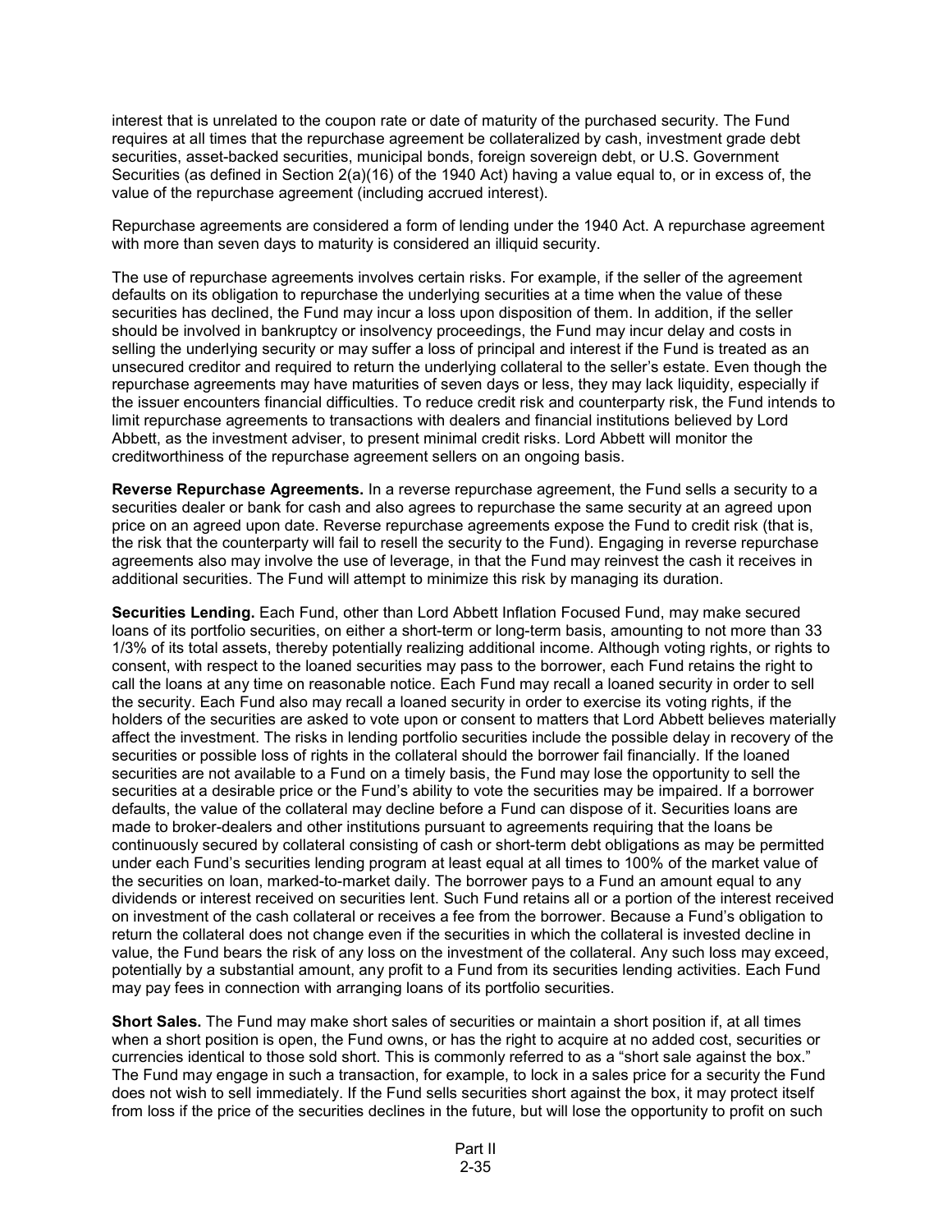interest that is unrelated to the coupon rate or date of maturity of the purchased security. The Fund requires at all times that the repurchase agreement be collateralized by cash, investment grade debt securities, asset-backed securities, municipal bonds, foreign sovereign debt, or U.S. Government Securities (as defined in Section 2(a)(16) of the 1940 Act) having a value equal to, or in excess of, the value of the repurchase agreement (including accrued interest).

Repurchase agreements are considered a form of lending under the 1940 Act. A repurchase agreement with more than seven days to maturity is considered an illiquid security.

The use of repurchase agreements involves certain risks. For example, if the seller of the agreement defaults on its obligation to repurchase the underlying securities at a time when the value of these securities has declined, the Fund may incur a loss upon disposition of them. In addition, if the seller should be involved in bankruptcy or insolvency proceedings, the Fund may incur delay and costs in selling the underlying security or may suffer a loss of principal and interest if the Fund is treated as an unsecured creditor and required to return the underlying collateral to the seller's estate. Even though the repurchase agreements may have maturities of seven days or less, they may lack liquidity, especially if the issuer encounters financial difficulties. To reduce credit risk and counterparty risk, the Fund intends to limit repurchase agreements to transactions with dealers and financial institutions believed by Lord Abbett, as the investment adviser, to present minimal credit risks. Lord Abbett will monitor the creditworthiness of the repurchase agreement sellers on an ongoing basis.

**Reverse Repurchase Agreements.** In a reverse repurchase agreement, the Fund sells a security to a securities dealer or bank for cash and also agrees to repurchase the same security at an agreed upon price on an agreed upon date. Reverse repurchase agreements expose the Fund to credit risk (that is, the risk that the counterparty will fail to resell the security to the Fund). Engaging in reverse repurchase agreements also may involve the use of leverage, in that the Fund may reinvest the cash it receives in additional securities. The Fund will attempt to minimize this risk by managing its duration.

**Securities Lending.** Each Fund, other than Lord Abbett Inflation Focused Fund, may make secured loans of its portfolio securities, on either a short-term or long-term basis, amounting to not more than 33 1/3% of its total assets, thereby potentially realizing additional income. Although voting rights, or rights to consent, with respect to the loaned securities may pass to the borrower, each Fund retains the right to call the loans at any time on reasonable notice. Each Fund may recall a loaned security in order to sell the security. Each Fund also may recall a loaned security in order to exercise its voting rights, if the holders of the securities are asked to vote upon or consent to matters that Lord Abbett believes materially affect the investment. The risks in lending portfolio securities include the possible delay in recovery of the securities or possible loss of rights in the collateral should the borrower fail financially. If the loaned securities are not available to a Fund on a timely basis, the Fund may lose the opportunity to sell the securities at a desirable price or the Fund's ability to vote the securities may be impaired. If a borrower defaults, the value of the collateral may decline before a Fund can dispose of it. Securities loans are made to broker-dealers and other institutions pursuant to agreements requiring that the loans be continuously secured by collateral consisting of cash or short-term debt obligations as may be permitted under each Fund's securities lending program at least equal at all times to 100% of the market value of the securities on loan, marked-to-market daily. The borrower pays to a Fund an amount equal to any dividends or interest received on securities lent. Such Fund retains all or a portion of the interest received on investment of the cash collateral or receives a fee from the borrower. Because a Fund's obligation to return the collateral does not change even if the securities in which the collateral is invested decline in value, the Fund bears the risk of any loss on the investment of the collateral. Any such loss may exceed, potentially by a substantial amount, any profit to a Fund from its securities lending activities. Each Fund may pay fees in connection with arranging loans of its portfolio securities.

**Short Sales.** The Fund may make short sales of securities or maintain a short position if, at all times when a short position is open, the Fund owns, or has the right to acquire at no added cost, securities or currencies identical to those sold short. This is commonly referred to as a "short sale against the box." The Fund may engage in such a transaction, for example, to lock in a sales price for a security the Fund does not wish to sell immediately. If the Fund sells securities short against the box, it may protect itself from loss if the price of the securities declines in the future, but will lose the opportunity to profit on such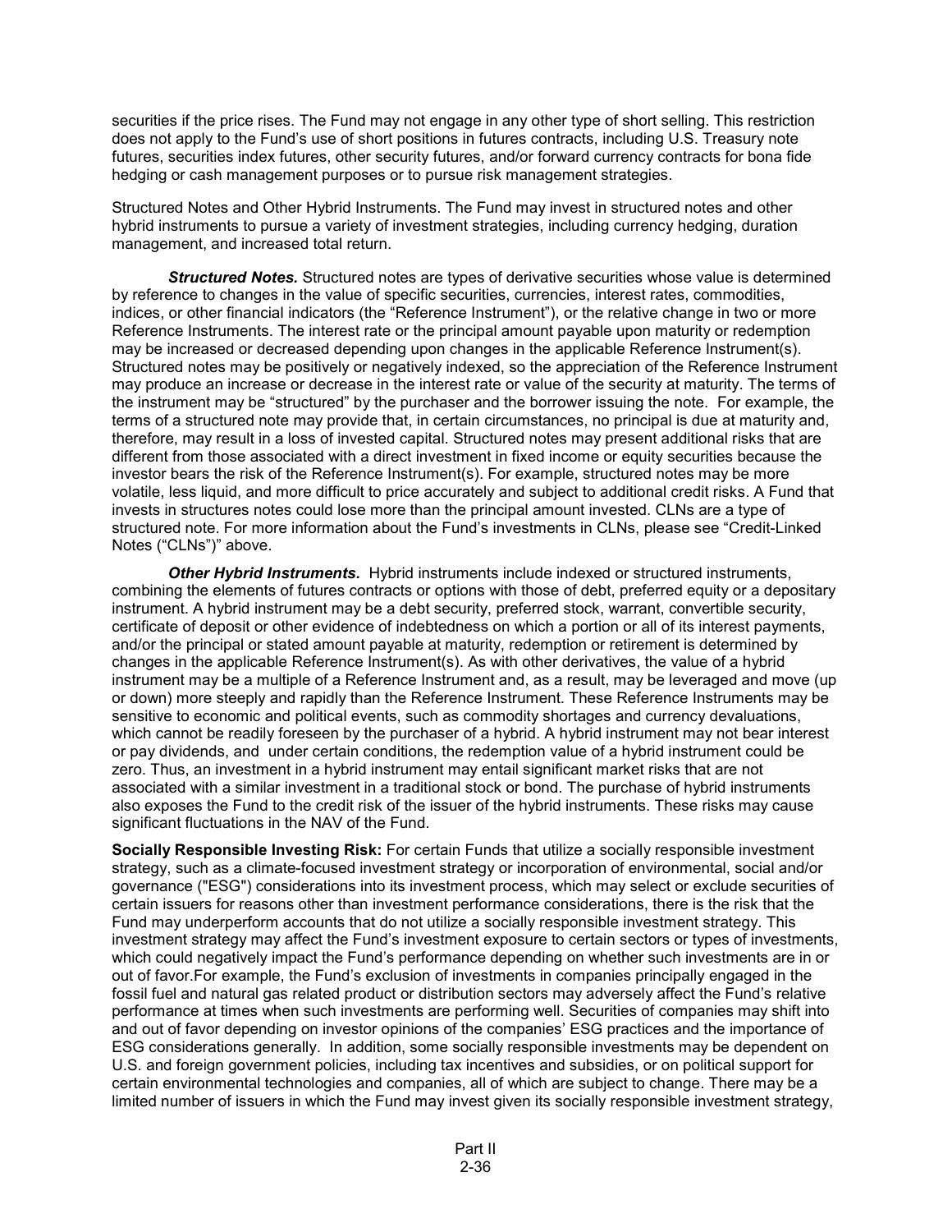securities if the price rises. The Fund may not engage in any other type of short selling. This restriction does not apply to the Fund's use of short positions in futures contracts, including U.S. Treasury note futures, securities index futures, other security futures, and/or forward currency contracts for bona fide hedging or cash management purposes or to pursue risk management strategies.

Structured Notes and Other Hybrid Instruments. The Fund may invest in structured notes and other hybrid instruments to pursue a variety of investment strategies, including currency hedging, duration management, and increased total return.

***Structured Notes.*** Structured notes are types of derivative securities whose value is determined by reference to changes in the value of specific securities, currencies, interest rates, commodities, indices, or other financial indicators (the "Reference Instrument"), or the relative change in two or more Reference Instruments. The interest rate or the principal amount payable upon maturity or redemption may be increased or decreased depending upon changes in the applicable Reference Instrument(s). Structured notes may be positively or negatively indexed, so the appreciation of the Reference Instrument may produce an increase or decrease in the interest rate or value of the security at maturity. The terms of the instrument may be "structured" by the purchaser and the borrower issuing the note. For example, the terms of a structured note may provide that, in certain circumstances, no principal is due at maturity and, therefore, may result in a loss of invested capital. Structured notes may present additional risks that are different from those associated with a direct investment in fixed income or equity securities because the investor bears the risk of the Reference Instrument(s). For example, structured notes may be more volatile, less liquid, and more difficult to price accurately and subject to additional credit risks. A Fund that invests in structures notes could lose more than the principal amount invested. CLNs are a type of structured note. For more information about the Fund's investments in CLNs, please see "Credit-Linked Notes ("CLNs")" above.

***Other Hybrid Instruments.*** Hybrid instruments include indexed or structured instruments, combining the elements of futures contracts or options with those of debt, preferred equity or a depositary instrument. A hybrid instrument may be a debt security, preferred stock, warrant, convertible security, certificate of deposit or other evidence of indebtedness on which a portion or all of its interest payments, and/or the principal or stated amount payable at maturity, redemption or retirement is determined by changes in the applicable Reference Instrument(s). As with other derivatives, the value of a hybrid instrument may be a multiple of a Reference Instrument and, as a result, may be leveraged and move (up or down) more steeply and rapidly than the Reference Instrument. These Reference Instruments may be sensitive to economic and political events, such as commodity shortages and currency devaluations, which cannot be readily foreseen by the purchaser of a hybrid. A hybrid instrument may not bear interest or pay dividends, and under certain conditions, the redemption value of a hybrid instrument could be zero. Thus, an investment in a hybrid instrument may entail significant market risks that are not associated with a similar investment in a traditional stock or bond. The purchase of hybrid instruments also exposes the Fund to the credit risk of the issuer of the hybrid instruments. These risks may cause significant fluctuations in the NAV of the Fund.

**Socially Responsible Investing Risk:** For certain Funds that utilize a socially responsible investment strategy, such as a climate-focused investment strategy or incorporation of environmental, social and/or governance ("ESG") considerations into its investment process, which may select or exclude securities of certain issuers for reasons other than investment performance considerations, there is the risk that the Fund may underperform accounts that do not utilize a socially responsible investment strategy. This investment strategy may affect the Fund's investment exposure to certain sectors or types of investments, which could negatively impact the Fund's performance depending on whether such investments are in or out of favor.For example, the Fund's exclusion of investments in companies principally engaged in the fossil fuel and natural gas related product or distribution sectors may adversely affect the Fund's relative performance at times when such investments are performing well. Securities of companies may shift into and out of favor depending on investor opinions of the companies' ESG practices and the importance of ESG considerations generally. In addition, some socially responsible investments may be dependent on U.S. and foreign government policies, including tax incentives and subsidies, or on political support for certain environmental technologies and companies, all of which are subject to change. There may be a limited number of issuers in which the Fund may invest given its socially responsible investment strategy,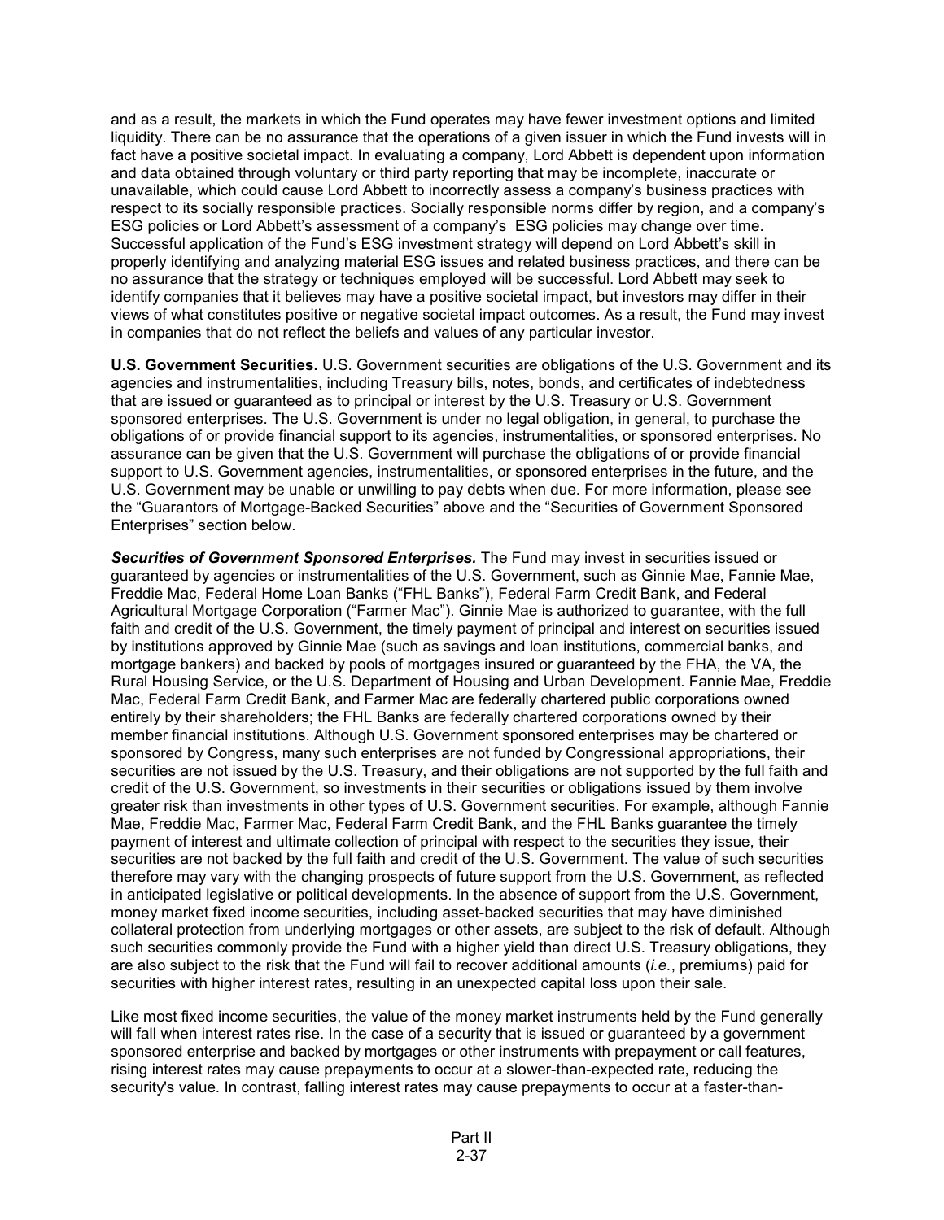and as a result, the markets in which the Fund operates may have fewer investment options and limited liquidity. There can be no assurance that the operations of a given issuer in which the Fund invests will in fact have a positive societal impact. In evaluating a company, Lord Abbett is dependent upon information and data obtained through voluntary or third party reporting that may be incomplete, inaccurate or unavailable, which could cause Lord Abbett to incorrectly assess a company's business practices with respect to its socially responsible practices. Socially responsible norms differ by region, and a company's ESG policies or Lord Abbett's assessment of a company's ESG policies may change over time. Successful application of the Fund's ESG investment strategy will depend on Lord Abbett's skill in properly identifying and analyzing material ESG issues and related business practices, and there can be no assurance that the strategy or techniques employed will be successful. Lord Abbett may seek to identify companies that it believes may have a positive societal impact, but investors may differ in their views of what constitutes positive or negative societal impact outcomes. As a result, the Fund may invest in companies that do not reflect the beliefs and values of any particular investor.

**U.S. Government Securities.** U.S. Government securities are obligations of the U.S. Government and its agencies and instrumentalities, including Treasury bills, notes, bonds, and certificates of indebtedness that are issued or guaranteed as to principal or interest by the U.S. Treasury or U.S. Government sponsored enterprises. The U.S. Government is under no legal obligation, in general, to purchase the obligations of or provide financial support to its agencies, instrumentalities, or sponsored enterprises. No assurance can be given that the U.S. Government will purchase the obligations of or provide financial support to U.S. Government agencies, instrumentalities, or sponsored enterprises in the future, and the U.S. Government may be unable or unwilling to pay debts when due. For more information, please see the "Guarantors of Mortgage-Backed Securities" above and the "Securities of Government Sponsored Enterprises" section below.

***Securities of Government Sponsored Enterprises.*** The Fund may invest in securities issued or guaranteed by agencies or instrumentalities of the U.S. Government, such as Ginnie Mae, Fannie Mae, Freddie Mac, Federal Home Loan Banks ("FHL Banks"), Federal Farm Credit Bank, and Federal Agricultural Mortgage Corporation ("Farmer Mac"). Ginnie Mae is authorized to guarantee, with the full faith and credit of the U.S. Government, the timely payment of principal and interest on securities issued by institutions approved by Ginnie Mae (such as savings and loan institutions, commercial banks, and mortgage bankers) and backed by pools of mortgages insured or guaranteed by the FHA, the VA, the Rural Housing Service, or the U.S. Department of Housing and Urban Development. Fannie Mae, Freddie Mac, Federal Farm Credit Bank, and Farmer Mac are federally chartered public corporations owned entirely by their shareholders; the FHL Banks are federally chartered corporations owned by their member financial institutions. Although U.S. Government sponsored enterprises may be chartered or sponsored by Congress, many such enterprises are not funded by Congressional appropriations, their securities are not issued by the U.S. Treasury, and their obligations are not supported by the full faith and credit of the U.S. Government, so investments in their securities or obligations issued by them involve greater risk than investments in other types of U.S. Government securities. For example, although Fannie Mae, Freddie Mac, Farmer Mac, Federal Farm Credit Bank, and the FHL Banks guarantee the timely payment of interest and ultimate collection of principal with respect to the securities they issue, their securities are not backed by the full faith and credit of the U.S. Government. The value of such securities therefore may vary with the changing prospects of future support from the U.S. Government, as reflected in anticipated legislative or political developments. In the absence of support from the U.S. Government, money market fixed income securities, including asset-backed securities that may have diminished collateral protection from underlying mortgages or other assets, are subject to the risk of default. Although such securities commonly provide the Fund with a higher yield than direct U.S. Treasury obligations, they are also subject to the risk that the Fund will fail to recover additional amounts (*i.e.*, premiums) paid for securities with higher interest rates, resulting in an unexpected capital loss upon their sale.

Like most fixed income securities, the value of the money market instruments held by the Fund generally will fall when interest rates rise. In the case of a security that is issued or guaranteed by a government sponsored enterprise and backed by mortgages or other instruments with prepayment or call features, rising interest rates may cause prepayments to occur at a slower-than-expected rate, reducing the security's value. In contrast, falling interest rates may cause prepayments to occur at a faster-than-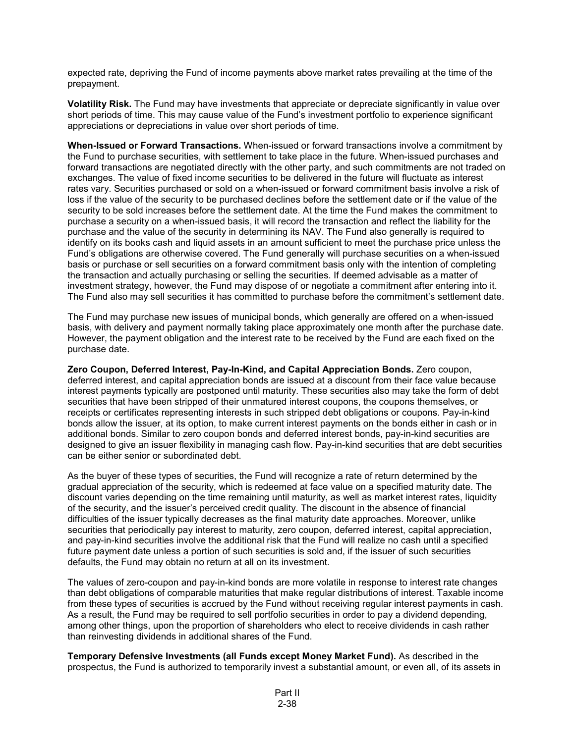expected rate, depriving the Fund of income payments above market rates prevailing at the time of the prepayment.

**Volatility Risk.** The Fund may have investments that appreciate or depreciate significantly in value over short periods of time. This may cause value of the Fund's investment portfolio to experience significant appreciations or depreciations in value over short periods of time.

**When-Issued or Forward Transactions.** When-issued or forward transactions involve a commitment by the Fund to purchase securities, with settlement to take place in the future. When-issued purchases and forward transactions are negotiated directly with the other party, and such commitments are not traded on exchanges. The value of fixed income securities to be delivered in the future will fluctuate as interest rates vary. Securities purchased or sold on a when-issued or forward commitment basis involve a risk of loss if the value of the security to be purchased declines before the settlement date or if the value of the security to be sold increases before the settlement date. At the time the Fund makes the commitment to purchase a security on a when-issued basis, it will record the transaction and reflect the liability for the purchase and the value of the security in determining its NAV. The Fund also generally is required to identify on its books cash and liquid assets in an amount sufficient to meet the purchase price unless the Fund's obligations are otherwise covered. The Fund generally will purchase securities on a when-issued basis or purchase or sell securities on a forward commitment basis only with the intention of completing the transaction and actually purchasing or selling the securities. If deemed advisable as a matter of investment strategy, however, the Fund may dispose of or negotiate a commitment after entering into it. The Fund also may sell securities it has committed to purchase before the commitment's settlement date.

The Fund may purchase new issues of municipal bonds, which generally are offered on a when-issued basis, with delivery and payment normally taking place approximately one month after the purchase date. However, the payment obligation and the interest rate to be received by the Fund are each fixed on the purchase date.

**Zero Coupon, Deferred Interest, Pay-In-Kind, and Capital Appreciation Bonds.** Zero coupon, deferred interest, and capital appreciation bonds are issued at a discount from their face value because interest payments typically are postponed until maturity. These securities also may take the form of debt securities that have been stripped of their unmatured interest coupons, the coupons themselves, or receipts or certificates representing interests in such stripped debt obligations or coupons. Pay-in-kind bonds allow the issuer, at its option, to make current interest payments on the bonds either in cash or in additional bonds. Similar to zero coupon bonds and deferred interest bonds, pay-in-kind securities are designed to give an issuer flexibility in managing cash flow. Pay-in-kind securities that are debt securities can be either senior or subordinated debt.

As the buyer of these types of securities, the Fund will recognize a rate of return determined by the gradual appreciation of the security, which is redeemed at face value on a specified maturity date. The discount varies depending on the time remaining until maturity, as well as market interest rates, liquidity of the security, and the issuer's perceived credit quality. The discount in the absence of financial difficulties of the issuer typically decreases as the final maturity date approaches. Moreover, unlike securities that periodically pay interest to maturity, zero coupon, deferred interest, capital appreciation, and pay-in-kind securities involve the additional risk that the Fund will realize no cash until a specified future payment date unless a portion of such securities is sold and, if the issuer of such securities defaults, the Fund may obtain no return at all on its investment.

The values of zero-coupon and pay-in-kind bonds are more volatile in response to interest rate changes than debt obligations of comparable maturities that make regular distributions of interest. Taxable income from these types of securities is accrued by the Fund without receiving regular interest payments in cash. As a result, the Fund may be required to sell portfolio securities in order to pay a dividend depending, among other things, upon the proportion of shareholders who elect to receive dividends in cash rather than reinvesting dividends in additional shares of the Fund.

**Temporary Defensive Investments (all Funds except Money Market Fund).** As described in the prospectus, the Fund is authorized to temporarily invest a substantial amount, or even all, of its assets in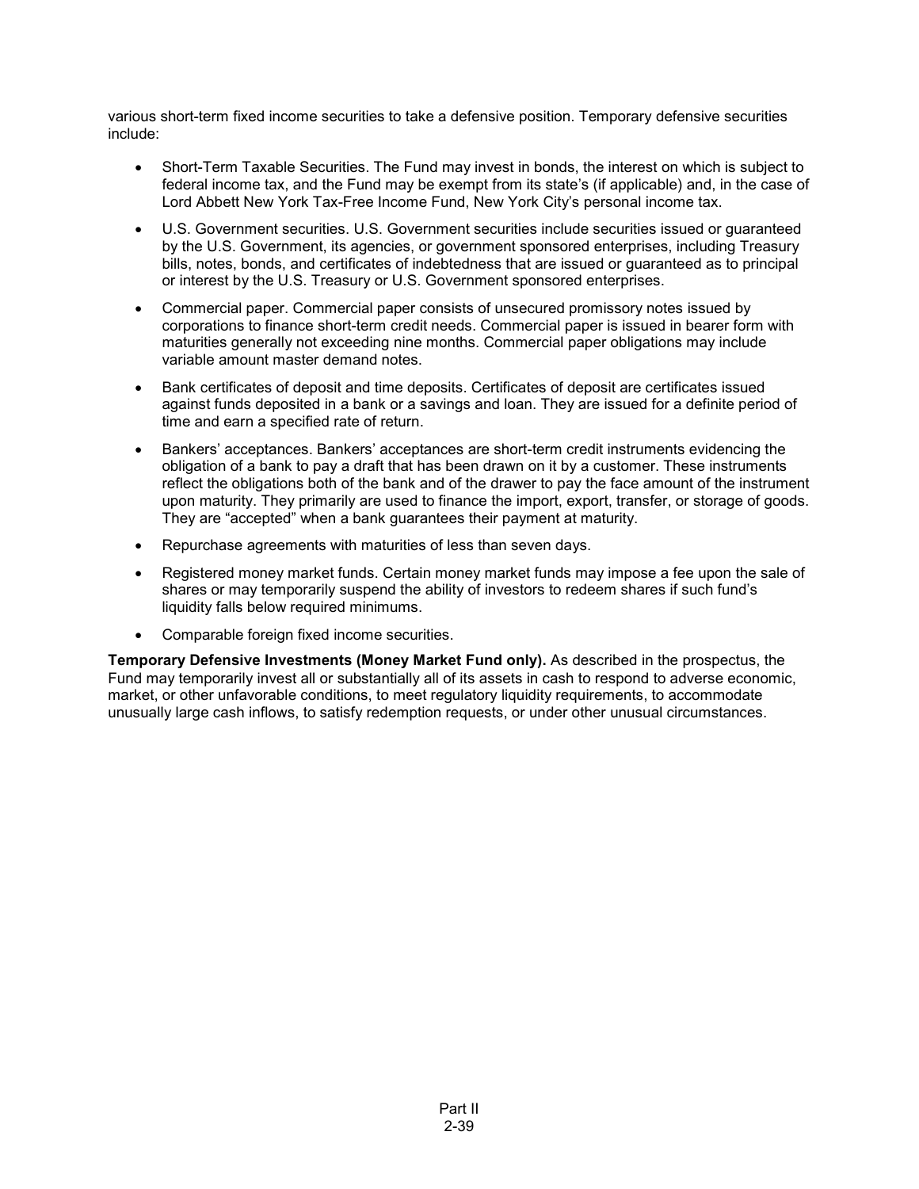various short-term fixed income securities to take a defensive position. Temporary defensive securities include:

- Short-Term Taxable Securities. The Fund may invest in bonds, the interest on which is subject to federal income tax, and the Fund may be exempt from its state's (if applicable) and, in the case of Lord Abbett New York Tax-Free Income Fund, New York City's personal income tax.
- U.S. Government securities. U.S. Government securities include securities issued or guaranteed by the U.S. Government, its agencies, or government sponsored enterprises, including Treasury bills, notes, bonds, and certificates of indebtedness that are issued or guaranteed as to principal or interest by the U.S. Treasury or U.S. Government sponsored enterprises.
- Commercial paper. Commercial paper consists of unsecured promissory notes issued by corporations to finance short-term credit needs. Commercial paper is issued in bearer form with maturities generally not exceeding nine months. Commercial paper obligations may include variable amount master demand notes.
- Bank certificates of deposit and time deposits. Certificates of deposit are certificates issued against funds deposited in a bank or a savings and loan. They are issued for a definite period of time and earn a specified rate of return.
- Bankers' acceptances. Bankers' acceptances are short-term credit instruments evidencing the obligation of a bank to pay a draft that has been drawn on it by a customer. These instruments reflect the obligations both of the bank and of the drawer to pay the face amount of the instrument upon maturity. They primarily are used to finance the import, export, transfer, or storage of goods. They are "accepted" when a bank guarantees their payment at maturity.
- Repurchase agreements with maturities of less than seven days.
- Registered money market funds. Certain money market funds may impose a fee upon the sale of shares or may temporarily suspend the ability of investors to redeem shares if such fund's liquidity falls below required minimums.
- Comparable foreign fixed income securities.

**Temporary Defensive Investments (Money Market Fund only).** As described in the prospectus, the Fund may temporarily invest all or substantially all of its assets in cash to respond to adverse economic, market, or other unfavorable conditions, to meet regulatory liquidity requirements, to accommodate unusually large cash inflows, to satisfy redemption requests, or under other unusual circumstances.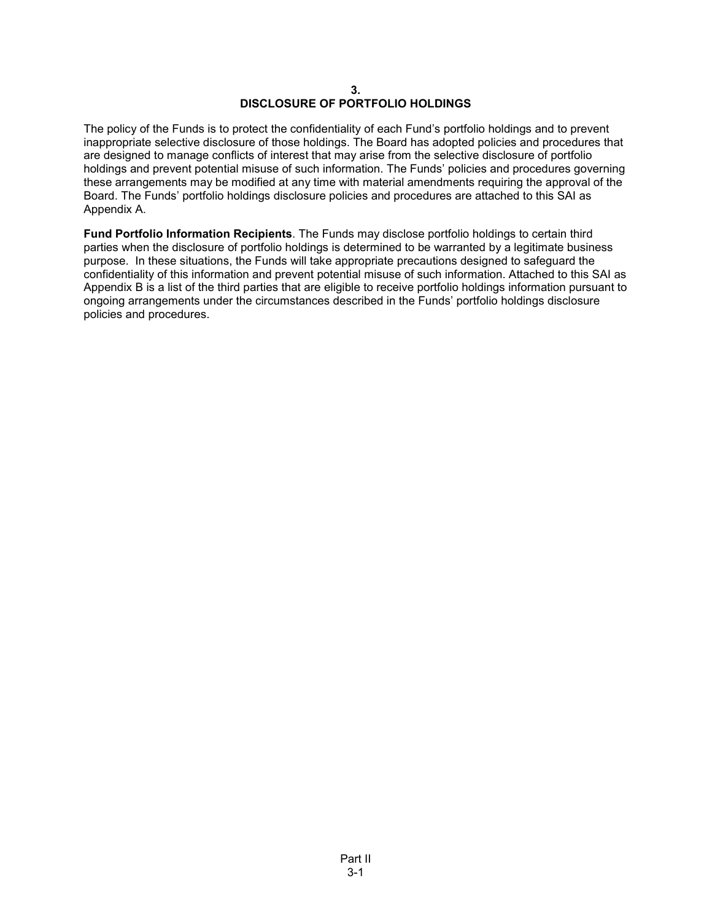# 3.
# DISCLOSURE OF PORTFOLIO HOLDINGS

The policy of the Funds is to protect the confidentiality of each Fund's portfolio holdings and to prevent inappropriate selective disclosure of those holdings. The Board has adopted policies and procedures that are designed to manage conflicts of interest that may arise from the selective disclosure of portfolio holdings and prevent potential misuse of such information. The Funds' policies and procedures governing these arrangements may be modified at any time with material amendments requiring the approval of the Board. The Funds' portfolio holdings disclosure policies and procedures are attached to this SAI as Appendix A.

**Fund Portfolio Information Recipients**. The Funds may disclose portfolio holdings to certain third parties when the disclosure of portfolio holdings is determined to be warranted by a legitimate business purpose. In these situations, the Funds will take appropriate precautions designed to safeguard the confidentiality of this information and prevent potential misuse of such information. Attached to this SAI as Appendix B is a list of the third parties that are eligible to receive portfolio holdings information pursuant to ongoing arrangements under the circumstances described in the Funds' portfolio holdings disclosure policies and procedures.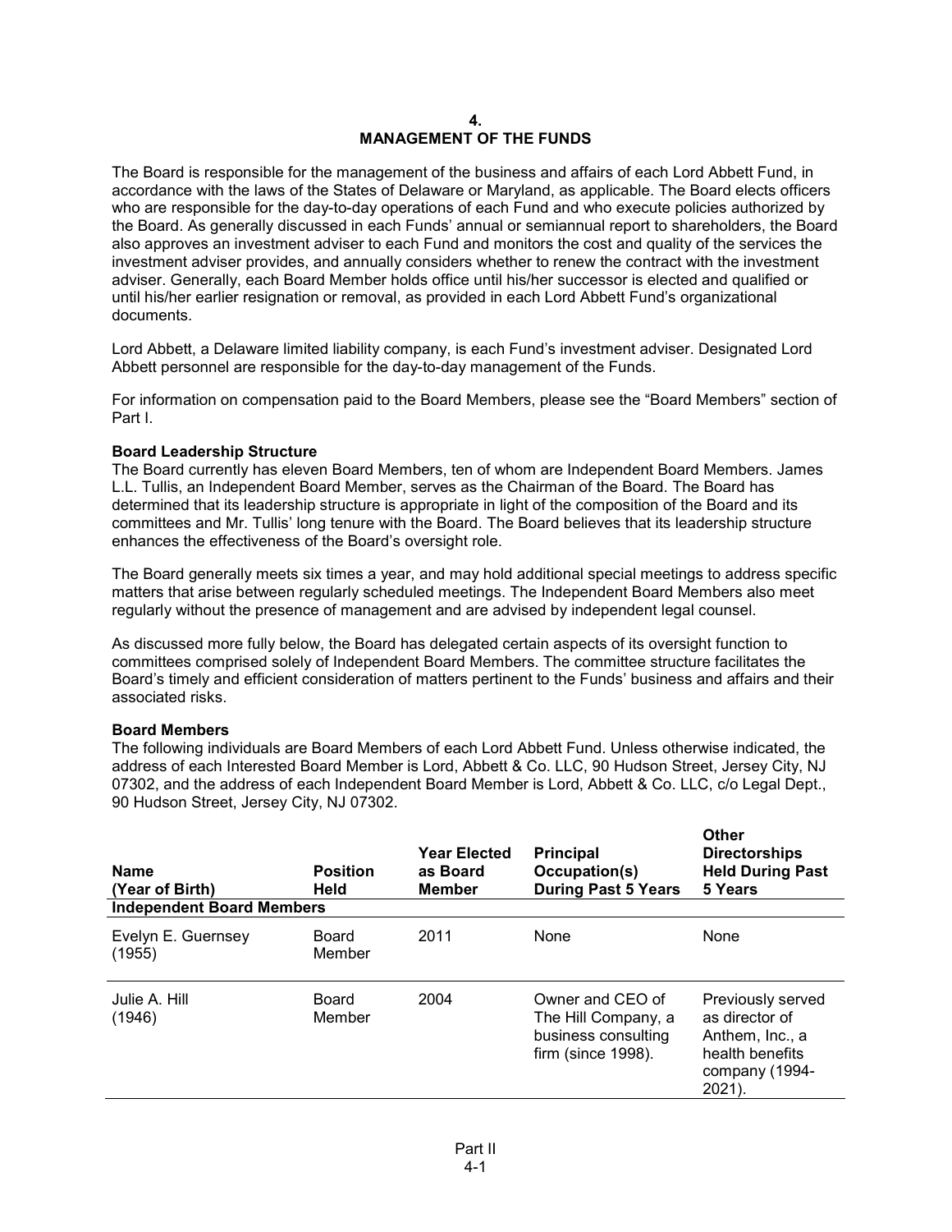# 4.
# MANAGEMENT OF THE FUNDS

The Board is responsible for the management of the business and affairs of each Lord Abbett Fund, in accordance with the laws of the States of Delaware or Maryland, as applicable. The Board elects officers who are responsible for the day-to-day operations of each Fund and who execute policies authorized by the Board. As generally discussed in each Funds' annual or semiannual report to shareholders, the Board also approves an investment adviser to each Fund and monitors the cost and quality of the services the investment adviser provides, and annually considers whether to renew the contract with the investment adviser. Generally, each Board Member holds office until his/her successor is elected and qualified or until his/her earlier resignation or removal, as provided in each Lord Abbett Fund's organizational documents.

Lord Abbett, a Delaware limited liability company, is each Fund's investment adviser. Designated Lord Abbett personnel are responsible for the day-to-day management of the Funds.

For information on compensation paid to the Board Members, please see the "Board Members" section of Part I.

**Board Leadership Structure**

The Board currently has eleven Board Members, ten of whom are Independent Board Members. James L.L. Tullis, an Independent Board Member, serves as the Chairman of the Board. The Board has determined that its leadership structure is appropriate in light of the composition of the Board and its committees and Mr. Tullis' long tenure with the Board. The Board believes that its leadership structure enhances the effectiveness of the Board's oversight role.

The Board generally meets six times a year, and may hold additional special meetings to address specific matters that arise between regularly scheduled meetings. The Independent Board Members also meet regularly without the presence of management and are advised by independent legal counsel.

As discussed more fully below, the Board has delegated certain aspects of its oversight function to committees comprised solely of Independent Board Members. The committee structure facilitates the Board's timely and efficient consideration of matters pertinent to the Funds' business and affairs and their associated risks.

**Board Members**

The following individuals are Board Members of each Lord Abbett Fund. Unless otherwise indicated, the address of each Interested Board Member is Lord, Abbett & Co. LLC, 90 Hudson Street, Jersey City, NJ 07302, and the address of each Independent Board Member is Lord, Abbett & Co. LLC, c/o Legal Dept., 90 Hudson Street, Jersey City, NJ 07302.

| Name (Year of Birth) | Position Held | Year Elected as Board Member | Principal Occupation(s) During Past 5 Years | Other Directorships Held During Past 5 Years |
|---|---|---|---|---|
| **Independent Board Members** | | | | |
| Evelyn E. Guernsey (1955) | Board Member | 2011 | None | None |
| Julie A. Hill (1946) | Board Member | 2004 | Owner and CEO of The Hill Company, a business consulting firm (since 1998). | Previously served as director of Anthem, Inc., a health benefits company (1994-2021). |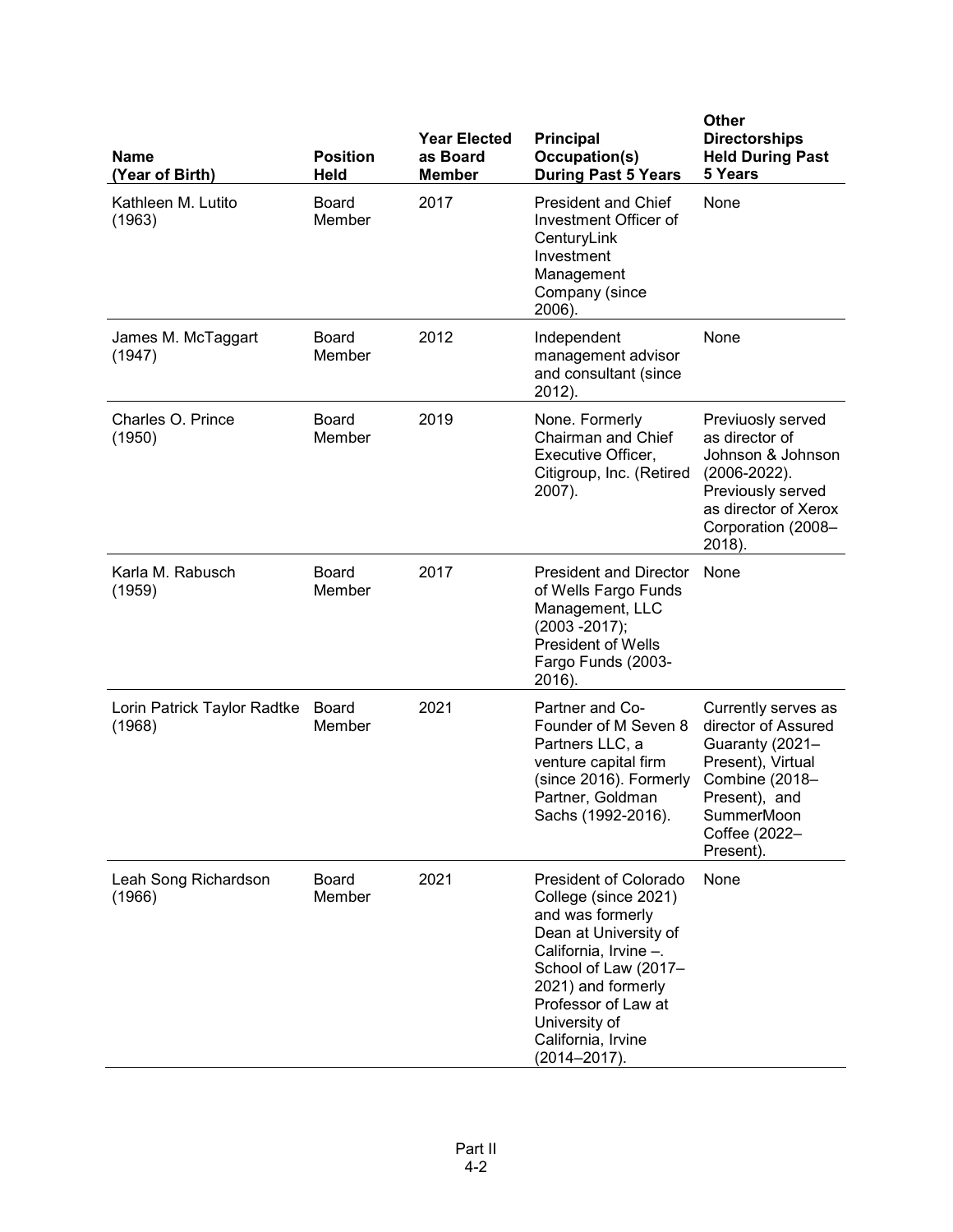| Name (Year of Birth) | Position Held | Year Elected as Board Member | Principal Occupation(s) During Past 5 Years | Other Directorships Held During Past 5 Years |
|---|---|---|---|---|
| Kathleen M. Lutito (1963) | Board Member | 2017 | President and Chief Investment Officer of CenturyLink Investment Management Company (since 2006). | None |
| James M. McTaggart (1947) | Board Member | 2012 | Independent management advisor and consultant (since 2012). | None |
| Charles O. Prince (1950) | Board Member | 2019 | None. Formerly Chairman and Chief Executive Officer, Citigroup, Inc. (Retired 2007). | Previuosly served as director of Johnson & Johnson (2006-2022). Previously served as director of Xerox Corporation (2008–2018). |
| Karla M. Rabusch (1959) | Board Member | 2017 | President and Director of Wells Fargo Funds Management, LLC (2003 -2017); President of Wells Fargo Funds (2003-2016). | None |
| Lorin Patrick Taylor Radtke (1968) | Board Member | 2021 | Partner and Co-Founder of M Seven 8 Partners LLC, a venture capital firm (since 2016). Formerly Partner, Goldman Sachs (1992-2016). | Currently serves as director of Assured Guaranty (2021–Present), Virtual Combine (2018–Present), and SummerMoon Coffee (2022–Present). |
| Leah Song Richardson (1966) | Board Member | 2021 | President of Colorado College (since 2021) and was formerly Dean at University of California, Irvine –. School of Law (2017–2021) and formerly Professor of Law at University of California, Irvine (2014–2017). | None |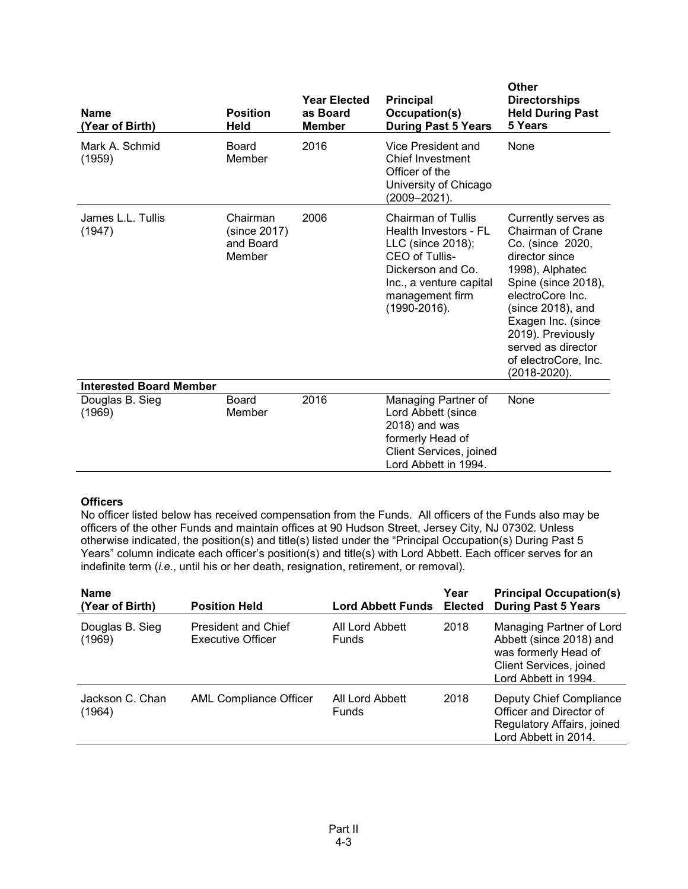| Name (Year of Birth) | Position Held | Year Elected as Board Member | Principal Occupation(s) During Past 5 Years | Other Directorships Held During Past 5 Years |
|---|---|---|---|---|
| Mark A. Schmid (1959) | Board Member | 2016 | Vice President and Chief Investment Officer of the University of Chicago (2009–2021). | None |
| James L.L. Tullis (1947) | Chairman (since 2017) and Board Member | 2006 | Chairman of Tullis Health Investors - FL LLC (since 2018); CEO of Tullis-Dickerson and Co. Inc., a venture capital management firm (1990-2016). | Currently serves as Chairman of Crane Co. (since 2020, director since 1998), Alphatec Spine (since 2018), electroCore Inc. (since 2018), and Exagen Inc. (since 2019). Previously served as director of electroCore, Inc. (2018-2020). |
| **Interested Board Member** | | | | |
| Douglas B. Sieg (1969) | Board Member | 2016 | Managing Partner of Lord Abbett (since 2018) and was formerly Head of Client Services, joined Lord Abbett in 1994. | None |

**Officers**

No officer listed below has received compensation from the Funds. All officers of the Funds also may be officers of the other Funds and maintain offices at 90 Hudson Street, Jersey City, NJ 07302. Unless otherwise indicated, the position(s) and title(s) listed under the "Principal Occupation(s) During Past 5 Years" column indicate each officer's position(s) and title(s) with Lord Abbett. Each officer serves for an indefinite term (*i.e.*, until his or her death, resignation, retirement, or removal).

| Name (Year of Birth) | Position Held | Lord Abbett Funds | Year Elected | Principal Occupation(s) During Past 5 Years |
|---|---|---|---|---|
| Douglas B. Sieg (1969) | President and Chief Executive Officer | All Lord Abbett Funds | 2018 | Managing Partner of Lord Abbett (since 2018) and was formerly Head of Client Services, joined Lord Abbett in 1994. |
| Jackson C. Chan (1964) | AML Compliance Officer | All Lord Abbett Funds | 2018 | Deputy Chief Compliance Officer and Director of Regulatory Affairs, joined Lord Abbett in 2014. |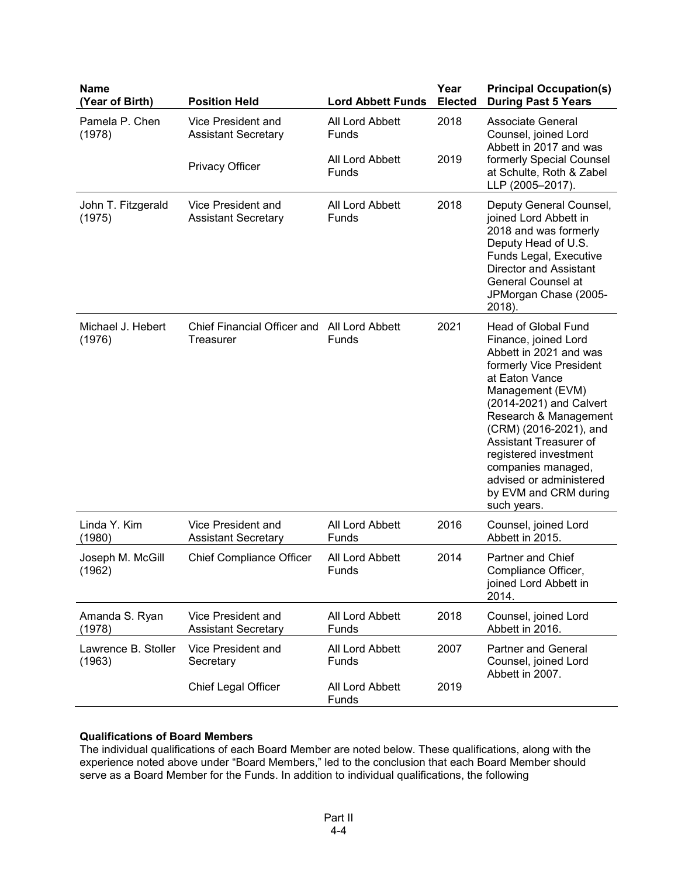| Name (Year of Birth) | Position Held | Lord Abbett Funds | Year Elected | Principal Occupation(s) During Past 5 Years |
|---|---|---|---|---|
| Pamela P. Chen (1978) | Vice President and Assistant Secretary | All Lord Abbett Funds | 2018 | Associate General Counsel, joined Lord Abbett in 2017 and was formerly Special Counsel at Schulte, Roth & Zabel LLP (2005–2017). |
| | Privacy Officer | All Lord Abbett Funds | 2019 | |
| John T. Fitzgerald (1975) | Vice President and Assistant Secretary | All Lord Abbett Funds | 2018 | Deputy General Counsel, joined Lord Abbett in 2018 and was formerly Deputy Head of U.S. Funds Legal, Executive Director and Assistant General Counsel at JPMorgan Chase (2005-2018). |
| Michael J. Hebert (1976) | Chief Financial Officer and Treasurer | All Lord Abbett Funds | 2021 | Head of Global Fund Finance, joined Lord Abbett in 2021 and was formerly Vice President at Eaton Vance Management (EVM) (2014-2021) and Calvert Research & Management (CRM) (2016-2021), and Assistant Treasurer of registered investment companies managed, advised or administered by EVM and CRM during such years. |
| Linda Y. Kim (1980) | Vice President and Assistant Secretary | All Lord Abbett Funds | 2016 | Counsel, joined Lord Abbett in 2015. |
| Joseph M. McGill (1962) | Chief Compliance Officer | All Lord Abbett Funds | 2014 | Partner and Chief Compliance Officer, joined Lord Abbett in 2014. |
| Amanda S. Ryan (1978) | Vice President and Assistant Secretary | All Lord Abbett Funds | 2018 | Counsel, joined Lord Abbett in 2016. |
| Lawrence B. Stoller (1963) | Vice President and Secretary | All Lord Abbett Funds | 2007 | Partner and General Counsel, joined Lord Abbett in 2007. |
| | Chief Legal Officer | All Lord Abbett Funds | 2019 | |

**Qualifications of Board Members**

The individual qualifications of each Board Member are noted below. These qualifications, along with the experience noted above under "Board Members," led to the conclusion that each Board Member should serve as a Board Member for the Funds. In addition to individual qualifications, the following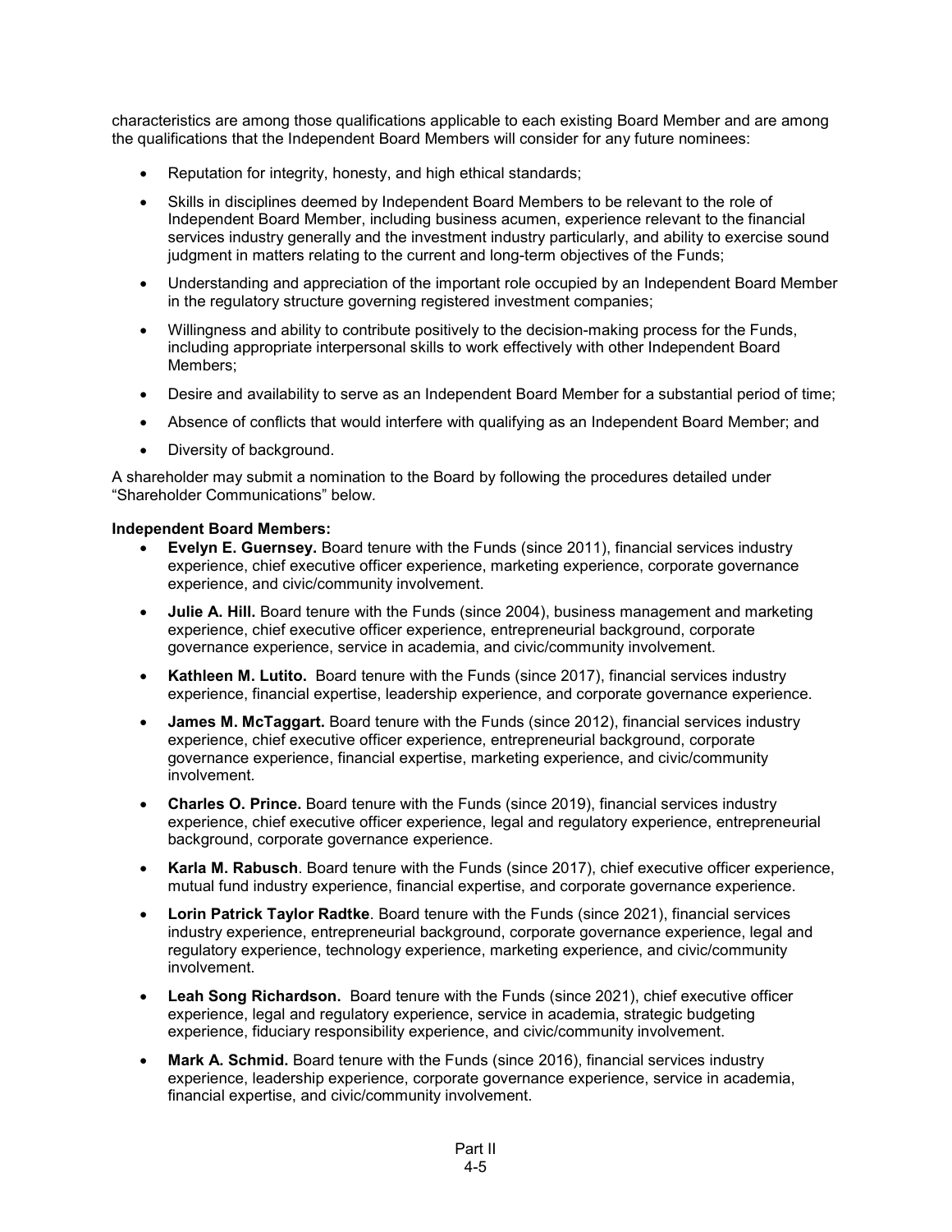characteristics are among those qualifications applicable to each existing Board Member and are among the qualifications that the Independent Board Members will consider for any future nominees:

- Reputation for integrity, honesty, and high ethical standards;
- Skills in disciplines deemed by Independent Board Members to be relevant to the role of Independent Board Member, including business acumen, experience relevant to the financial services industry generally and the investment industry particularly, and ability to exercise sound judgment in matters relating to the current and long-term objectives of the Funds;
- Understanding and appreciation of the important role occupied by an Independent Board Member in the regulatory structure governing registered investment companies;
- Willingness and ability to contribute positively to the decision-making process for the Funds, including appropriate interpersonal skills to work effectively with other Independent Board Members;
- Desire and availability to serve as an Independent Board Member for a substantial period of time;
- Absence of conflicts that would interfere with qualifying as an Independent Board Member; and
- Diversity of background.

A shareholder may submit a nomination to the Board by following the procedures detailed under "Shareholder Communications" below.

**Independent Board Members:**

- **Evelyn E. Guernsey.** Board tenure with the Funds (since 2011), financial services industry experience, chief executive officer experience, marketing experience, corporate governance experience, and civic/community involvement.
- **Julie A. Hill.** Board tenure with the Funds (since 2004), business management and marketing experience, chief executive officer experience, entrepreneurial background, corporate governance experience, service in academia, and civic/community involvement.
- **Kathleen M. Lutito.** Board tenure with the Funds (since 2017), financial services industry experience, financial expertise, leadership experience, and corporate governance experience.
- **James M. McTaggart.** Board tenure with the Funds (since 2012), financial services industry experience, chief executive officer experience, entrepreneurial background, corporate governance experience, financial expertise, marketing experience, and civic/community involvement.
- **Charles O. Prince.** Board tenure with the Funds (since 2019), financial services industry experience, chief executive officer experience, legal and regulatory experience, entrepreneurial background, corporate governance experience.
- **Karla M. Rabusch**. Board tenure with the Funds (since 2017), chief executive officer experience, mutual fund industry experience, financial expertise, and corporate governance experience.
- **Lorin Patrick Taylor Radtke**. Board tenure with the Funds (since 2021), financial services industry experience, entrepreneurial background, corporate governance experience, legal and regulatory experience, technology experience, marketing experience, and civic/community involvement.
- **Leah Song Richardson.** Board tenure with the Funds (since 2021), chief executive officer experience, legal and regulatory experience, service in academia, strategic budgeting experience, fiduciary responsibility experience, and civic/community involvement.
- **Mark A. Schmid.** Board tenure with the Funds (since 2016), financial services industry experience, leadership experience, corporate governance experience, service in academia, financial expertise, and civic/community involvement.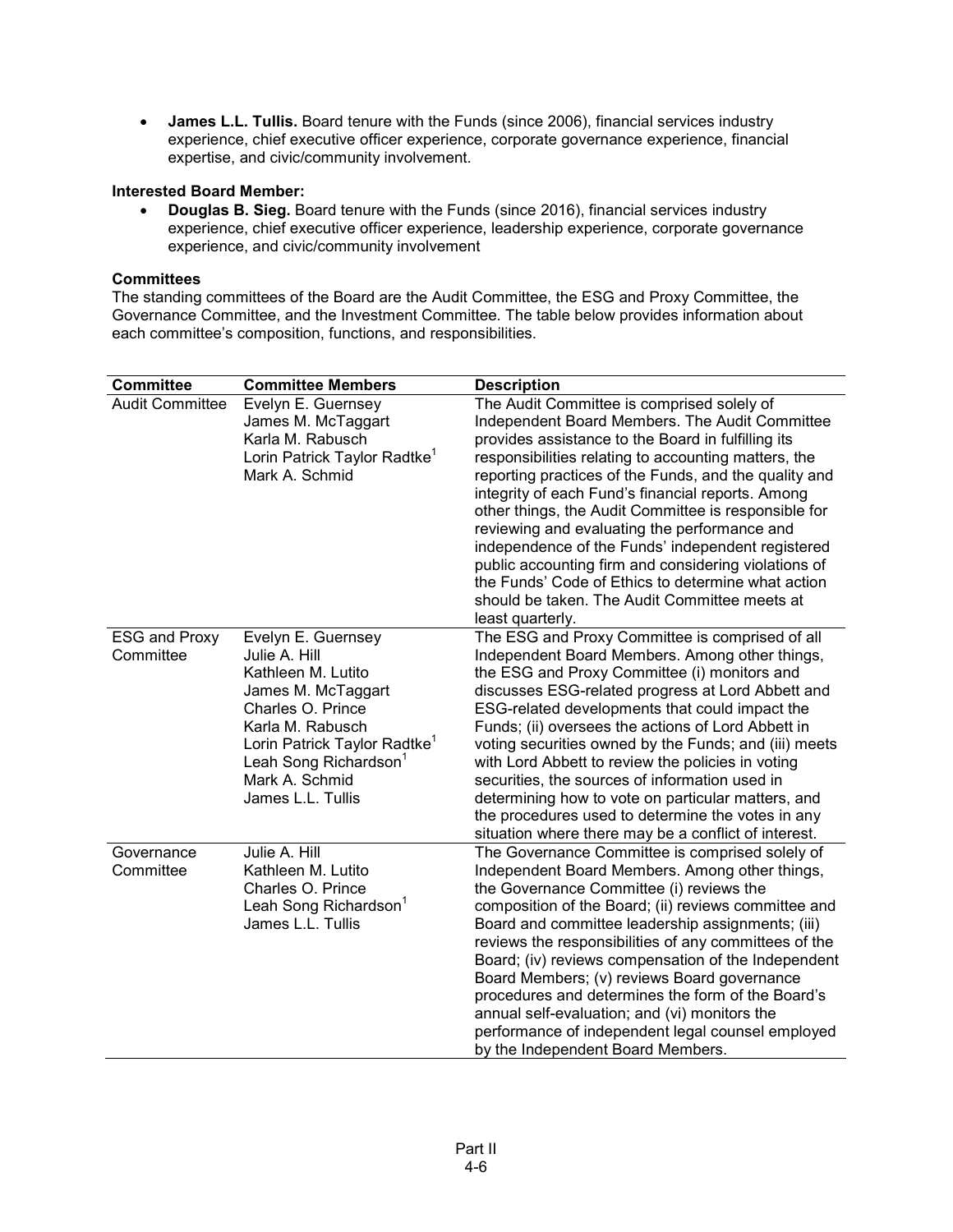- **James L.L. Tullis.** Board tenure with the Funds (since 2006), financial services industry experience, chief executive officer experience, corporate governance experience, financial expertise, and civic/community involvement.

**Interested Board Member:**

- **Douglas B. Sieg.** Board tenure with the Funds (since 2016), financial services industry experience, chief executive officer experience, leadership experience, corporate governance experience, and civic/community involvement

**Committees**

The standing committees of the Board are the Audit Committee, the ESG and Proxy Committee, the Governance Committee, and the Investment Committee. The table below provides information about each committee's composition, functions, and responsibilities.

| Committee | Committee Members | Description |
|---|---|---|
| Audit Committee | Evelyn E. Guernsey<br>James M. McTaggart<br>Karla M. Rabusch<br>Lorin Patrick Taylor Radtke[1]<br>Mark A. Schmid | The Audit Committee is comprised solely of Independent Board Members. The Audit Committee provides assistance to the Board in fulfilling its responsibilities relating to accounting matters, the reporting practices of the Funds, and the quality and integrity of each Fund's financial reports. Among other things, the Audit Committee is responsible for reviewing and evaluating the performance and independence of the Funds' independent registered public accounting firm and considering violations of the Funds' Code of Ethics to determine what action should be taken. The Audit Committee meets at least quarterly. |
| ESG and Proxy Committee | Evelyn E. Guernsey<br>Julie A. Hill<br>Kathleen M. Lutito<br>James M. McTaggart<br>Charles O. Prince<br>Karla M. Rabusch<br>Lorin Patrick Taylor Radtke[1]<br>Leah Song Richardson[1]<br>Mark A. Schmid<br>James L.L. Tullis | The ESG and Proxy Committee is comprised of all Independent Board Members. Among other things, the ESG and Proxy Committee (i) monitors and discusses ESG-related progress at Lord Abbett and ESG-related developments that could impact the Funds; (ii) oversees the actions of Lord Abbett in voting securities owned by the Funds; and (iii) meets with Lord Abbett to review the policies in voting securities, the sources of information used in determining how to vote on particular matters, and the procedures used to determine the votes in any situation where there may be a conflict of interest. |
| Governance Committee | Julie A. Hill<br>Kathleen M. Lutito<br>Charles O. Prince<br>Leah Song Richardson[1]<br>James L.L. Tullis | The Governance Committee is comprised solely of Independent Board Members. Among other things, the Governance Committee (i) reviews the composition of the Board; (ii) reviews committee and Board and committee leadership assignments; (iii) reviews the responsibilities of any committees of the Board; (iv) reviews compensation of the Independent Board Members; (v) reviews Board governance procedures and determines the form of the Board's annual self-evaluation; and (vi) monitors the performance of independent legal counsel employed by the Independent Board Members. |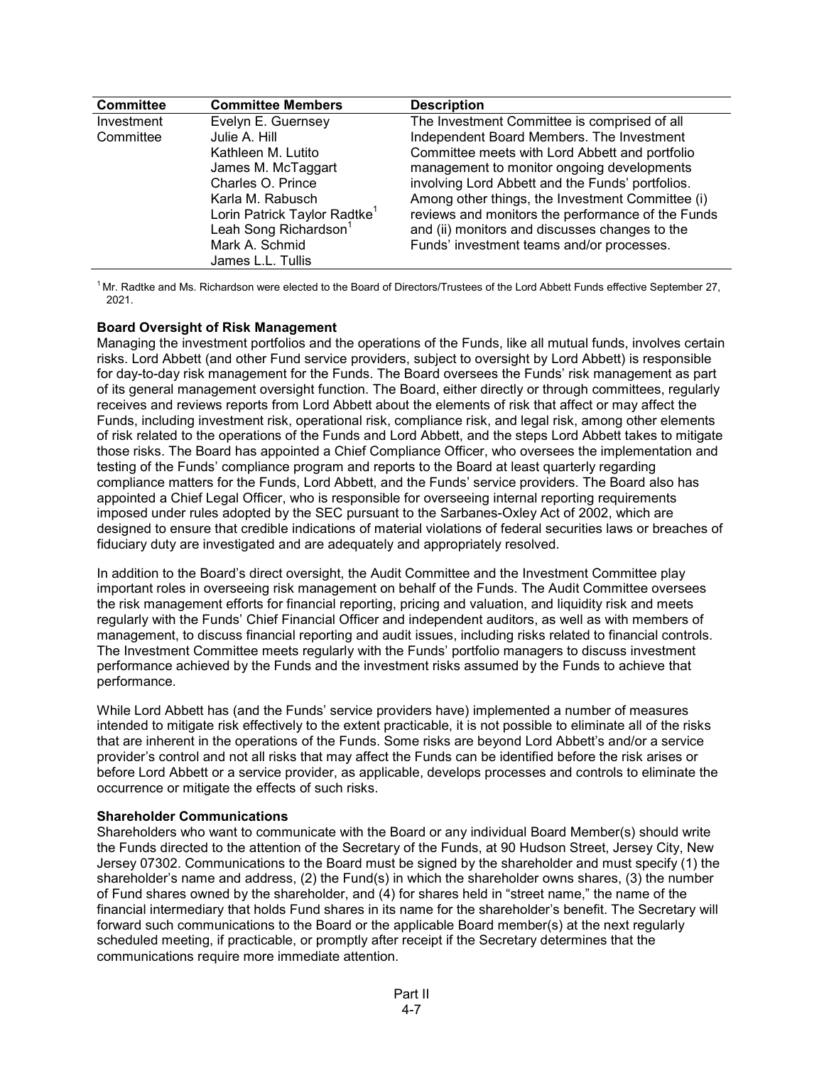| Committee | Committee Members | Description |
|---|---|---|
| Investment Committee | Evelyn E. Guernsey<br>Julie A. Hill<br>Kathleen M. Lutito<br>James M. McTaggart<br>Charles O. Prince<br>Karla M. Rabusch<br>Lorin Patrick Taylor Radtke[1]<br>Leah Song Richardson[1]<br>Mark A. Schmid<br>James L.L. Tullis | The Investment Committee is comprised of all Independent Board Members. The Investment Committee meets with Lord Abbett and portfolio management to monitor ongoing developments involving Lord Abbett and the Funds' portfolios. Among other things, the Investment Committee (i) reviews and monitors the performance of the Funds and (ii) monitors and discusses changes to the Funds' investment teams and/or processes. |

[1] Mr. Radtke and Ms. Richardson were elected to the Board of Directors/Trustees of the Lord Abbett Funds effective September 27, 2021.

**Board Oversight of Risk Management**

Managing the investment portfolios and the operations of the Funds, like all mutual funds, involves certain risks. Lord Abbett (and other Fund service providers, subject to oversight by Lord Abbett) is responsible for day-to-day risk management for the Funds. The Board oversees the Funds' risk management as part of its general management oversight function. The Board, either directly or through committees, regularly receives and reviews reports from Lord Abbett about the elements of risk that affect or may affect the Funds, including investment risk, operational risk, compliance risk, and legal risk, among other elements of risk related to the operations of the Funds and Lord Abbett, and the steps Lord Abbett takes to mitigate those risks. The Board has appointed a Chief Compliance Officer, who oversees the implementation and testing of the Funds' compliance program and reports to the Board at least quarterly regarding compliance matters for the Funds, Lord Abbett, and the Funds' service providers. The Board also has appointed a Chief Legal Officer, who is responsible for overseeing internal reporting requirements imposed under rules adopted by the SEC pursuant to the Sarbanes-Oxley Act of 2002, which are designed to ensure that credible indications of material violations of federal securities laws or breaches of fiduciary duty are investigated and are adequately and appropriately resolved.

In addition to the Board's direct oversight, the Audit Committee and the Investment Committee play important roles in overseeing risk management on behalf of the Funds. The Audit Committee oversees the risk management efforts for financial reporting, pricing and valuation, and liquidity risk and meets regularly with the Funds' Chief Financial Officer and independent auditors, as well as with members of management, to discuss financial reporting and audit issues, including risks related to financial controls. The Investment Committee meets regularly with the Funds' portfolio managers to discuss investment performance achieved by the Funds and the investment risks assumed by the Funds to achieve that performance.

While Lord Abbett has (and the Funds' service providers have) implemented a number of measures intended to mitigate risk effectively to the extent practicable, it is not possible to eliminate all of the risks that are inherent in the operations of the Funds. Some risks are beyond Lord Abbett's and/or a service provider's control and not all risks that may affect the Funds can be identified before the risk arises or before Lord Abbett or a service provider, as applicable, develops processes and controls to eliminate the occurrence or mitigate the effects of such risks.

**Shareholder Communications**

Shareholders who want to communicate with the Board or any individual Board Member(s) should write the Funds directed to the attention of the Secretary of the Funds, at 90 Hudson Street, Jersey City, New Jersey 07302. Communications to the Board must be signed by the shareholder and must specify (1) the shareholder's name and address, (2) the Fund(s) in which the shareholder owns shares, (3) the number of Fund shares owned by the shareholder, and (4) for shares held in "street name," the name of the financial intermediary that holds Fund shares in its name for the shareholder's benefit. The Secretary will forward such communications to the Board or the applicable Board member(s) at the next regularly scheduled meeting, if practicable, or promptly after receipt if the Secretary determines that the communications require more immediate attention.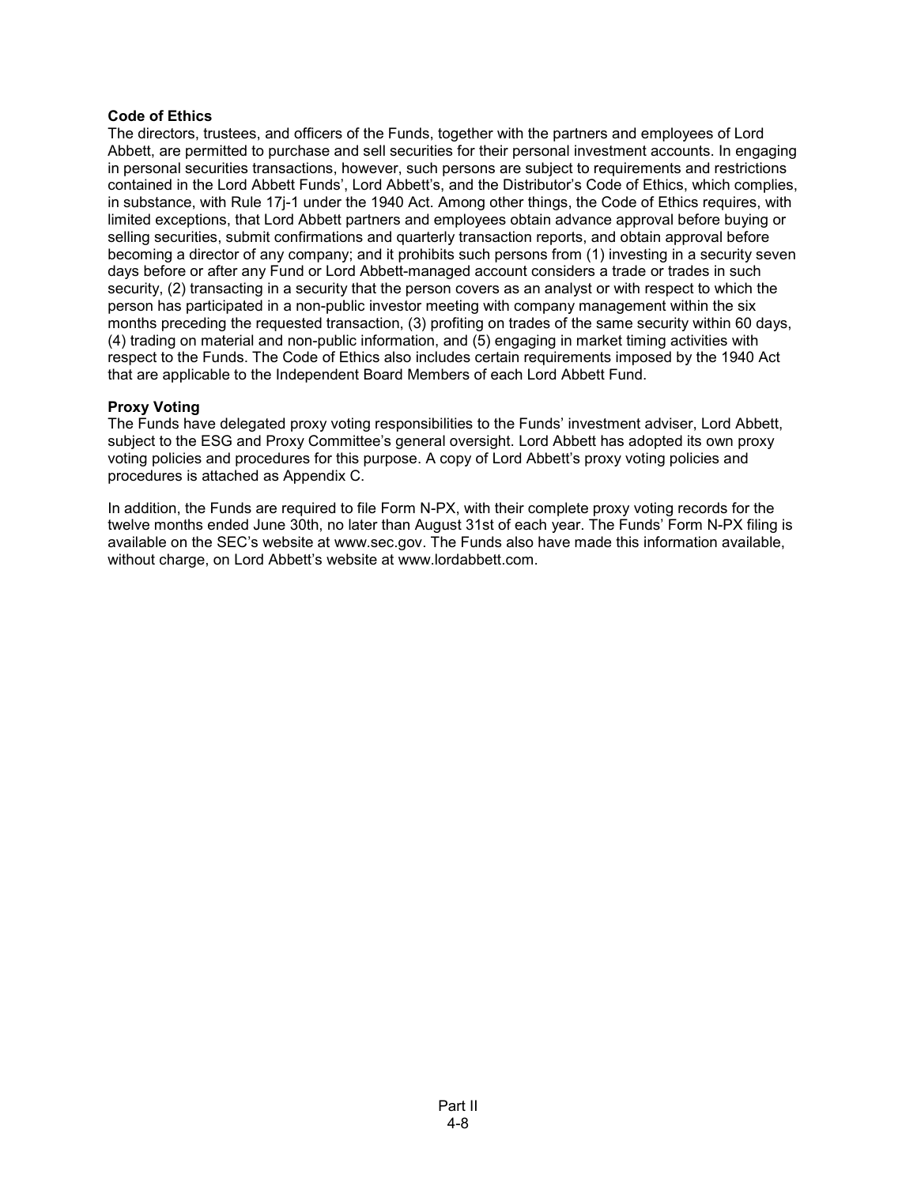**Code of Ethics**

The directors, trustees, and officers of the Funds, together with the partners and employees of Lord Abbett, are permitted to purchase and sell securities for their personal investment accounts. In engaging in personal securities transactions, however, such persons are subject to requirements and restrictions contained in the Lord Abbett Funds', Lord Abbett's, and the Distributor's Code of Ethics, which complies, in substance, with Rule 17j-1 under the 1940 Act. Among other things, the Code of Ethics requires, with limited exceptions, that Lord Abbett partners and employees obtain advance approval before buying or selling securities, submit confirmations and quarterly transaction reports, and obtain approval before becoming a director of any company; and it prohibits such persons from (1) investing in a security seven days before or after any Fund or Lord Abbett-managed account considers a trade or trades in such security, (2) transacting in a security that the person covers as an analyst or with respect to which the person has participated in a non-public investor meeting with company management within the six months preceding the requested transaction, (3) profiting on trades of the same security within 60 days, (4) trading on material and non-public information, and (5) engaging in market timing activities with respect to the Funds. The Code of Ethics also includes certain requirements imposed by the 1940 Act that are applicable to the Independent Board Members of each Lord Abbett Fund.

**Proxy Voting**

The Funds have delegated proxy voting responsibilities to the Funds' investment adviser, Lord Abbett, subject to the ESG and Proxy Committee's general oversight. Lord Abbett has adopted its own proxy voting policies and procedures for this purpose. A copy of Lord Abbett's proxy voting policies and procedures is attached as Appendix C.

In addition, the Funds are required to file Form N-PX, with their complete proxy voting records for the twelve months ended June 30th, no later than August 31st of each year. The Funds' Form N-PX filing is available on the SEC's website at www.sec.gov. The Funds also have made this information available, without charge, on Lord Abbett's website at www.lordabbett.com.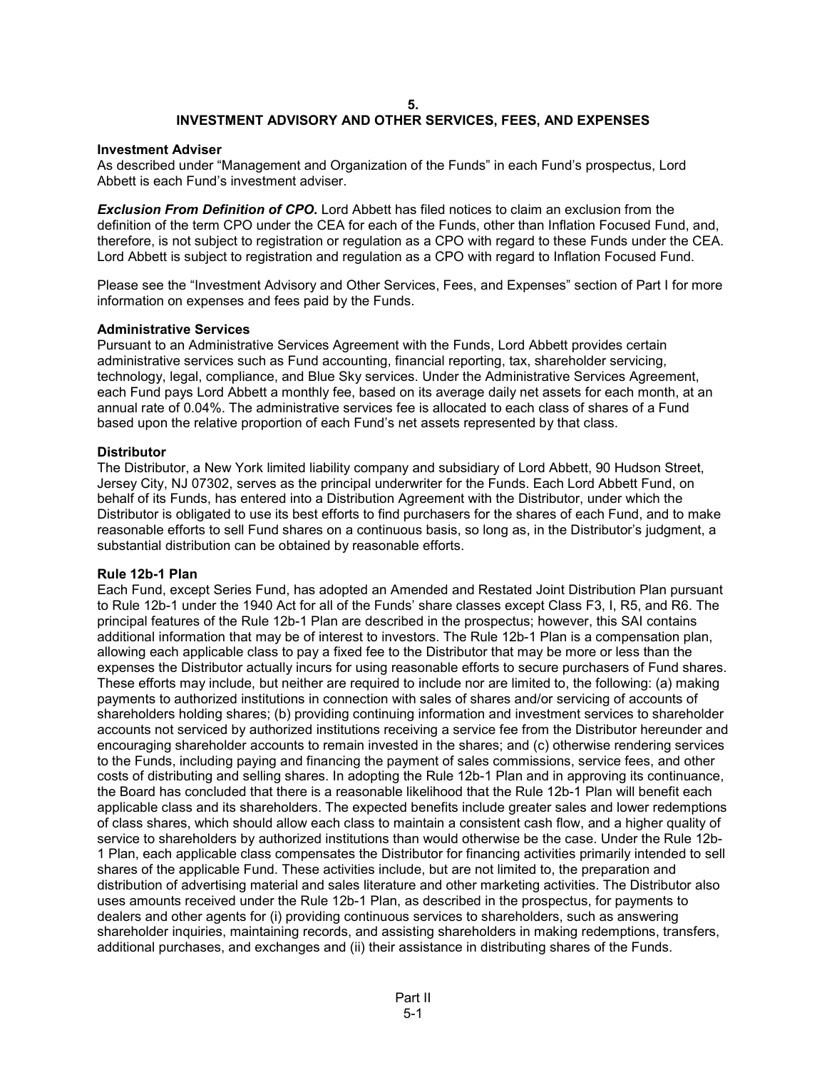# 5.
# INVESTMENT ADVISORY AND OTHER SERVICES, FEES, AND EXPENSES

### Investment Adviser

As described under "Management and Organization of the Funds" in each Fund's prospectus, Lord Abbett is each Fund's investment adviser.

***Exclusion From Definition of CPO.*** Lord Abbett has filed notices to claim an exclusion from the definition of the term CPO under the CEA for each of the Funds, other than Inflation Focused Fund, and, therefore, is not subject to registration or regulation as a CPO with regard to these Funds under the CEA. Lord Abbett is subject to registration and regulation as a CPO with regard to Inflation Focused Fund.

Please see the "Investment Advisory and Other Services, Fees, and Expenses" section of Part I for more information on expenses and fees paid by the Funds.

### Administrative Services

Pursuant to an Administrative Services Agreement with the Funds, Lord Abbett provides certain administrative services such as Fund accounting, financial reporting, tax, shareholder servicing, technology, legal, compliance, and Blue Sky services. Under the Administrative Services Agreement, each Fund pays Lord Abbett a monthly fee, based on its average daily net assets for each month, at an annual rate of 0.04%. The administrative services fee is allocated to each class of shares of a Fund based upon the relative proportion of each Fund's net assets represented by that class.

### Distributor

The Distributor, a New York limited liability company and subsidiary of Lord Abbett, 90 Hudson Street, Jersey City, NJ 07302, serves as the principal underwriter for the Funds. Each Lord Abbett Fund, on behalf of its Funds, has entered into a Distribution Agreement with the Distributor, under which the Distributor is obligated to use its best efforts to find purchasers for the shares of each Fund, and to make reasonable efforts to sell Fund shares on a continuous basis, so long as, in the Distributor's judgment, a substantial distribution can be obtained by reasonable efforts.

### Rule 12b-1 Plan

Each Fund, except Series Fund, has adopted an Amended and Restated Joint Distribution Plan pursuant to Rule 12b-1 under the 1940 Act for all of the Funds' share classes except Class F3, I, R5, and R6. The principal features of the Rule 12b-1 Plan are described in the prospectus; however, this SAI contains additional information that may be of interest to investors. The Rule 12b-1 Plan is a compensation plan, allowing each applicable class to pay a fixed fee to the Distributor that may be more or less than the expenses the Distributor actually incurs for using reasonable efforts to secure purchasers of Fund shares. These efforts may include, but neither are required to include nor are limited to, the following: (a) making payments to authorized institutions in connection with sales of shares and/or servicing of accounts of shareholders holding shares; (b) providing continuing information and investment services to shareholder accounts not serviced by authorized institutions receiving a service fee from the Distributor hereunder and encouraging shareholder accounts to remain invested in the shares; and (c) otherwise rendering services to the Funds, including paying and financing the payment of sales commissions, service fees, and other costs of distributing and selling shares. In adopting the Rule 12b-1 Plan and in approving its continuance, the Board has concluded that there is a reasonable likelihood that the Rule 12b-1 Plan will benefit each applicable class and its shareholders. The expected benefits include greater sales and lower redemptions of class shares, which should allow each class to maintain a consistent cash flow, and a higher quality of service to shareholders by authorized institutions than would otherwise be the case. Under the Rule 12b-1 Plan, each applicable class compensates the Distributor for financing activities primarily intended to sell shares of the applicable Fund. These activities include, but are not limited to, the preparation and distribution of advertising material and sales literature and other marketing activities. The Distributor also uses amounts received under the Rule 12b-1 Plan, as described in the prospectus, for payments to dealers and other agents for (i) providing continuous services to shareholders, such as answering shareholder inquiries, maintaining records, and assisting shareholders in making redemptions, transfers, additional purchases, and exchanges and (ii) their assistance in distributing shares of the Funds.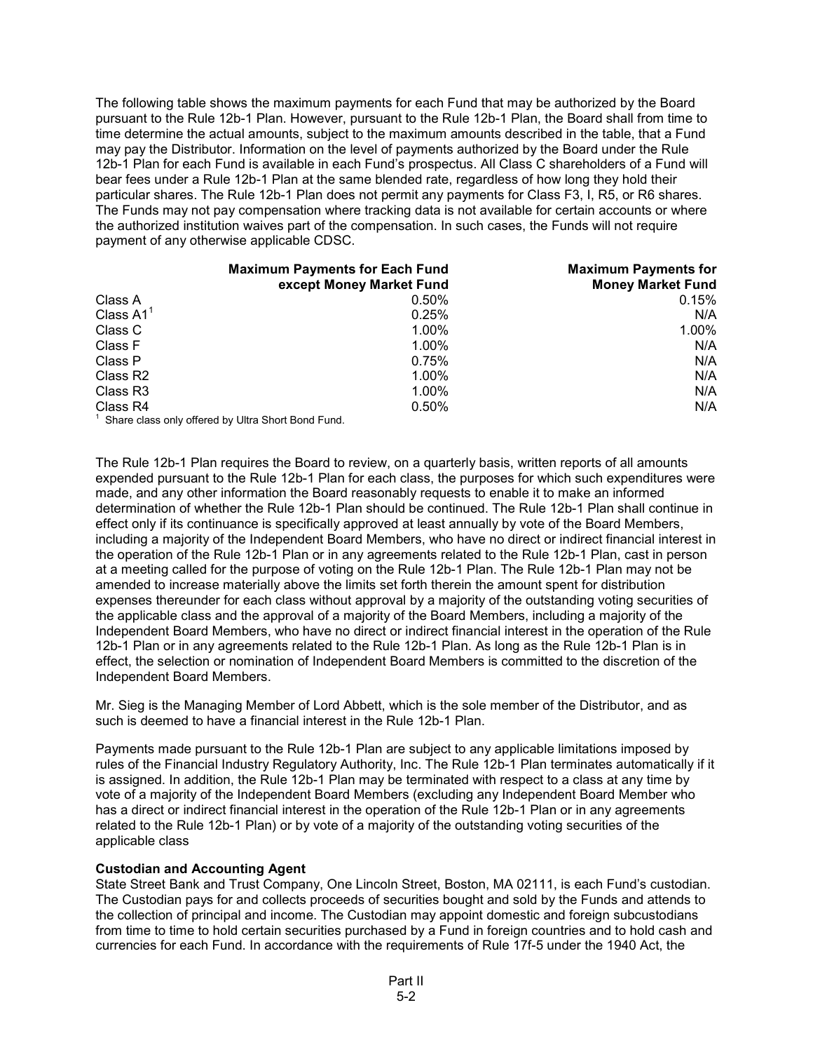The following table shows the maximum payments for each Fund that may be authorized by the Board pursuant to the Rule 12b-1 Plan. However, pursuant to the Rule 12b-1 Plan, the Board shall from time to time determine the actual amounts, subject to the maximum amounts described in the table, that a Fund may pay the Distributor. Information on the level of payments authorized by the Board under the Rule 12b-1 Plan for each Fund is available in each Fund's prospectus. All Class C shareholders of a Fund will bear fees under a Rule 12b-1 Plan at the same blended rate, regardless of how long they hold their particular shares. The Rule 12b-1 Plan does not permit any payments for Class F3, I, R5, or R6 shares. The Funds may not pay compensation where tracking data is not available for certain accounts or where the authorized institution waives part of the compensation. In such cases, the Funds will not require payment of any otherwise applicable CDSC.

| | Maximum Payments for Each Fund except Money Market Fund | Maximum Payments for Money Market Fund |
|---|---|---|
| Class A | 0.50% | 0.15% |
| Class A1[1] | 0.25% | N/A |
| Class C | 1.00% | 1.00% |
| Class F | 1.00% | N/A |
| Class P | 0.75% | N/A |
| Class R2 | 1.00% | N/A |
| Class R3 | 1.00% | N/A |
| Class R4 | 0.50% | N/A |

[1] Share class only offered by Ultra Short Bond Fund.

The Rule 12b-1 Plan requires the Board to review, on a quarterly basis, written reports of all amounts expended pursuant to the Rule 12b-1 Plan for each class, the purposes for which such expenditures were made, and any other information the Board reasonably requests to enable it to make an informed determination of whether the Rule 12b-1 Plan should be continued. The Rule 12b-1 Plan shall continue in effect only if its continuance is specifically approved at least annually by vote of the Board Members, including a majority of the Independent Board Members, who have no direct or indirect financial interest in the operation of the Rule 12b-1 Plan or in any agreements related to the Rule 12b-1 Plan, cast in person at a meeting called for the purpose of voting on the Rule 12b-1 Plan. The Rule 12b-1 Plan may not be amended to increase materially above the limits set forth therein the amount spent for distribution expenses thereunder for each class without approval by a majority of the outstanding voting securities of the applicable class and the approval of a majority of the Board Members, including a majority of the Independent Board Members, who have no direct or indirect financial interest in the operation of the Rule 12b-1 Plan or in any agreements related to the Rule 12b-1 Plan. As long as the Rule 12b-1 Plan is in effect, the selection or nomination of Independent Board Members is committed to the discretion of the Independent Board Members.

Mr. Sieg is the Managing Member of Lord Abbett, which is the sole member of the Distributor, and as such is deemed to have a financial interest in the Rule 12b-1 Plan.

Payments made pursuant to the Rule 12b-1 Plan are subject to any applicable limitations imposed by rules of the Financial Industry Regulatory Authority, Inc. The Rule 12b-1 Plan terminates automatically if it is assigned. In addition, the Rule 12b-1 Plan may be terminated with respect to a class at any time by vote of a majority of the Independent Board Members (excluding any Independent Board Member who has a direct or indirect financial interest in the operation of the Rule 12b-1 Plan or in any agreements related to the Rule 12b-1 Plan) or by vote of a majority of the outstanding voting securities of the applicable class

**Custodian and Accounting Agent**

State Street Bank and Trust Company, One Lincoln Street, Boston, MA 02111, is each Fund's custodian. The Custodian pays for and collects proceeds of securities bought and sold by the Funds and attends to the collection of principal and income. The Custodian may appoint domestic and foreign subcustodians from time to time to hold certain securities purchased by a Fund in foreign countries and to hold cash and currencies for each Fund. In accordance with the requirements of Rule 17f-5 under the 1940 Act, the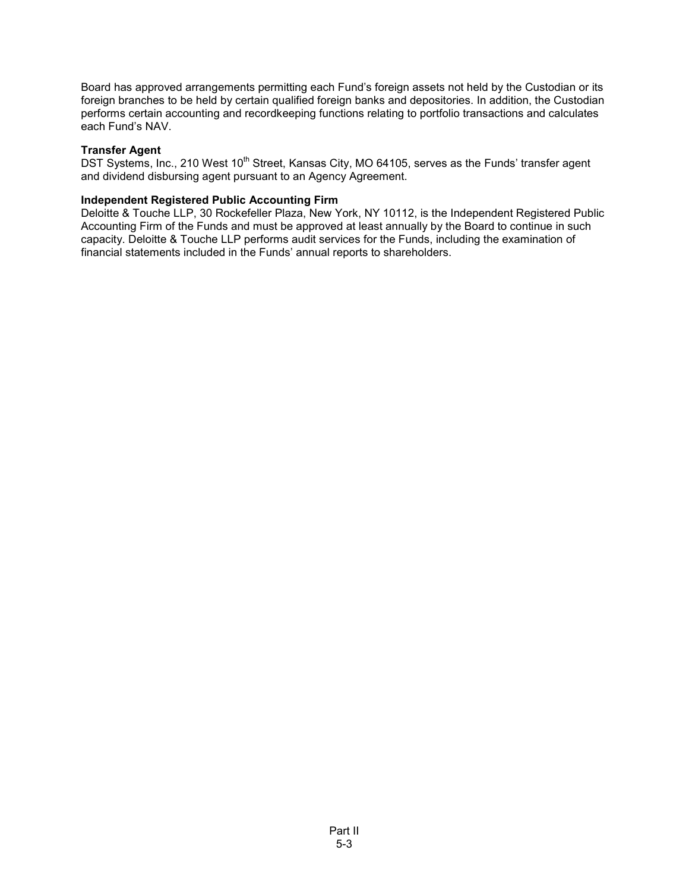Board has approved arrangements permitting each Fund's foreign assets not held by the Custodian or its foreign branches to be held by certain qualified foreign banks and depositories. In addition, the Custodian performs certain accounting and recordkeeping functions relating to portfolio transactions and calculates each Fund's NAV.

**Transfer Agent**
DST Systems, Inc., 210 West 10th Street, Kansas City, MO 64105, serves as the Funds' transfer agent and dividend disbursing agent pursuant to an Agency Agreement.

**Independent Registered Public Accounting Firm**
Deloitte & Touche LLP, 30 Rockefeller Plaza, New York, NY 10112, is the Independent Registered Public Accounting Firm of the Funds and must be approved at least annually by the Board to continue in such capacity. Deloitte & Touche LLP performs audit services for the Funds, including the examination of financial statements included in the Funds' annual reports to shareholders.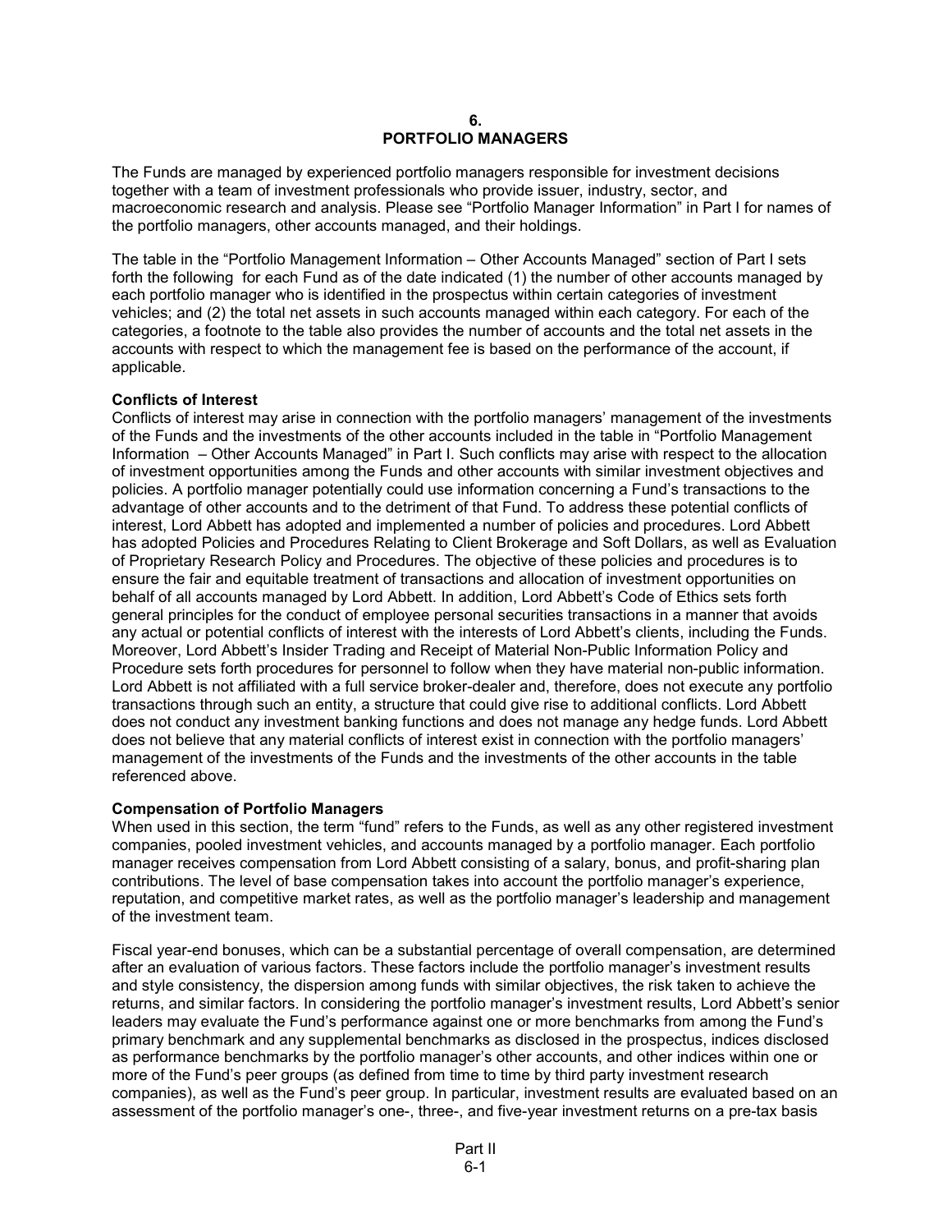## 6. PORTFOLIO MANAGERS

The Funds are managed by experienced portfolio managers responsible for investment decisions together with a team of investment professionals who provide issuer, industry, sector, and macroeconomic research and analysis. Please see "Portfolio Manager Information" in Part I for names of the portfolio managers, other accounts managed, and their holdings.

The table in the "Portfolio Management Information – Other Accounts Managed" section of Part I sets forth the following for each Fund as of the date indicated (1) the number of other accounts managed by each portfolio manager who is identified in the prospectus within certain categories of investment vehicles; and (2) the total net assets in such accounts managed within each category. For each of the categories, a footnote to the table also provides the number of accounts and the total net assets in the accounts with respect to which the management fee is based on the performance of the account, if applicable.

**Conflicts of Interest**

Conflicts of interest may arise in connection with the portfolio managers' management of the investments of the Funds and the investments of the other accounts included in the table in "Portfolio Management Information – Other Accounts Managed" in Part I. Such conflicts may arise with respect to the allocation of investment opportunities among the Funds and other accounts with similar investment objectives and policies. A portfolio manager potentially could use information concerning a Fund's transactions to the advantage of other accounts and to the detriment of that Fund. To address these potential conflicts of interest, Lord Abbett has adopted and implemented a number of policies and procedures. Lord Abbett has adopted Policies and Procedures Relating to Client Brokerage and Soft Dollars, as well as Evaluation of Proprietary Research Policy and Procedures. The objective of these policies and procedures is to ensure the fair and equitable treatment of transactions and allocation of investment opportunities on behalf of all accounts managed by Lord Abbett. In addition, Lord Abbett's Code of Ethics sets forth general principles for the conduct of employee personal securities transactions in a manner that avoids any actual or potential conflicts of interest with the interests of Lord Abbett's clients, including the Funds. Moreover, Lord Abbett's Insider Trading and Receipt of Material Non-Public Information Policy and Procedure sets forth procedures for personnel to follow when they have material non-public information. Lord Abbett is not affiliated with a full service broker-dealer and, therefore, does not execute any portfolio transactions through such an entity, a structure that could give rise to additional conflicts. Lord Abbett does not conduct any investment banking functions and does not manage any hedge funds. Lord Abbett does not believe that any material conflicts of interest exist in connection with the portfolio managers' management of the investments of the Funds and the investments of the other accounts in the table referenced above.

**Compensation of Portfolio Managers**

When used in this section, the term "fund" refers to the Funds, as well as any other registered investment companies, pooled investment vehicles, and accounts managed by a portfolio manager. Each portfolio manager receives compensation from Lord Abbett consisting of a salary, bonus, and profit-sharing plan contributions. The level of base compensation takes into account the portfolio manager's experience, reputation, and competitive market rates, as well as the portfolio manager's leadership and management of the investment team.

Fiscal year-end bonuses, which can be a substantial percentage of overall compensation, are determined after an evaluation of various factors. These factors include the portfolio manager's investment results and style consistency, the dispersion among funds with similar objectives, the risk taken to achieve the returns, and similar factors. In considering the portfolio manager's investment results, Lord Abbett's senior leaders may evaluate the Fund's performance against one or more benchmarks from among the Fund's primary benchmark and any supplemental benchmarks as disclosed in the prospectus, indices disclosed as performance benchmarks by the portfolio manager's other accounts, and other indices within one or more of the Fund's peer groups (as defined from time to time by third party investment research companies), as well as the Fund's peer group. In particular, investment results are evaluated based on an assessment of the portfolio manager's one-, three-, and five-year investment returns on a pre-tax basis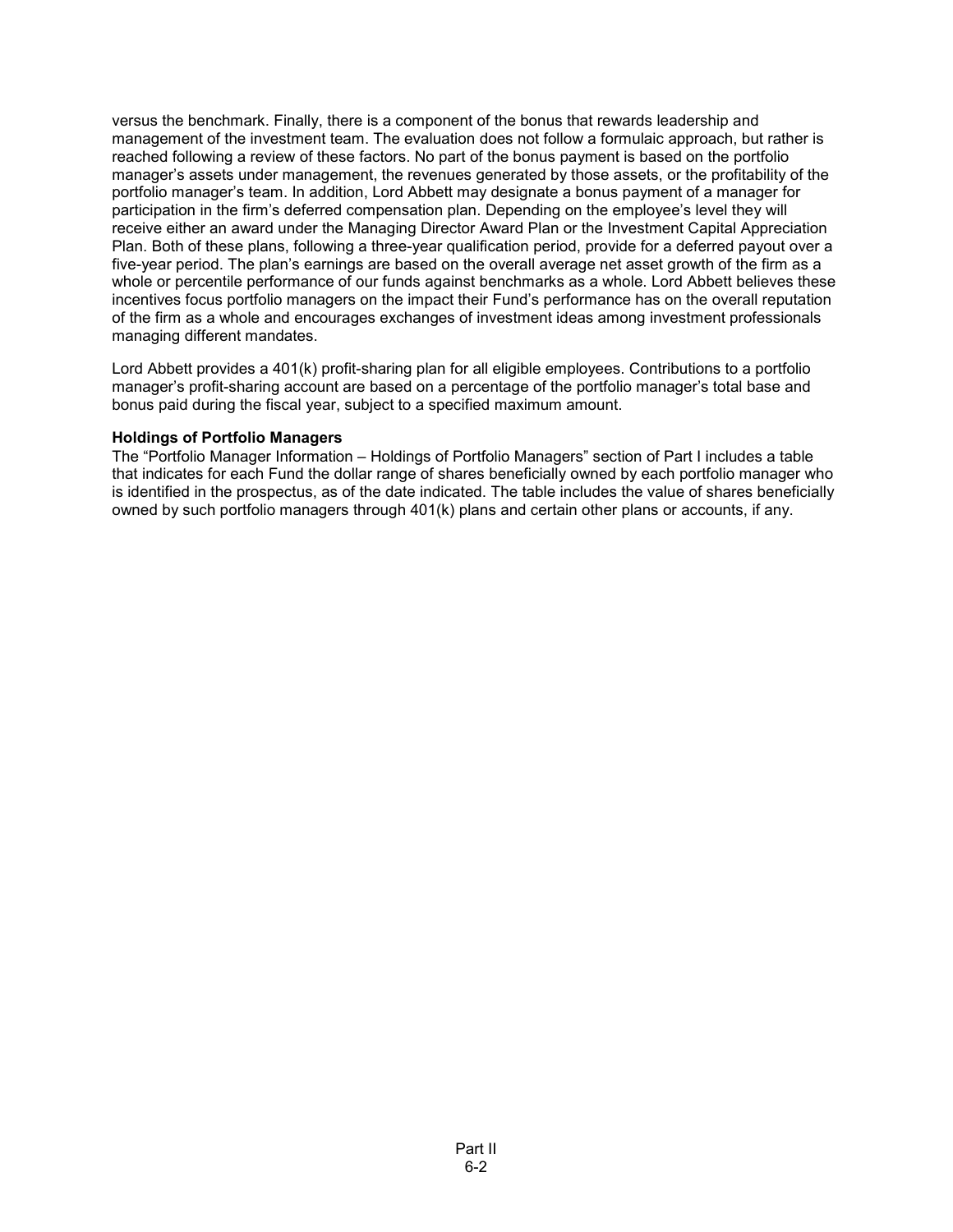versus the benchmark. Finally, there is a component of the bonus that rewards leadership and management of the investment team. The evaluation does not follow a formulaic approach, but rather is reached following a review of these factors. No part of the bonus payment is based on the portfolio manager's assets under management, the revenues generated by those assets, or the profitability of the portfolio manager's team. In addition, Lord Abbett may designate a bonus payment of a manager for participation in the firm's deferred compensation plan. Depending on the employee's level they will receive either an award under the Managing Director Award Plan or the Investment Capital Appreciation Plan. Both of these plans, following a three-year qualification period, provide for a deferred payout over a five-year period. The plan's earnings are based on the overall average net asset growth of the firm as a whole or percentile performance of our funds against benchmarks as a whole. Lord Abbett believes these incentives focus portfolio managers on the impact their Fund's performance has on the overall reputation of the firm as a whole and encourages exchanges of investment ideas among investment professionals managing different mandates.

Lord Abbett provides a 401(k) profit-sharing plan for all eligible employees. Contributions to a portfolio manager's profit-sharing account are based on a percentage of the portfolio manager's total base and bonus paid during the fiscal year, subject to a specified maximum amount.

**Holdings of Portfolio Managers**

The "Portfolio Manager Information – Holdings of Portfolio Managers" section of Part I includes a table that indicates for each Fund the dollar range of shares beneficially owned by each portfolio manager who is identified in the prospectus, as of the date indicated. The table includes the value of shares beneficially owned by such portfolio managers through 401(k) plans and certain other plans or accounts, if any.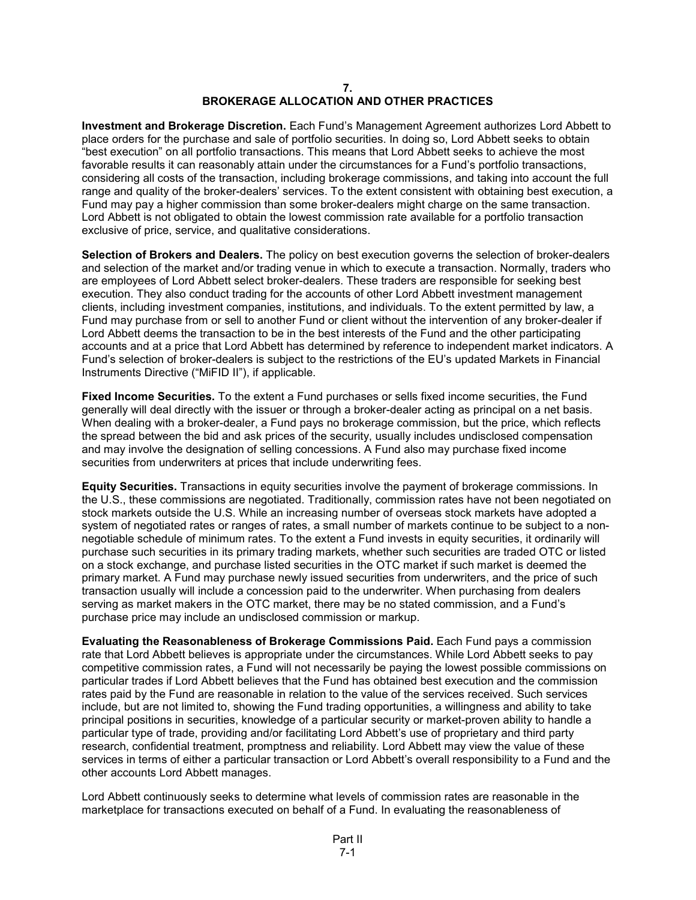# 7.
# BROKERAGE ALLOCATION AND OTHER PRACTICES

**Investment and Brokerage Discretion.** Each Fund's Management Agreement authorizes Lord Abbett to place orders for the purchase and sale of portfolio securities. In doing so, Lord Abbett seeks to obtain "best execution" on all portfolio transactions. This means that Lord Abbett seeks to achieve the most favorable results it can reasonably attain under the circumstances for a Fund's portfolio transactions, considering all costs of the transaction, including brokerage commissions, and taking into account the full range and quality of the broker-dealers' services. To the extent consistent with obtaining best execution, a Fund may pay a higher commission than some broker-dealers might charge on the same transaction. Lord Abbett is not obligated to obtain the lowest commission rate available for a portfolio transaction exclusive of price, service, and qualitative considerations.

**Selection of Brokers and Dealers.** The policy on best execution governs the selection of broker-dealers and selection of the market and/or trading venue in which to execute a transaction. Normally, traders who are employees of Lord Abbett select broker-dealers. These traders are responsible for seeking best execution. They also conduct trading for the accounts of other Lord Abbett investment management clients, including investment companies, institutions, and individuals. To the extent permitted by law, a Fund may purchase from or sell to another Fund or client without the intervention of any broker-dealer if Lord Abbett deems the transaction to be in the best interests of the Fund and the other participating accounts and at a price that Lord Abbett has determined by reference to independent market indicators. A Fund's selection of broker-dealers is subject to the restrictions of the EU's updated Markets in Financial Instruments Directive ("MiFID II"), if applicable.

**Fixed Income Securities.** To the extent a Fund purchases or sells fixed income securities, the Fund generally will deal directly with the issuer or through a broker-dealer acting as principal on a net basis. When dealing with a broker-dealer, a Fund pays no brokerage commission, but the price, which reflects the spread between the bid and ask prices of the security, usually includes undisclosed compensation and may involve the designation of selling concessions. A Fund also may purchase fixed income securities from underwriters at prices that include underwriting fees.

**Equity Securities.** Transactions in equity securities involve the payment of brokerage commissions. In the U.S., these commissions are negotiated. Traditionally, commission rates have not been negotiated on stock markets outside the U.S. While an increasing number of overseas stock markets have adopted a system of negotiated rates or ranges of rates, a small number of markets continue to be subject to a non-negotiable schedule of minimum rates. To the extent a Fund invests in equity securities, it ordinarily will purchase such securities in its primary trading markets, whether such securities are traded OTC or listed on a stock exchange, and purchase listed securities in the OTC market if such market is deemed the primary market. A Fund may purchase newly issued securities from underwriters, and the price of such transaction usually will include a concession paid to the underwriter. When purchasing from dealers serving as market makers in the OTC market, there may be no stated commission, and a Fund's purchase price may include an undisclosed commission or markup.

**Evaluating the Reasonableness of Brokerage Commissions Paid.** Each Fund pays a commission rate that Lord Abbett believes is appropriate under the circumstances. While Lord Abbett seeks to pay competitive commission rates, a Fund will not necessarily be paying the lowest possible commissions on particular trades if Lord Abbett believes that the Fund has obtained best execution and the commission rates paid by the Fund are reasonable in relation to the value of the services received. Such services include, but are not limited to, showing the Fund trading opportunities, a willingness and ability to take principal positions in securities, knowledge of a particular security or market-proven ability to handle a particular type of trade, providing and/or facilitating Lord Abbett's use of proprietary and third party research, confidential treatment, promptness and reliability. Lord Abbett may view the value of these services in terms of either a particular transaction or Lord Abbett's overall responsibility to a Fund and the other accounts Lord Abbett manages.

Lord Abbett continuously seeks to determine what levels of commission rates are reasonable in the marketplace for transactions executed on behalf of a Fund. In evaluating the reasonableness of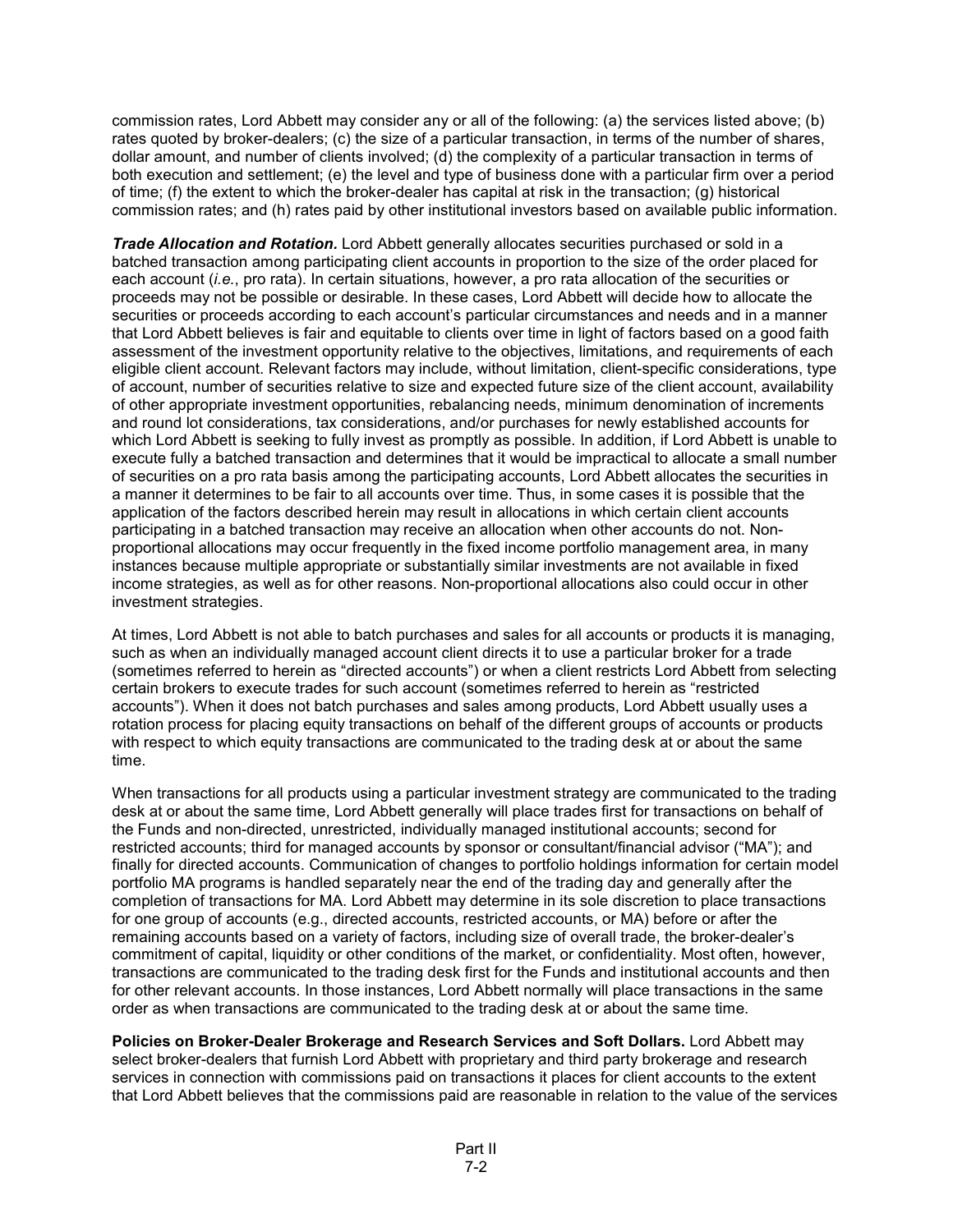commission rates, Lord Abbett may consider any or all of the following: (a) the services listed above; (b) rates quoted by broker-dealers; (c) the size of a particular transaction, in terms of the number of shares, dollar amount, and number of clients involved; (d) the complexity of a particular transaction in terms of both execution and settlement; (e) the level and type of business done with a particular firm over a period of time; (f) the extent to which the broker-dealer has capital at risk in the transaction; (g) historical commission rates; and (h) rates paid by other institutional investors based on available public information.

***Trade Allocation and Rotation.*** Lord Abbett generally allocates securities purchased or sold in a batched transaction among participating client accounts in proportion to the size of the order placed for each account (*i.e.*, pro rata). In certain situations, however, a pro rata allocation of the securities or proceeds may not be possible or desirable. In these cases, Lord Abbett will decide how to allocate the securities or proceeds according to each account's particular circumstances and needs and in a manner that Lord Abbett believes is fair and equitable to clients over time in light of factors based on a good faith assessment of the investment opportunity relative to the objectives, limitations, and requirements of each eligible client account. Relevant factors may include, without limitation, client-specific considerations, type of account, number of securities relative to size and expected future size of the client account, availability of other appropriate investment opportunities, rebalancing needs, minimum denomination of increments and round lot considerations, tax considerations, and/or purchases for newly established accounts for which Lord Abbett is seeking to fully invest as promptly as possible. In addition, if Lord Abbett is unable to execute fully a batched transaction and determines that it would be impractical to allocate a small number of securities on a pro rata basis among the participating accounts, Lord Abbett allocates the securities in a manner it determines to be fair to all accounts over time. Thus, in some cases it is possible that the application of the factors described herein may result in allocations in which certain client accounts participating in a batched transaction may receive an allocation when other accounts do not. Non-proportional allocations may occur frequently in the fixed income portfolio management area, in many instances because multiple appropriate or substantially similar investments are not available in fixed income strategies, as well as for other reasons. Non-proportional allocations also could occur in other investment strategies.

At times, Lord Abbett is not able to batch purchases and sales for all accounts or products it is managing, such as when an individually managed account client directs it to use a particular broker for a trade (sometimes referred to herein as "directed accounts") or when a client restricts Lord Abbett from selecting certain brokers to execute trades for such account (sometimes referred to herein as "restricted accounts"). When it does not batch purchases and sales among products, Lord Abbett usually uses a rotation process for placing equity transactions on behalf of the different groups of accounts or products with respect to which equity transactions are communicated to the trading desk at or about the same time.

When transactions for all products using a particular investment strategy are communicated to the trading desk at or about the same time, Lord Abbett generally will place trades first for transactions on behalf of the Funds and non-directed, unrestricted, individually managed institutional accounts; second for restricted accounts; third for managed accounts by sponsor or consultant/financial advisor ("MA"); and finally for directed accounts. Communication of changes to portfolio holdings information for certain model portfolio MA programs is handled separately near the end of the trading day and generally after the completion of transactions for MA. Lord Abbett may determine in its sole discretion to place transactions for one group of accounts (e.g., directed accounts, restricted accounts, or MA) before or after the remaining accounts based on a variety of factors, including size of overall trade, the broker-dealer's commitment of capital, liquidity or other conditions of the market, or confidentiality. Most often, however, transactions are communicated to the trading desk first for the Funds and institutional accounts and then for other relevant accounts. In those instances, Lord Abbett normally will place transactions in the same order as when transactions are communicated to the trading desk at or about the same time.

**Policies on Broker-Dealer Brokerage and Research Services and Soft Dollars.** Lord Abbett may select broker-dealers that furnish Lord Abbett with proprietary and third party brokerage and research services in connection with commissions paid on transactions it places for client accounts to the extent that Lord Abbett believes that the commissions paid are reasonable in relation to the value of the services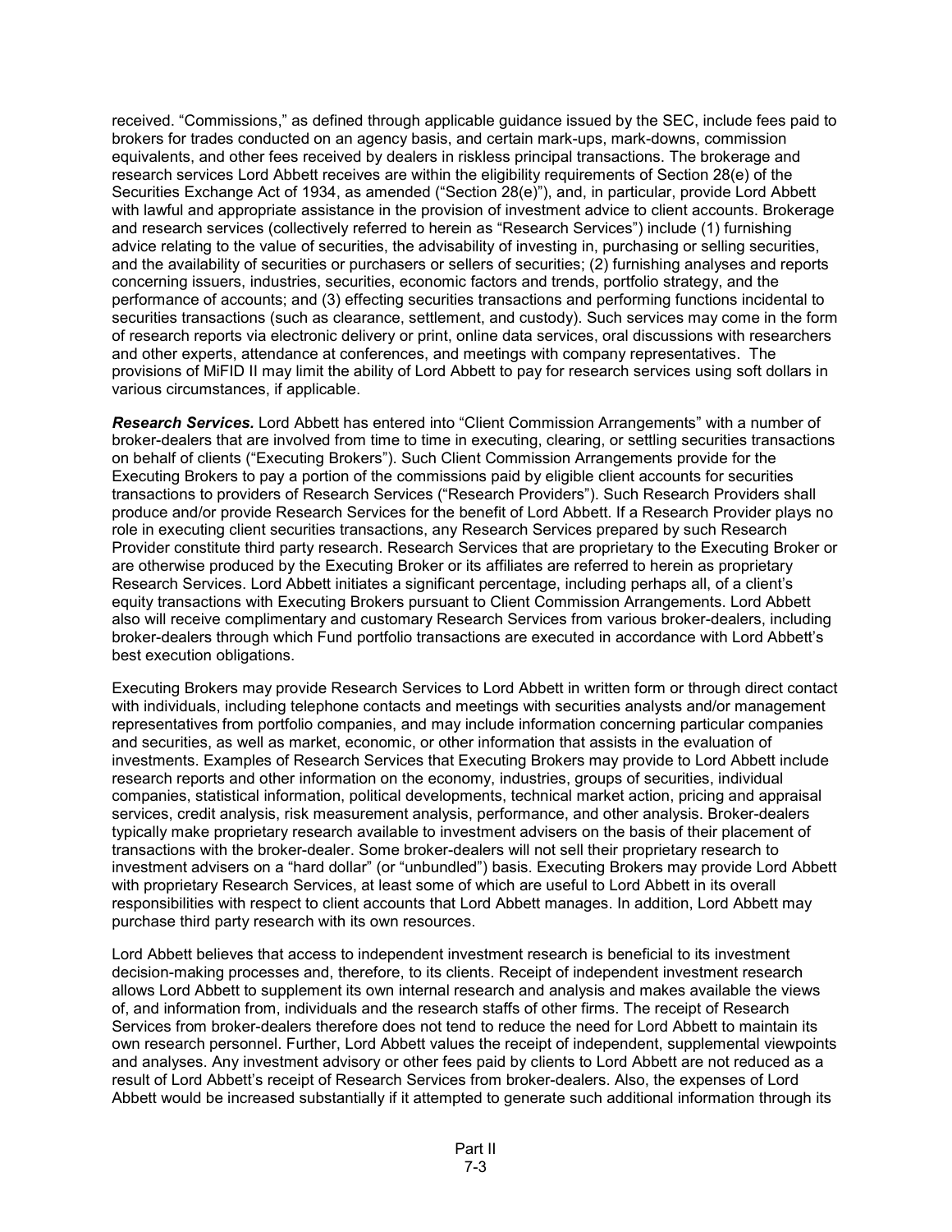received. "Commissions," as defined through applicable guidance issued by the SEC, include fees paid to brokers for trades conducted on an agency basis, and certain mark-ups, mark-downs, commission equivalents, and other fees received by dealers in riskless principal transactions. The brokerage and research services Lord Abbett receives are within the eligibility requirements of Section 28(e) of the Securities Exchange Act of 1934, as amended ("Section 28(e)"), and, in particular, provide Lord Abbett with lawful and appropriate assistance in the provision of investment advice to client accounts. Brokerage and research services (collectively referred to herein as "Research Services") include (1) furnishing advice relating to the value of securities, the advisability of investing in, purchasing or selling securities, and the availability of securities or purchasers or sellers of securities; (2) furnishing analyses and reports concerning issuers, industries, securities, economic factors and trends, portfolio strategy, and the performance of accounts; and (3) effecting securities transactions and performing functions incidental to securities transactions (such as clearance, settlement, and custody). Such services may come in the form of research reports via electronic delivery or print, online data services, oral discussions with researchers and other experts, attendance at conferences, and meetings with company representatives. The provisions of MiFID II may limit the ability of Lord Abbett to pay for research services using soft dollars in various circumstances, if applicable.

***Research Services.*** Lord Abbett has entered into "Client Commission Arrangements" with a number of broker-dealers that are involved from time to time in executing, clearing, or settling securities transactions on behalf of clients ("Executing Brokers"). Such Client Commission Arrangements provide for the Executing Brokers to pay a portion of the commissions paid by eligible client accounts for securities transactions to providers of Research Services ("Research Providers"). Such Research Providers shall produce and/or provide Research Services for the benefit of Lord Abbett. If a Research Provider plays no role in executing client securities transactions, any Research Services prepared by such Research Provider constitute third party research. Research Services that are proprietary to the Executing Broker or are otherwise produced by the Executing Broker or its affiliates are referred to herein as proprietary Research Services. Lord Abbett initiates a significant percentage, including perhaps all, of a client's equity transactions with Executing Brokers pursuant to Client Commission Arrangements. Lord Abbett also will receive complimentary and customary Research Services from various broker-dealers, including broker-dealers through which Fund portfolio transactions are executed in accordance with Lord Abbett's best execution obligations.

Executing Brokers may provide Research Services to Lord Abbett in written form or through direct contact with individuals, including telephone contacts and meetings with securities analysts and/or management representatives from portfolio companies, and may include information concerning particular companies and securities, as well as market, economic, or other information that assists in the evaluation of investments. Examples of Research Services that Executing Brokers may provide to Lord Abbett include research reports and other information on the economy, industries, groups of securities, individual companies, statistical information, political developments, technical market action, pricing and appraisal services, credit analysis, risk measurement analysis, performance, and other analysis. Broker-dealers typically make proprietary research available to investment advisers on the basis of their placement of transactions with the broker-dealer. Some broker-dealers will not sell their proprietary research to investment advisers on a "hard dollar" (or "unbundled") basis. Executing Brokers may provide Lord Abbett with proprietary Research Services, at least some of which are useful to Lord Abbett in its overall responsibilities with respect to client accounts that Lord Abbett manages. In addition, Lord Abbett may purchase third party research with its own resources.

Lord Abbett believes that access to independent investment research is beneficial to its investment decision-making processes and, therefore, to its clients. Receipt of independent investment research allows Lord Abbett to supplement its own internal research and analysis and makes available the views of, and information from, individuals and the research staffs of other firms. The receipt of Research Services from broker-dealers therefore does not tend to reduce the need for Lord Abbett to maintain its own research personnel. Further, Lord Abbett values the receipt of independent, supplemental viewpoints and analyses. Any investment advisory or other fees paid by clients to Lord Abbett are not reduced as a result of Lord Abbett's receipt of Research Services from broker-dealers. Also, the expenses of Lord Abbett would be increased substantially if it attempted to generate such additional information through its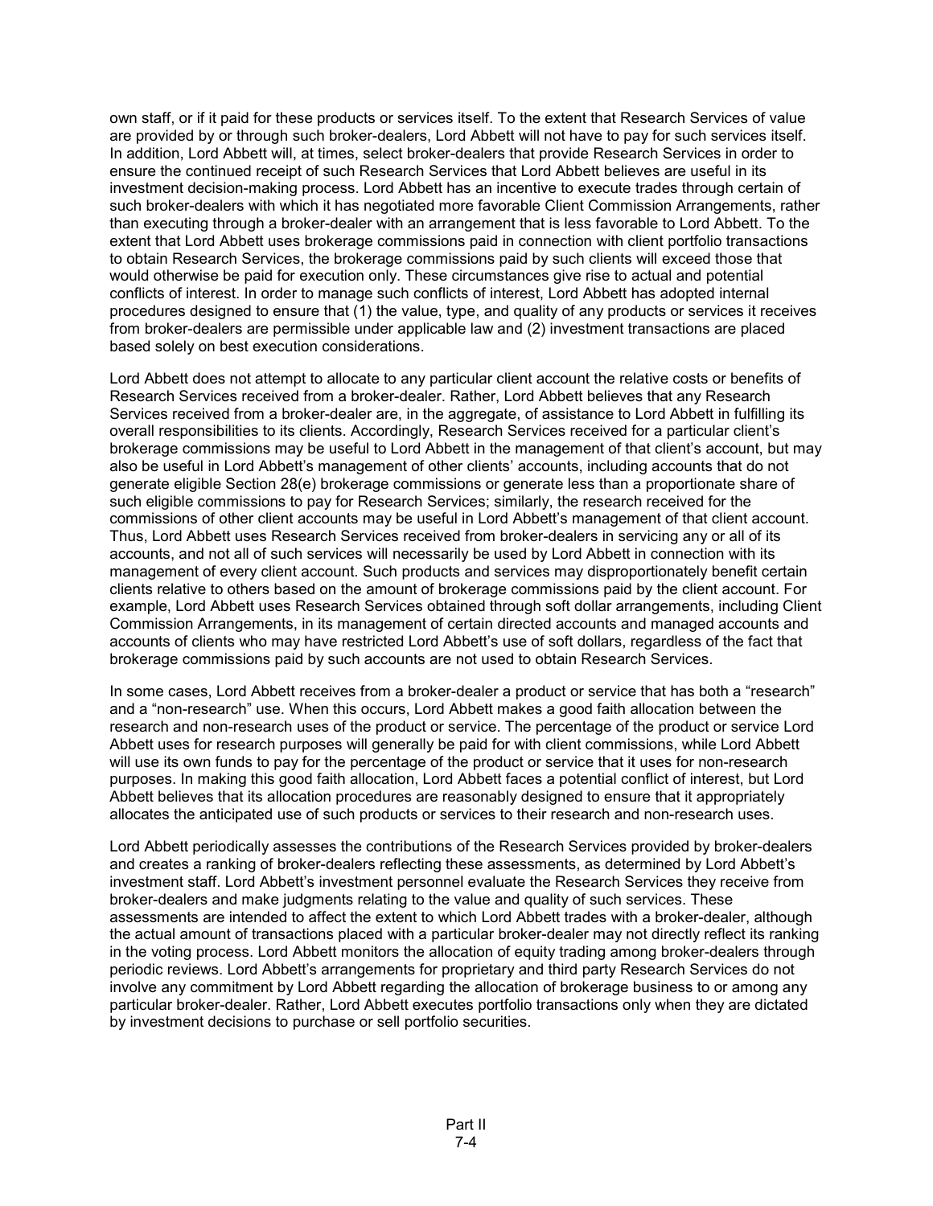own staff, or if it paid for these products or services itself. To the extent that Research Services of value are provided by or through such broker-dealers, Lord Abbett will not have to pay for such services itself. In addition, Lord Abbett will, at times, select broker-dealers that provide Research Services in order to ensure the continued receipt of such Research Services that Lord Abbett believes are useful in its investment decision-making process. Lord Abbett has an incentive to execute trades through certain of such broker-dealers with which it has negotiated more favorable Client Commission Arrangements, rather than executing through a broker-dealer with an arrangement that is less favorable to Lord Abbett. To the extent that Lord Abbett uses brokerage commissions paid in connection with client portfolio transactions to obtain Research Services, the brokerage commissions paid by such clients will exceed those that would otherwise be paid for execution only. These circumstances give rise to actual and potential conflicts of interest. In order to manage such conflicts of interest, Lord Abbett has adopted internal procedures designed to ensure that (1) the value, type, and quality of any products or services it receives from broker-dealers are permissible under applicable law and (2) investment transactions are placed based solely on best execution considerations.

Lord Abbett does not attempt to allocate to any particular client account the relative costs or benefits of Research Services received from a broker-dealer. Rather, Lord Abbett believes that any Research Services received from a broker-dealer are, in the aggregate, of assistance to Lord Abbett in fulfilling its overall responsibilities to its clients. Accordingly, Research Services received for a particular client's brokerage commissions may be useful to Lord Abbett in the management of that client's account, but may also be useful in Lord Abbett's management of other clients' accounts, including accounts that do not generate eligible Section 28(e) brokerage commissions or generate less than a proportionate share of such eligible commissions to pay for Research Services; similarly, the research received for the commissions of other client accounts may be useful in Lord Abbett's management of that client account. Thus, Lord Abbett uses Research Services received from broker-dealers in servicing any or all of its accounts, and not all of such services will necessarily be used by Lord Abbett in connection with its management of every client account. Such products and services may disproportionately benefit certain clients relative to others based on the amount of brokerage commissions paid by the client account. For example, Lord Abbett uses Research Services obtained through soft dollar arrangements, including Client Commission Arrangements, in its management of certain directed accounts and managed accounts and accounts of clients who may have restricted Lord Abbett's use of soft dollars, regardless of the fact that brokerage commissions paid by such accounts are not used to obtain Research Services.

In some cases, Lord Abbett receives from a broker-dealer a product or service that has both a "research" and a "non-research" use. When this occurs, Lord Abbett makes a good faith allocation between the research and non-research uses of the product or service. The percentage of the product or service Lord Abbett uses for research purposes will generally be paid for with client commissions, while Lord Abbett will use its own funds to pay for the percentage of the product or service that it uses for non-research purposes. In making this good faith allocation, Lord Abbett faces a potential conflict of interest, but Lord Abbett believes that its allocation procedures are reasonably designed to ensure that it appropriately allocates the anticipated use of such products or services to their research and non-research uses.

Lord Abbett periodically assesses the contributions of the Research Services provided by broker-dealers and creates a ranking of broker-dealers reflecting these assessments, as determined by Lord Abbett's investment staff. Lord Abbett's investment personnel evaluate the Research Services they receive from broker-dealers and make judgments relating to the value and quality of such services. These assessments are intended to affect the extent to which Lord Abbett trades with a broker-dealer, although the actual amount of transactions placed with a particular broker-dealer may not directly reflect its ranking in the voting process. Lord Abbett monitors the allocation of equity trading among broker-dealers through periodic reviews. Lord Abbett's arrangements for proprietary and third party Research Services do not involve any commitment by Lord Abbett regarding the allocation of brokerage business to or among any particular broker-dealer. Rather, Lord Abbett executes portfolio transactions only when they are dictated by investment decisions to purchase or sell portfolio securities.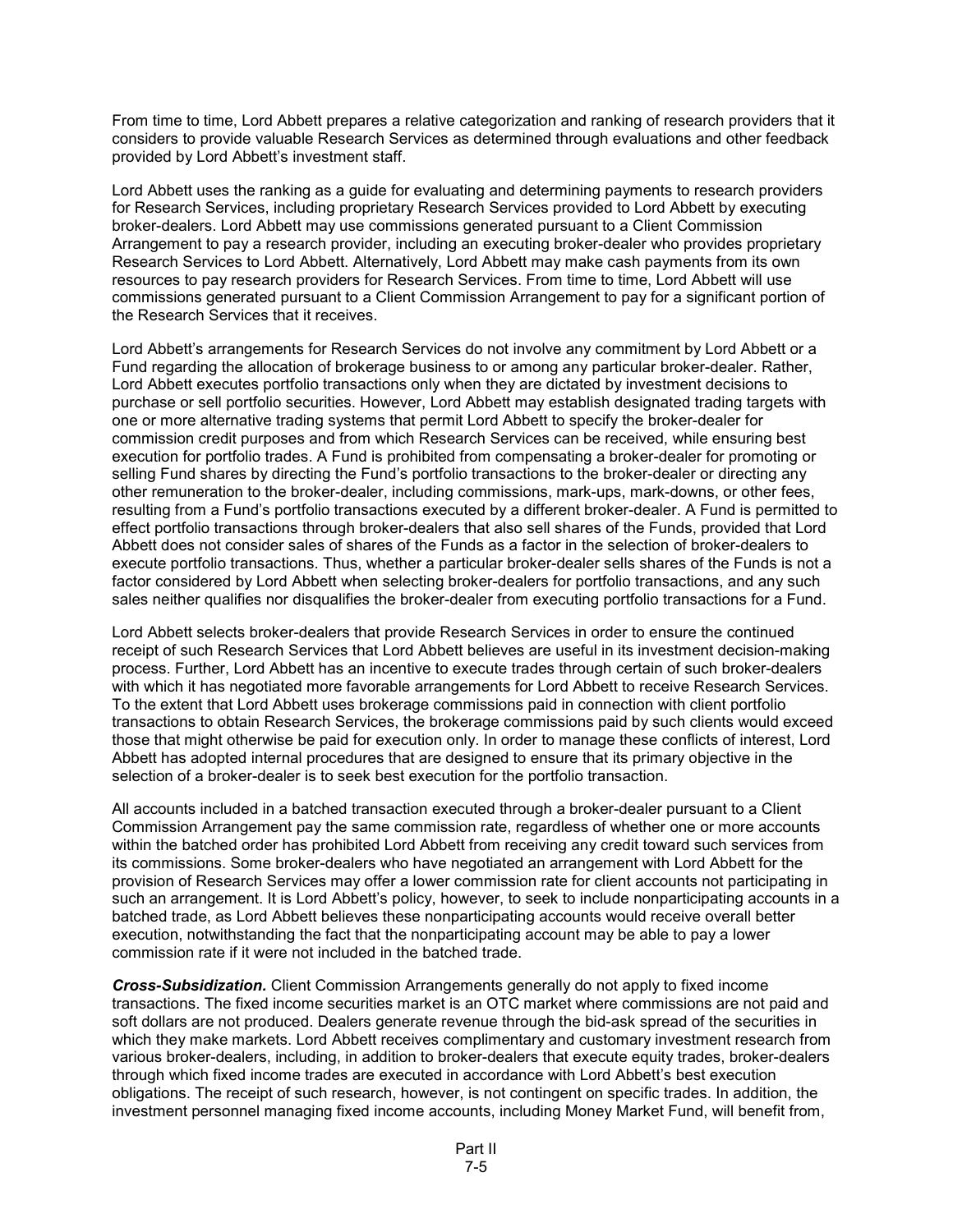From time to time, Lord Abbett prepares a relative categorization and ranking of research providers that it considers to provide valuable Research Services as determined through evaluations and other feedback provided by Lord Abbett's investment staff.

Lord Abbett uses the ranking as a guide for evaluating and determining payments to research providers for Research Services, including proprietary Research Services provided to Lord Abbett by executing broker-dealers. Lord Abbett may use commissions generated pursuant to a Client Commission Arrangement to pay a research provider, including an executing broker-dealer who provides proprietary Research Services to Lord Abbett. Alternatively, Lord Abbett may make cash payments from its own resources to pay research providers for Research Services. From time to time, Lord Abbett will use commissions generated pursuant to a Client Commission Arrangement to pay for a significant portion of the Research Services that it receives.

Lord Abbett's arrangements for Research Services do not involve any commitment by Lord Abbett or a Fund regarding the allocation of brokerage business to or among any particular broker-dealer. Rather, Lord Abbett executes portfolio transactions only when they are dictated by investment decisions to purchase or sell portfolio securities. However, Lord Abbett may establish designated trading targets with one or more alternative trading systems that permit Lord Abbett to specify the broker-dealer for commission credit purposes and from which Research Services can be received, while ensuring best execution for portfolio trades. A Fund is prohibited from compensating a broker-dealer for promoting or selling Fund shares by directing the Fund's portfolio transactions to the broker-dealer or directing any other remuneration to the broker-dealer, including commissions, mark-ups, mark-downs, or other fees, resulting from a Fund's portfolio transactions executed by a different broker-dealer. A Fund is permitted to effect portfolio transactions through broker-dealers that also sell shares of the Funds, provided that Lord Abbett does not consider sales of shares of the Funds as a factor in the selection of broker-dealers to execute portfolio transactions. Thus, whether a particular broker-dealer sells shares of the Funds is not a factor considered by Lord Abbett when selecting broker-dealers for portfolio transactions, and any such sales neither qualifies nor disqualifies the broker-dealer from executing portfolio transactions for a Fund.

Lord Abbett selects broker-dealers that provide Research Services in order to ensure the continued receipt of such Research Services that Lord Abbett believes are useful in its investment decision-making process. Further, Lord Abbett has an incentive to execute trades through certain of such broker-dealers with which it has negotiated more favorable arrangements for Lord Abbett to receive Research Services. To the extent that Lord Abbett uses brokerage commissions paid in connection with client portfolio transactions to obtain Research Services, the brokerage commissions paid by such clients would exceed those that might otherwise be paid for execution only. In order to manage these conflicts of interest, Lord Abbett has adopted internal procedures that are designed to ensure that its primary objective in the selection of a broker-dealer is to seek best execution for the portfolio transaction.

All accounts included in a batched transaction executed through a broker-dealer pursuant to a Client Commission Arrangement pay the same commission rate, regardless of whether one or more accounts within the batched order has prohibited Lord Abbett from receiving any credit toward such services from its commissions. Some broker-dealers who have negotiated an arrangement with Lord Abbett for the provision of Research Services may offer a lower commission rate for client accounts not participating in such an arrangement. It is Lord Abbett's policy, however, to seek to include nonparticipating accounts in a batched trade, as Lord Abbett believes these nonparticipating accounts would receive overall better execution, notwithstanding the fact that the nonparticipating account may be able to pay a lower commission rate if it were not included in the batched trade.

***Cross-Subsidization.*** Client Commission Arrangements generally do not apply to fixed income transactions. The fixed income securities market is an OTC market where commissions are not paid and soft dollars are not produced. Dealers generate revenue through the bid-ask spread of the securities in which they make markets. Lord Abbett receives complimentary and customary investment research from various broker-dealers, including, in addition to broker-dealers that execute equity trades, broker-dealers through which fixed income trades are executed in accordance with Lord Abbett's best execution obligations. The receipt of such research, however, is not contingent on specific trades. In addition, the investment personnel managing fixed income accounts, including Money Market Fund, will benefit from,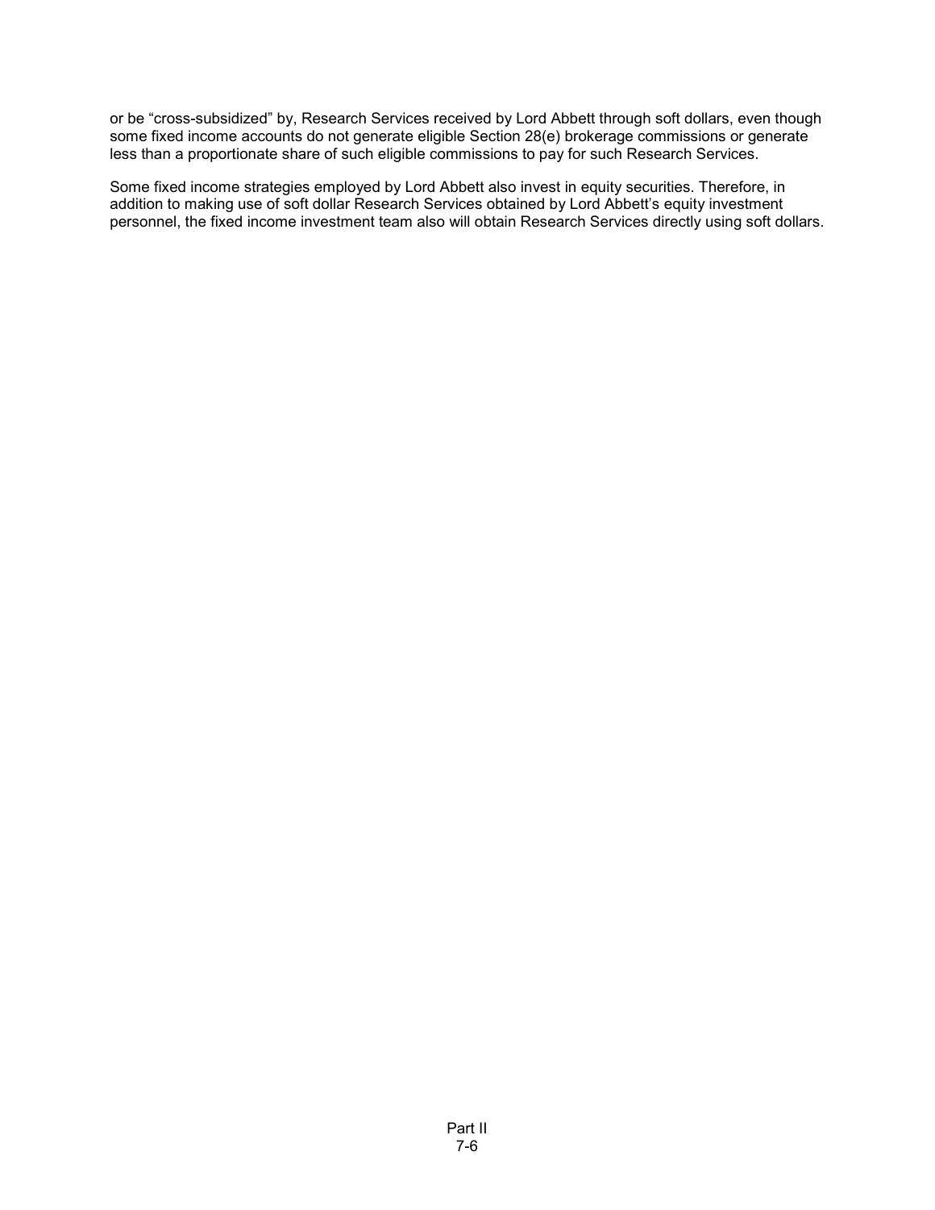or be “cross-subsidized” by, Research Services received by Lord Abbett through soft dollars, even though some fixed income accounts do not generate eligible Section 28(e) brokerage commissions or generate less than a proportionate share of such eligible commissions to pay for such Research Services.

Some fixed income strategies employed by Lord Abbett also invest in equity securities. Therefore, in addition to making use of soft dollar Research Services obtained by Lord Abbett’s equity investment personnel, the fixed income investment team also will obtain Research Services directly using soft dollars.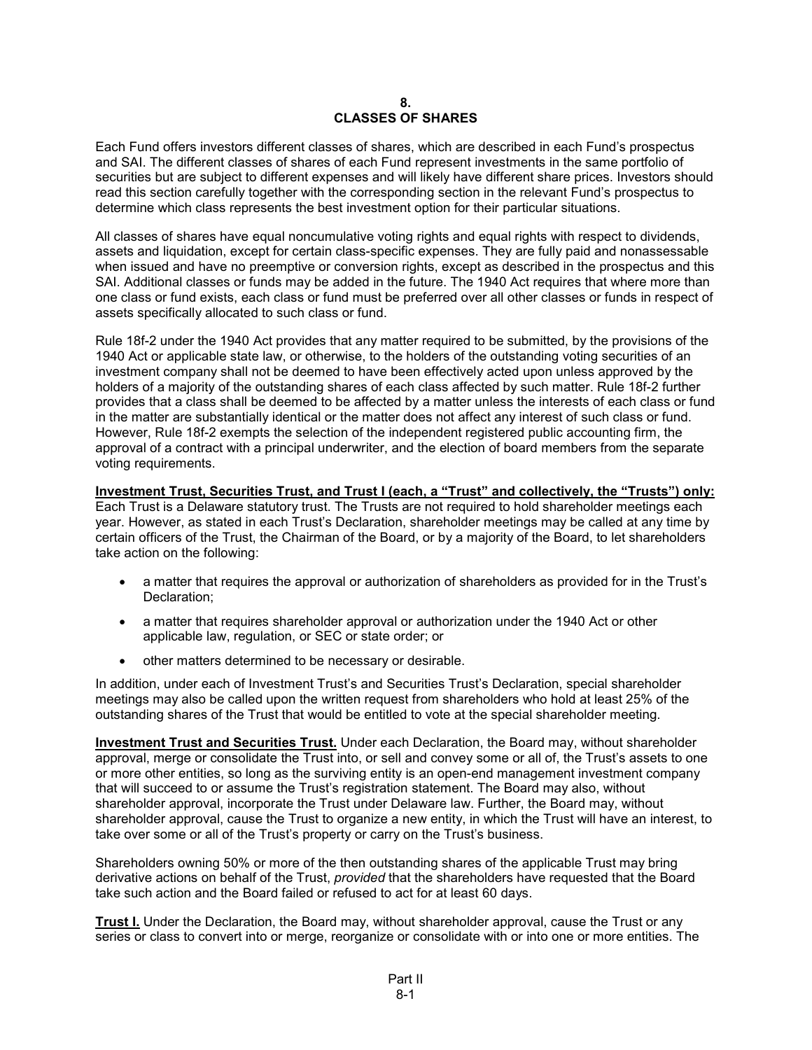# 8. CLASSES OF SHARES

Each Fund offers investors different classes of shares, which are described in each Fund's prospectus and SAI. The different classes of shares of each Fund represent investments in the same portfolio of securities but are subject to different expenses and will likely have different share prices. Investors should read this section carefully together with the corresponding section in the relevant Fund's prospectus to determine which class represents the best investment option for their particular situations.

All classes of shares have equal noncumulative voting rights and equal rights with respect to dividends, assets and liquidation, except for certain class-specific expenses. They are fully paid and nonassessable when issued and have no preemptive or conversion rights, except as described in the prospectus and this SAI. Additional classes or funds may be added in the future. The 1940 Act requires that where more than one class or fund exists, each class or fund must be preferred over all other classes or funds in respect of assets specifically allocated to such class or fund.

Rule 18f-2 under the 1940 Act provides that any matter required to be submitted, by the provisions of the 1940 Act or applicable state law, or otherwise, to the holders of the outstanding voting securities of an investment company shall not be deemed to have been effectively acted upon unless approved by the holders of a majority of the outstanding shares of each class affected by such matter. Rule 18f-2 further provides that a class shall be deemed to be affected by a matter unless the interests of each class or fund in the matter are substantially identical or the matter does not affect any interest of such class or fund. However, Rule 18f-2 exempts the selection of the independent registered public accounting firm, the approval of a contract with a principal underwriter, and the election of board members from the separate voting requirements.

**Investment Trust, Securities Trust, and Trust I (each, a "Trust" and collectively, the "Trusts") only:** Each Trust is a Delaware statutory trust. The Trusts are not required to hold shareholder meetings each year. However, as stated in each Trust's Declaration, shareholder meetings may be called at any time by certain officers of the Trust, the Chairman of the Board, or by a majority of the Board, to let shareholders take action on the following:

- a matter that requires the approval or authorization of shareholders as provided for in the Trust's Declaration;
- a matter that requires shareholder approval or authorization under the 1940 Act or other applicable law, regulation, or SEC or state order; or
- other matters determined to be necessary or desirable.

In addition, under each of Investment Trust's and Securities Trust's Declaration, special shareholder meetings may also be called upon the written request from shareholders who hold at least 25% of the outstanding shares of the Trust that would be entitled to vote at the special shareholder meeting.

**Investment Trust and Securities Trust.** Under each Declaration, the Board may, without shareholder approval, merge or consolidate the Trust into, or sell and convey some or all of, the Trust's assets to one or more other entities, so long as the surviving entity is an open-end management investment company that will succeed to or assume the Trust's registration statement. The Board may also, without shareholder approval, incorporate the Trust under Delaware law. Further, the Board may, without shareholder approval, cause the Trust to organize a new entity, in which the Trust will have an interest, to take over some or all of the Trust's property or carry on the Trust's business.

Shareholders owning 50% or more of the then outstanding shares of the applicable Trust may bring derivative actions on behalf of the Trust, *provided* that the shareholders have requested that the Board take such action and the Board failed or refused to act for at least 60 days.

**Trust I.** Under the Declaration, the Board may, without shareholder approval, cause the Trust or any series or class to convert into or merge, reorganize or consolidate with or into one or more entities. The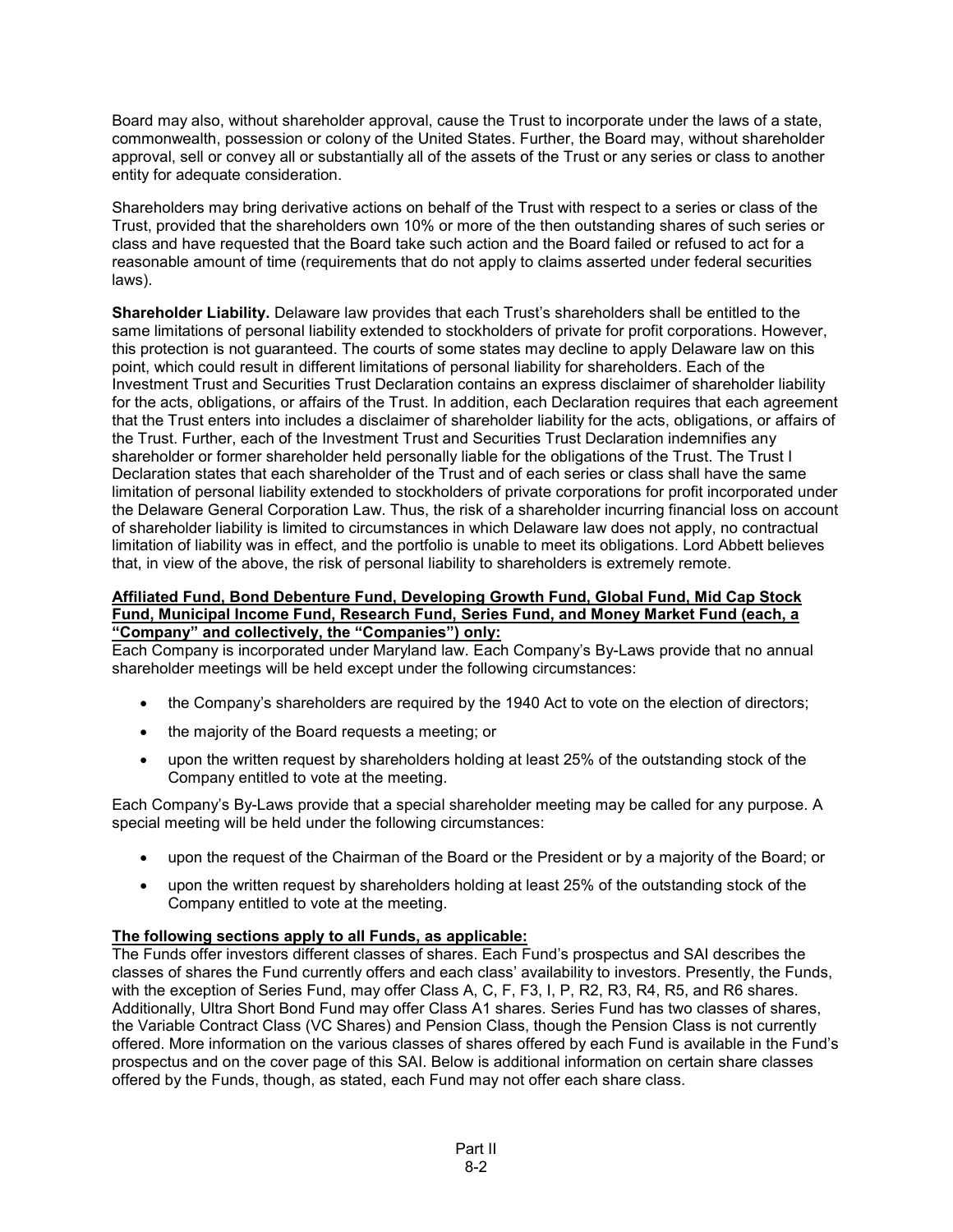Board may also, without shareholder approval, cause the Trust to incorporate under the laws of a state, commonwealth, possession or colony of the United States. Further, the Board may, without shareholder approval, sell or convey all or substantially all of the assets of the Trust or any series or class to another entity for adequate consideration.

Shareholders may bring derivative actions on behalf of the Trust with respect to a series or class of the Trust, provided that the shareholders own 10% or more of the then outstanding shares of such series or class and have requested that the Board take such action and the Board failed or refused to act for a reasonable amount of time (requirements that do not apply to claims asserted under federal securities laws).

**Shareholder Liability.** Delaware law provides that each Trust's shareholders shall be entitled to the same limitations of personal liability extended to stockholders of private for profit corporations. However, this protection is not guaranteed. The courts of some states may decline to apply Delaware law on this point, which could result in different limitations of personal liability for shareholders. Each of the Investment Trust and Securities Trust Declaration contains an express disclaimer of shareholder liability for the acts, obligations, or affairs of the Trust. In addition, each Declaration requires that each agreement that the Trust enters into includes a disclaimer of shareholder liability for the acts, obligations, or affairs of the Trust. Further, each of the Investment Trust and Securities Trust Declaration indemnifies any shareholder or former shareholder held personally liable for the obligations of the Trust. The Trust I Declaration states that each shareholder of the Trust and of each series or class shall have the same limitation of personal liability extended to stockholders of private corporations for profit incorporated under the Delaware General Corporation Law. Thus, the risk of a shareholder incurring financial loss on account of shareholder liability is limited to circumstances in which Delaware law does not apply, no contractual limitation of liability was in effect, and the portfolio is unable to meet its obligations. Lord Abbett believes that, in view of the above, the risk of personal liability to shareholders is extremely remote.

**Affiliated Fund, Bond Debenture Fund, Developing Growth Fund, Global Fund, Mid Cap Stock Fund, Municipal Income Fund, Research Fund, Series Fund, and Money Market Fund (each, a "Company" and collectively, the "Companies") only:**

Each Company is incorporated under Maryland law. Each Company's By-Laws provide that no annual shareholder meetings will be held except under the following circumstances:

- the Company's shareholders are required by the 1940 Act to vote on the election of directors;
- the majority of the Board requests a meeting; or
- upon the written request by shareholders holding at least 25% of the outstanding stock of the Company entitled to vote at the meeting.

Each Company's By-Laws provide that a special shareholder meeting may be called for any purpose. A special meeting will be held under the following circumstances:

- upon the request of the Chairman of the Board or the President or by a majority of the Board; or
- upon the written request by shareholders holding at least 25% of the outstanding stock of the Company entitled to vote at the meeting.

**The following sections apply to all Funds, as applicable:**

The Funds offer investors different classes of shares. Each Fund's prospectus and SAI describes the classes of shares the Fund currently offers and each class' availability to investors. Presently, the Funds, with the exception of Series Fund, may offer Class A, C, F, F3, I, P, R2, R3, R4, R5, and R6 shares. Additionally, Ultra Short Bond Fund may offer Class A1 shares. Series Fund has two classes of shares, the Variable Contract Class (VC Shares) and Pension Class, though the Pension Class is not currently offered. More information on the various classes of shares offered by each Fund is available in the Fund's prospectus and on the cover page of this SAI. Below is additional information on certain share classes offered by the Funds, though, as stated, each Fund may not offer each share class.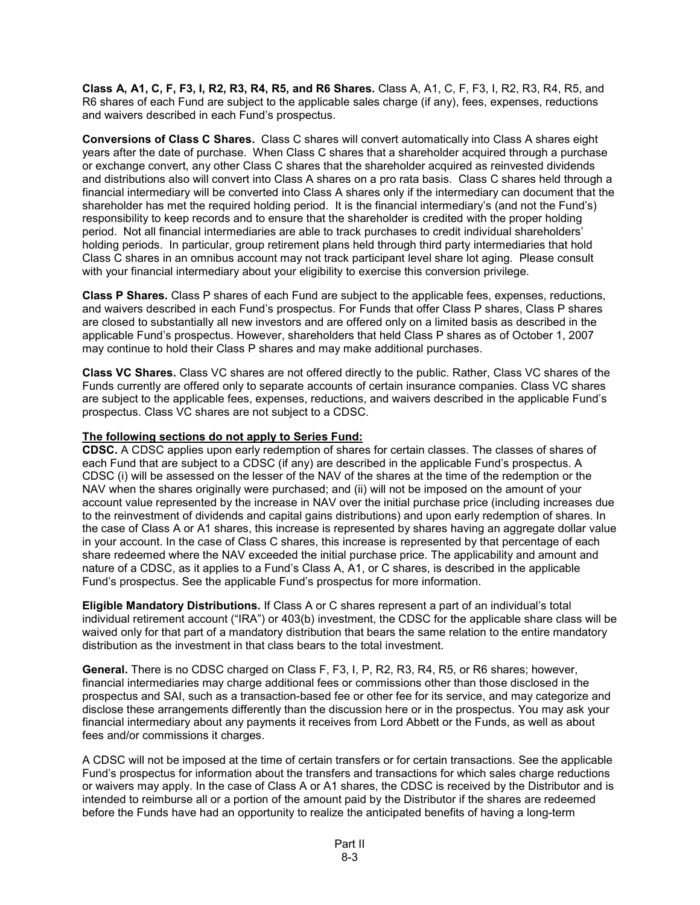**Class A, A1, C, F, F3, I, R2, R3, R4, R5, and R6 Shares.** Class A, A1, C, F, F3, I, R2, R3, R4, R5, and R6 shares of each Fund are subject to the applicable sales charge (if any), fees, expenses, reductions and waivers described in each Fund's prospectus.

**Conversions of Class C Shares.** Class C shares will convert automatically into Class A shares eight years after the date of purchase. When Class C shares that a shareholder acquired through a purchase or exchange convert, any other Class C shares that the shareholder acquired as reinvested dividends and distributions also will convert into Class A shares on a pro rata basis. Class C shares held through a financial intermediary will be converted into Class A shares only if the intermediary can document that the shareholder has met the required holding period. It is the financial intermediary's (and not the Fund's) responsibility to keep records and to ensure that the shareholder is credited with the proper holding period. Not all financial intermediaries are able to track purchases to credit individual shareholders' holding periods. In particular, group retirement plans held through third party intermediaries that hold Class C shares in an omnibus account may not track participant level share lot aging. Please consult with your financial intermediary about your eligibility to exercise this conversion privilege.

**Class P Shares.** Class P shares of each Fund are subject to the applicable fees, expenses, reductions, and waivers described in each Fund's prospectus. For Funds that offer Class P shares, Class P shares are closed to substantially all new investors and are offered only on a limited basis as described in the applicable Fund's prospectus. However, shareholders that held Class P shares as of October 1, 2007 may continue to hold their Class P shares and may make additional purchases.

**Class VC Shares.** Class VC shares are not offered directly to the public. Rather, Class VC shares of the Funds currently are offered only to separate accounts of certain insurance companies. Class VC shares are subject to the applicable fees, expenses, reductions, and waivers described in the applicable Fund's prospectus. Class VC shares are not subject to a CDSC.

**<u>The following sections do not apply to Series Fund:</u>**

**CDSC.** A CDSC applies upon early redemption of shares for certain classes. The classes of shares of each Fund that are subject to a CDSC (if any) are described in the applicable Fund's prospectus. A CDSC (i) will be assessed on the lesser of the NAV of the shares at the time of the redemption or the NAV when the shares originally were purchased; and (ii) will not be imposed on the amount of your account value represented by the increase in NAV over the initial purchase price (including increases due to the reinvestment of dividends and capital gains distributions) and upon early redemption of shares. In the case of Class A or A1 shares, this increase is represented by shares having an aggregate dollar value in your account. In the case of Class C shares, this increase is represented by that percentage of each share redeemed where the NAV exceeded the initial purchase price. The applicability and amount and nature of a CDSC, as it applies to a Fund's Class A, A1, or C shares, is described in the applicable Fund's prospectus. See the applicable Fund's prospectus for more information.

**Eligible Mandatory Distributions.** If Class A or C shares represent a part of an individual's total individual retirement account ("IRA") or 403(b) investment, the CDSC for the applicable share class will be waived only for that part of a mandatory distribution that bears the same relation to the entire mandatory distribution as the investment in that class bears to the total investment.

**General.** There is no CDSC charged on Class F, F3, I, P, R2, R3, R4, R5, or R6 shares; however, financial intermediaries may charge additional fees or commissions other than those disclosed in the prospectus and SAI, such as a transaction-based fee or other fee for its service, and may categorize and disclose these arrangements differently than the discussion here or in the prospectus. You may ask your financial intermediary about any payments it receives from Lord Abbett or the Funds, as well as about fees and/or commissions it charges.

A CDSC will not be imposed at the time of certain transfers or for certain transactions. See the applicable Fund's prospectus for information about the transfers and transactions for which sales charge reductions or waivers may apply. In the case of Class A or A1 shares, the CDSC is received by the Distributor and is intended to reimburse all or a portion of the amount paid by the Distributor if the shares are redeemed before the Funds have had an opportunity to realize the anticipated benefits of having a long-term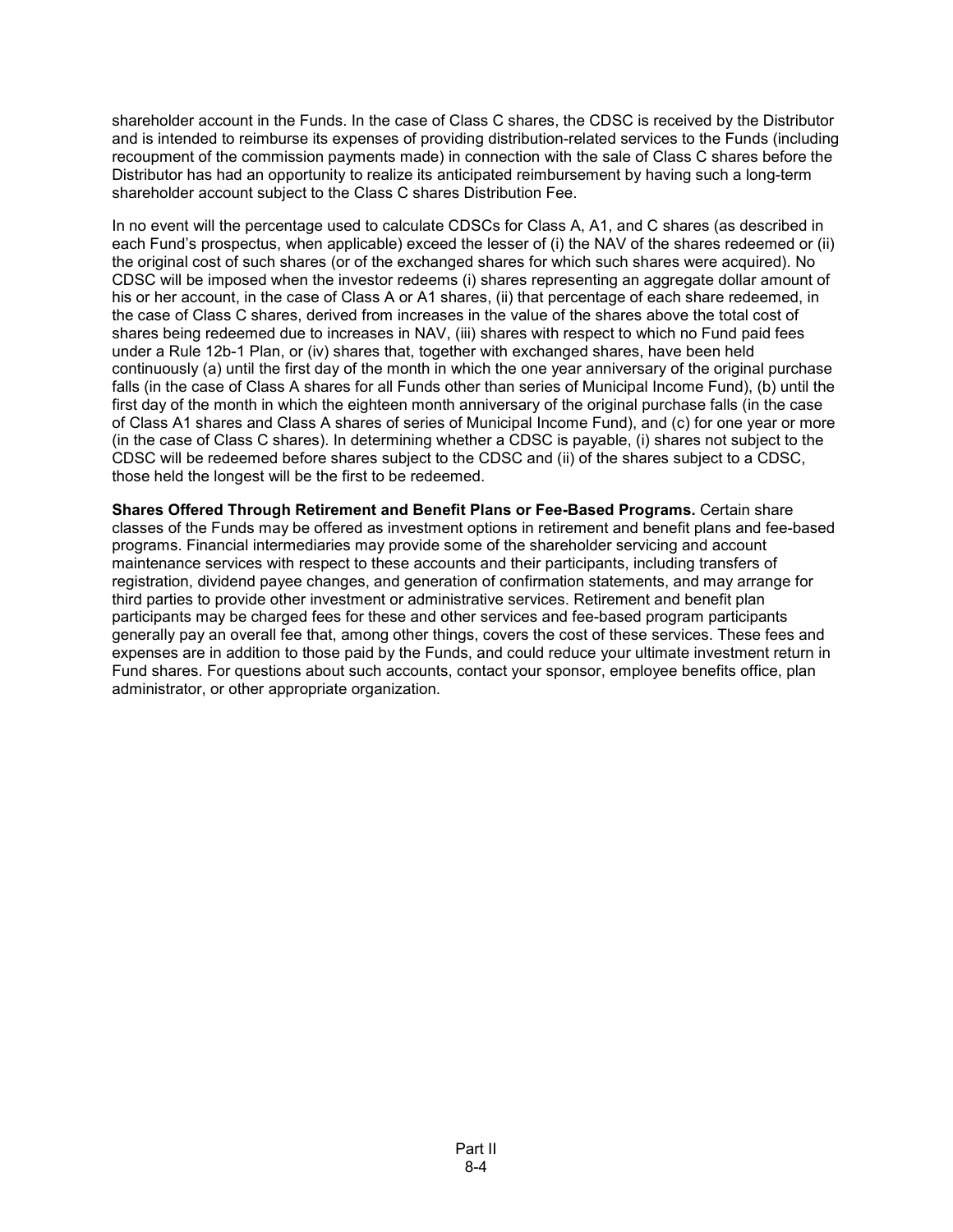shareholder account in the Funds. In the case of Class C shares, the CDSC is received by the Distributor and is intended to reimburse its expenses of providing distribution-related services to the Funds (including recoupment of the commission payments made) in connection with the sale of Class C shares before the Distributor has had an opportunity to realize its anticipated reimbursement by having such a long-term shareholder account subject to the Class C shares Distribution Fee.

In no event will the percentage used to calculate CDSCs for Class A, A1, and C shares (as described in each Fund's prospectus, when applicable) exceed the lesser of (i) the NAV of the shares redeemed or (ii) the original cost of such shares (or of the exchanged shares for which such shares were acquired). No CDSC will be imposed when the investor redeems (i) shares representing an aggregate dollar amount of his or her account, in the case of Class A or A1 shares, (ii) that percentage of each share redeemed, in the case of Class C shares, derived from increases in the value of the shares above the total cost of shares being redeemed due to increases in NAV, (iii) shares with respect to which no Fund paid fees under a Rule 12b-1 Plan, or (iv) shares that, together with exchanged shares, have been held continuously (a) until the first day of the month in which the one year anniversary of the original purchase falls (in the case of Class A shares for all Funds other than series of Municipal Income Fund), (b) until the first day of the month in which the eighteen month anniversary of the original purchase falls (in the case of Class A1 shares and Class A shares of series of Municipal Income Fund), and (c) for one year or more (in the case of Class C shares). In determining whether a CDSC is payable, (i) shares not subject to the CDSC will be redeemed before shares subject to the CDSC and (ii) of the shares subject to a CDSC, those held the longest will be the first to be redeemed.

**Shares Offered Through Retirement and Benefit Plans or Fee-Based Programs.** Certain share classes of the Funds may be offered as investment options in retirement and benefit plans and fee-based programs. Financial intermediaries may provide some of the shareholder servicing and account maintenance services with respect to these accounts and their participants, including transfers of registration, dividend payee changes, and generation of confirmation statements, and may arrange for third parties to provide other investment or administrative services. Retirement and benefit plan participants may be charged fees for these and other services and fee-based program participants generally pay an overall fee that, among other things, covers the cost of these services. These fees and expenses are in addition to those paid by the Funds, and could reduce your ultimate investment return in Fund shares. For questions about such accounts, contact your sponsor, employee benefits office, plan administrator, or other appropriate organization.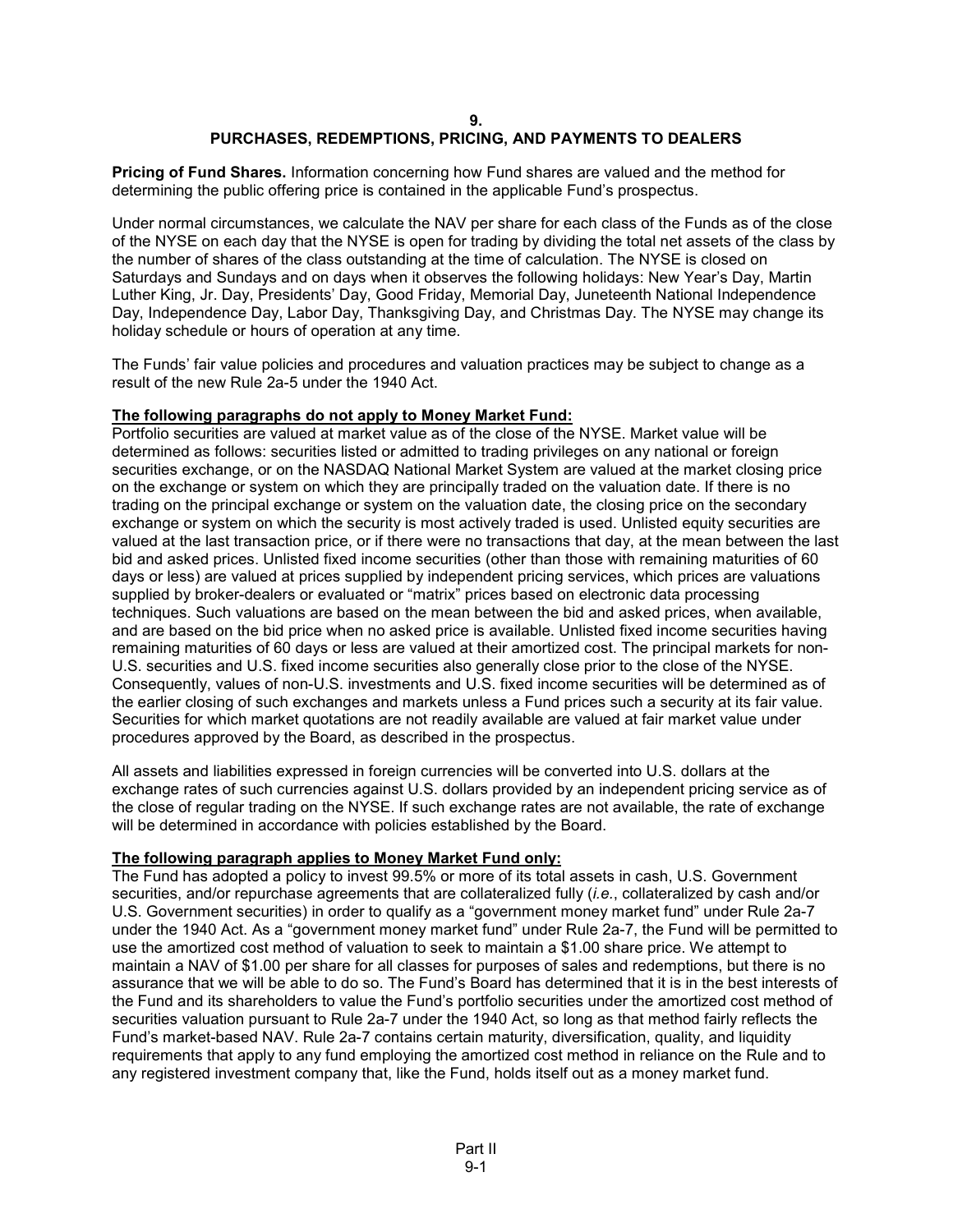## 9. PURCHASES, REDEMPTIONS, PRICING, AND PAYMENTS TO DEALERS

**Pricing of Fund Shares.** Information concerning how Fund shares are valued and the method for determining the public offering price is contained in the applicable Fund's prospectus.

Under normal circumstances, we calculate the NAV per share for each class of the Funds as of the close of the NYSE on each day that the NYSE is open for trading by dividing the total net assets of the class by the number of shares of the class outstanding at the time of calculation. The NYSE is closed on Saturdays and Sundays and on days when it observes the following holidays: New Year's Day, Martin Luther King, Jr. Day, Presidents' Day, Good Friday, Memorial Day, Juneteenth National Independence Day, Independence Day, Labor Day, Thanksgiving Day, and Christmas Day. The NYSE may change its holiday schedule or hours of operation at any time.

The Funds' fair value policies and procedures and valuation practices may be subject to change as a result of the new Rule 2a-5 under the 1940 Act.

**<u>The following paragraphs do not apply to Money Market Fund:</u>**
Portfolio securities are valued at market value as of the close of the NYSE. Market value will be determined as follows: securities listed or admitted to trading privileges on any national or foreign securities exchange, or on the NASDAQ National Market System are valued at the market closing price on the exchange or system on which they are principally traded on the valuation date. If there is no trading on the principal exchange or system on the valuation date, the closing price on the secondary exchange or system on which the security is most actively traded is used. Unlisted equity securities are valued at the last transaction price, or if there were no transactions that day, at the mean between the last bid and asked prices. Unlisted fixed income securities (other than those with remaining maturities of 60 days or less) are valued at prices supplied by independent pricing services, which prices are valuations supplied by broker-dealers or evaluated or "matrix" prices based on electronic data processing techniques. Such valuations are based on the mean between the bid and asked prices, when available, and are based on the bid price when no asked price is available. Unlisted fixed income securities having remaining maturities of 60 days or less are valued at their amortized cost. The principal markets for non-U.S. securities and U.S. fixed income securities also generally close prior to the close of the NYSE. Consequently, values of non-U.S. investments and U.S. fixed income securities will be determined as of the earlier closing of such exchanges and markets unless a Fund prices such a security at its fair value. Securities for which market quotations are not readily available are valued at fair market value under procedures approved by the Board, as described in the prospectus.

All assets and liabilities expressed in foreign currencies will be converted into U.S. dollars at the exchange rates of such currencies against U.S. dollars provided by an independent pricing service as of the close of regular trading on the NYSE. If such exchange rates are not available, the rate of exchange will be determined in accordance with policies established by the Board.

**<u>The following paragraph applies to Money Market Fund only:</u>**
The Fund has adopted a policy to invest 99.5% or more of its total assets in cash, U.S. Government securities, and/or repurchase agreements that are collateralized fully (*i.e.*, collateralized by cash and/or U.S. Government securities) in order to qualify as a "government money market fund" under Rule 2a-7 under the 1940 Act. As a "government money market fund" under Rule 2a-7, the Fund will be permitted to use the amortized cost method of valuation to seek to maintain a $1.00 share price. We attempt to maintain a NAV of $1.00 per share for all classes for purposes of sales and redemptions, but there is no assurance that we will be able to do so. The Fund's Board has determined that it is in the best interests of the Fund and its shareholders to value the Fund's portfolio securities under the amortized cost method of securities valuation pursuant to Rule 2a-7 under the 1940 Act, so long as that method fairly reflects the Fund's market-based NAV. Rule 2a-7 contains certain maturity, diversification, quality, and liquidity requirements that apply to any fund employing the amortized cost method in reliance on the Rule and to any registered investment company that, like the Fund, holds itself out as a money market fund.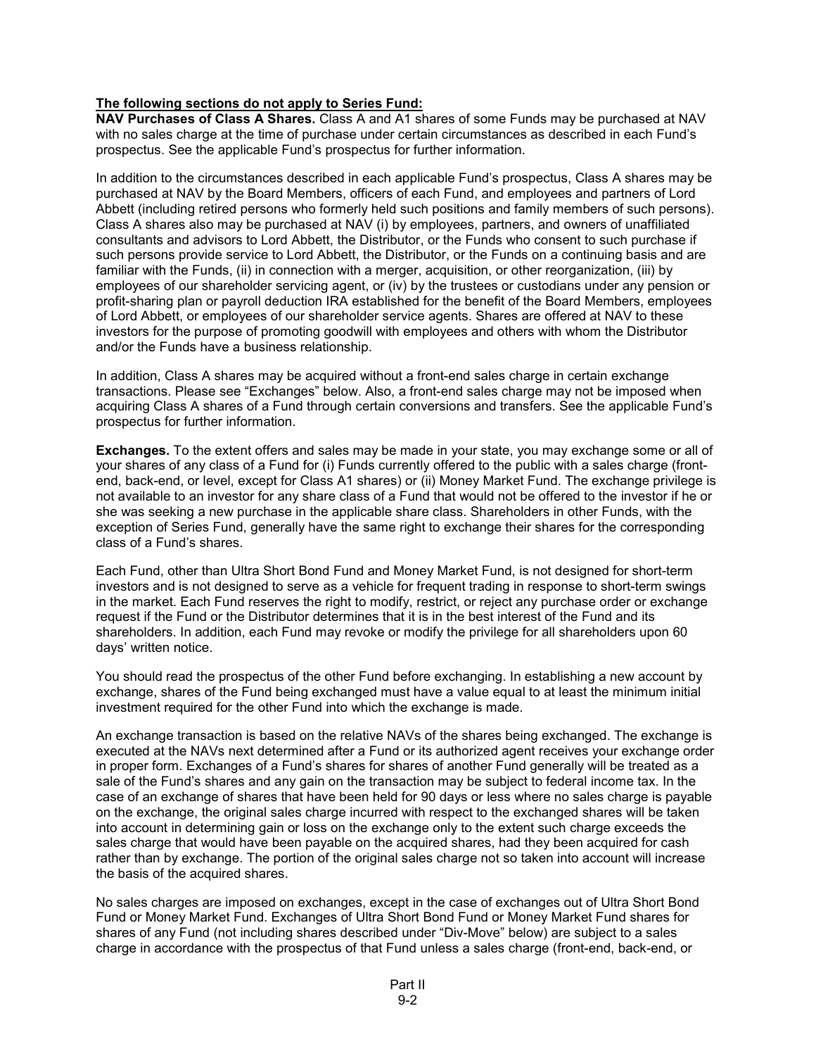**The following sections do not apply to Series Fund:**

**NAV Purchases of Class A Shares.** Class A and A1 shares of some Funds may be purchased at NAV with no sales charge at the time of purchase under certain circumstances as described in each Fund's prospectus. See the applicable Fund's prospectus for further information.

In addition to the circumstances described in each applicable Fund's prospectus, Class A shares may be purchased at NAV by the Board Members, officers of each Fund, and employees and partners of Lord Abbett (including retired persons who formerly held such positions and family members of such persons). Class A shares also may be purchased at NAV (i) by employees, partners, and owners of unaffiliated consultants and advisors to Lord Abbett, the Distributor, or the Funds who consent to such purchase if such persons provide service to Lord Abbett, the Distributor, or the Funds on a continuing basis and are familiar with the Funds, (ii) in connection with a merger, acquisition, or other reorganization, (iii) by employees of our shareholder servicing agent, or (iv) by the trustees or custodians under any pension or profit-sharing plan or payroll deduction IRA established for the benefit of the Board Members, employees of Lord Abbett, or employees of our shareholder service agents. Shares are offered at NAV to these investors for the purpose of promoting goodwill with employees and others with whom the Distributor and/or the Funds have a business relationship.

In addition, Class A shares may be acquired without a front-end sales charge in certain exchange transactions. Please see "Exchanges" below. Also, a front-end sales charge may not be imposed when acquiring Class A shares of a Fund through certain conversions and transfers. See the applicable Fund's prospectus for further information.

**Exchanges.** To the extent offers and sales may be made in your state, you may exchange some or all of your shares of any class of a Fund for (i) Funds currently offered to the public with a sales charge (front-end, back-end, or level, except for Class A1 shares) or (ii) Money Market Fund. The exchange privilege is not available to an investor for any share class of a Fund that would not be offered to the investor if he or she was seeking a new purchase in the applicable share class. Shareholders in other Funds, with the exception of Series Fund, generally have the same right to exchange their shares for the corresponding class of a Fund's shares.

Each Fund, other than Ultra Short Bond Fund and Money Market Fund, is not designed for short-term investors and is not designed to serve as a vehicle for frequent trading in response to short-term swings in the market. Each Fund reserves the right to modify, restrict, or reject any purchase order or exchange request if the Fund or the Distributor determines that it is in the best interest of the Fund and its shareholders. In addition, each Fund may revoke or modify the privilege for all shareholders upon 60 days' written notice.

You should read the prospectus of the other Fund before exchanging. In establishing a new account by exchange, shares of the Fund being exchanged must have a value equal to at least the minimum initial investment required for the other Fund into which the exchange is made.

An exchange transaction is based on the relative NAVs of the shares being exchanged. The exchange is executed at the NAVs next determined after a Fund or its authorized agent receives your exchange order in proper form. Exchanges of a Fund's shares for shares of another Fund generally will be treated as a sale of the Fund's shares and any gain on the transaction may be subject to federal income tax. In the case of an exchange of shares that have been held for 90 days or less where no sales charge is payable on the exchange, the original sales charge incurred with respect to the exchanged shares will be taken into account in determining gain or loss on the exchange only to the extent such charge exceeds the sales charge that would have been payable on the acquired shares, had they been acquired for cash rather than by exchange. The portion of the original sales charge not so taken into account will increase the basis of the acquired shares.

No sales charges are imposed on exchanges, except in the case of exchanges out of Ultra Short Bond Fund or Money Market Fund. Exchanges of Ultra Short Bond Fund or Money Market Fund shares for shares of any Fund (not including shares described under "Div-Move" below) are subject to a sales charge in accordance with the prospectus of that Fund unless a sales charge (front-end, back-end, or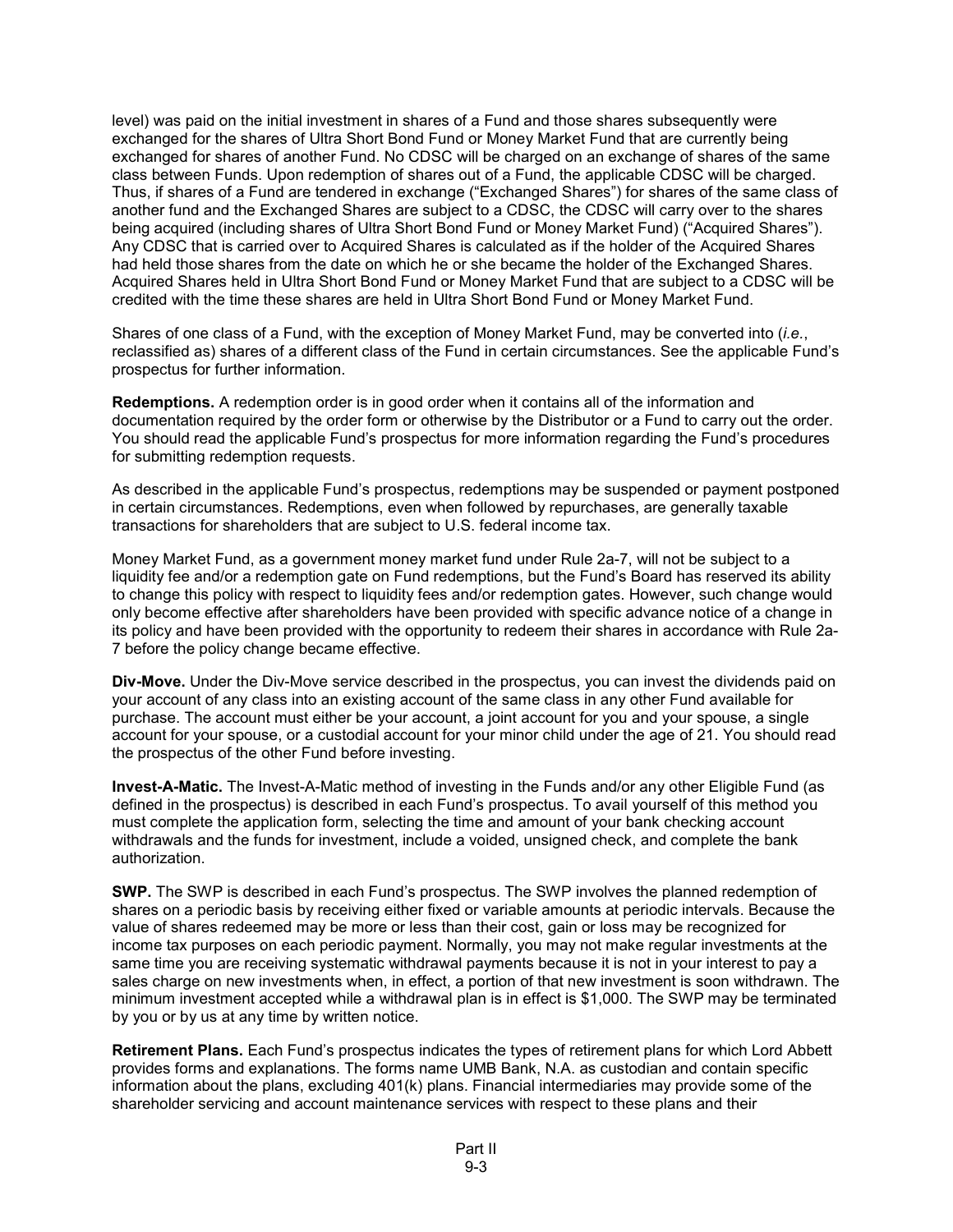level) was paid on the initial investment in shares of a Fund and those shares subsequently were exchanged for the shares of Ultra Short Bond Fund or Money Market Fund that are currently being exchanged for shares of another Fund. No CDSC will be charged on an exchange of shares of the same class between Funds. Upon redemption of shares out of a Fund, the applicable CDSC will be charged. Thus, if shares of a Fund are tendered in exchange ("Exchanged Shares") for shares of the same class of another fund and the Exchanged Shares are subject to a CDSC, the CDSC will carry over to the shares being acquired (including shares of Ultra Short Bond Fund or Money Market Fund) ("Acquired Shares"). Any CDSC that is carried over to Acquired Shares is calculated as if the holder of the Acquired Shares had held those shares from the date on which he or she became the holder of the Exchanged Shares. Acquired Shares held in Ultra Short Bond Fund or Money Market Fund that are subject to a CDSC will be credited with the time these shares are held in Ultra Short Bond Fund or Money Market Fund.

Shares of one class of a Fund, with the exception of Money Market Fund, may be converted into (*i.e.*, reclassified as) shares of a different class of the Fund in certain circumstances. See the applicable Fund's prospectus for further information.

**Redemptions.** A redemption order is in good order when it contains all of the information and documentation required by the order form or otherwise by the Distributor or a Fund to carry out the order. You should read the applicable Fund's prospectus for more information regarding the Fund's procedures for submitting redemption requests.

As described in the applicable Fund's prospectus, redemptions may be suspended or payment postponed in certain circumstances. Redemptions, even when followed by repurchases, are generally taxable transactions for shareholders that are subject to U.S. federal income tax.

Money Market Fund, as a government money market fund under Rule 2a-7, will not be subject to a liquidity fee and/or a redemption gate on Fund redemptions, but the Fund's Board has reserved its ability to change this policy with respect to liquidity fees and/or redemption gates. However, such change would only become effective after shareholders have been provided with specific advance notice of a change in its policy and have been provided with the opportunity to redeem their shares in accordance with Rule 2a-7 before the policy change became effective.

**Div-Move.** Under the Div-Move service described in the prospectus, you can invest the dividends paid on your account of any class into an existing account of the same class in any other Fund available for purchase. The account must either be your account, a joint account for you and your spouse, a single account for your spouse, or a custodial account for your minor child under the age of 21. You should read the prospectus of the other Fund before investing.

**Invest-A-Matic.** The Invest-A-Matic method of investing in the Funds and/or any other Eligible Fund (as defined in the prospectus) is described in each Fund's prospectus. To avail yourself of this method you must complete the application form, selecting the time and amount of your bank checking account withdrawals and the funds for investment, include a voided, unsigned check, and complete the bank authorization.

**SWP.** The SWP is described in each Fund's prospectus. The SWP involves the planned redemption of shares on a periodic basis by receiving either fixed or variable amounts at periodic intervals. Because the value of shares redeemed may be more or less than their cost, gain or loss may be recognized for income tax purposes on each periodic payment. Normally, you may not make regular investments at the same time you are receiving systematic withdrawal payments because it is not in your interest to pay a sales charge on new investments when, in effect, a portion of that new investment is soon withdrawn. The minimum investment accepted while a withdrawal plan is in effect is $1,000. The SWP may be terminated by you or by us at any time by written notice.

**Retirement Plans.** Each Fund's prospectus indicates the types of retirement plans for which Lord Abbett provides forms and explanations. The forms name UMB Bank, N.A. as custodian and contain specific information about the plans, excluding 401(k) plans. Financial intermediaries may provide some of the shareholder servicing and account maintenance services with respect to these plans and their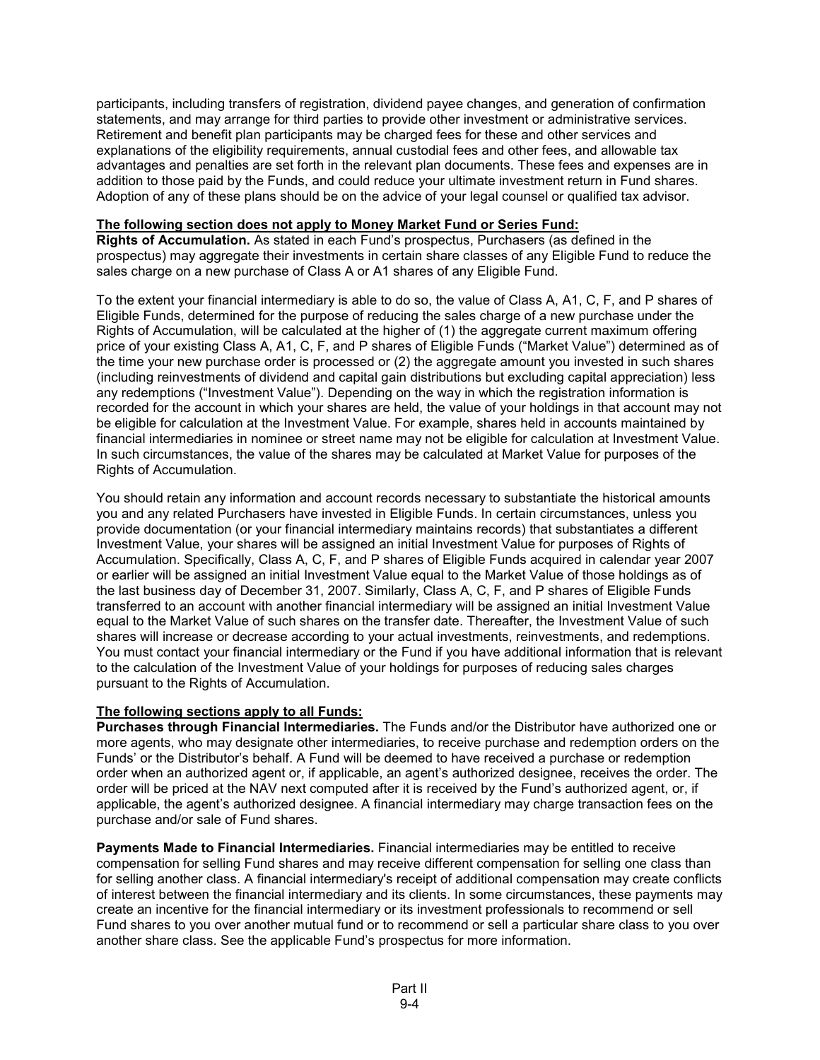participants, including transfers of registration, dividend payee changes, and generation of confirmation statements, and may arrange for third parties to provide other investment or administrative services. Retirement and benefit plan participants may be charged fees for these and other services and explanations of the eligibility requirements, annual custodial fees and other fees, and allowable tax advantages and penalties are set forth in the relevant plan documents. These fees and expenses are in addition to those paid by the Funds, and could reduce your ultimate investment return in Fund shares. Adoption of any of these plans should be on the advice of your legal counsel or qualified tax advisor.

**The following section does not apply to Money Market Fund or Series Fund:**

**Rights of Accumulation.** As stated in each Fund's prospectus, Purchasers (as defined in the prospectus) may aggregate their investments in certain share classes of any Eligible Fund to reduce the sales charge on a new purchase of Class A or A1 shares of any Eligible Fund.

To the extent your financial intermediary is able to do so, the value of Class A, A1, C, F, and P shares of Eligible Funds, determined for the purpose of reducing the sales charge of a new purchase under the Rights of Accumulation, will be calculated at the higher of (1) the aggregate current maximum offering price of your existing Class A, A1, C, F, and P shares of Eligible Funds ("Market Value") determined as of the time your new purchase order is processed or (2) the aggregate amount you invested in such shares (including reinvestments of dividend and capital gain distributions but excluding capital appreciation) less any redemptions ("Investment Value"). Depending on the way in which the registration information is recorded for the account in which your shares are held, the value of your holdings in that account may not be eligible for calculation at the Investment Value. For example, shares held in accounts maintained by financial intermediaries in nominee or street name may not be eligible for calculation at Investment Value. In such circumstances, the value of the shares may be calculated at Market Value for purposes of the Rights of Accumulation.

You should retain any information and account records necessary to substantiate the historical amounts you and any related Purchasers have invested in Eligible Funds. In certain circumstances, unless you provide documentation (or your financial intermediary maintains records) that substantiates a different Investment Value, your shares will be assigned an initial Investment Value for purposes of Rights of Accumulation. Specifically, Class A, C, F, and P shares of Eligible Funds acquired in calendar year 2007 or earlier will be assigned an initial Investment Value equal to the Market Value of those holdings as of the last business day of December 31, 2007. Similarly, Class A, C, F, and P shares of Eligible Funds transferred to an account with another financial intermediary will be assigned an initial Investment Value equal to the Market Value of such shares on the transfer date. Thereafter, the Investment Value of such shares will increase or decrease according to your actual investments, reinvestments, and redemptions. You must contact your financial intermediary or the Fund if you have additional information that is relevant to the calculation of the Investment Value of your holdings for purposes of reducing sales charges pursuant to the Rights of Accumulation.

**The following sections apply to all Funds:**

**Purchases through Financial Intermediaries.** The Funds and/or the Distributor have authorized one or more agents, who may designate other intermediaries, to receive purchase and redemption orders on the Funds' or the Distributor's behalf. A Fund will be deemed to have received a purchase or redemption order when an authorized agent or, if applicable, an agent's authorized designee, receives the order. The order will be priced at the NAV next computed after it is received by the Fund's authorized agent, or, if applicable, the agent's authorized designee. A financial intermediary may charge transaction fees on the purchase and/or sale of Fund shares.

**Payments Made to Financial Intermediaries.** Financial intermediaries may be entitled to receive compensation for selling Fund shares and may receive different compensation for selling one class than for selling another class. A financial intermediary's receipt of additional compensation may create conflicts of interest between the financial intermediary and its clients. In some circumstances, these payments may create an incentive for the financial intermediary or its investment professionals to recommend or sell Fund shares to you over another mutual fund or to recommend or sell a particular share class to you over another share class. See the applicable Fund's prospectus for more information.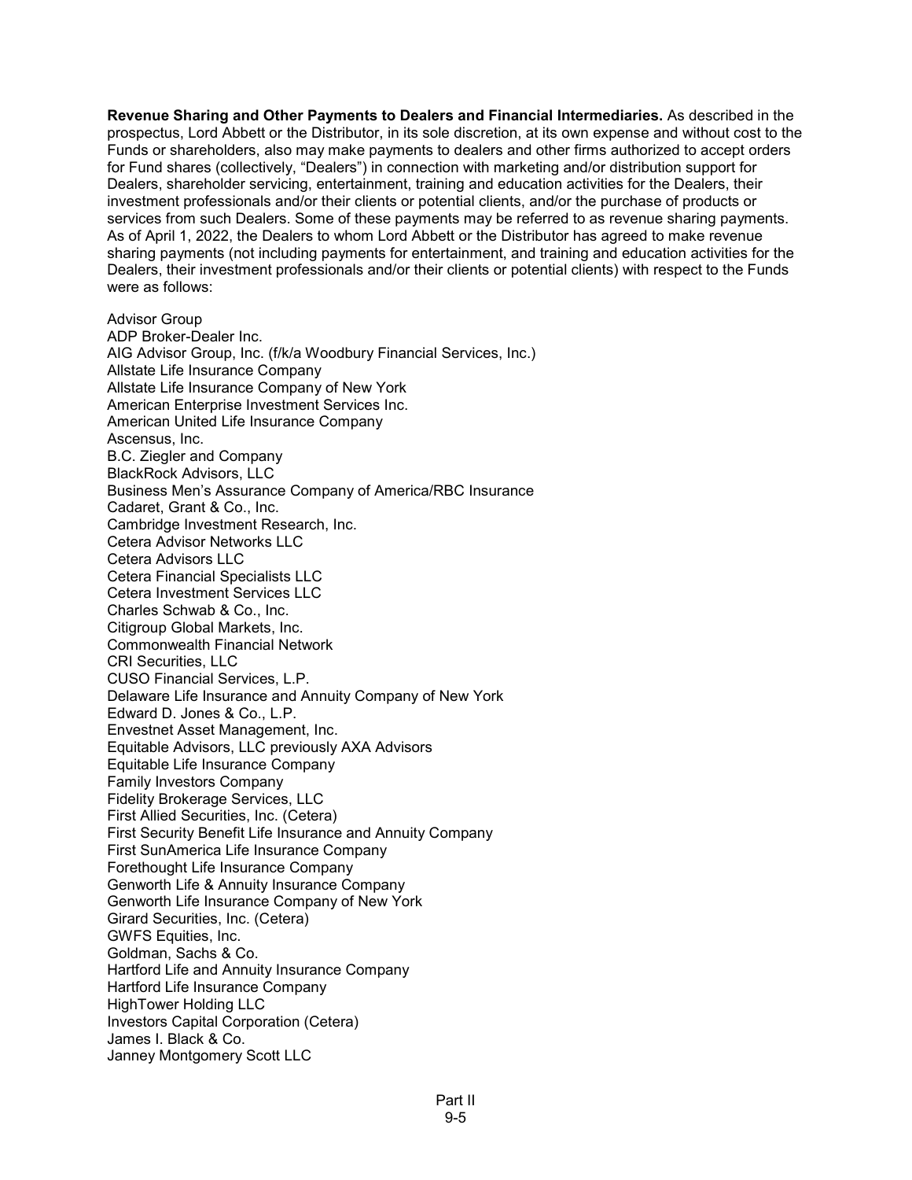**Revenue Sharing and Other Payments to Dealers and Financial Intermediaries.** As described in the prospectus, Lord Abbett or the Distributor, in its sole discretion, at its own expense and without cost to the Funds or shareholders, also may make payments to dealers and other firms authorized to accept orders for Fund shares (collectively, "Dealers") in connection with marketing and/or distribution support for Dealers, shareholder servicing, entertainment, training and education activities for the Dealers, their investment professionals and/or their clients or potential clients, and/or the purchase of products or services from such Dealers. Some of these payments may be referred to as revenue sharing payments. As of April 1, 2022, the Dealers to whom Lord Abbett or the Distributor has agreed to make revenue sharing payments (not including payments for entertainment, and training and education activities for the Dealers, their investment professionals and/or their clients or potential clients) with respect to the Funds were as follows:

Advisor Group
ADP Broker-Dealer Inc.
AIG Advisor Group, Inc. (f/k/a Woodbury Financial Services, Inc.)
Allstate Life Insurance Company
Allstate Life Insurance Company of New York
American Enterprise Investment Services Inc.
American United Life Insurance Company
Ascensus, Inc.
B.C. Ziegler and Company
BlackRock Advisors, LLC
Business Men's Assurance Company of America/RBC Insurance
Cadaret, Grant & Co., Inc.
Cambridge Investment Research, Inc.
Cetera Advisor Networks LLC
Cetera Advisors LLC
Cetera Financial Specialists LLC
Cetera Investment Services LLC
Charles Schwab & Co., Inc.
Citigroup Global Markets, Inc.
Commonwealth Financial Network
CRI Securities, LLC
CUSO Financial Services, L.P.
Delaware Life Insurance and Annuity Company of New York
Edward D. Jones & Co., L.P.
Envestnet Asset Management, Inc.
Equitable Advisors, LLC previously AXA Advisors
Equitable Life Insurance Company
Family Investors Company
Fidelity Brokerage Services, LLC
First Allied Securities, Inc. (Cetera)
First Security Benefit Life Insurance and Annuity Company
First SunAmerica Life Insurance Company
Forethought Life Insurance Company
Genworth Life & Annuity Insurance Company
Genworth Life Insurance Company of New York
Girard Securities, Inc. (Cetera)
GWFS Equities, Inc.
Goldman, Sachs & Co.
Hartford Life and Annuity Insurance Company
Hartford Life Insurance Company
HighTower Holding LLC
Investors Capital Corporation (Cetera)
James I. Black & Co.
Janney Montgomery Scott LLC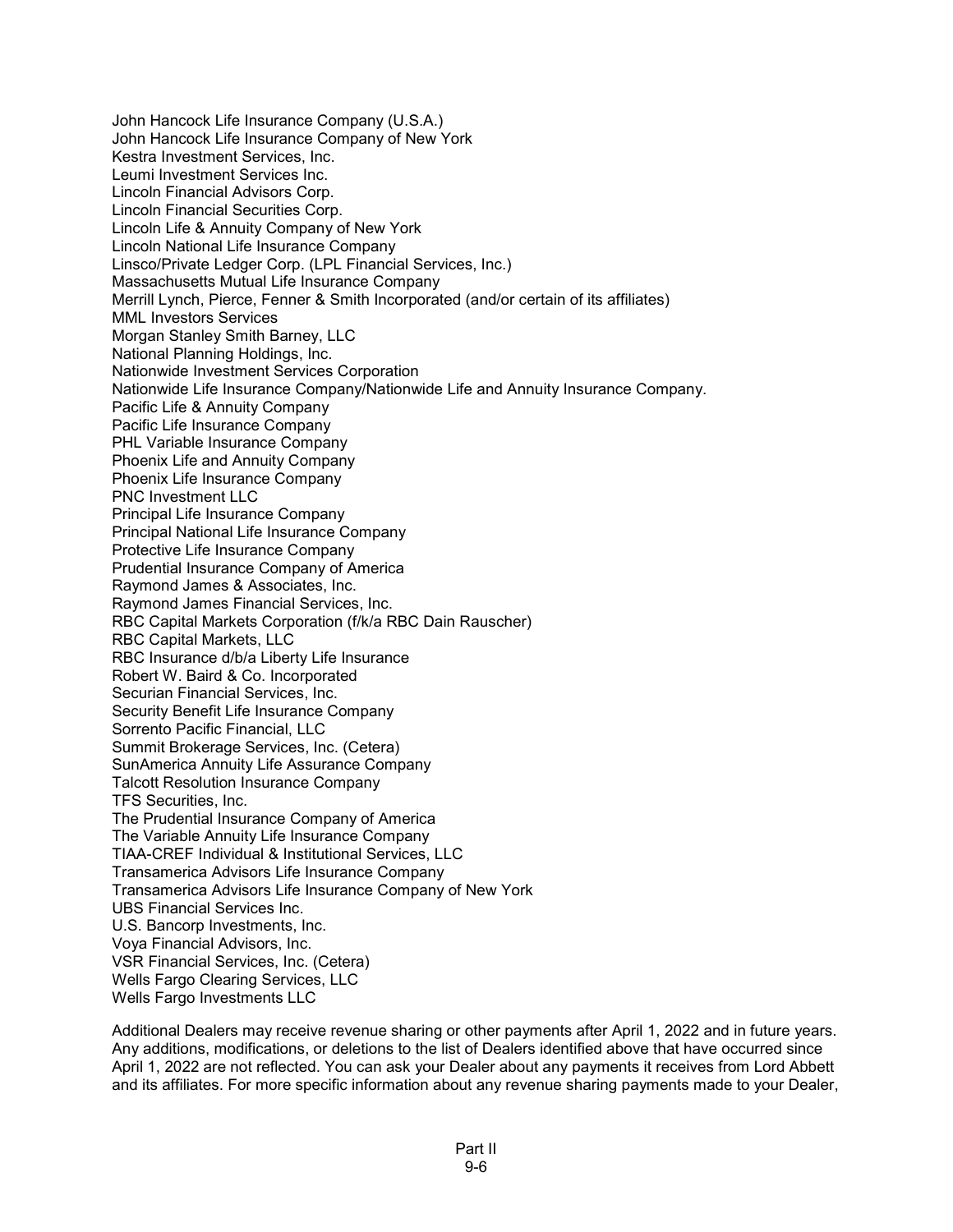John Hancock Life Insurance Company (U.S.A.)
John Hancock Life Insurance Company of New York
Kestra Investment Services, Inc.
Leumi Investment Services Inc.
Lincoln Financial Advisors Corp.
Lincoln Financial Securities Corp.
Lincoln Life & Annuity Company of New York
Lincoln National Life Insurance Company
Linsco/Private Ledger Corp. (LPL Financial Services, Inc.)
Massachusetts Mutual Life Insurance Company
Merrill Lynch, Pierce, Fenner & Smith Incorporated (and/or certain of its affiliates)
MML Investors Services
Morgan Stanley Smith Barney, LLC
National Planning Holdings, Inc.
Nationwide Investment Services Corporation
Nationwide Life Insurance Company/Nationwide Life and Annuity Insurance Company.
Pacific Life & Annuity Company
Pacific Life Insurance Company
PHL Variable Insurance Company
Phoenix Life and Annuity Company
Phoenix Life Insurance Company
PNC Investment LLC
Principal Life Insurance Company
Principal National Life Insurance Company
Protective Life Insurance Company
Prudential Insurance Company of America
Raymond James & Associates, Inc.
Raymond James Financial Services, Inc.
RBC Capital Markets Corporation (f/k/a RBC Dain Rauscher)
RBC Capital Markets, LLC
RBC Insurance d/b/a Liberty Life Insurance
Robert W. Baird & Co. Incorporated
Securian Financial Services, Inc.
Security Benefit Life Insurance Company
Sorrento Pacific Financial, LLC
Summit Brokerage Services, Inc. (Cetera)
SunAmerica Annuity Life Assurance Company
Talcott Resolution Insurance Company
TFS Securities, Inc.
The Prudential Insurance Company of America
The Variable Annuity Life Insurance Company
TIAA-CREF Individual & Institutional Services, LLC
Transamerica Advisors Life Insurance Company
Transamerica Advisors Life Insurance Company of New York
UBS Financial Services Inc.
U.S. Bancorp Investments, Inc.
Voya Financial Advisors, Inc.
VSR Financial Services, Inc. (Cetera)
Wells Fargo Clearing Services, LLC
Wells Fargo Investments LLC

Additional Dealers may receive revenue sharing or other payments after April 1, 2022 and in future years. Any additions, modifications, or deletions to the list of Dealers identified above that have occurred since April 1, 2022 are not reflected. You can ask your Dealer about any payments it receives from Lord Abbett and its affiliates. For more specific information about any revenue sharing payments made to your Dealer,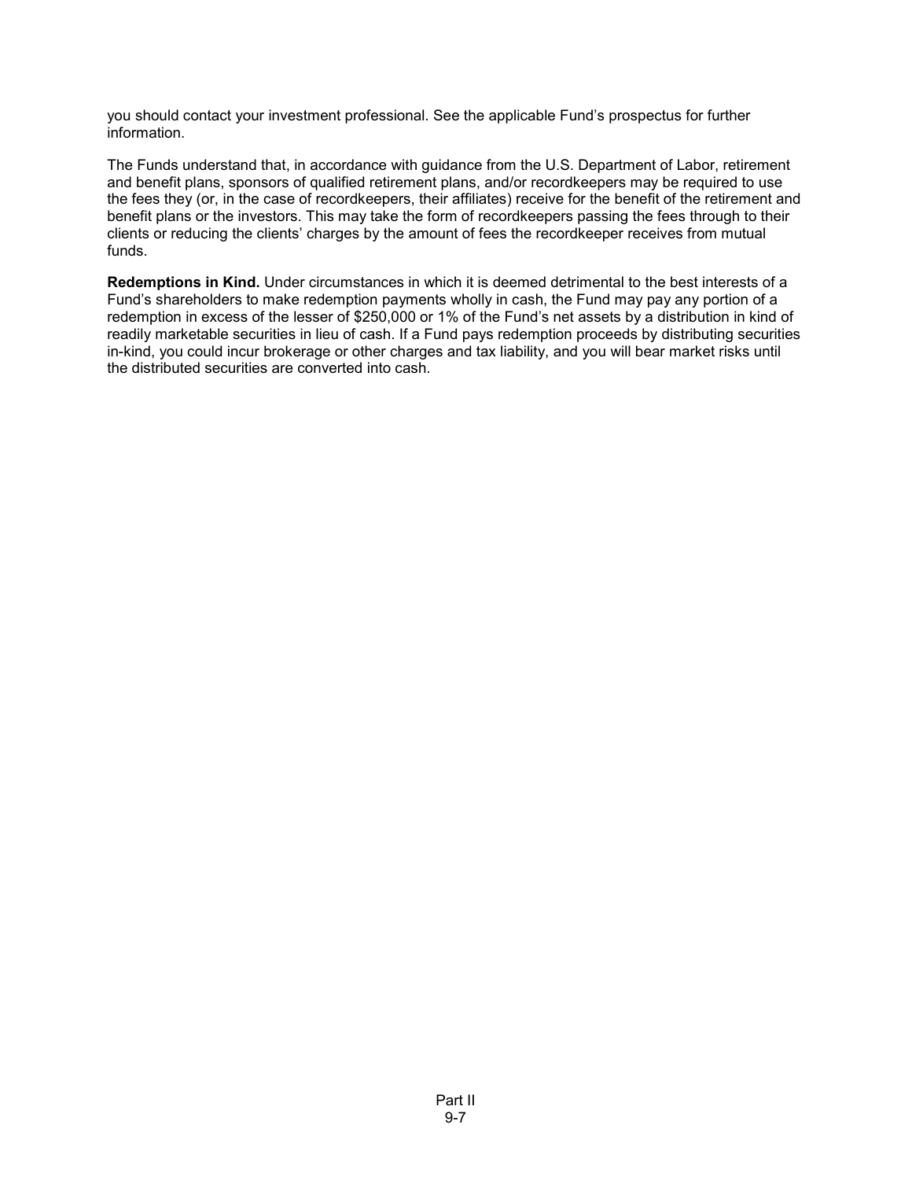you should contact your investment professional. See the applicable Fund's prospectus for further information.

The Funds understand that, in accordance with guidance from the U.S. Department of Labor, retirement and benefit plans, sponsors of qualified retirement plans, and/or recordkeepers may be required to use the fees they (or, in the case of recordkeepers, their affiliates) receive for the benefit of the retirement and benefit plans or the investors. This may take the form of recordkeepers passing the fees through to their clients or reducing the clients' charges by the amount of fees the recordkeeper receives from mutual funds.

**Redemptions in Kind.** Under circumstances in which it is deemed detrimental to the best interests of a Fund's shareholders to make redemption payments wholly in cash, the Fund may pay any portion of a redemption in excess of the lesser of $250,000 or 1% of the Fund's net assets by a distribution in kind of readily marketable securities in lieu of cash. If a Fund pays redemption proceeds by distributing securities in-kind, you could incur brokerage or other charges and tax liability, and you will bear market risks until the distributed securities are converted into cash.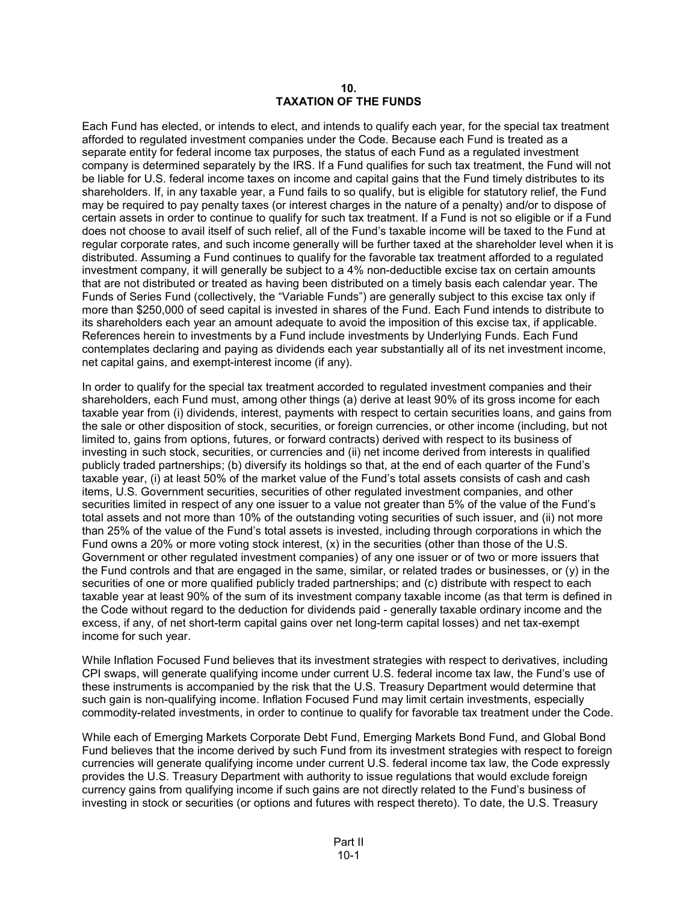## 10.
## TAXATION OF THE FUNDS

Each Fund has elected, or intends to elect, and intends to qualify each year, for the special tax treatment afforded to regulated investment companies under the Code. Because each Fund is treated as a separate entity for federal income tax purposes, the status of each Fund as a regulated investment company is determined separately by the IRS. If a Fund qualifies for such tax treatment, the Fund will not be liable for U.S. federal income taxes on income and capital gains that the Fund timely distributes to its shareholders. If, in any taxable year, a Fund fails to so qualify, but is eligible for statutory relief, the Fund may be required to pay penalty taxes (or interest charges in the nature of a penalty) and/or to dispose of certain assets in order to continue to qualify for such tax treatment. If a Fund is not so eligible or if a Fund does not choose to avail itself of such relief, all of the Fund's taxable income will be taxed to the Fund at regular corporate rates, and such income generally will be further taxed at the shareholder level when it is distributed. Assuming a Fund continues to qualify for the favorable tax treatment afforded to a regulated investment company, it will generally be subject to a 4% non-deductible excise tax on certain amounts that are not distributed or treated as having been distributed on a timely basis each calendar year. The Funds of Series Fund (collectively, the "Variable Funds") are generally subject to this excise tax only if more than $250,000 of seed capital is invested in shares of the Fund. Each Fund intends to distribute to its shareholders each year an amount adequate to avoid the imposition of this excise tax, if applicable. References herein to investments by a Fund include investments by Underlying Funds. Each Fund contemplates declaring and paying as dividends each year substantially all of its net investment income, net capital gains, and exempt-interest income (if any).

In order to qualify for the special tax treatment accorded to regulated investment companies and their shareholders, each Fund must, among other things (a) derive at least 90% of its gross income for each taxable year from (i) dividends, interest, payments with respect to certain securities loans, and gains from the sale or other disposition of stock, securities, or foreign currencies, or other income (including, but not limited to, gains from options, futures, or forward contracts) derived with respect to its business of investing in such stock, securities, or currencies and (ii) net income derived from interests in qualified publicly traded partnerships; (b) diversify its holdings so that, at the end of each quarter of the Fund's taxable year, (i) at least 50% of the market value of the Fund's total assets consists of cash and cash items, U.S. Government securities, securities of other regulated investment companies, and other securities limited in respect of any one issuer to a value not greater than 5% of the value of the Fund's total assets and not more than 10% of the outstanding voting securities of such issuer, and (ii) not more than 25% of the value of the Fund's total assets is invested, including through corporations in which the Fund owns a 20% or more voting stock interest, (x) in the securities (other than those of the U.S. Government or other regulated investment companies) of any one issuer or of two or more issuers that the Fund controls and that are engaged in the same, similar, or related trades or businesses, or (y) in the securities of one or more qualified publicly traded partnerships; and (c) distribute with respect to each taxable year at least 90% of the sum of its investment company taxable income (as that term is defined in the Code without regard to the deduction for dividends paid - generally taxable ordinary income and the excess, if any, of net short-term capital gains over net long-term capital losses) and net tax-exempt income for such year.

While Inflation Focused Fund believes that its investment strategies with respect to derivatives, including CPI swaps, will generate qualifying income under current U.S. federal income tax law, the Fund's use of these instruments is accompanied by the risk that the U.S. Treasury Department would determine that such gain is non-qualifying income. Inflation Focused Fund may limit certain investments, especially commodity-related investments, in order to continue to qualify for favorable tax treatment under the Code.

While each of Emerging Markets Corporate Debt Fund, Emerging Markets Bond Fund, and Global Bond Fund believes that the income derived by such Fund from its investment strategies with respect to foreign currencies will generate qualifying income under current U.S. federal income tax law, the Code expressly provides the U.S. Treasury Department with authority to issue regulations that would exclude foreign currency gains from qualifying income if such gains are not directly related to the Fund's business of investing in stock or securities (or options and futures with respect thereto). To date, the U.S. Treasury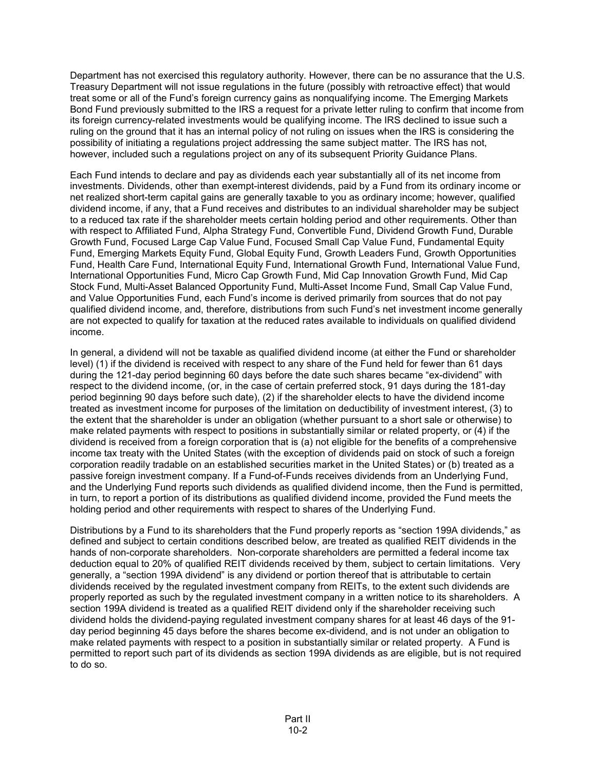Department has not exercised this regulatory authority. However, there can be no assurance that the U.S. Treasury Department will not issue regulations in the future (possibly with retroactive effect) that would treat some or all of the Fund's foreign currency gains as nonqualifying income. The Emerging Markets Bond Fund previously submitted to the IRS a request for a private letter ruling to confirm that income from its foreign currency-related investments would be qualifying income. The IRS declined to issue such a ruling on the ground that it has an internal policy of not ruling on issues when the IRS is considering the possibility of initiating a regulations project addressing the same subject matter. The IRS has not, however, included such a regulations project on any of its subsequent Priority Guidance Plans.

Each Fund intends to declare and pay as dividends each year substantially all of its net income from investments. Dividends, other than exempt-interest dividends, paid by a Fund from its ordinary income or net realized short-term capital gains are generally taxable to you as ordinary income; however, qualified dividend income, if any, that a Fund receives and distributes to an individual shareholder may be subject to a reduced tax rate if the shareholder meets certain holding period and other requirements. Other than with respect to Affiliated Fund, Alpha Strategy Fund, Convertible Fund, Dividend Growth Fund, Durable Growth Fund, Focused Large Cap Value Fund, Focused Small Cap Value Fund, Fundamental Equity Fund, Emerging Markets Equity Fund, Global Equity Fund, Growth Leaders Fund, Growth Opportunities Fund, Health Care Fund, International Equity Fund, International Growth Fund, International Value Fund, International Opportunities Fund, Micro Cap Growth Fund, Mid Cap Innovation Growth Fund, Mid Cap Stock Fund, Multi-Asset Balanced Opportunity Fund, Multi-Asset Income Fund, Small Cap Value Fund, and Value Opportunities Fund, each Fund's income is derived primarily from sources that do not pay qualified dividend income, and, therefore, distributions from such Fund's net investment income generally are not expected to qualify for taxation at the reduced rates available to individuals on qualified dividend income.

In general, a dividend will not be taxable as qualified dividend income (at either the Fund or shareholder level) (1) if the dividend is received with respect to any share of the Fund held for fewer than 61 days during the 121-day period beginning 60 days before the date such shares became "ex-dividend" with respect to the dividend income, (or, in the case of certain preferred stock, 91 days during the 181-day period beginning 90 days before such date), (2) if the shareholder elects to have the dividend income treated as investment income for purposes of the limitation on deductibility of investment interest, (3) to the extent that the shareholder is under an obligation (whether pursuant to a short sale or otherwise) to make related payments with respect to positions in substantially similar or related property, or (4) if the dividend is received from a foreign corporation that is (a) not eligible for the benefits of a comprehensive income tax treaty with the United States (with the exception of dividends paid on stock of such a foreign corporation readily tradable on an established securities market in the United States) or (b) treated as a passive foreign investment company. If a Fund-of-Funds receives dividends from an Underlying Fund, and the Underlying Fund reports such dividends as qualified dividend income, then the Fund is permitted, in turn, to report a portion of its distributions as qualified dividend income, provided the Fund meets the holding period and other requirements with respect to shares of the Underlying Fund.

Distributions by a Fund to its shareholders that the Fund properly reports as "section 199A dividends," as defined and subject to certain conditions described below, are treated as qualified REIT dividends in the hands of non-corporate shareholders. Non-corporate shareholders are permitted a federal income tax deduction equal to 20% of qualified REIT dividends received by them, subject to certain limitations. Very generally, a "section 199A dividend" is any dividend or portion thereof that is attributable to certain dividends received by the regulated investment company from REITs, to the extent such dividends are properly reported as such by the regulated investment company in a written notice to its shareholders. A section 199A dividend is treated as a qualified REIT dividend only if the shareholder receiving such dividend holds the dividend-paying regulated investment company shares for at least 46 days of the 91-day period beginning 45 days before the shares become ex-dividend, and is not under an obligation to make related payments with respect to a position in substantially similar or related property. A Fund is permitted to report such part of its dividends as section 199A dividends as are eligible, but is not required to do so.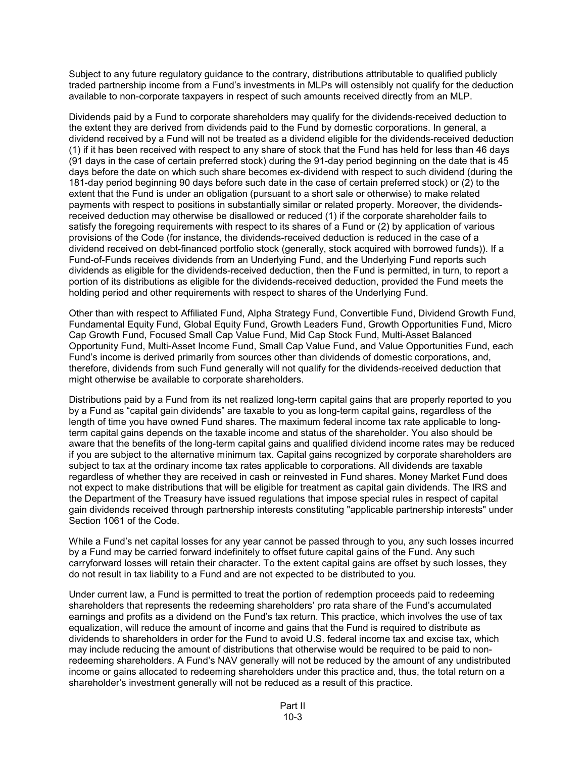Subject to any future regulatory guidance to the contrary, distributions attributable to qualified publicly traded partnership income from a Fund's investments in MLPs will ostensibly not qualify for the deduction available to non-corporate taxpayers in respect of such amounts received directly from an MLP.

Dividends paid by a Fund to corporate shareholders may qualify for the dividends-received deduction to the extent they are derived from dividends paid to the Fund by domestic corporations. In general, a dividend received by a Fund will not be treated as a dividend eligible for the dividends-received deduction (1) if it has been received with respect to any share of stock that the Fund has held for less than 46 days (91 days in the case of certain preferred stock) during the 91-day period beginning on the date that is 45 days before the date on which such share becomes ex-dividend with respect to such dividend (during the 181-day period beginning 90 days before such date in the case of certain preferred stock) or (2) to the extent that the Fund is under an obligation (pursuant to a short sale or otherwise) to make related payments with respect to positions in substantially similar or related property. Moreover, the dividends-received deduction may otherwise be disallowed or reduced (1) if the corporate shareholder fails to satisfy the foregoing requirements with respect to its shares of a Fund or (2) by application of various provisions of the Code (for instance, the dividends-received deduction is reduced in the case of a dividend received on debt-financed portfolio stock (generally, stock acquired with borrowed funds)). If a Fund-of-Funds receives dividends from an Underlying Fund, and the Underlying Fund reports such dividends as eligible for the dividends-received deduction, then the Fund is permitted, in turn, to report a portion of its distributions as eligible for the dividends-received deduction, provided the Fund meets the holding period and other requirements with respect to shares of the Underlying Fund.

Other than with respect to Affiliated Fund, Alpha Strategy Fund, Convertible Fund, Dividend Growth Fund, Fundamental Equity Fund, Global Equity Fund, Growth Leaders Fund, Growth Opportunities Fund, Micro Cap Growth Fund, Focused Small Cap Value Fund, Mid Cap Stock Fund, Multi-Asset Balanced Opportunity Fund, Multi-Asset Income Fund, Small Cap Value Fund, and Value Opportunities Fund, each Fund's income is derived primarily from sources other than dividends of domestic corporations, and, therefore, dividends from such Fund generally will not qualify for the dividends-received deduction that might otherwise be available to corporate shareholders.

Distributions paid by a Fund from its net realized long-term capital gains that are properly reported to you by a Fund as "capital gain dividends" are taxable to you as long-term capital gains, regardless of the length of time you have owned Fund shares. The maximum federal income tax rate applicable to long-term capital gains depends on the taxable income and status of the shareholder. You also should be aware that the benefits of the long-term capital gains and qualified dividend income rates may be reduced if you are subject to the alternative minimum tax. Capital gains recognized by corporate shareholders are subject to tax at the ordinary income tax rates applicable to corporations. All dividends are taxable regardless of whether they are received in cash or reinvested in Fund shares. Money Market Fund does not expect to make distributions that will be eligible for treatment as capital gain dividends. The IRS and the Department of the Treasury have issued regulations that impose special rules in respect of capital gain dividends received through partnership interests constituting "applicable partnership interests" under Section 1061 of the Code.

While a Fund's net capital losses for any year cannot be passed through to you, any such losses incurred by a Fund may be carried forward indefinitely to offset future capital gains of the Fund. Any such carryforward losses will retain their character. To the extent capital gains are offset by such losses, they do not result in tax liability to a Fund and are not expected to be distributed to you.

Under current law, a Fund is permitted to treat the portion of redemption proceeds paid to redeeming shareholders that represents the redeeming shareholders' pro rata share of the Fund's accumulated earnings and profits as a dividend on the Fund's tax return. This practice, which involves the use of tax equalization, will reduce the amount of income and gains that the Fund is required to distribute as dividends to shareholders in order for the Fund to avoid U.S. federal income tax and excise tax, which may include reducing the amount of distributions that otherwise would be required to be paid to non-redeeming shareholders. A Fund's NAV generally will not be reduced by the amount of any undistributed income or gains allocated to redeeming shareholders under this practice and, thus, the total return on a shareholder's investment generally will not be reduced as a result of this practice.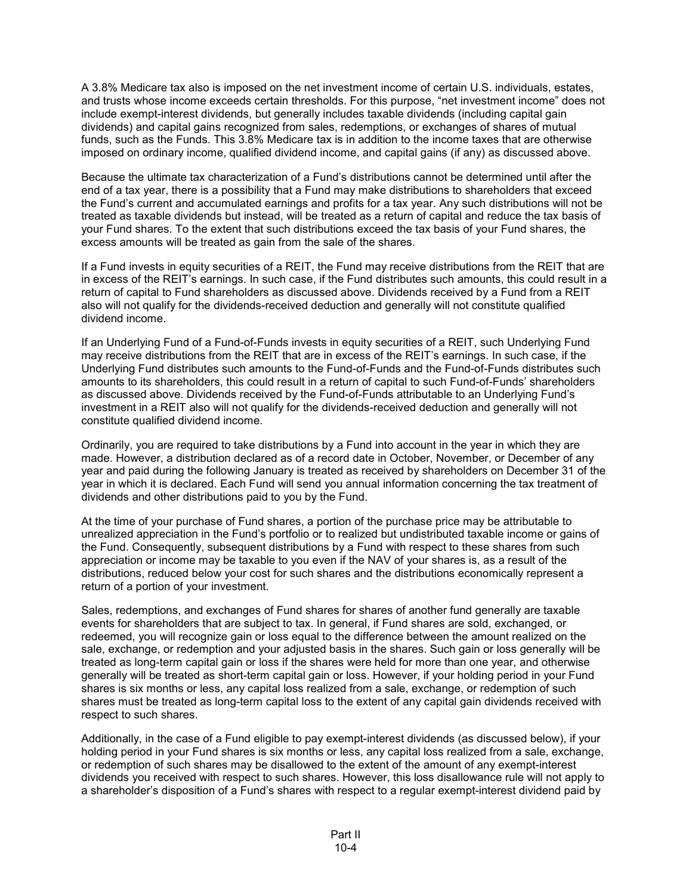A 3.8% Medicare tax also is imposed on the net investment income of certain U.S. individuals, estates, and trusts whose income exceeds certain thresholds. For this purpose, "net investment income" does not include exempt-interest dividends, but generally includes taxable dividends (including capital gain dividends) and capital gains recognized from sales, redemptions, or exchanges of shares of mutual funds, such as the Funds. This 3.8% Medicare tax is in addition to the income taxes that are otherwise imposed on ordinary income, qualified dividend income, and capital gains (if any) as discussed above.

Because the ultimate tax characterization of a Fund's distributions cannot be determined until after the end of a tax year, there is a possibility that a Fund may make distributions to shareholders that exceed the Fund's current and accumulated earnings and profits for a tax year. Any such distributions will not be treated as taxable dividends but instead, will be treated as a return of capital and reduce the tax basis of your Fund shares. To the extent that such distributions exceed the tax basis of your Fund shares, the excess amounts will be treated as gain from the sale of the shares.

If a Fund invests in equity securities of a REIT, the Fund may receive distributions from the REIT that are in excess of the REIT's earnings. In such case, if the Fund distributes such amounts, this could result in a return of capital to Fund shareholders as discussed above. Dividends received by a Fund from a REIT also will not qualify for the dividends-received deduction and generally will not constitute qualified dividend income.

If an Underlying Fund of a Fund-of-Funds invests in equity securities of a REIT, such Underlying Fund may receive distributions from the REIT that are in excess of the REIT's earnings. In such case, if the Underlying Fund distributes such amounts to the Fund-of-Funds and the Fund-of-Funds distributes such amounts to its shareholders, this could result in a return of capital to such Fund-of-Funds' shareholders as discussed above. Dividends received by the Fund-of-Funds attributable to an Underlying Fund's investment in a REIT also will not qualify for the dividends-received deduction and generally will not constitute qualified dividend income.

Ordinarily, you are required to take distributions by a Fund into account in the year in which they are made. However, a distribution declared as of a record date in October, November, or December of any year and paid during the following January is treated as received by shareholders on December 31 of the year in which it is declared. Each Fund will send you annual information concerning the tax treatment of dividends and other distributions paid to you by the Fund.

At the time of your purchase of Fund shares, a portion of the purchase price may be attributable to unrealized appreciation in the Fund's portfolio or to realized but undistributed taxable income or gains of the Fund. Consequently, subsequent distributions by a Fund with respect to these shares from such appreciation or income may be taxable to you even if the NAV of your shares is, as a result of the distributions, reduced below your cost for such shares and the distributions economically represent a return of a portion of your investment.

Sales, redemptions, and exchanges of Fund shares for shares of another fund generally are taxable events for shareholders that are subject to tax. In general, if Fund shares are sold, exchanged, or redeemed, you will recognize gain or loss equal to the difference between the amount realized on the sale, exchange, or redemption and your adjusted basis in the shares. Such gain or loss generally will be treated as long-term capital gain or loss if the shares were held for more than one year, and otherwise generally will be treated as short-term capital gain or loss. However, if your holding period in your Fund shares is six months or less, any capital loss realized from a sale, exchange, or redemption of such shares must be treated as long-term capital loss to the extent of any capital gain dividends received with respect to such shares.

Additionally, in the case of a Fund eligible to pay exempt-interest dividends (as discussed below), if your holding period in your Fund shares is six months or less, any capital loss realized from a sale, exchange, or redemption of such shares may be disallowed to the extent of the amount of any exempt-interest dividends you received with respect to such shares. However, this loss disallowance rule will not apply to a shareholder's disposition of a Fund's shares with respect to a regular exempt-interest dividend paid by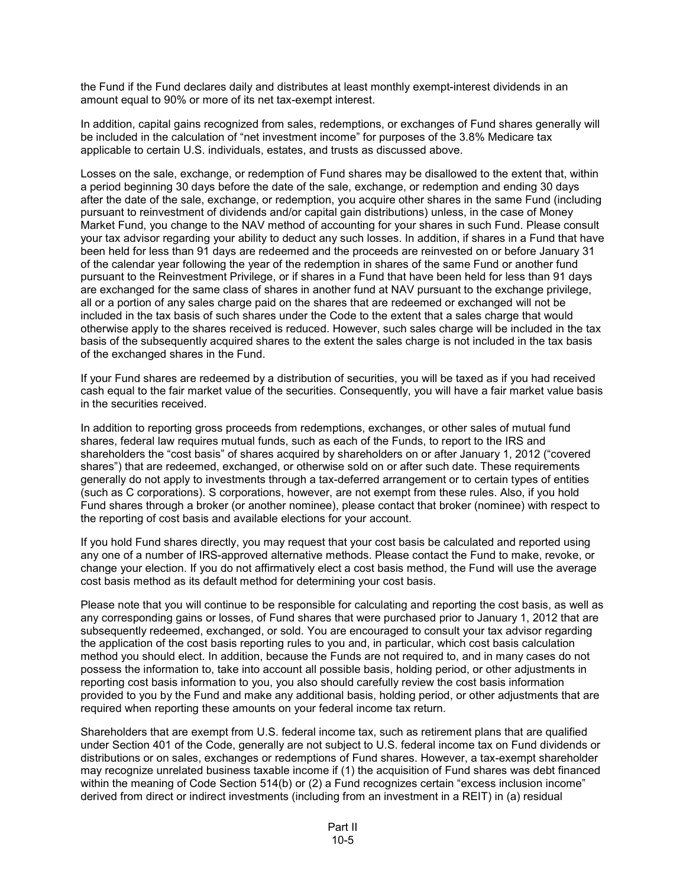the Fund if the Fund declares daily and distributes at least monthly exempt-interest dividends in an amount equal to 90% or more of its net tax-exempt interest.

In addition, capital gains recognized from sales, redemptions, or exchanges of Fund shares generally will be included in the calculation of "net investment income" for purposes of the 3.8% Medicare tax applicable to certain U.S. individuals, estates, and trusts as discussed above.

Losses on the sale, exchange, or redemption of Fund shares may be disallowed to the extent that, within a period beginning 30 days before the date of the sale, exchange, or redemption and ending 30 days after the date of the sale, exchange, or redemption, you acquire other shares in the same Fund (including pursuant to reinvestment of dividends and/or capital gain distributions) unless, in the case of Money Market Fund, you change to the NAV method of accounting for your shares in such Fund. Please consult your tax advisor regarding your ability to deduct any such losses. In addition, if shares in a Fund that have been held for less than 91 days are redeemed and the proceeds are reinvested on or before January 31 of the calendar year following the year of the redemption in shares of the same Fund or another fund pursuant to the Reinvestment Privilege, or if shares in a Fund that have been held for less than 91 days are exchanged for the same class of shares in another fund at NAV pursuant to the exchange privilege, all or a portion of any sales charge paid on the shares that are redeemed or exchanged will not be included in the tax basis of such shares under the Code to the extent that a sales charge that would otherwise apply to the shares received is reduced. However, such sales charge will be included in the tax basis of the subsequently acquired shares to the extent the sales charge is not included in the tax basis of the exchanged shares in the Fund.

If your Fund shares are redeemed by a distribution of securities, you will be taxed as if you had received cash equal to the fair market value of the securities. Consequently, you will have a fair market value basis in the securities received.

In addition to reporting gross proceeds from redemptions, exchanges, or other sales of mutual fund shares, federal law requires mutual funds, such as each of the Funds, to report to the IRS and shareholders the "cost basis" of shares acquired by shareholders on or after January 1, 2012 ("covered shares") that are redeemed, exchanged, or otherwise sold on or after such date. These requirements generally do not apply to investments through a tax-deferred arrangement or to certain types of entities (such as C corporations). S corporations, however, are not exempt from these rules. Also, if you hold Fund shares through a broker (or another nominee), please contact that broker (nominee) with respect to the reporting of cost basis and available elections for your account.

If you hold Fund shares directly, you may request that your cost basis be calculated and reported using any one of a number of IRS-approved alternative methods. Please contact the Fund to make, revoke, or change your election. If you do not affirmatively elect a cost basis method, the Fund will use the average cost basis method as its default method for determining your cost basis.

Please note that you will continue to be responsible for calculating and reporting the cost basis, as well as any corresponding gains or losses, of Fund shares that were purchased prior to January 1, 2012 that are subsequently redeemed, exchanged, or sold. You are encouraged to consult your tax advisor regarding the application of the cost basis reporting rules to you and, in particular, which cost basis calculation method you should elect. In addition, because the Funds are not required to, and in many cases do not possess the information to, take into account all possible basis, holding period, or other adjustments in reporting cost basis information to you, you also should carefully review the cost basis information provided to you by the Fund and make any additional basis, holding period, or other adjustments that are required when reporting these amounts on your federal income tax return.

Shareholders that are exempt from U.S. federal income tax, such as retirement plans that are qualified under Section 401 of the Code, generally are not subject to U.S. federal income tax on Fund dividends or distributions or on sales, exchanges or redemptions of Fund shares. However, a tax-exempt shareholder may recognize unrelated business taxable income if (1) the acquisition of Fund shares was debt financed within the meaning of Code Section 514(b) or (2) a Fund recognizes certain "excess inclusion income" derived from direct or indirect investments (including from an investment in a REIT) in (a) residual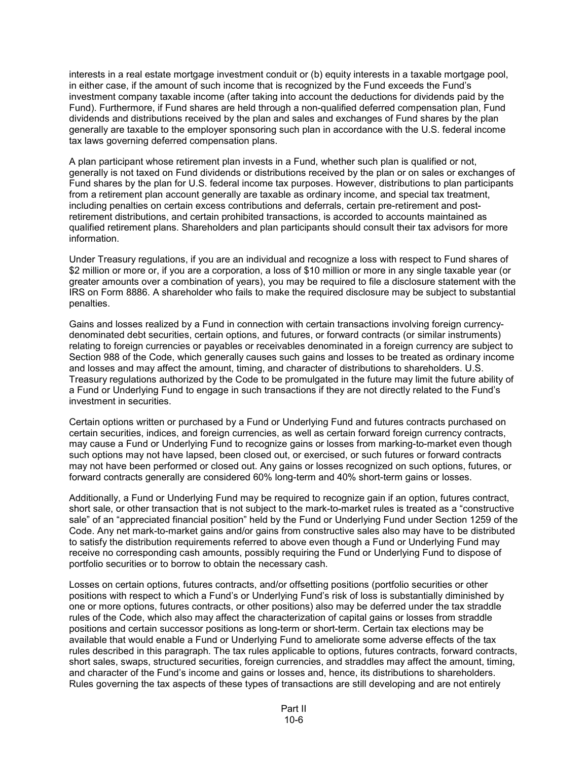interests in a real estate mortgage investment conduit or (b) equity interests in a taxable mortgage pool, in either case, if the amount of such income that is recognized by the Fund exceeds the Fund's investment company taxable income (after taking into account the deductions for dividends paid by the Fund). Furthermore, if Fund shares are held through a non-qualified deferred compensation plan, Fund dividends and distributions received by the plan and sales and exchanges of Fund shares by the plan generally are taxable to the employer sponsoring such plan in accordance with the U.S. federal income tax laws governing deferred compensation plans.

A plan participant whose retirement plan invests in a Fund, whether such plan is qualified or not, generally is not taxed on Fund dividends or distributions received by the plan or on sales or exchanges of Fund shares by the plan for U.S. federal income tax purposes. However, distributions to plan participants from a retirement plan account generally are taxable as ordinary income, and special tax treatment, including penalties on certain excess contributions and deferrals, certain pre-retirement and post-retirement distributions, and certain prohibited transactions, is accorded to accounts maintained as qualified retirement plans. Shareholders and plan participants should consult their tax advisors for more information.

Under Treasury regulations, if you are an individual and recognize a loss with respect to Fund shares of $2 million or more or, if you are a corporation, a loss of $10 million or more in any single taxable year (or greater amounts over a combination of years), you may be required to file a disclosure statement with the IRS on Form 8886. A shareholder who fails to make the required disclosure may be subject to substantial penalties.

Gains and losses realized by a Fund in connection with certain transactions involving foreign currency-denominated debt securities, certain options, and futures, or forward contracts (or similar instruments) relating to foreign currencies or payables or receivables denominated in a foreign currency are subject to Section 988 of the Code, which generally causes such gains and losses to be treated as ordinary income and losses and may affect the amount, timing, and character of distributions to shareholders. U.S. Treasury regulations authorized by the Code to be promulgated in the future may limit the future ability of a Fund or Underlying Fund to engage in such transactions if they are not directly related to the Fund's investment in securities.

Certain options written or purchased by a Fund or Underlying Fund and futures contracts purchased on certain securities, indices, and foreign currencies, as well as certain forward foreign currency contracts, may cause a Fund or Underlying Fund to recognize gains or losses from marking-to-market even though such options may not have lapsed, been closed out, or exercised, or such futures or forward contracts may not have been performed or closed out. Any gains or losses recognized on such options, futures, or forward contracts generally are considered 60% long-term and 40% short-term gains or losses.

Additionally, a Fund or Underlying Fund may be required to recognize gain if an option, futures contract, short sale, or other transaction that is not subject to the mark-to-market rules is treated as a "constructive sale" of an "appreciated financial position" held by the Fund or Underlying Fund under Section 1259 of the Code. Any net mark-to-market gains and/or gains from constructive sales also may have to be distributed to satisfy the distribution requirements referred to above even though a Fund or Underlying Fund may receive no corresponding cash amounts, possibly requiring the Fund or Underlying Fund to dispose of portfolio securities or to borrow to obtain the necessary cash.

Losses on certain options, futures contracts, and/or offsetting positions (portfolio securities or other positions with respect to which a Fund's or Underlying Fund's risk of loss is substantially diminished by one or more options, futures contracts, or other positions) also may be deferred under the tax straddle rules of the Code, which also may affect the characterization of capital gains or losses from straddle positions and certain successor positions as long-term or short-term. Certain tax elections may be available that would enable a Fund or Underlying Fund to ameliorate some adverse effects of the tax rules described in this paragraph. The tax rules applicable to options, futures contracts, forward contracts, short sales, swaps, structured securities, foreign currencies, and straddles may affect the amount, timing, and character of the Fund's income and gains or losses and, hence, its distributions to shareholders. Rules governing the tax aspects of these types of transactions are still developing and are not entirely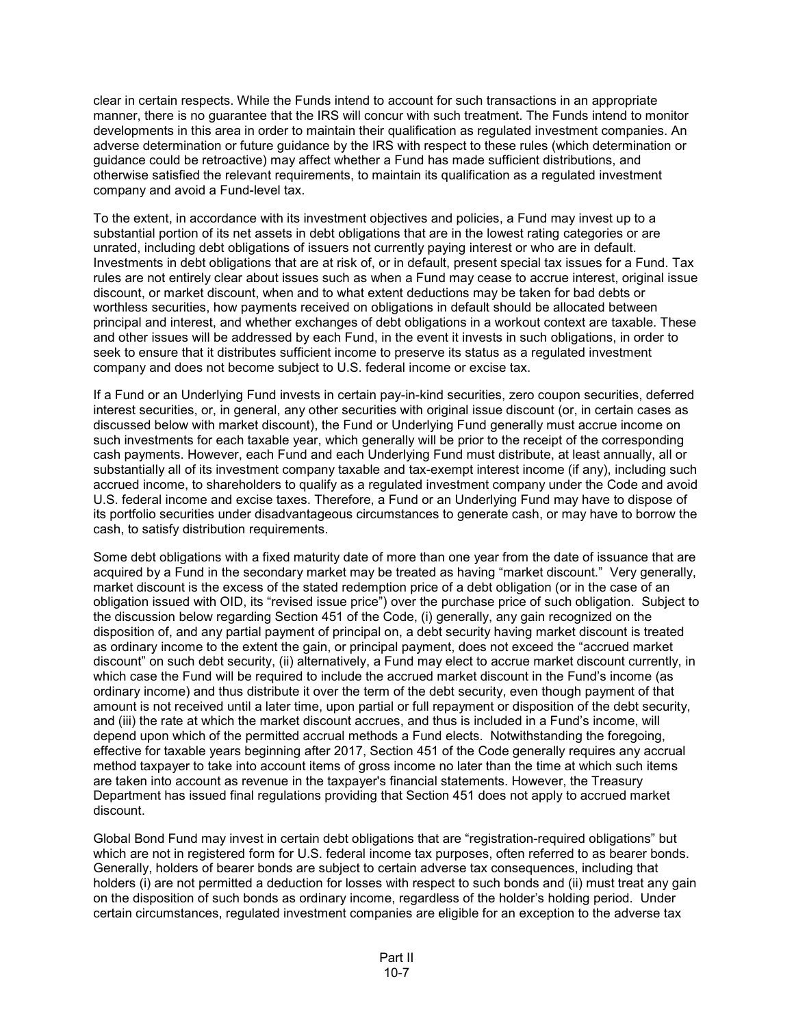clear in certain respects. While the Funds intend to account for such transactions in an appropriate manner, there is no guarantee that the IRS will concur with such treatment. The Funds intend to monitor developments in this area in order to maintain their qualification as regulated investment companies. An adverse determination or future guidance by the IRS with respect to these rules (which determination or guidance could be retroactive) may affect whether a Fund has made sufficient distributions, and otherwise satisfied the relevant requirements, to maintain its qualification as a regulated investment company and avoid a Fund-level tax.

To the extent, in accordance with its investment objectives and policies, a Fund may invest up to a substantial portion of its net assets in debt obligations that are in the lowest rating categories or are unrated, including debt obligations of issuers not currently paying interest or who are in default. Investments in debt obligations that are at risk of, or in default, present special tax issues for a Fund. Tax rules are not entirely clear about issues such as when a Fund may cease to accrue interest, original issue discount, or market discount, when and to what extent deductions may be taken for bad debts or worthless securities, how payments received on obligations in default should be allocated between principal and interest, and whether exchanges of debt obligations in a workout context are taxable. These and other issues will be addressed by each Fund, in the event it invests in such obligations, in order to seek to ensure that it distributes sufficient income to preserve its status as a regulated investment company and does not become subject to U.S. federal income or excise tax.

If a Fund or an Underlying Fund invests in certain pay-in-kind securities, zero coupon securities, deferred interest securities, or, in general, any other securities with original issue discount (or, in certain cases as discussed below with market discount), the Fund or Underlying Fund generally must accrue income on such investments for each taxable year, which generally will be prior to the receipt of the corresponding cash payments. However, each Fund and each Underlying Fund must distribute, at least annually, all or substantially all of its investment company taxable and tax-exempt interest income (if any), including such accrued income, to shareholders to qualify as a regulated investment company under the Code and avoid U.S. federal income and excise taxes. Therefore, a Fund or an Underlying Fund may have to dispose of its portfolio securities under disadvantageous circumstances to generate cash, or may have to borrow the cash, to satisfy distribution requirements.

Some debt obligations with a fixed maturity date of more than one year from the date of issuance that are acquired by a Fund in the secondary market may be treated as having "market discount." Very generally, market discount is the excess of the stated redemption price of a debt obligation (or in the case of an obligation issued with OID, its "revised issue price") over the purchase price of such obligation. Subject to the discussion below regarding Section 451 of the Code, (i) generally, any gain recognized on the disposition of, and any partial payment of principal on, a debt security having market discount is treated as ordinary income to the extent the gain, or principal payment, does not exceed the "accrued market discount" on such debt security, (ii) alternatively, a Fund may elect to accrue market discount currently, in which case the Fund will be required to include the accrued market discount in the Fund's income (as ordinary income) and thus distribute it over the term of the debt security, even though payment of that amount is not received until a later time, upon partial or full repayment or disposition of the debt security, and (iii) the rate at which the market discount accrues, and thus is included in a Fund's income, will depend upon which of the permitted accrual methods a Fund elects. Notwithstanding the foregoing, effective for taxable years beginning after 2017, Section 451 of the Code generally requires any accrual method taxpayer to take into account items of gross income no later than the time at which such items are taken into account as revenue in the taxpayer's financial statements. However, the Treasury Department has issued final regulations providing that Section 451 does not apply to accrued market discount.

Global Bond Fund may invest in certain debt obligations that are "registration-required obligations" but which are not in registered form for U.S. federal income tax purposes, often referred to as bearer bonds. Generally, holders of bearer bonds are subject to certain adverse tax consequences, including that holders (i) are not permitted a deduction for losses with respect to such bonds and (ii) must treat any gain on the disposition of such bonds as ordinary income, regardless of the holder's holding period. Under certain circumstances, regulated investment companies are eligible for an exception to the adverse tax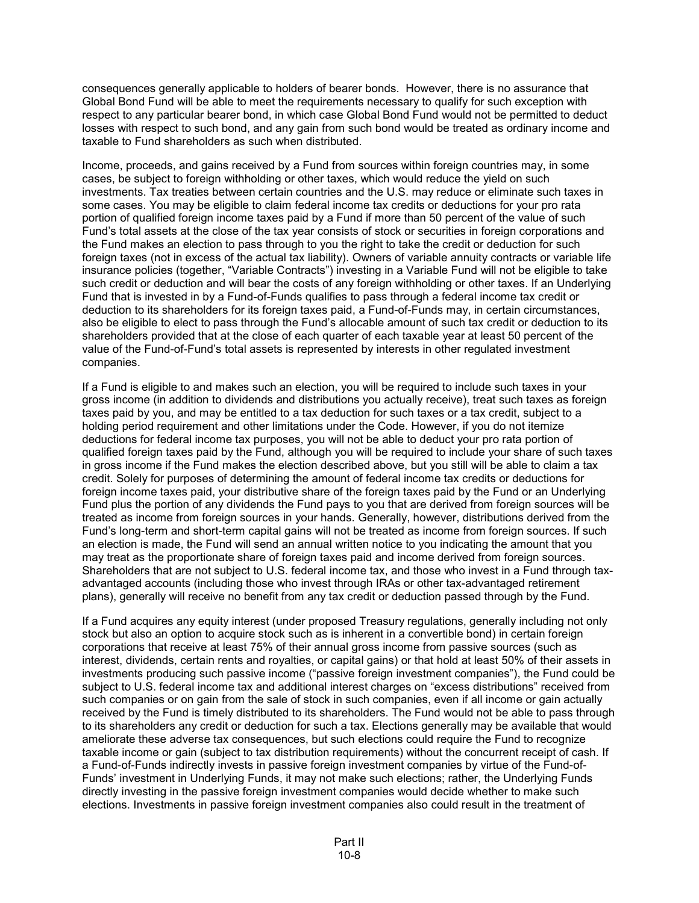consequences generally applicable to holders of bearer bonds. However, there is no assurance that Global Bond Fund will be able to meet the requirements necessary to qualify for such exception with respect to any particular bearer bond, in which case Global Bond Fund would not be permitted to deduct losses with respect to such bond, and any gain from such bond would be treated as ordinary income and taxable to Fund shareholders as such when distributed.

Income, proceeds, and gains received by a Fund from sources within foreign countries may, in some cases, be subject to foreign withholding or other taxes, which would reduce the yield on such investments. Tax treaties between certain countries and the U.S. may reduce or eliminate such taxes in some cases. You may be eligible to claim federal income tax credits or deductions for your pro rata portion of qualified foreign income taxes paid by a Fund if more than 50 percent of the value of such Fund's total assets at the close of the tax year consists of stock or securities in foreign corporations and the Fund makes an election to pass through to you the right to take the credit or deduction for such foreign taxes (not in excess of the actual tax liability). Owners of variable annuity contracts or variable life insurance policies (together, "Variable Contracts") investing in a Variable Fund will not be eligible to take such credit or deduction and will bear the costs of any foreign withholding or other taxes. If an Underlying Fund that is invested in by a Fund-of-Funds qualifies to pass through a federal income tax credit or deduction to its shareholders for its foreign taxes paid, a Fund-of-Funds may, in certain circumstances, also be eligible to elect to pass through the Fund's allocable amount of such tax credit or deduction to its shareholders provided that at the close of each quarter of each taxable year at least 50 percent of the value of the Fund-of-Fund's total assets is represented by interests in other regulated investment companies.

If a Fund is eligible to and makes such an election, you will be required to include such taxes in your gross income (in addition to dividends and distributions you actually receive), treat such taxes as foreign taxes paid by you, and may be entitled to a tax deduction for such taxes or a tax credit, subject to a holding period requirement and other limitations under the Code. However, if you do not itemize deductions for federal income tax purposes, you will not be able to deduct your pro rata portion of qualified foreign taxes paid by the Fund, although you will be required to include your share of such taxes in gross income if the Fund makes the election described above, but you still will be able to claim a tax credit. Solely for purposes of determining the amount of federal income tax credits or deductions for foreign income taxes paid, your distributive share of the foreign taxes paid by the Fund or an Underlying Fund plus the portion of any dividends the Fund pays to you that are derived from foreign sources will be treated as income from foreign sources in your hands. Generally, however, distributions derived from the Fund's long-term and short-term capital gains will not be treated as income from foreign sources. If such an election is made, the Fund will send an annual written notice to you indicating the amount that you may treat as the proportionate share of foreign taxes paid and income derived from foreign sources. Shareholders that are not subject to U.S. federal income tax, and those who invest in a Fund through tax-advantaged accounts (including those who invest through IRAs or other tax-advantaged retirement plans), generally will receive no benefit from any tax credit or deduction passed through by the Fund.

If a Fund acquires any equity interest (under proposed Treasury regulations, generally including not only stock but also an option to acquire stock such as is inherent in a convertible bond) in certain foreign corporations that receive at least 75% of their annual gross income from passive sources (such as interest, dividends, certain rents and royalties, or capital gains) or that hold at least 50% of their assets in investments producing such passive income ("passive foreign investment companies"), the Fund could be subject to U.S. federal income tax and additional interest charges on "excess distributions" received from such companies or on gain from the sale of stock in such companies, even if all income or gain actually received by the Fund is timely distributed to its shareholders. The Fund would not be able to pass through to its shareholders any credit or deduction for such a tax. Elections generally may be available that would ameliorate these adverse tax consequences, but such elections could require the Fund to recognize taxable income or gain (subject to tax distribution requirements) without the concurrent receipt of cash. If a Fund-of-Funds indirectly invests in passive foreign investment companies by virtue of the Fund-of-Funds' investment in Underlying Funds, it may not make such elections; rather, the Underlying Funds directly investing in the passive foreign investment companies would decide whether to make such elections. Investments in passive foreign investment companies also could result in the treatment of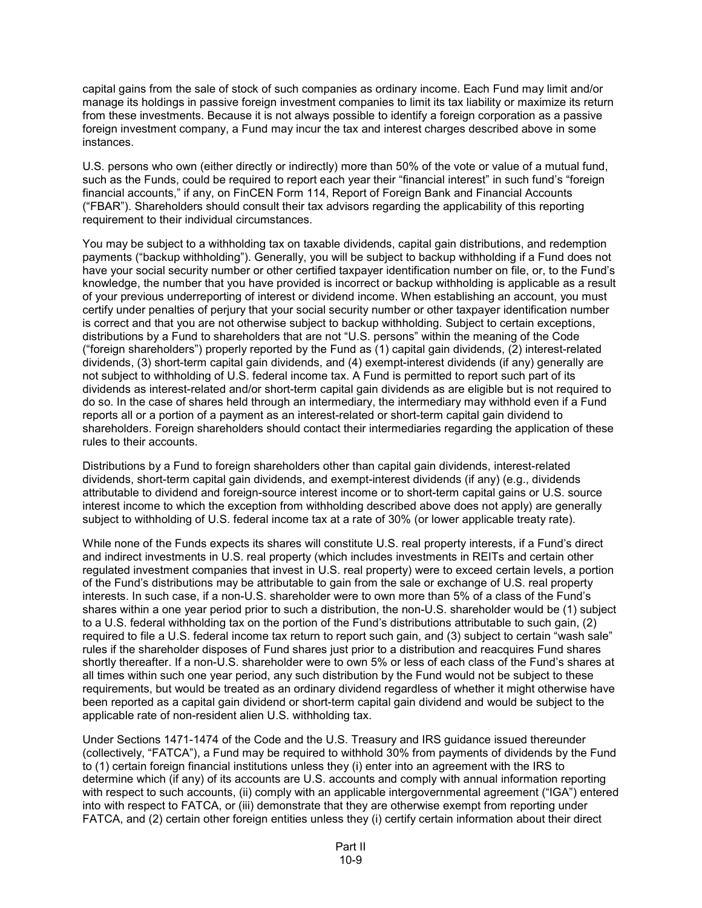capital gains from the sale of stock of such companies as ordinary income. Each Fund may limit and/or manage its holdings in passive foreign investment companies to limit its tax liability or maximize its return from these investments. Because it is not always possible to identify a foreign corporation as a passive foreign investment company, a Fund may incur the tax and interest charges described above in some instances.

U.S. persons who own (either directly or indirectly) more than 50% of the vote or value of a mutual fund, such as the Funds, could be required to report each year their "financial interest" in such fund's "foreign financial accounts," if any, on FinCEN Form 114, Report of Foreign Bank and Financial Accounts ("FBAR"). Shareholders should consult their tax advisors regarding the applicability of this reporting requirement to their individual circumstances.

You may be subject to a withholding tax on taxable dividends, capital gain distributions, and redemption payments ("backup withholding"). Generally, you will be subject to backup withholding if a Fund does not have your social security number or other certified taxpayer identification number on file, or, to the Fund's knowledge, the number that you have provided is incorrect or backup withholding is applicable as a result of your previous underreporting of interest or dividend income. When establishing an account, you must certify under penalties of perjury that your social security number or other taxpayer identification number is correct and that you are not otherwise subject to backup withholding. Subject to certain exceptions, distributions by a Fund to shareholders that are not "U.S. persons" within the meaning of the Code ("foreign shareholders") properly reported by the Fund as (1) capital gain dividends, (2) interest-related dividends, (3) short-term capital gain dividends, and (4) exempt-interest dividends (if any) generally are not subject to withholding of U.S. federal income tax. A Fund is permitted to report such part of its dividends as interest-related and/or short-term capital gain dividends as are eligible but is not required to do so. In the case of shares held through an intermediary, the intermediary may withhold even if a Fund reports all or a portion of a payment as an interest-related or short-term capital gain dividend to shareholders. Foreign shareholders should contact their intermediaries regarding the application of these rules to their accounts.

Distributions by a Fund to foreign shareholders other than capital gain dividends, interest-related dividends, short-term capital gain dividends, and exempt-interest dividends (if any) (e.g., dividends attributable to dividend and foreign-source interest income or to short-term capital gains or U.S. source interest income to which the exception from withholding described above does not apply) are generally subject to withholding of U.S. federal income tax at a rate of 30% (or lower applicable treaty rate).

While none of the Funds expects its shares will constitute U.S. real property interests, if a Fund's direct and indirect investments in U.S. real property (which includes investments in REITs and certain other regulated investment companies that invest in U.S. real property) were to exceed certain levels, a portion of the Fund's distributions may be attributable to gain from the sale or exchange of U.S. real property interests. In such case, if a non-U.S. shareholder were to own more than 5% of a class of the Fund's shares within a one year period prior to such a distribution, the non-U.S. shareholder would be (1) subject to a U.S. federal withholding tax on the portion of the Fund's distributions attributable to such gain, (2) required to file a U.S. federal income tax return to report such gain, and (3) subject to certain "wash sale" rules if the shareholder disposes of Fund shares just prior to a distribution and reacquires Fund shares shortly thereafter. If a non-U.S. shareholder were to own 5% or less of each class of the Fund's shares at all times within such one year period, any such distribution by the Fund would not be subject to these requirements, but would be treated as an ordinary dividend regardless of whether it might otherwise have been reported as a capital gain dividend or short-term capital gain dividend and would be subject to the applicable rate of non-resident alien U.S. withholding tax.

Under Sections 1471-1474 of the Code and the U.S. Treasury and IRS guidance issued thereunder (collectively, "FATCA"), a Fund may be required to withhold 30% from payments of dividends by the Fund to (1) certain foreign financial institutions unless they (i) enter into an agreement with the IRS to determine which (if any) of its accounts are U.S. accounts and comply with annual information reporting with respect to such accounts, (ii) comply with an applicable intergovernmental agreement ("IGA") entered into with respect to FATCA, or (iii) demonstrate that they are otherwise exempt from reporting under FATCA, and (2) certain other foreign entities unless they (i) certify certain information about their direct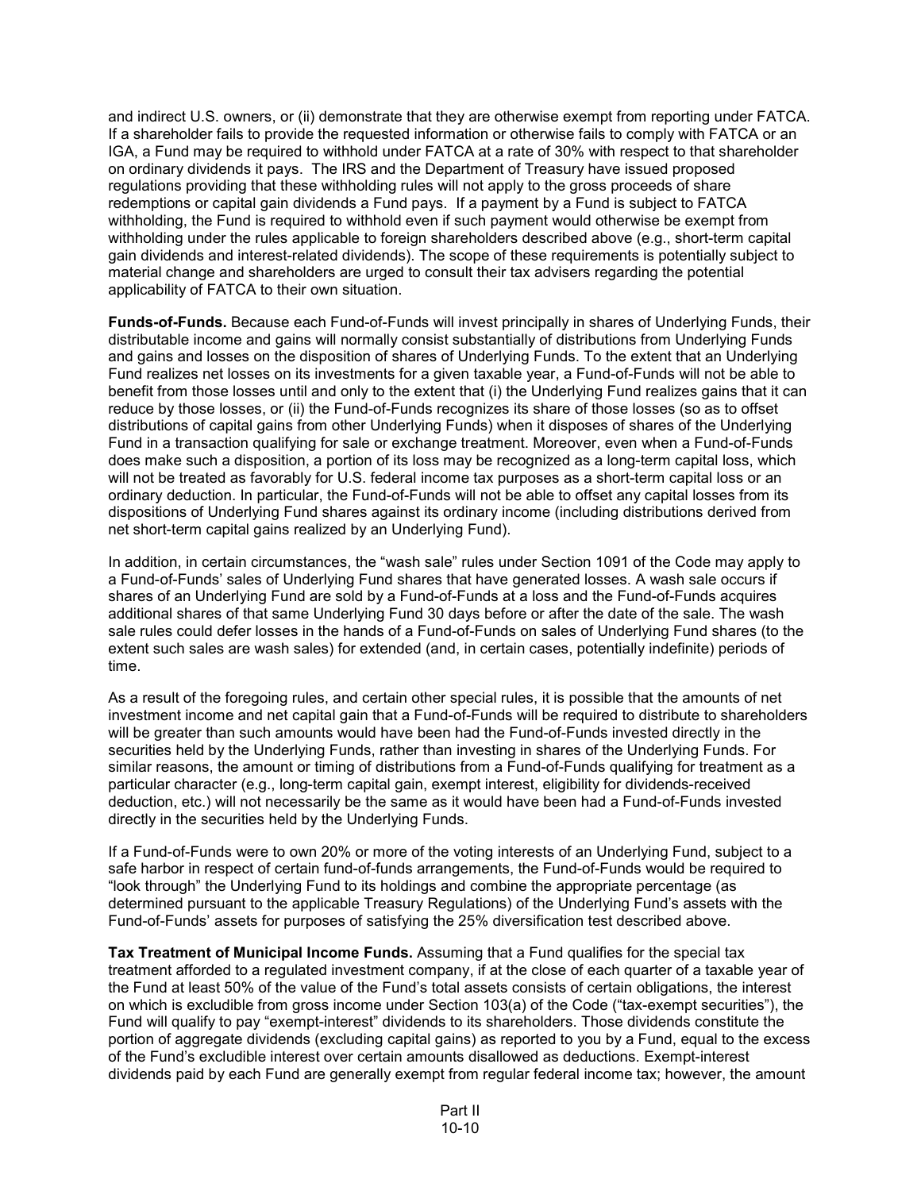and indirect U.S. owners, or (ii) demonstrate that they are otherwise exempt from reporting under FATCA. If a shareholder fails to provide the requested information or otherwise fails to comply with FATCA or an IGA, a Fund may be required to withhold under FATCA at a rate of 30% with respect to that shareholder on ordinary dividends it pays. The IRS and the Department of Treasury have issued proposed regulations providing that these withholding rules will not apply to the gross proceeds of share redemptions or capital gain dividends a Fund pays. If a payment by a Fund is subject to FATCA withholding, the Fund is required to withhold even if such payment would otherwise be exempt from withholding under the rules applicable to foreign shareholders described above (e.g., short-term capital gain dividends and interest-related dividends). The scope of these requirements is potentially subject to material change and shareholders are urged to consult their tax advisers regarding the potential applicability of FATCA to their own situation.

**Funds-of-Funds.** Because each Fund-of-Funds will invest principally in shares of Underlying Funds, their distributable income and gains will normally consist substantially of distributions from Underlying Funds and gains and losses on the disposition of shares of Underlying Funds. To the extent that an Underlying Fund realizes net losses on its investments for a given taxable year, a Fund-of-Funds will not be able to benefit from those losses until and only to the extent that (i) the Underlying Fund realizes gains that it can reduce by those losses, or (ii) the Fund-of-Funds recognizes its share of those losses (so as to offset distributions of capital gains from other Underlying Funds) when it disposes of shares of the Underlying Fund in a transaction qualifying for sale or exchange treatment. Moreover, even when a Fund-of-Funds does make such a disposition, a portion of its loss may be recognized as a long-term capital loss, which will not be treated as favorably for U.S. federal income tax purposes as a short-term capital loss or an ordinary deduction. In particular, the Fund-of-Funds will not be able to offset any capital losses from its dispositions of Underlying Fund shares against its ordinary income (including distributions derived from net short-term capital gains realized by an Underlying Fund).

In addition, in certain circumstances, the "wash sale" rules under Section 1091 of the Code may apply to a Fund-of-Funds' sales of Underlying Fund shares that have generated losses. A wash sale occurs if shares of an Underlying Fund are sold by a Fund-of-Funds at a loss and the Fund-of-Funds acquires additional shares of that same Underlying Fund 30 days before or after the date of the sale. The wash sale rules could defer losses in the hands of a Fund-of-Funds on sales of Underlying Fund shares (to the extent such sales are wash sales) for extended (and, in certain cases, potentially indefinite) periods of time.

As a result of the foregoing rules, and certain other special rules, it is possible that the amounts of net investment income and net capital gain that a Fund-of-Funds will be required to distribute to shareholders will be greater than such amounts would have been had the Fund-of-Funds invested directly in the securities held by the Underlying Funds, rather than investing in shares of the Underlying Funds. For similar reasons, the amount or timing of distributions from a Fund-of-Funds qualifying for treatment as a particular character (e.g., long-term capital gain, exempt interest, eligibility for dividends-received deduction, etc.) will not necessarily be the same as it would have been had a Fund-of-Funds invested directly in the securities held by the Underlying Funds.

If a Fund-of-Funds were to own 20% or more of the voting interests of an Underlying Fund, subject to a safe harbor in respect of certain fund-of-funds arrangements, the Fund-of-Funds would be required to "look through" the Underlying Fund to its holdings and combine the appropriate percentage (as determined pursuant to the applicable Treasury Regulations) of the Underlying Fund's assets with the Fund-of-Funds' assets for purposes of satisfying the 25% diversification test described above.

**Tax Treatment of Municipal Income Funds.** Assuming that a Fund qualifies for the special tax treatment afforded to a regulated investment company, if at the close of each quarter of a taxable year of the Fund at least 50% of the value of the Fund's total assets consists of certain obligations, the interest on which is excludible from gross income under Section 103(a) of the Code ("tax-exempt securities"), the Fund will qualify to pay "exempt-interest" dividends to its shareholders. Those dividends constitute the portion of aggregate dividends (excluding capital gains) as reported to you by a Fund, equal to the excess of the Fund's excludible interest over certain amounts disallowed as deductions. Exempt-interest dividends paid by each Fund are generally exempt from regular federal income tax; however, the amount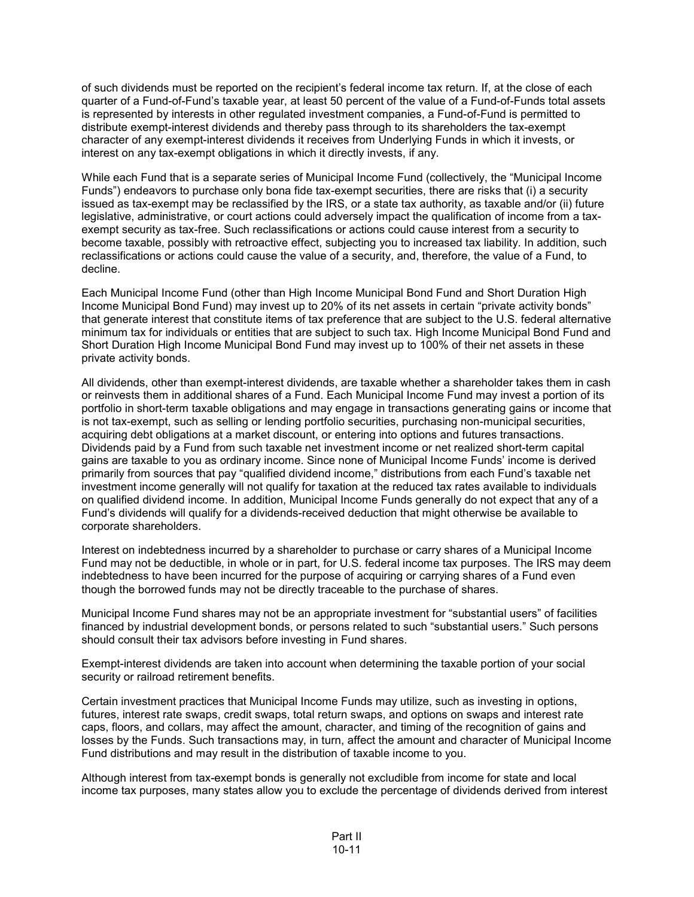of such dividends must be reported on the recipient's federal income tax return. If, at the close of each quarter of a Fund-of-Fund's taxable year, at least 50 percent of the value of a Fund-of-Funds total assets is represented by interests in other regulated investment companies, a Fund-of-Fund is permitted to distribute exempt-interest dividends and thereby pass through to its shareholders the tax-exempt character of any exempt-interest dividends it receives from Underlying Funds in which it invests, or interest on any tax-exempt obligations in which it directly invests, if any.

While each Fund that is a separate series of Municipal Income Fund (collectively, the "Municipal Income Funds") endeavors to purchase only bona fide tax-exempt securities, there are risks that (i) a security issued as tax-exempt may be reclassified by the IRS, or a state tax authority, as taxable and/or (ii) future legislative, administrative, or court actions could adversely impact the qualification of income from a tax-exempt security as tax-free. Such reclassifications or actions could cause interest from a security to become taxable, possibly with retroactive effect, subjecting you to increased tax liability. In addition, such reclassifications or actions could cause the value of a security, and, therefore, the value of a Fund, to decline.

Each Municipal Income Fund (other than High Income Municipal Bond Fund and Short Duration High Income Municipal Bond Fund) may invest up to 20% of its net assets in certain "private activity bonds" that generate interest that constitute items of tax preference that are subject to the U.S. federal alternative minimum tax for individuals or entities that are subject to such tax. High Income Municipal Bond Fund and Short Duration High Income Municipal Bond Fund may invest up to 100% of their net assets in these private activity bonds.

All dividends, other than exempt-interest dividends, are taxable whether a shareholder takes them in cash or reinvests them in additional shares of a Fund. Each Municipal Income Fund may invest a portion of its portfolio in short-term taxable obligations and may engage in transactions generating gains or income that is not tax-exempt, such as selling or lending portfolio securities, purchasing non-municipal securities, acquiring debt obligations at a market discount, or entering into options and futures transactions. Dividends paid by a Fund from such taxable net investment income or net realized short-term capital gains are taxable to you as ordinary income. Since none of Municipal Income Funds' income is derived primarily from sources that pay "qualified dividend income," distributions from each Fund's taxable net investment income generally will not qualify for taxation at the reduced tax rates available to individuals on qualified dividend income. In addition, Municipal Income Funds generally do not expect that any of a Fund's dividends will qualify for a dividends-received deduction that might otherwise be available to corporate shareholders.

Interest on indebtedness incurred by a shareholder to purchase or carry shares of a Municipal Income Fund may not be deductible, in whole or in part, for U.S. federal income tax purposes. The IRS may deem indebtedness to have been incurred for the purpose of acquiring or carrying shares of a Fund even though the borrowed funds may not be directly traceable to the purchase of shares.

Municipal Income Fund shares may not be an appropriate investment for "substantial users" of facilities financed by industrial development bonds, or persons related to such "substantial users." Such persons should consult their tax advisors before investing in Fund shares.

Exempt-interest dividends are taken into account when determining the taxable portion of your social security or railroad retirement benefits.

Certain investment practices that Municipal Income Funds may utilize, such as investing in options, futures, interest rate swaps, credit swaps, total return swaps, and options on swaps and interest rate caps, floors, and collars, may affect the amount, character, and timing of the recognition of gains and losses by the Funds. Such transactions may, in turn, affect the amount and character of Municipal Income Fund distributions and may result in the distribution of taxable income to you.

Although interest from tax-exempt bonds is generally not excludible from income for state and local income tax purposes, many states allow you to exclude the percentage of dividends derived from interest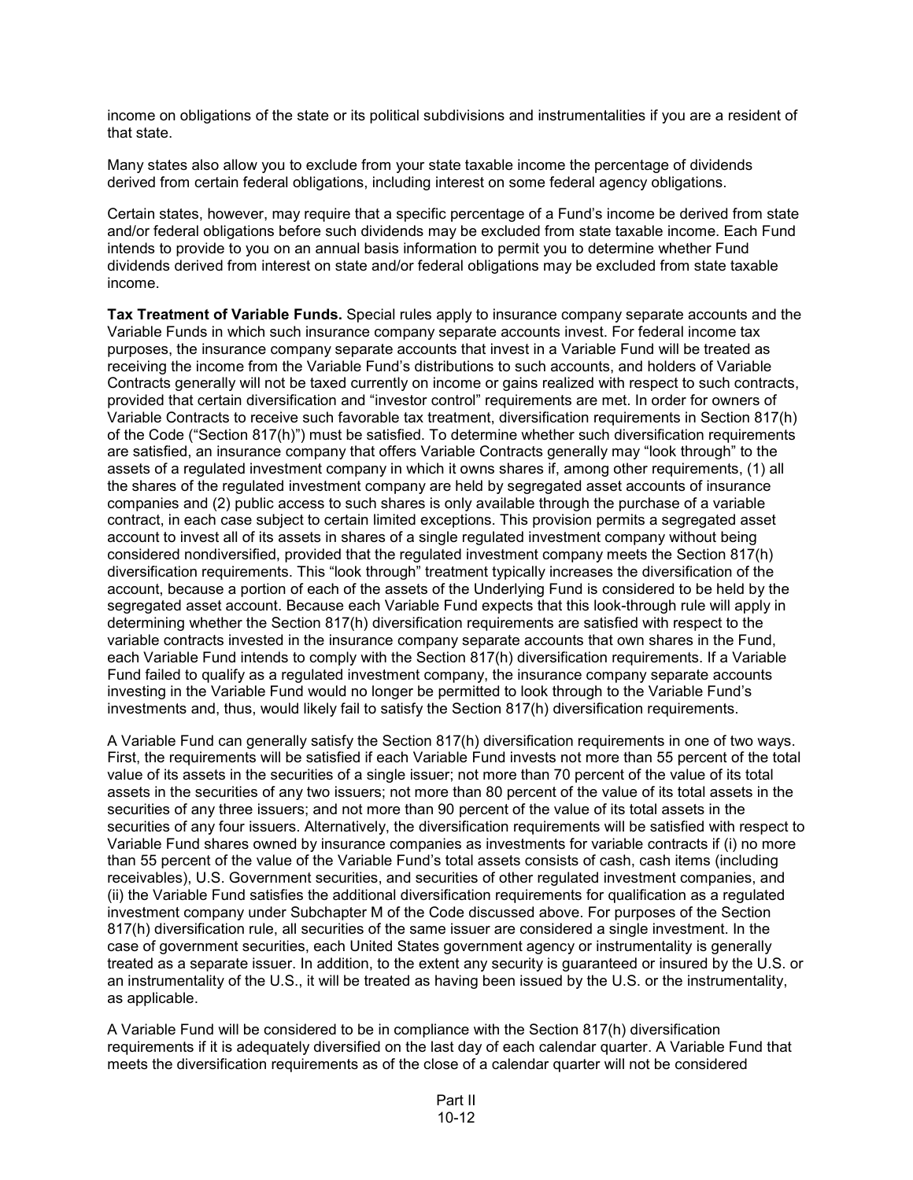income on obligations of the state or its political subdivisions and instrumentalities if you are a resident of that state.

Many states also allow you to exclude from your state taxable income the percentage of dividends derived from certain federal obligations, including interest on some federal agency obligations.

Certain states, however, may require that a specific percentage of a Fund's income be derived from state and/or federal obligations before such dividends may be excluded from state taxable income. Each Fund intends to provide to you on an annual basis information to permit you to determine whether Fund dividends derived from interest on state and/or federal obligations may be excluded from state taxable income.

**Tax Treatment of Variable Funds.** Special rules apply to insurance company separate accounts and the Variable Funds in which such insurance company separate accounts invest. For federal income tax purposes, the insurance company separate accounts that invest in a Variable Fund will be treated as receiving the income from the Variable Fund's distributions to such accounts, and holders of Variable Contracts generally will not be taxed currently on income or gains realized with respect to such contracts, provided that certain diversification and "investor control" requirements are met. In order for owners of Variable Contracts to receive such favorable tax treatment, diversification requirements in Section 817(h) of the Code ("Section 817(h)") must be satisfied. To determine whether such diversification requirements are satisfied, an insurance company that offers Variable Contracts generally may "look through" to the assets of a regulated investment company in which it owns shares if, among other requirements, (1) all the shares of the regulated investment company are held by segregated asset accounts of insurance companies and (2) public access to such shares is only available through the purchase of a variable contract, in each case subject to certain limited exceptions. This provision permits a segregated asset account to invest all of its assets in shares of a single regulated investment company without being considered nondiversified, provided that the regulated investment company meets the Section 817(h) diversification requirements. This "look through" treatment typically increases the diversification of the account, because a portion of each of the assets of the Underlying Fund is considered to be held by the segregated asset account. Because each Variable Fund expects that this look-through rule will apply in determining whether the Section 817(h) diversification requirements are satisfied with respect to the variable contracts invested in the insurance company separate accounts that own shares in the Fund, each Variable Fund intends to comply with the Section 817(h) diversification requirements. If a Variable Fund failed to qualify as a regulated investment company, the insurance company separate accounts investing in the Variable Fund would no longer be permitted to look through to the Variable Fund's investments and, thus, would likely fail to satisfy the Section 817(h) diversification requirements.

A Variable Fund can generally satisfy the Section 817(h) diversification requirements in one of two ways. First, the requirements will be satisfied if each Variable Fund invests not more than 55 percent of the total value of its assets in the securities of a single issuer; not more than 70 percent of the value of its total assets in the securities of any two issuers; not more than 80 percent of the value of its total assets in the securities of any three issuers; and not more than 90 percent of the value of its total assets in the securities of any four issuers. Alternatively, the diversification requirements will be satisfied with respect to Variable Fund shares owned by insurance companies as investments for variable contracts if (i) no more than 55 percent of the value of the Variable Fund's total assets consists of cash, cash items (including receivables), U.S. Government securities, and securities of other regulated investment companies, and (ii) the Variable Fund satisfies the additional diversification requirements for qualification as a regulated investment company under Subchapter M of the Code discussed above. For purposes of the Section 817(h) diversification rule, all securities of the same issuer are considered a single investment. In the case of government securities, each United States government agency or instrumentality is generally treated as a separate issuer. In addition, to the extent any security is guaranteed or insured by the U.S. or an instrumentality of the U.S., it will be treated as having been issued by the U.S. or the instrumentality, as applicable.

A Variable Fund will be considered to be in compliance with the Section 817(h) diversification requirements if it is adequately diversified on the last day of each calendar quarter. A Variable Fund that meets the diversification requirements as of the close of a calendar quarter will not be considered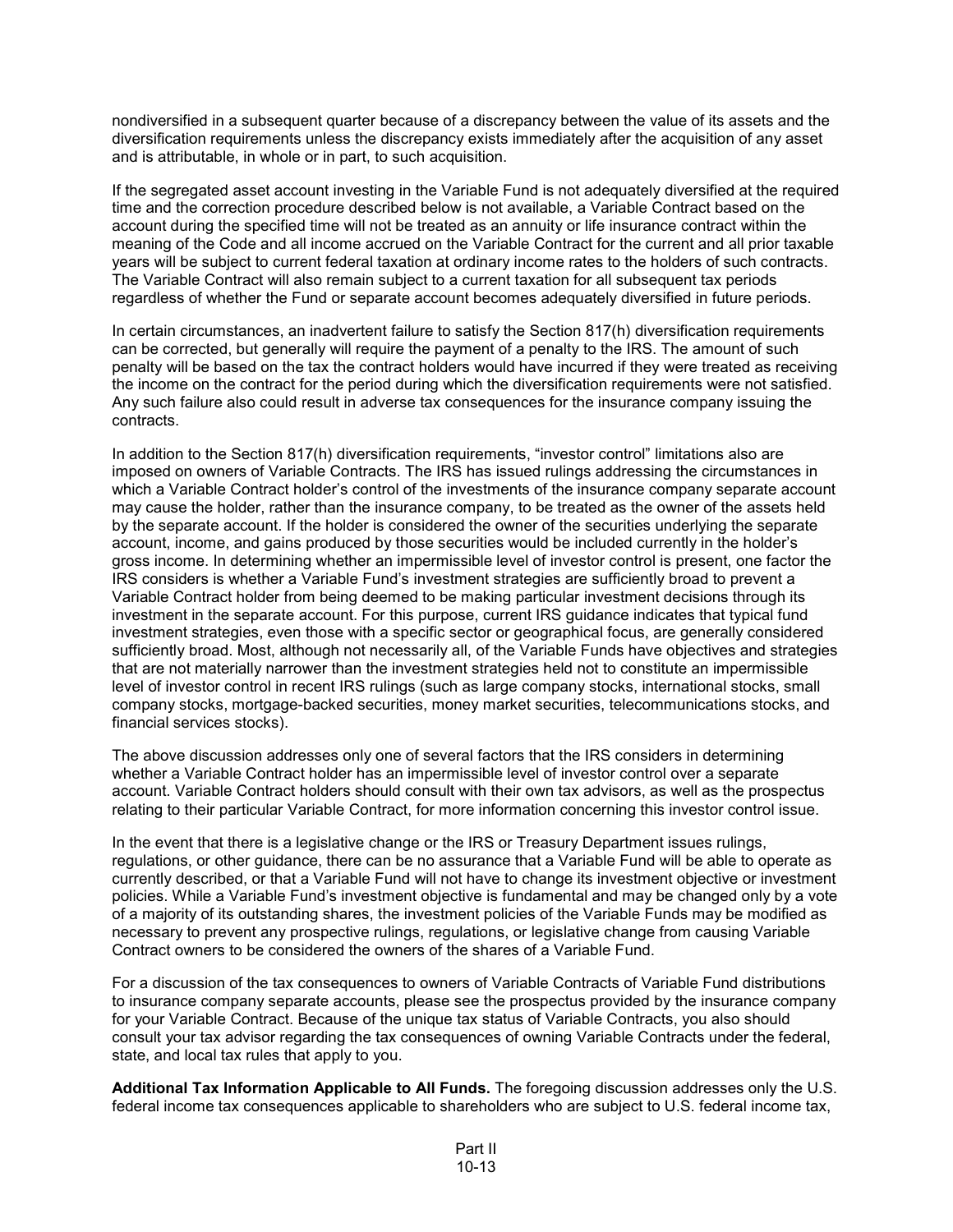nondiversified in a subsequent quarter because of a discrepancy between the value of its assets and the diversification requirements unless the discrepancy exists immediately after the acquisition of any asset and is attributable, in whole or in part, to such acquisition.

If the segregated asset account investing in the Variable Fund is not adequately diversified at the required time and the correction procedure described below is not available, a Variable Contract based on the account during the specified time will not be treated as an annuity or life insurance contract within the meaning of the Code and all income accrued on the Variable Contract for the current and all prior taxable years will be subject to current federal taxation at ordinary income rates to the holders of such contracts. The Variable Contract will also remain subject to a current taxation for all subsequent tax periods regardless of whether the Fund or separate account becomes adequately diversified in future periods.

In certain circumstances, an inadvertent failure to satisfy the Section 817(h) diversification requirements can be corrected, but generally will require the payment of a penalty to the IRS. The amount of such penalty will be based on the tax the contract holders would have incurred if they were treated as receiving the income on the contract for the period during which the diversification requirements were not satisfied. Any such failure also could result in adverse tax consequences for the insurance company issuing the contracts.

In addition to the Section 817(h) diversification requirements, "investor control" limitations also are imposed on owners of Variable Contracts. The IRS has issued rulings addressing the circumstances in which a Variable Contract holder's control of the investments of the insurance company separate account may cause the holder, rather than the insurance company, to be treated as the owner of the assets held by the separate account. If the holder is considered the owner of the securities underlying the separate account, income, and gains produced by those securities would be included currently in the holder's gross income. In determining whether an impermissible level of investor control is present, one factor the IRS considers is whether a Variable Fund's investment strategies are sufficiently broad to prevent a Variable Contract holder from being deemed to be making particular investment decisions through its investment in the separate account. For this purpose, current IRS guidance indicates that typical fund investment strategies, even those with a specific sector or geographical focus, are generally considered sufficiently broad. Most, although not necessarily all, of the Variable Funds have objectives and strategies that are not materially narrower than the investment strategies held not to constitute an impermissible level of investor control in recent IRS rulings (such as large company stocks, international stocks, small company stocks, mortgage-backed securities, money market securities, telecommunications stocks, and financial services stocks).

The above discussion addresses only one of several factors that the IRS considers in determining whether a Variable Contract holder has an impermissible level of investor control over a separate account. Variable Contract holders should consult with their own tax advisors, as well as the prospectus relating to their particular Variable Contract, for more information concerning this investor control issue.

In the event that there is a legislative change or the IRS or Treasury Department issues rulings, regulations, or other guidance, there can be no assurance that a Variable Fund will be able to operate as currently described, or that a Variable Fund will not have to change its investment objective or investment policies. While a Variable Fund's investment objective is fundamental and may be changed only by a vote of a majority of its outstanding shares, the investment policies of the Variable Funds may be modified as necessary to prevent any prospective rulings, regulations, or legislative change from causing Variable Contract owners to be considered the owners of the shares of a Variable Fund.

For a discussion of the tax consequences to owners of Variable Contracts of Variable Fund distributions to insurance company separate accounts, please see the prospectus provided by the insurance company for your Variable Contract. Because of the unique tax status of Variable Contracts, you also should consult your tax advisor regarding the tax consequences of owning Variable Contracts under the federal, state, and local tax rules that apply to you.

**Additional Tax Information Applicable to All Funds.** The foregoing discussion addresses only the U.S. federal income tax consequences applicable to shareholders who are subject to U.S. federal income tax,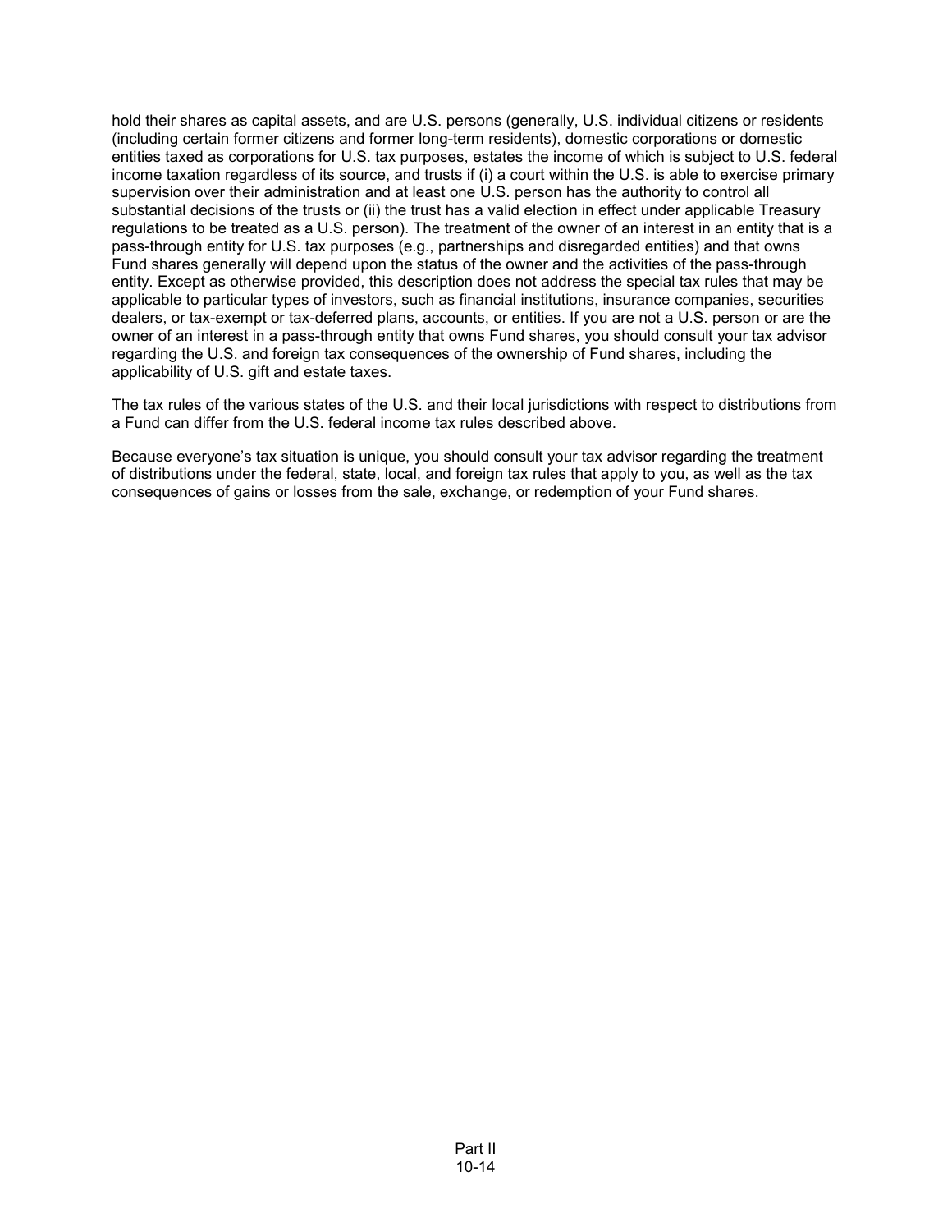hold their shares as capital assets, and are U.S. persons (generally, U.S. individual citizens or residents (including certain former citizens and former long-term residents), domestic corporations or domestic entities taxed as corporations for U.S. tax purposes, estates the income of which is subject to U.S. federal income taxation regardless of its source, and trusts if (i) a court within the U.S. is able to exercise primary supervision over their administration and at least one U.S. person has the authority to control all substantial decisions of the trusts or (ii) the trust has a valid election in effect under applicable Treasury regulations to be treated as a U.S. person). The treatment of the owner of an interest in an entity that is a pass-through entity for U.S. tax purposes (e.g., partnerships and disregarded entities) and that owns Fund shares generally will depend upon the status of the owner and the activities of the pass-through entity. Except as otherwise provided, this description does not address the special tax rules that may be applicable to particular types of investors, such as financial institutions, insurance companies, securities dealers, or tax-exempt or tax-deferred plans, accounts, or entities. If you are not a U.S. person or are the owner of an interest in a pass-through entity that owns Fund shares, you should consult your tax advisor regarding the U.S. and foreign tax consequences of the ownership of Fund shares, including the applicability of U.S. gift and estate taxes.

The tax rules of the various states of the U.S. and their local jurisdictions with respect to distributions from a Fund can differ from the U.S. federal income tax rules described above.

Because everyone's tax situation is unique, you should consult your tax advisor regarding the treatment of distributions under the federal, state, local, and foreign tax rules that apply to you, as well as the tax consequences of gains or losses from the sale, exchange, or redemption of your Fund shares.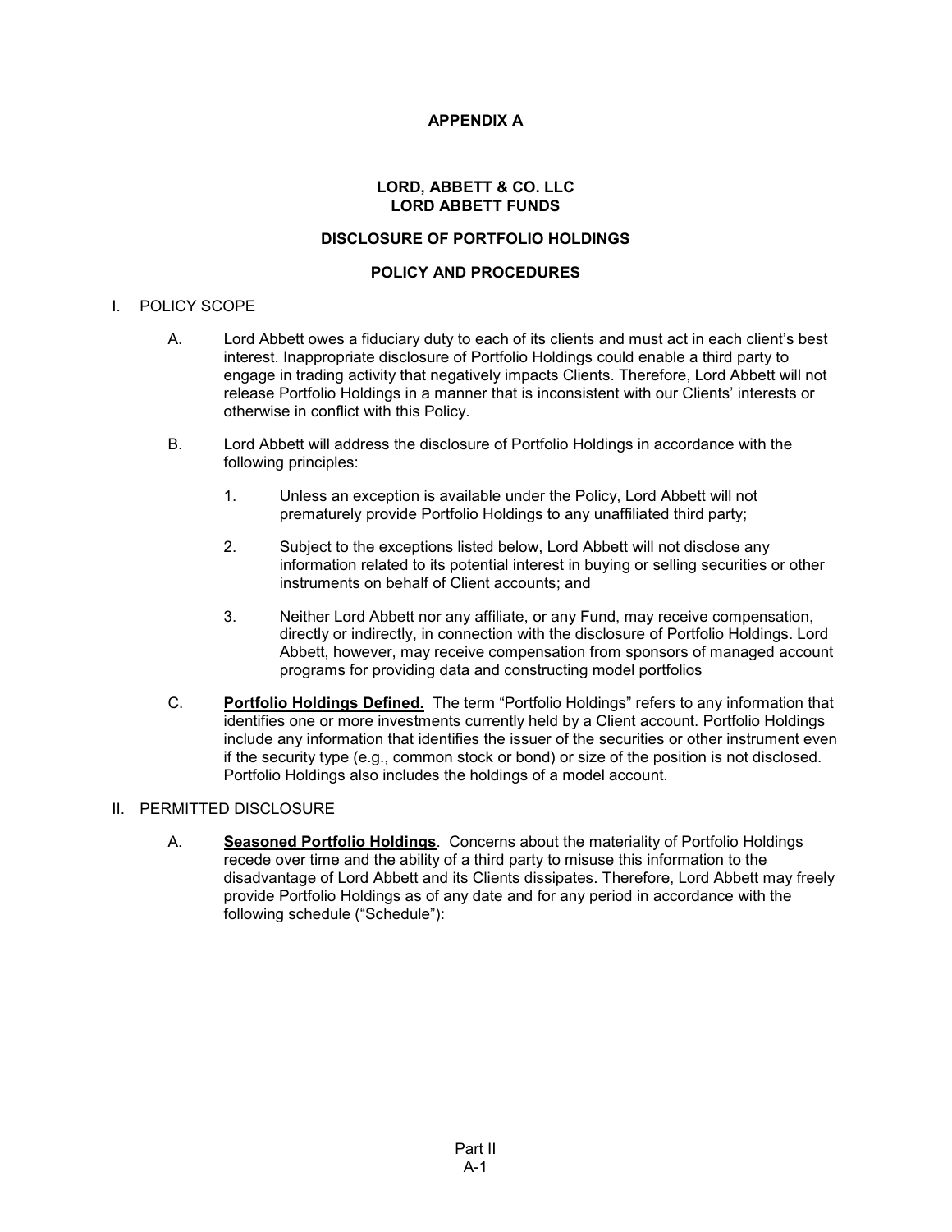# APPENDIX A

## LORD, ABBETT & CO. LLC
## LORD ABBETT FUNDS

## DISCLOSURE OF PORTFOLIO HOLDINGS

## POLICY AND PROCEDURES

I. POLICY SCOPE

A. Lord Abbett owes a fiduciary duty to each of its clients and must act in each client's best interest. Inappropriate disclosure of Portfolio Holdings could enable a third party to engage in trading activity that negatively impacts Clients. Therefore, Lord Abbett will not release Portfolio Holdings in a manner that is inconsistent with our Clients' interests or otherwise in conflict with this Policy.

B. Lord Abbett will address the disclosure of Portfolio Holdings in accordance with the following principles:

1. Unless an exception is available under the Policy, Lord Abbett will not prematurely provide Portfolio Holdings to any unaffiliated third party;

2. Subject to the exceptions listed below, Lord Abbett will not disclose any information related to its potential interest in buying or selling securities or other instruments on behalf of Client accounts; and

3. Neither Lord Abbett nor any affiliate, or any Fund, may receive compensation, directly or indirectly, in connection with the disclosure of Portfolio Holdings. Lord Abbett, however, may receive compensation from sponsors of managed account programs for providing data and constructing model portfolios

C. **Portfolio Holdings Defined.** The term "Portfolio Holdings" refers to any information that identifies one or more investments currently held by a Client account. Portfolio Holdings include any information that identifies the issuer of the securities or other instrument even if the security type (e.g., common stock or bond) or size of the position is not disclosed. Portfolio Holdings also includes the holdings of a model account.

II. PERMITTED DISCLOSURE

A. **Seasoned Portfolio Holdings**. Concerns about the materiality of Portfolio Holdings recede over time and the ability of a third party to misuse this information to the disadvantage of Lord Abbett and its Clients dissipates. Therefore, Lord Abbett may freely provide Portfolio Holdings as of any date and for any period in accordance with the following schedule ("Schedule"):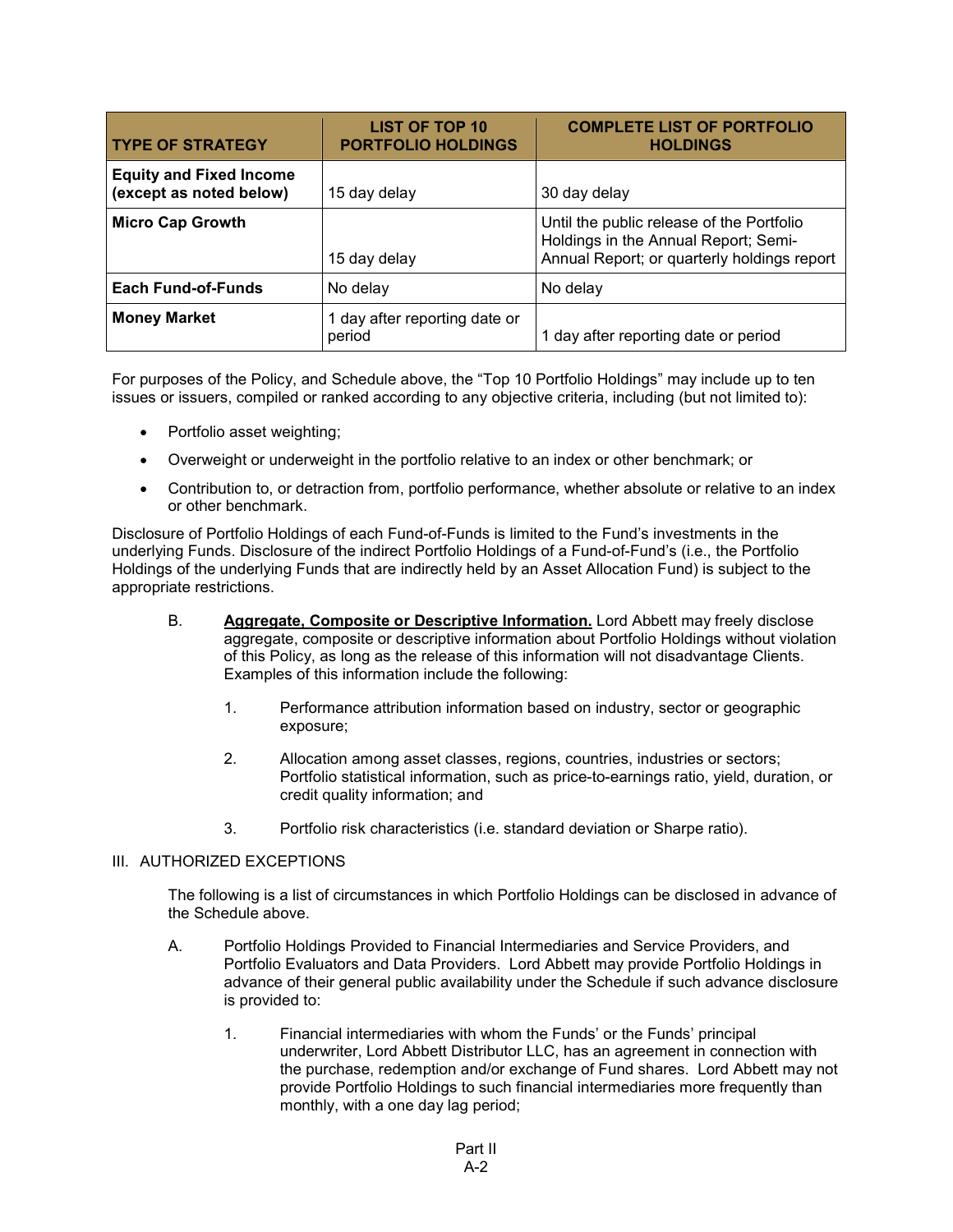| TYPE OF STRATEGY | LIST OF TOP 10 PORTFOLIO HOLDINGS | COMPLETE LIST OF PORTFOLIO HOLDINGS |
|---|---|---|
| **Equity and Fixed Income (except as noted below)** | 15 day delay | 30 day delay |
| **Micro Cap Growth** | 15 day delay | Until the public release of the Portfolio Holdings in the Annual Report; Semi-Annual Report; or quarterly holdings report |
| **Each Fund-of-Funds** | No delay | No delay |
| **Money Market** | 1 day after reporting date or period | 1 day after reporting date or period |

For purposes of the Policy, and Schedule above, the "Top 10 Portfolio Holdings" may include up to ten issues or issuers, compiled or ranked according to any objective criteria, including (but not limited to):

- Portfolio asset weighting;
- Overweight or underweight in the portfolio relative to an index or other benchmark; or
- Contribution to, or detraction from, portfolio performance, whether absolute or relative to an index or other benchmark.

Disclosure of Portfolio Holdings of each Fund-of-Funds is limited to the Fund's investments in the underlying Funds. Disclosure of the indirect Portfolio Holdings of a Fund-of-Fund's (i.e., the Portfolio Holdings of the underlying Funds that are indirectly held by an Asset Allocation Fund) is subject to the appropriate restrictions.

B. **Aggregate, Composite or Descriptive Information.** Lord Abbett may freely disclose aggregate, composite or descriptive information about Portfolio Holdings without violation of this Policy, as long as the release of this information will not disadvantage Clients. Examples of this information include the following:

1. Performance attribution information based on industry, sector or geographic exposure;
2. Allocation among asset classes, regions, countries, industries or sectors; Portfolio statistical information, such as price-to-earnings ratio, yield, duration, or credit quality information; and
3. Portfolio risk characteristics (i.e. standard deviation or Sharpe ratio).

III. AUTHORIZED EXCEPTIONS

The following is a list of circumstances in which Portfolio Holdings can be disclosed in advance of the Schedule above.

A. Portfolio Holdings Provided to Financial Intermediaries and Service Providers, and Portfolio Evaluators and Data Providers. Lord Abbett may provide Portfolio Holdings in advance of their general public availability under the Schedule if such advance disclosure is provided to:

1. Financial intermediaries with whom the Funds' or the Funds' principal underwriter, Lord Abbett Distributor LLC, has an agreement in connection with the purchase, redemption and/or exchange of Fund shares. Lord Abbett may not provide Portfolio Holdings to such financial intermediaries more frequently than monthly, with a one day lag period;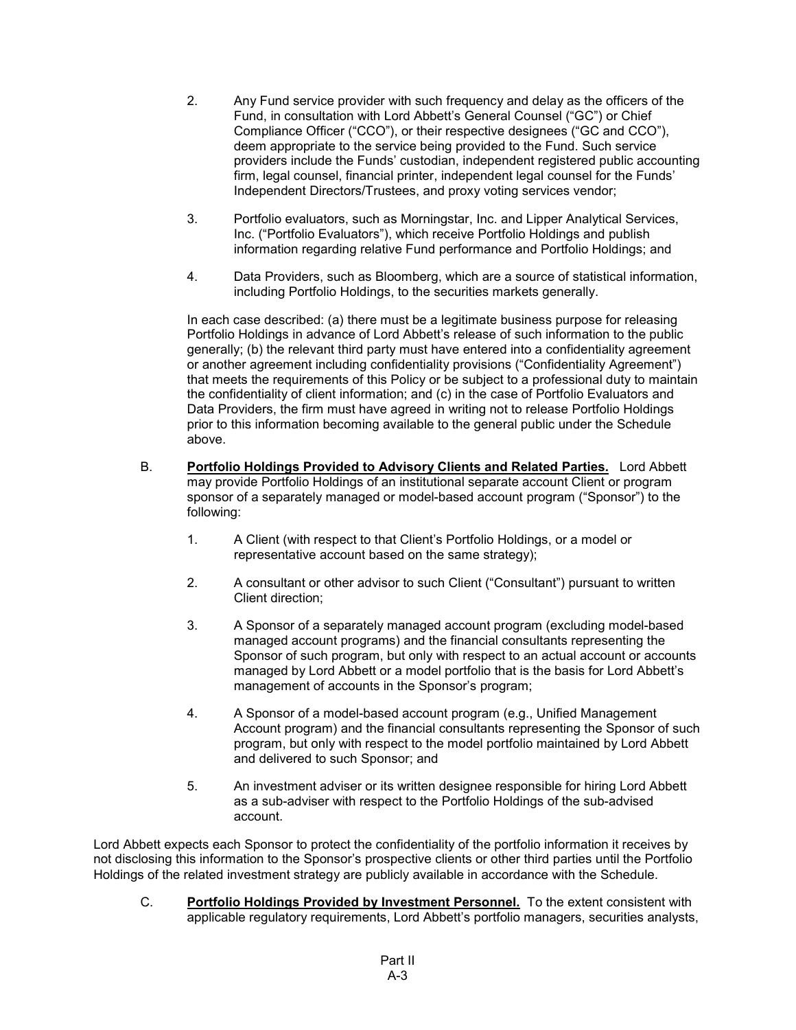2. Any Fund service provider with such frequency and delay as the officers of the Fund, in consultation with Lord Abbett's General Counsel ("GC") or Chief Compliance Officer ("CCO"), or their respective designees ("GC and CCO"), deem appropriate to the service being provided to the Fund. Such service providers include the Funds' custodian, independent registered public accounting firm, legal counsel, financial printer, independent legal counsel for the Funds' Independent Directors/Trustees, and proxy voting services vendor;

3. Portfolio evaluators, such as Morningstar, Inc. and Lipper Analytical Services, Inc. ("Portfolio Evaluators"), which receive Portfolio Holdings and publish information regarding relative Fund performance and Portfolio Holdings; and

4. Data Providers, such as Bloomberg, which are a source of statistical information, including Portfolio Holdings, to the securities markets generally.

In each case described: (a) there must be a legitimate business purpose for releasing Portfolio Holdings in advance of Lord Abbett's release of such information to the public generally; (b) the relevant third party must have entered into a confidentiality agreement or another agreement including confidentiality provisions ("Confidentiality Agreement") that meets the requirements of this Policy or be subject to a professional duty to maintain the confidentiality of client information; and (c) in the case of Portfolio Evaluators and Data Providers, the firm must have agreed in writing not to release Portfolio Holdings prior to this information becoming available to the general public under the Schedule above.

B. **Portfolio Holdings Provided to Advisory Clients and Related Parties.** Lord Abbett may provide Portfolio Holdings of an institutional separate account Client or program sponsor of a separately managed or model-based account program ("Sponsor") to the following:

1. A Client (with respect to that Client's Portfolio Holdings, or a model or representative account based on the same strategy);

2. A consultant or other advisor to such Client ("Consultant") pursuant to written Client direction;

3. A Sponsor of a separately managed account program (excluding model-based managed account programs) and the financial consultants representing the Sponsor of such program, but only with respect to an actual account or accounts managed by Lord Abbett or a model portfolio that is the basis for Lord Abbett's management of accounts in the Sponsor's program;

4. A Sponsor of a model-based account program (e.g., Unified Management Account program) and the financial consultants representing the Sponsor of such program, but only with respect to the model portfolio maintained by Lord Abbett and delivered to such Sponsor; and

5. An investment adviser or its written designee responsible for hiring Lord Abbett as a sub-adviser with respect to the Portfolio Holdings of the sub-advised account.

Lord Abbett expects each Sponsor to protect the confidentiality of the portfolio information it receives by not disclosing this information to the Sponsor's prospective clients or other third parties until the Portfolio Holdings of the related investment strategy are publicly available in accordance with the Schedule.

C. **Portfolio Holdings Provided by Investment Personnel.** To the extent consistent with applicable regulatory requirements, Lord Abbett's portfolio managers, securities analysts,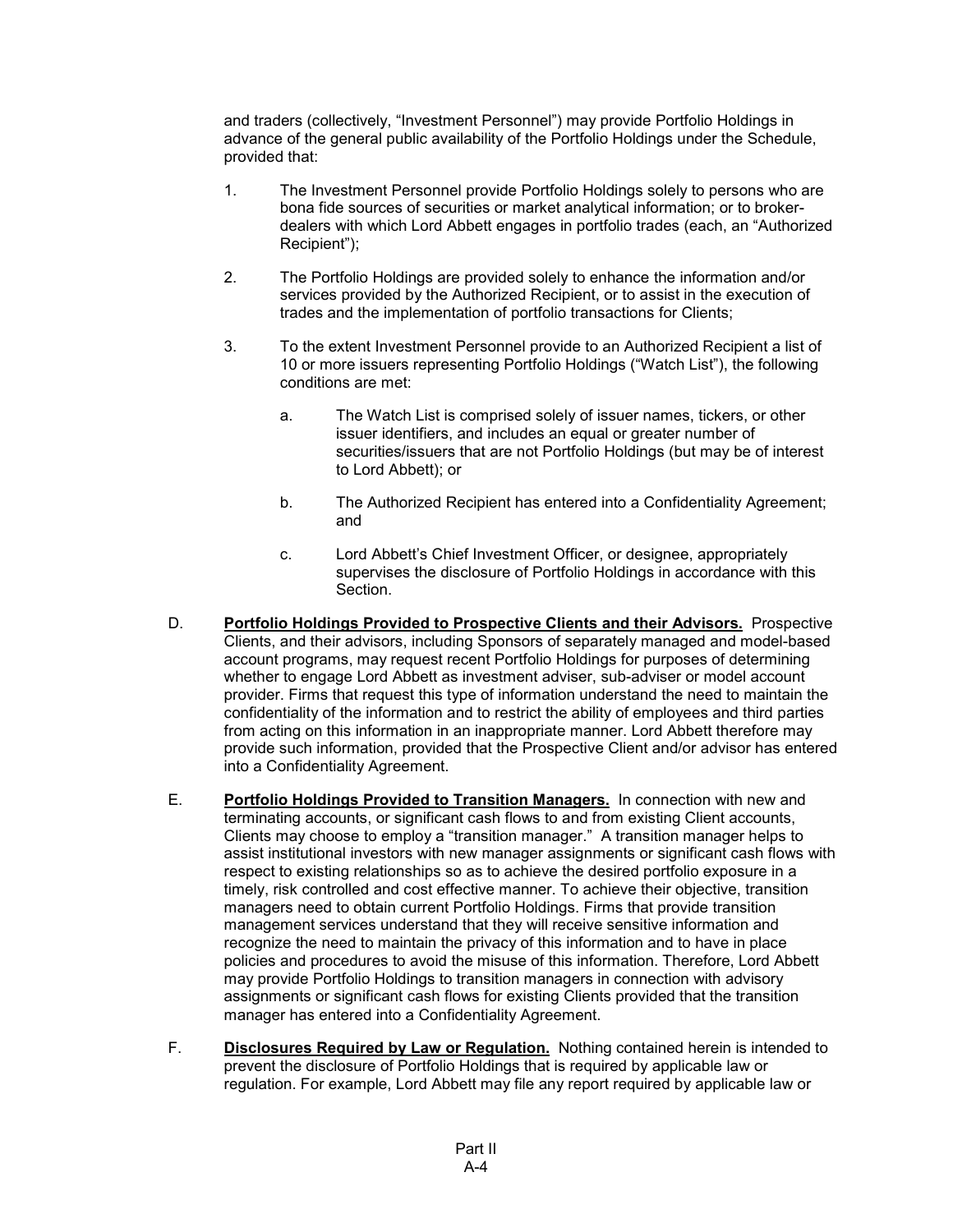and traders (collectively, "Investment Personnel") may provide Portfolio Holdings in advance of the general public availability of the Portfolio Holdings under the Schedule, provided that:

1. The Investment Personnel provide Portfolio Holdings solely to persons who are bona fide sources of securities or market analytical information; or to broker-dealers with which Lord Abbett engages in portfolio trades (each, an "Authorized Recipient");

2. The Portfolio Holdings are provided solely to enhance the information and/or services provided by the Authorized Recipient, or to assist in the execution of trades and the implementation of portfolio transactions for Clients;

3. To the extent Investment Personnel provide to an Authorized Recipient a list of 10 or more issuers representing Portfolio Holdings ("Watch List"), the following conditions are met:

   a. The Watch List is comprised solely of issuer names, tickers, or other issuer identifiers, and includes an equal or greater number of securities/issuers that are not Portfolio Holdings (but may be of interest to Lord Abbett); or

   b. The Authorized Recipient has entered into a Confidentiality Agreement; and

   c. Lord Abbett's Chief Investment Officer, or designee, appropriately supervises the disclosure of Portfolio Holdings in accordance with this Section.

D. **Portfolio Holdings Provided to Prospective Clients and their Advisors.** Prospective Clients, and their advisors, including Sponsors of separately managed and model-based account programs, may request recent Portfolio Holdings for purposes of determining whether to engage Lord Abbett as investment adviser, sub-adviser or model account provider. Firms that request this type of information understand the need to maintain the confidentiality of the information and to restrict the ability of employees and third parties from acting on this information in an inappropriate manner. Lord Abbett therefore may provide such information, provided that the Prospective Client and/or advisor has entered into a Confidentiality Agreement.

E. **Portfolio Holdings Provided to Transition Managers.** In connection with new and terminating accounts, or significant cash flows to and from existing Client accounts, Clients may choose to employ a "transition manager." A transition manager helps to assist institutional investors with new manager assignments or significant cash flows with respect to existing relationships so as to achieve the desired portfolio exposure in a timely, risk controlled and cost effective manner. To achieve their objective, transition managers need to obtain current Portfolio Holdings. Firms that provide transition management services understand that they will receive sensitive information and recognize the need to maintain the privacy of this information and to have in place policies and procedures to avoid the misuse of this information. Therefore, Lord Abbett may provide Portfolio Holdings to transition managers in connection with advisory assignments or significant cash flows for existing Clients provided that the transition manager has entered into a Confidentiality Agreement.

F. **Disclosures Required by Law or Regulation.** Nothing contained herein is intended to prevent the disclosure of Portfolio Holdings that is required by applicable law or regulation. For example, Lord Abbett may file any report required by applicable law or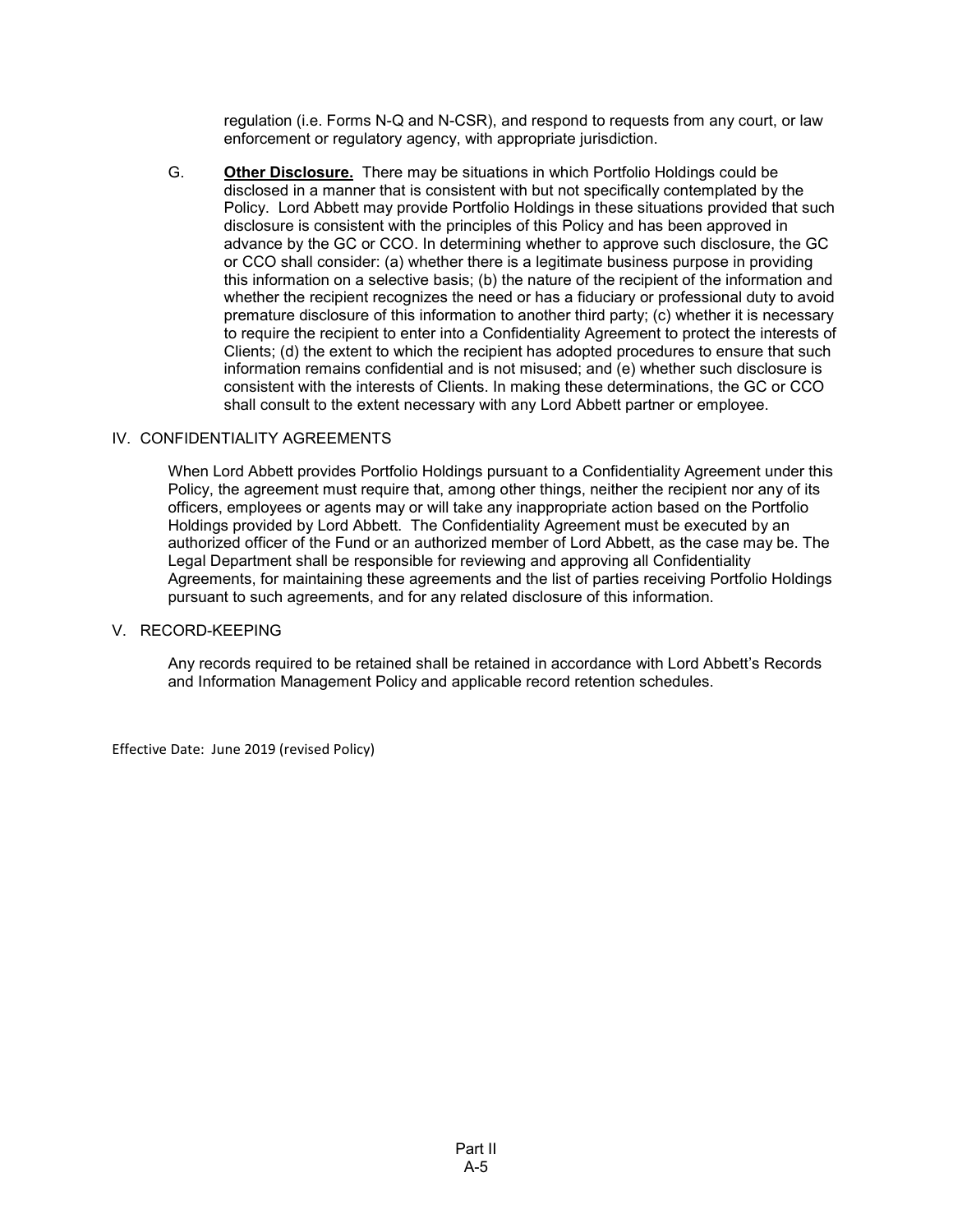regulation (i.e. Forms N-Q and N-CSR), and respond to requests from any court, or law enforcement or regulatory agency, with appropriate jurisdiction.

G. **Other Disclosure.** There may be situations in which Portfolio Holdings could be disclosed in a manner that is consistent with but not specifically contemplated by the Policy. Lord Abbett may provide Portfolio Holdings in these situations provided that such disclosure is consistent with the principles of this Policy and has been approved in advance by the GC or CCO. In determining whether to approve such disclosure, the GC or CCO shall consider: (a) whether there is a legitimate business purpose in providing this information on a selective basis; (b) the nature of the recipient of the information and whether the recipient recognizes the need or has a fiduciary or professional duty to avoid premature disclosure of this information to another third party; (c) whether it is necessary to require the recipient to enter into a Confidentiality Agreement to protect the interests of Clients; (d) the extent to which the recipient has adopted procedures to ensure that such information remains confidential and is not misused; and (e) whether such disclosure is consistent with the interests of Clients. In making these determinations, the GC or CCO shall consult to the extent necessary with any Lord Abbett partner or employee.

## IV. CONFIDENTIALITY AGREEMENTS

When Lord Abbett provides Portfolio Holdings pursuant to a Confidentiality Agreement under this Policy, the agreement must require that, among other things, neither the recipient nor any of its officers, employees or agents may or will take any inappropriate action based on the Portfolio Holdings provided by Lord Abbett. The Confidentiality Agreement must be executed by an authorized officer of the Fund or an authorized member of Lord Abbett, as the case may be. The Legal Department shall be responsible for reviewing and approving all Confidentiality Agreements, for maintaining these agreements and the list of parties receiving Portfolio Holdings pursuant to such agreements, and for any related disclosure of this information.

## V. RECORD-KEEPING

Any records required to be retained shall be retained in accordance with Lord Abbett's Records and Information Management Policy and applicable record retention schedules.

Effective Date: June 2019 (revised Policy)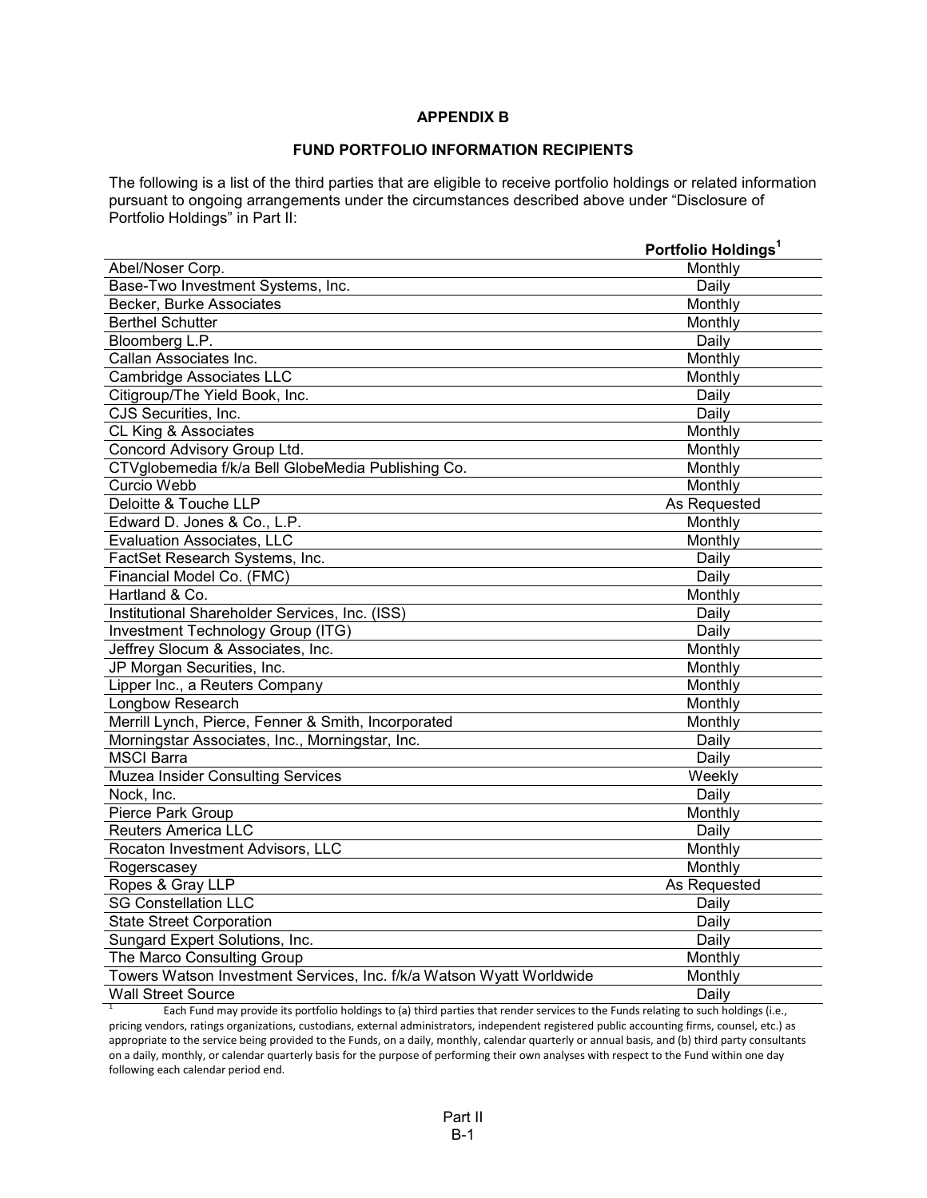## APPENDIX B

## FUND PORTFOLIO INFORMATION RECIPIENTS

The following is a list of the third parties that are eligible to receive portfolio holdings or related information pursuant to ongoing arrangements under the circumstances described above under "Disclosure of Portfolio Holdings" in Part II:

| | Portfolio Holdings[1] |
|---|---|
| Abel/Noser Corp. | Monthly |
| Base-Two Investment Systems, Inc. | Daily |
| Becker, Burke Associates | Monthly |
| Berthel Schutter | Monthly |
| Bloomberg L.P. | Daily |
| Callan Associates Inc. | Monthly |
| Cambridge Associates LLC | Monthly |
| Citigroup/The Yield Book, Inc. | Daily |
| CJS Securities, Inc. | Daily |
| CL King & Associates | Monthly |
| Concord Advisory Group Ltd. | Monthly |
| CTVglobemedia f/k/a Bell GlobeMedia Publishing Co. | Monthly |
| Curcio Webb | Monthly |
| Deloitte & Touche LLP | As Requested |
| Edward D. Jones & Co., L.P. | Monthly |
| Evaluation Associates, LLC | Monthly |
| FactSet Research Systems, Inc. | Daily |
| Financial Model Co. (FMC) | Daily |
| Hartland & Co. | Monthly |
| Institutional Shareholder Services, Inc. (ISS) | Daily |
| Investment Technology Group (ITG) | Daily |
| Jeffrey Slocum & Associates, Inc. | Monthly |
| JP Morgan Securities, Inc. | Monthly |
| Lipper Inc., a Reuters Company | Monthly |
| Longbow Research | Monthly |
| Merrill Lynch, Pierce, Fenner & Smith, Incorporated | Monthly |
| Morningstar Associates, Inc., Morningstar, Inc. | Daily |
| MSCI Barra | Daily |
| Muzea Insider Consulting Services | Weekly |
| Nock, Inc. | Daily |
| Pierce Park Group | Monthly |
| Reuters America LLC | Daily |
| Rocaton Investment Advisors, LLC | Monthly |
| Rogerscasey | Monthly |
| Ropes & Gray LLP | As Requested |
| SG Constellation LLC | Daily |
| State Street Corporation | Daily |
| Sungard Expert Solutions, Inc. | Daily |
| The Marco Consulting Group | Monthly |
| Towers Watson Investment Services, Inc. f/k/a Watson Wyatt Worldwide | Monthly |
| Wall Street Source | Daily |

[1] Each Fund may provide its portfolio holdings to (a) third parties that render services to the Funds relating to such holdings (i.e., pricing vendors, ratings organizations, custodians, external administrators, independent registered public accounting firms, counsel, etc.) as appropriate to the service being provided to the Funds, on a daily, monthly, calendar quarterly or annual basis, and (b) third party consultants on a daily, monthly, or calendar quarterly basis for the purpose of performing their own analyses with respect to the Fund within one day following each calendar period end.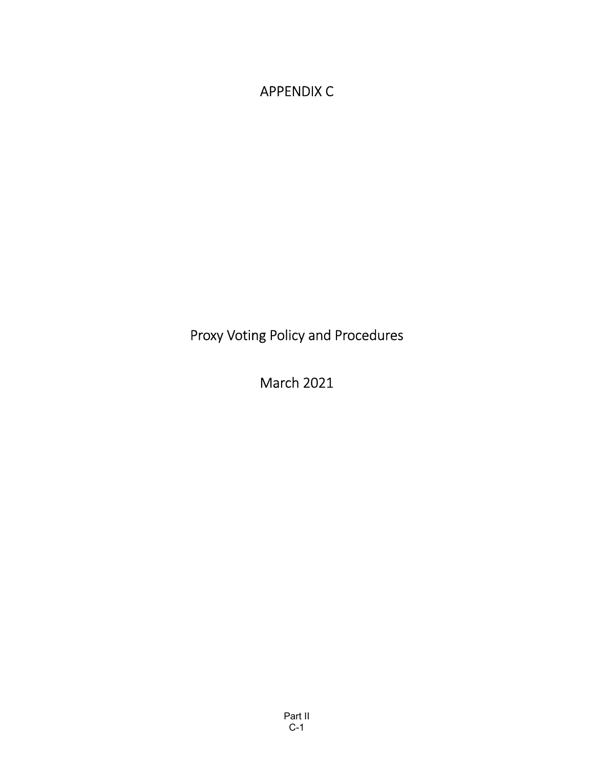# APPENDIX C

# Proxy Voting Policy and Procedures

## March 2021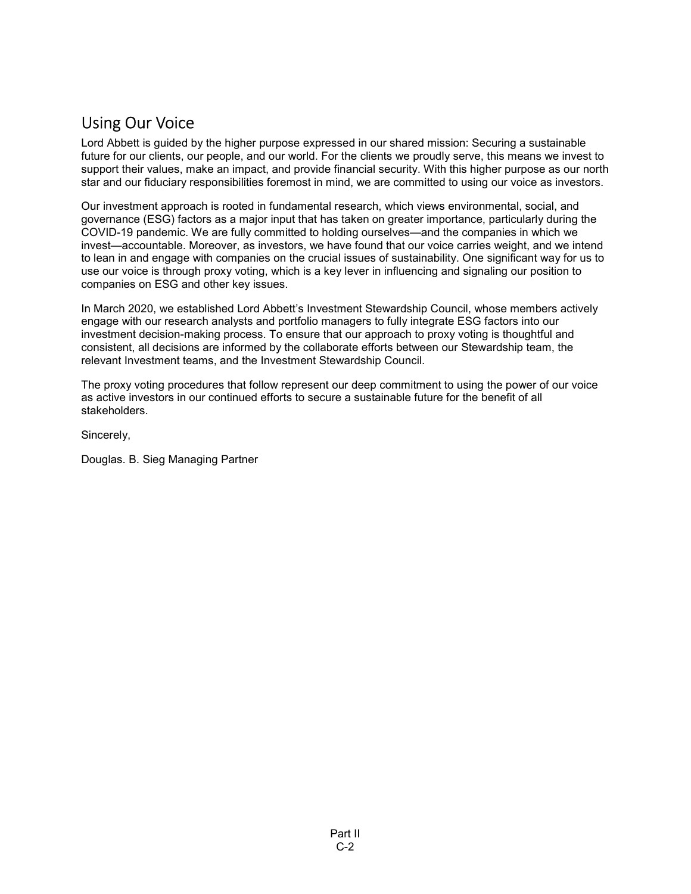## Using Our Voice

Lord Abbett is guided by the higher purpose expressed in our shared mission: Securing a sustainable future for our clients, our people, and our world. For the clients we proudly serve, this means we invest to support their values, make an impact, and provide financial security. With this higher purpose as our north star and our fiduciary responsibilities foremost in mind, we are committed to using our voice as investors.

Our investment approach is rooted in fundamental research, which views environmental, social, and governance (ESG) factors as a major input that has taken on greater importance, particularly during the COVID-19 pandemic. We are fully committed to holding ourselves—and the companies in which we invest—accountable. Moreover, as investors, we have found that our voice carries weight, and we intend to lean in and engage with companies on the crucial issues of sustainability. One significant way for us to use our voice is through proxy voting, which is a key lever in influencing and signaling our position to companies on ESG and other key issues.

In March 2020, we established Lord Abbett's Investment Stewardship Council, whose members actively engage with our research analysts and portfolio managers to fully integrate ESG factors into our investment decision-making process. To ensure that our approach to proxy voting is thoughtful and consistent, all decisions are informed by the collaborate efforts between our Stewardship team, the relevant Investment teams, and the Investment Stewardship Council.

The proxy voting procedures that follow represent our deep commitment to using the power of our voice as active investors in our continued efforts to secure a sustainable future for the benefit of all stakeholders.

Sincerely,

Douglas. B. Sieg Managing Partner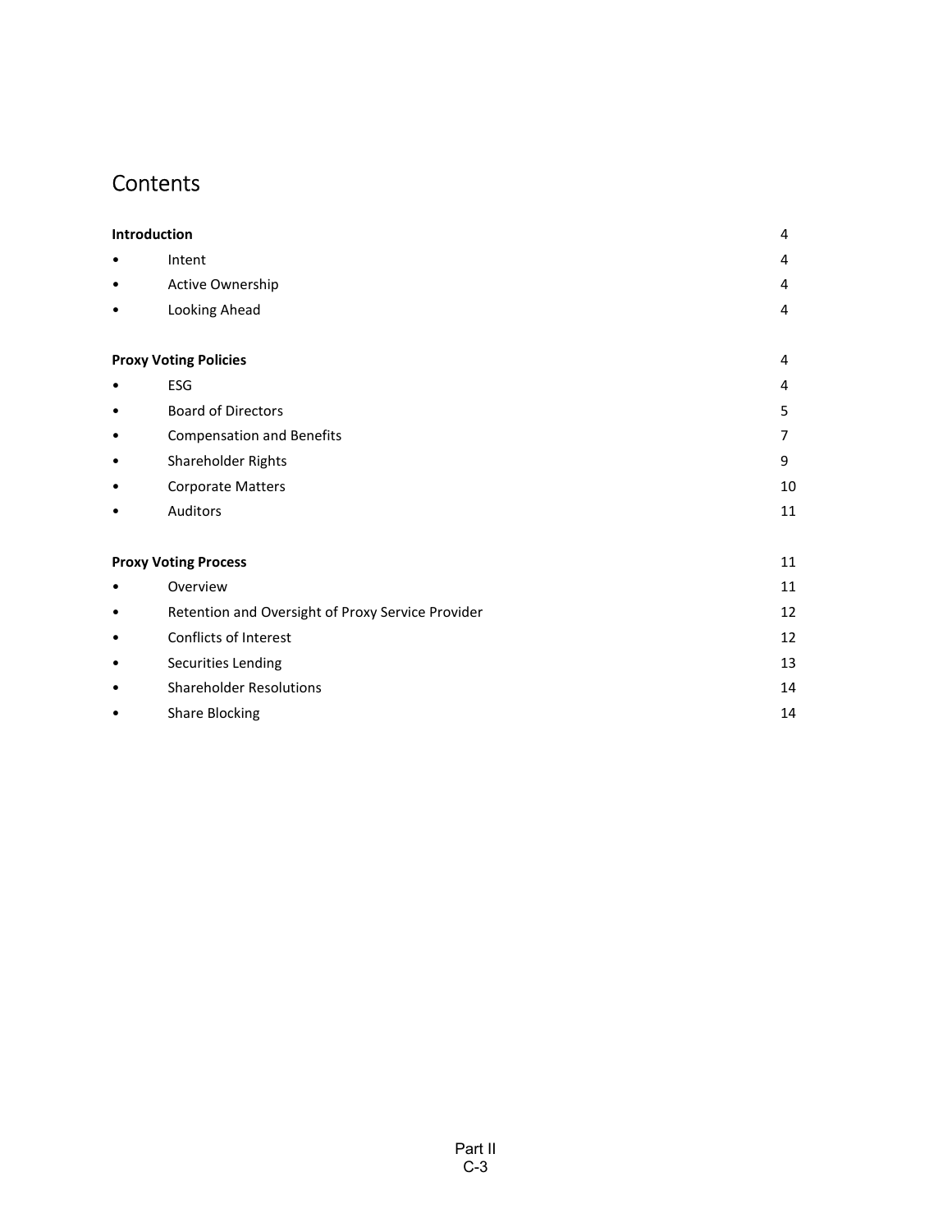# Contents

| | |
|---|---|
| **Introduction** | 4 |
| • Intent | 4 |
| • Active Ownership | 4 |
| • Looking Ahead | 4 |
| **Proxy Voting Policies** | 4 |
| • ESG | 4 |
| • Board of Directors | 5 |
| • Compensation and Benefits | 7 |
| • Shareholder Rights | 9 |
| • Corporate Matters | 10 |
| • Auditors | 11 |
| **Proxy Voting Process** | 11 |
| • Overview | 11 |
| • Retention and Oversight of Proxy Service Provider | 12 |
| • Conflicts of Interest | 12 |
| • Securities Lending | 13 |
| • Shareholder Resolutions | 14 |
| • Share Blocking | 14 |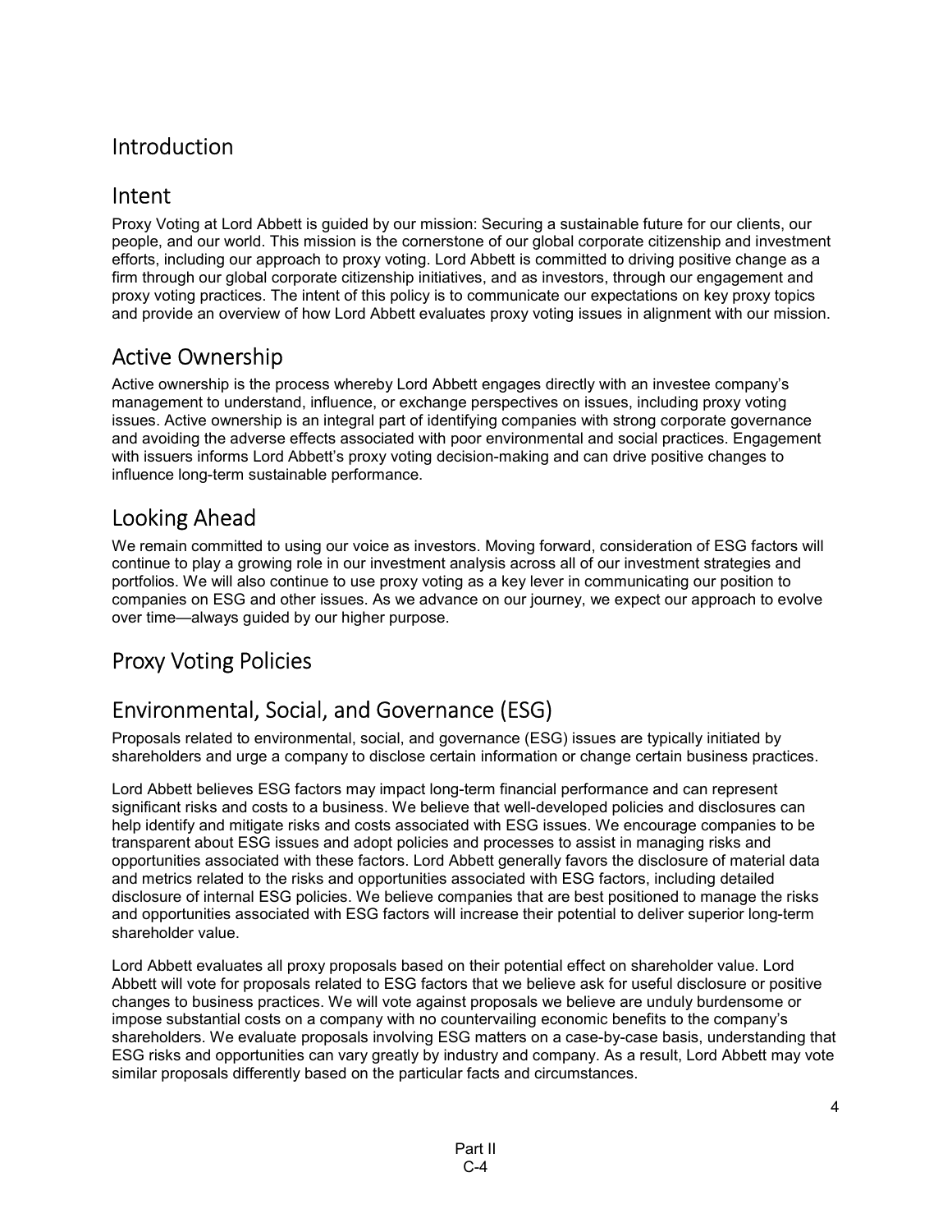# Introduction

## Intent

Proxy Voting at Lord Abbett is guided by our mission: Securing a sustainable future for our clients, our people, and our world. This mission is the cornerstone of our global corporate citizenship and investment efforts, including our approach to proxy voting. Lord Abbett is committed to driving positive change as a firm through our global corporate citizenship initiatives, and as investors, through our engagement and proxy voting practices. The intent of this policy is to communicate our expectations on key proxy topics and provide an overview of how Lord Abbett evaluates proxy voting issues in alignment with our mission.

## Active Ownership

Active ownership is the process whereby Lord Abbett engages directly with an investee company's management to understand, influence, or exchange perspectives on issues, including proxy voting issues. Active ownership is an integral part of identifying companies with strong corporate governance and avoiding the adverse effects associated with poor environmental and social practices. Engagement with issuers informs Lord Abbett's proxy voting decision-making and can drive positive changes to influence long-term sustainable performance.

## Looking Ahead

We remain committed to using our voice as investors. Moving forward, consideration of ESG factors will continue to play a growing role in our investment analysis across all of our investment strategies and portfolios. We will also continue to use proxy voting as a key lever in communicating our position to companies on ESG and other issues. As we advance on our journey, we expect our approach to evolve over time—always guided by our higher purpose.

# Proxy Voting Policies

## Environmental, Social, and Governance (ESG)

Proposals related to environmental, social, and governance (ESG) issues are typically initiated by shareholders and urge a company to disclose certain information or change certain business practices.

Lord Abbett believes ESG factors may impact long-term financial performance and can represent significant risks and costs to a business. We believe that well-developed policies and disclosures can help identify and mitigate risks and costs associated with ESG issues. We encourage companies to be transparent about ESG issues and adopt policies and processes to assist in managing risks and opportunities associated with these factors. Lord Abbett generally favors the disclosure of material data and metrics related to the risks and opportunities associated with ESG factors, including detailed disclosure of internal ESG policies. We believe companies that are best positioned to manage the risks and opportunities associated with ESG factors will increase their potential to deliver superior long-term shareholder value.

Lord Abbett evaluates all proxy proposals based on their potential effect on shareholder value. Lord Abbett will vote for proposals related to ESG factors that we believe ask for useful disclosure or positive changes to business practices. We will vote against proposals we believe are unduly burdensome or impose substantial costs on a company with no countervailing economic benefits to the company's shareholders. We evaluate proposals involving ESG matters on a case-by-case basis, understanding that ESG risks and opportunities can vary greatly by industry and company. As a result, Lord Abbett may vote similar proposals differently based on the particular facts and circumstances.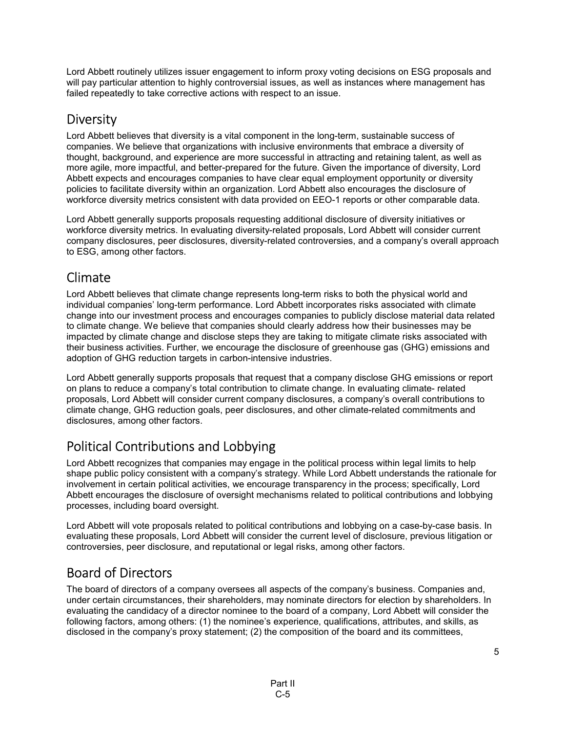Lord Abbett routinely utilizes issuer engagement to inform proxy voting decisions on ESG proposals and will pay particular attention to highly controversial issues, as well as instances where management has failed repeatedly to take corrective actions with respect to an issue.

## Diversity

Lord Abbett believes that diversity is a vital component in the long-term, sustainable success of companies. We believe that organizations with inclusive environments that embrace a diversity of thought, background, and experience are more successful in attracting and retaining talent, as well as more agile, more impactful, and better-prepared for the future. Given the importance of diversity, Lord Abbett expects and encourages companies to have clear equal employment opportunity or diversity policies to facilitate diversity within an organization. Lord Abbett also encourages the disclosure of workforce diversity metrics consistent with data provided on EEO-1 reports or other comparable data.

Lord Abbett generally supports proposals requesting additional disclosure of diversity initiatives or workforce diversity metrics. In evaluating diversity-related proposals, Lord Abbett will consider current company disclosures, peer disclosures, diversity-related controversies, and a company's overall approach to ESG, among other factors.

## Climate

Lord Abbett believes that climate change represents long-term risks to both the physical world and individual companies' long-term performance. Lord Abbett incorporates risks associated with climate change into our investment process and encourages companies to publicly disclose material data related to climate change. We believe that companies should clearly address how their businesses may be impacted by climate change and disclose steps they are taking to mitigate climate risks associated with their business activities. Further, we encourage the disclosure of greenhouse gas (GHG) emissions and adoption of GHG reduction targets in carbon-intensive industries.

Lord Abbett generally supports proposals that request that a company disclose GHG emissions or report on plans to reduce a company's total contribution to climate change. In evaluating climate- related proposals, Lord Abbett will consider current company disclosures, a company's overall contributions to climate change, GHG reduction goals, peer disclosures, and other climate-related commitments and disclosures, among other factors.

## Political Contributions and Lobbying

Lord Abbett recognizes that companies may engage in the political process within legal limits to help shape public policy consistent with a company's strategy. While Lord Abbett understands the rationale for involvement in certain political activities, we encourage transparency in the process; specifically, Lord Abbett encourages the disclosure of oversight mechanisms related to political contributions and lobbying processes, including board oversight.

Lord Abbett will vote proposals related to political contributions and lobbying on a case-by-case basis. In evaluating these proposals, Lord Abbett will consider the current level of disclosure, previous litigation or controversies, peer disclosure, and reputational or legal risks, among other factors.

## Board of Directors

The board of directors of a company oversees all aspects of the company's business. Companies and, under certain circumstances, their shareholders, may nominate directors for election by shareholders. In evaluating the candidacy of a director nominee to the board of a company, Lord Abbett will consider the following factors, among others: (1) the nominee's experience, qualifications, attributes, and skills, as disclosed in the company's proxy statement; (2) the composition of the board and its committees,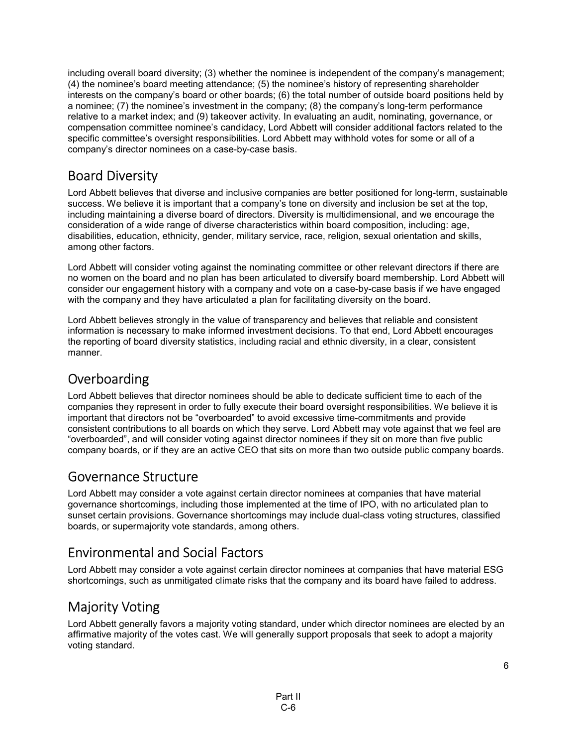including overall board diversity; (3) whether the nominee is independent of the company's management; (4) the nominee's board meeting attendance; (5) the nominee's history of representing shareholder interests on the company's board or other boards; (6) the total number of outside board positions held by a nominee; (7) the nominee's investment in the company; (8) the company's long-term performance relative to a market index; and (9) takeover activity. In evaluating an audit, nominating, governance, or compensation committee nominee's candidacy, Lord Abbett will consider additional factors related to the specific committee's oversight responsibilities. Lord Abbett may withhold votes for some or all of a company's director nominees on a case-by-case basis.

## Board Diversity

Lord Abbett believes that diverse and inclusive companies are better positioned for long-term, sustainable success. We believe it is important that a company's tone on diversity and inclusion be set at the top, including maintaining a diverse board of directors. Diversity is multidimensional, and we encourage the consideration of a wide range of diverse characteristics within board composition, including: age, disabilities, education, ethnicity, gender, military service, race, religion, sexual orientation and skills, among other factors.

Lord Abbett will consider voting against the nominating committee or other relevant directors if there are no women on the board and no plan has been articulated to diversify board membership. Lord Abbett will consider our engagement history with a company and vote on a case-by-case basis if we have engaged with the company and they have articulated a plan for facilitating diversity on the board.

Lord Abbett believes strongly in the value of transparency and believes that reliable and consistent information is necessary to make informed investment decisions. To that end, Lord Abbett encourages the reporting of board diversity statistics, including racial and ethnic diversity, in a clear, consistent manner.

## Overboarding

Lord Abbett believes that director nominees should be able to dedicate sufficient time to each of the companies they represent in order to fully execute their board oversight responsibilities. We believe it is important that directors not be "overboarded" to avoid excessive time-commitments and provide consistent contributions to all boards on which they serve. Lord Abbett may vote against that we feel are "overboarded", and will consider voting against director nominees if they sit on more than five public company boards, or if they are an active CEO that sits on more than two outside public company boards.

## Governance Structure

Lord Abbett may consider a vote against certain director nominees at companies that have material governance shortcomings, including those implemented at the time of IPO, with no articulated plan to sunset certain provisions. Governance shortcomings may include dual-class voting structures, classified boards, or supermajority vote standards, among others.

## Environmental and Social Factors

Lord Abbett may consider a vote against certain director nominees at companies that have material ESG shortcomings, such as unmitigated climate risks that the company and its board have failed to address.

## Majority Voting

Lord Abbett generally favors a majority voting standard, under which director nominees are elected by an affirmative majority of the votes cast. We will generally support proposals that seek to adopt a majority voting standard.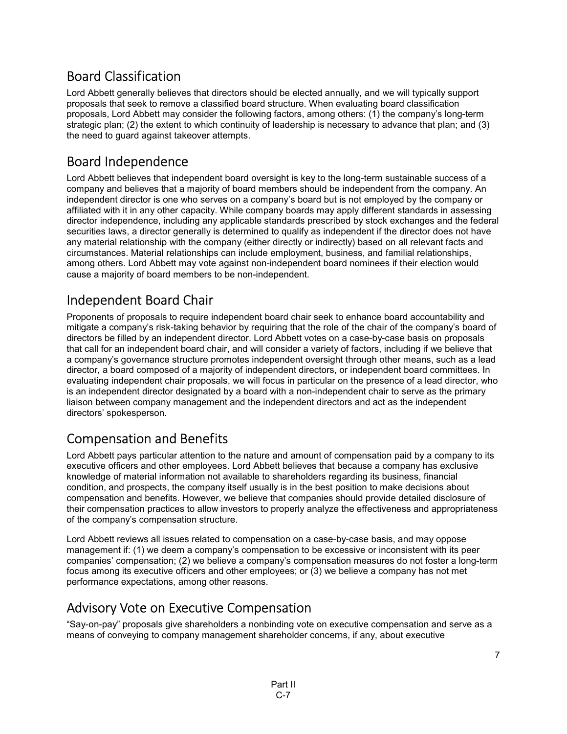## Board Classification

Lord Abbett generally believes that directors should be elected annually, and we will typically support proposals that seek to remove a classified board structure. When evaluating board classification proposals, Lord Abbett may consider the following factors, among others: (1) the company's long-term strategic plan; (2) the extent to which continuity of leadership is necessary to advance that plan; and (3) the need to guard against takeover attempts.

## Board Independence

Lord Abbett believes that independent board oversight is key to the long-term sustainable success of a company and believes that a majority of board members should be independent from the company. An independent director is one who serves on a company's board but is not employed by the company or affiliated with it in any other capacity. While company boards may apply different standards in assessing director independence, including any applicable standards prescribed by stock exchanges and the federal securities laws, a director generally is determined to qualify as independent if the director does not have any material relationship with the company (either directly or indirectly) based on all relevant facts and circumstances. Material relationships can include employment, business, and familial relationships, among others. Lord Abbett may vote against non-independent board nominees if their election would cause a majority of board members to be non-independent.

## Independent Board Chair

Proponents of proposals to require independent board chair seek to enhance board accountability and mitigate a company's risk-taking behavior by requiring that the role of the chair of the company's board of directors be filled by an independent director. Lord Abbett votes on a case-by-case basis on proposals that call for an independent board chair, and will consider a variety of factors, including if we believe that a company's governance structure promotes independent oversight through other means, such as a lead director, a board composed of a majority of independent directors, or independent board committees. In evaluating independent chair proposals, we will focus in particular on the presence of a lead director, who is an independent director designated by a board with a non-independent chair to serve as the primary liaison between company management and the independent directors and act as the independent directors' spokesperson.

## Compensation and Benefits

Lord Abbett pays particular attention to the nature and amount of compensation paid by a company to its executive officers and other employees. Lord Abbett believes that because a company has exclusive knowledge of material information not available to shareholders regarding its business, financial condition, and prospects, the company itself usually is in the best position to make decisions about compensation and benefits. However, we believe that companies should provide detailed disclosure of their compensation practices to allow investors to properly analyze the effectiveness and appropriateness of the company's compensation structure.

Lord Abbett reviews all issues related to compensation on a case-by-case basis, and may oppose management if: (1) we deem a company's compensation to be excessive or inconsistent with its peer companies' compensation; (2) we believe a company's compensation measures do not foster a long-term focus among its executive officers and other employees; or (3) we believe a company has not met performance expectations, among other reasons.

## Advisory Vote on Executive Compensation

"Say-on-pay" proposals give shareholders a nonbinding vote on executive compensation and serve as a means of conveying to company management shareholder concerns, if any, about executive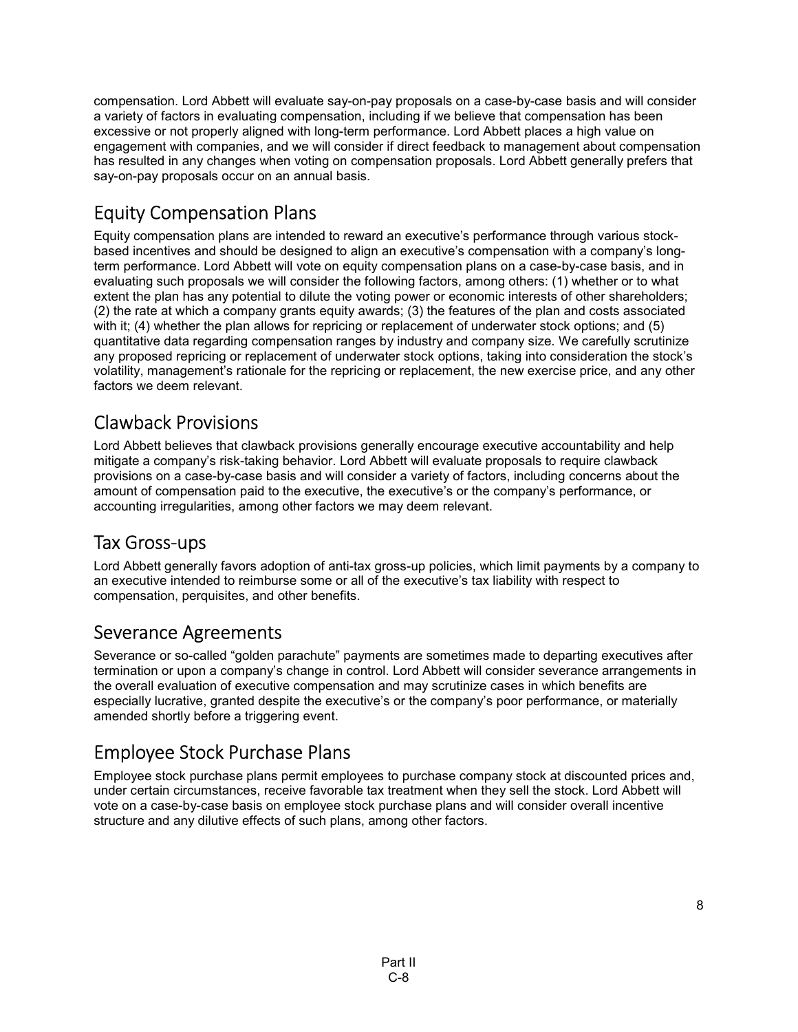compensation. Lord Abbett will evaluate say-on-pay proposals on a case-by-case basis and will consider a variety of factors in evaluating compensation, including if we believe that compensation has been excessive or not properly aligned with long-term performance. Lord Abbett places a high value on engagement with companies, and we will consider if direct feedback to management about compensation has resulted in any changes when voting on compensation proposals. Lord Abbett generally prefers that say-on-pay proposals occur on an annual basis.

## Equity Compensation Plans

Equity compensation plans are intended to reward an executive's performance through various stock-based incentives and should be designed to align an executive's compensation with a company's long-term performance. Lord Abbett will vote on equity compensation plans on a case-by-case basis, and in evaluating such proposals we will consider the following factors, among others: (1) whether or to what extent the plan has any potential to dilute the voting power or economic interests of other shareholders; (2) the rate at which a company grants equity awards; (3) the features of the plan and costs associated with it; (4) whether the plan allows for repricing or replacement of underwater stock options; and (5) quantitative data regarding compensation ranges by industry and company size. We carefully scrutinize any proposed repricing or replacement of underwater stock options, taking into consideration the stock's volatility, management's rationale for the repricing or replacement, the new exercise price, and any other factors we deem relevant.

## Clawback Provisions

Lord Abbett believes that clawback provisions generally encourage executive accountability and help mitigate a company's risk-taking behavior. Lord Abbett will evaluate proposals to require clawback provisions on a case-by-case basis and will consider a variety of factors, including concerns about the amount of compensation paid to the executive, the executive's or the company's performance, or accounting irregularities, among other factors we may deem relevant.

## Tax Gross-ups

Lord Abbett generally favors adoption of anti-tax gross-up policies, which limit payments by a company to an executive intended to reimburse some or all of the executive's tax liability with respect to compensation, perquisites, and other benefits.

## Severance Agreements

Severance or so-called "golden parachute" payments are sometimes made to departing executives after termination or upon a company's change in control. Lord Abbett will consider severance arrangements in the overall evaluation of executive compensation and may scrutinize cases in which benefits are especially lucrative, granted despite the executive's or the company's poor performance, or materially amended shortly before a triggering event.

## Employee Stock Purchase Plans

Employee stock purchase plans permit employees to purchase company stock at discounted prices and, under certain circumstances, receive favorable tax treatment when they sell the stock. Lord Abbett will vote on a case-by-case basis on employee stock purchase plans and will consider overall incentive structure and any dilutive effects of such plans, among other factors.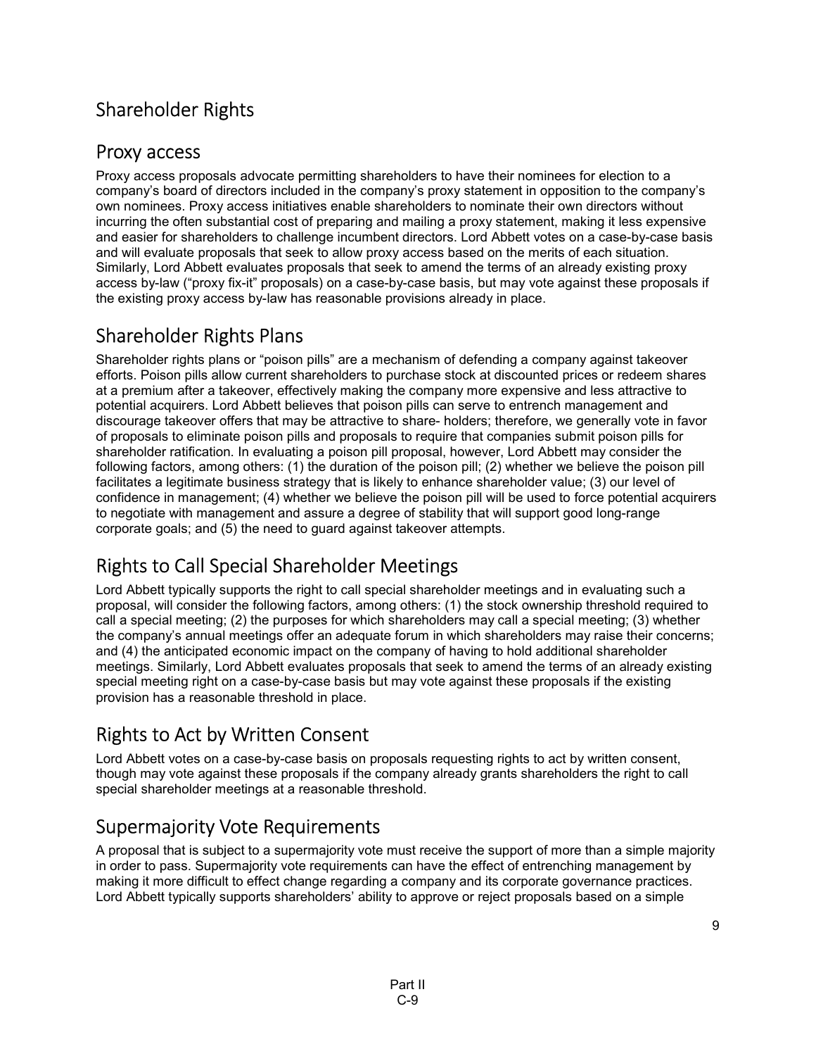# Shareholder Rights

## Proxy access

Proxy access proposals advocate permitting shareholders to have their nominees for election to a company's board of directors included in the company's proxy statement in opposition to the company's own nominees. Proxy access initiatives enable shareholders to nominate their own directors without incurring the often substantial cost of preparing and mailing a proxy statement, making it less expensive and easier for shareholders to challenge incumbent directors. Lord Abbett votes on a case-by-case basis and will evaluate proposals that seek to allow proxy access based on the merits of each situation. Similarly, Lord Abbett evaluates proposals that seek to amend the terms of an already existing proxy access by-law ("proxy fix-it" proposals) on a case-by-case basis, but may vote against these proposals if the existing proxy access by-law has reasonable provisions already in place.

## Shareholder Rights Plans

Shareholder rights plans or "poison pills" are a mechanism of defending a company against takeover efforts. Poison pills allow current shareholders to purchase stock at discounted prices or redeem shares at a premium after a takeover, effectively making the company more expensive and less attractive to potential acquirers. Lord Abbett believes that poison pills can serve to entrench management and discourage takeover offers that may be attractive to share- holders; therefore, we generally vote in favor of proposals to eliminate poison pills and proposals to require that companies submit poison pills for shareholder ratification. In evaluating a poison pill proposal, however, Lord Abbett may consider the following factors, among others: (1) the duration of the poison pill; (2) whether we believe the poison pill facilitates a legitimate business strategy that is likely to enhance shareholder value; (3) our level of confidence in management; (4) whether we believe the poison pill will be used to force potential acquirers to negotiate with management and assure a degree of stability that will support good long-range corporate goals; and (5) the need to guard against takeover attempts.

## Rights to Call Special Shareholder Meetings

Lord Abbett typically supports the right to call special shareholder meetings and in evaluating such a proposal, will consider the following factors, among others: (1) the stock ownership threshold required to call a special meeting; (2) the purposes for which shareholders may call a special meeting; (3) whether the company's annual meetings offer an adequate forum in which shareholders may raise their concerns; and (4) the anticipated economic impact on the company of having to hold additional shareholder meetings. Similarly, Lord Abbett evaluates proposals that seek to amend the terms of an already existing special meeting right on a case-by-case basis but may vote against these proposals if the existing provision has a reasonable threshold in place.

## Rights to Act by Written Consent

Lord Abbett votes on a case-by-case basis on proposals requesting rights to act by written consent, though may vote against these proposals if the company already grants shareholders the right to call special shareholder meetings at a reasonable threshold.

## Supermajority Vote Requirements

A proposal that is subject to a supermajority vote must receive the support of more than a simple majority in order to pass. Supermajority vote requirements can have the effect of entrenching management by making it more difficult to effect change regarding a company and its corporate governance practices. Lord Abbett typically supports shareholders' ability to approve or reject proposals based on a simple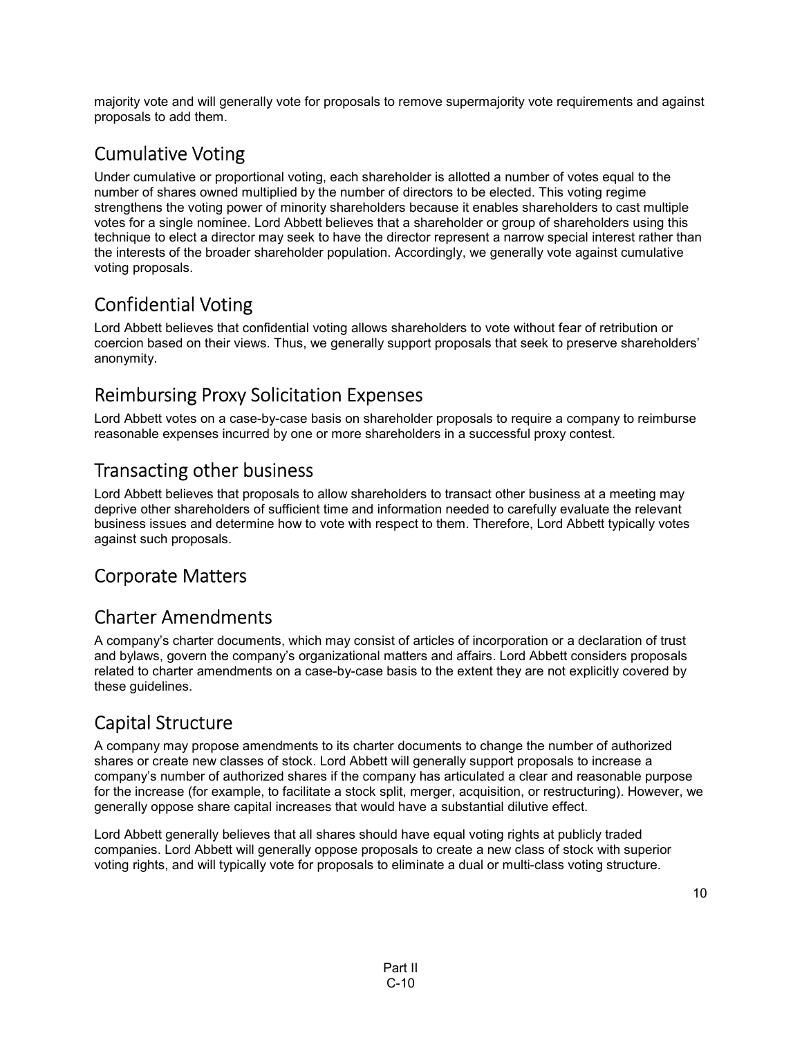majority vote and will generally vote for proposals to remove supermajority vote requirements and against proposals to add them.

## Cumulative Voting

Under cumulative or proportional voting, each shareholder is allotted a number of votes equal to the number of shares owned multiplied by the number of directors to be elected. This voting regime strengthens the voting power of minority shareholders because it enables shareholders to cast multiple votes for a single nominee. Lord Abbett believes that a shareholder or group of shareholders using this technique to elect a director may seek to have the director represent a narrow special interest rather than the interests of the broader shareholder population. Accordingly, we generally vote against cumulative voting proposals.

## Confidential Voting

Lord Abbett believes that confidential voting allows shareholders to vote without fear of retribution or coercion based on their views. Thus, we generally support proposals that seek to preserve shareholders' anonymity.

## Reimbursing Proxy Solicitation Expenses

Lord Abbett votes on a case-by-case basis on shareholder proposals to require a company to reimburse reasonable expenses incurred by one or more shareholders in a successful proxy contest.

## Transacting other business

Lord Abbett believes that proposals to allow shareholders to transact other business at a meeting may deprive other shareholders of sufficient time and information needed to carefully evaluate the relevant business issues and determine how to vote with respect to them. Therefore, Lord Abbett typically votes against such proposals.

## Corporate Matters

## Charter Amendments

A company's charter documents, which may consist of articles of incorporation or a declaration of trust and bylaws, govern the company's organizational matters and affairs. Lord Abbett considers proposals related to charter amendments on a case-by-case basis to the extent they are not explicitly covered by these guidelines.

## Capital Structure

A company may propose amendments to its charter documents to change the number of authorized shares or create new classes of stock. Lord Abbett will generally support proposals to increase a company's number of authorized shares if the company has articulated a clear and reasonable purpose for the increase (for example, to facilitate a stock split, merger, acquisition, or restructuring). However, we generally oppose share capital increases that would have a substantial dilutive effect.

Lord Abbett generally believes that all shares should have equal voting rights at publicly traded companies. Lord Abbett will generally oppose proposals to create a new class of stock with superior voting rights, and will typically vote for proposals to eliminate a dual or multi-class voting structure.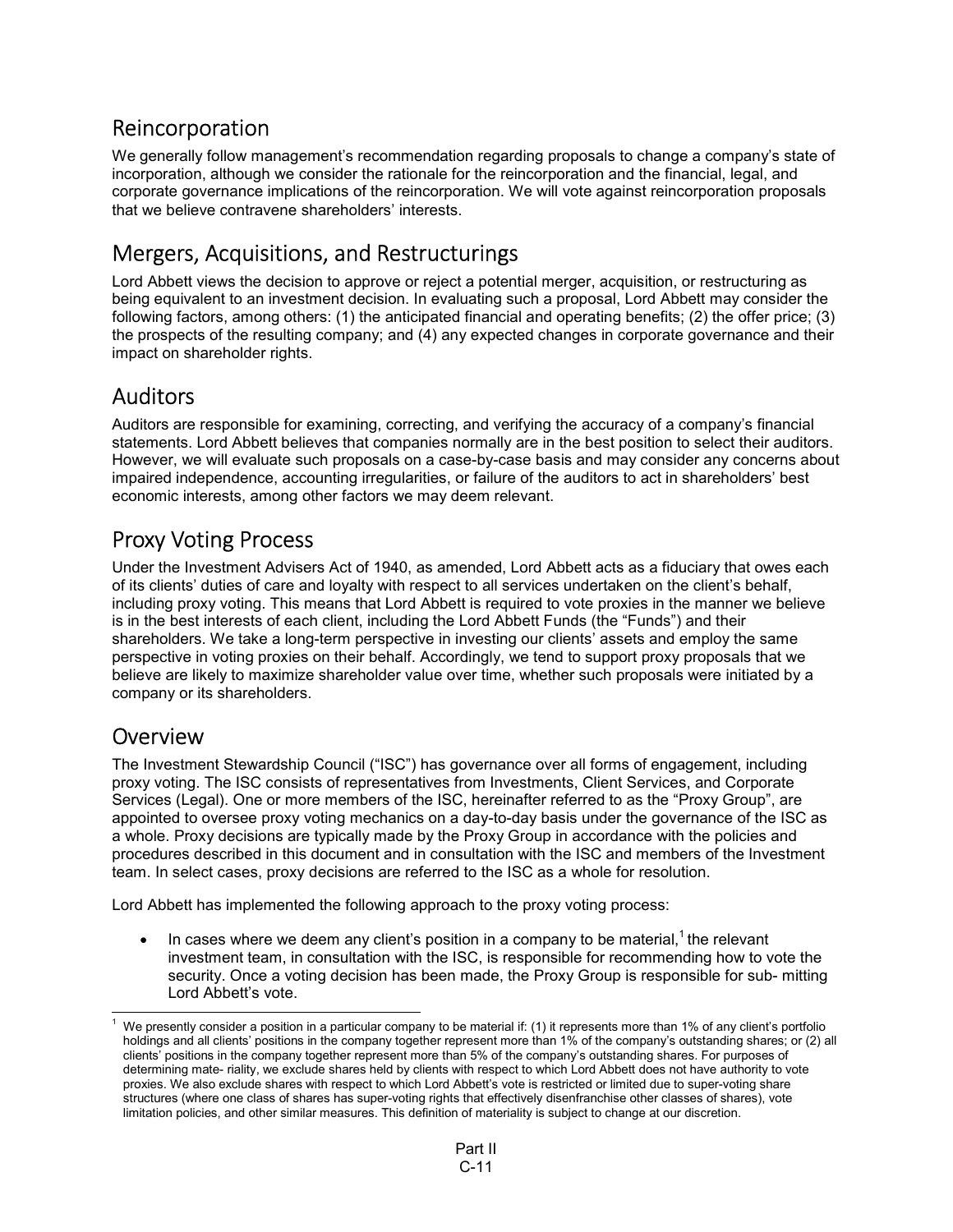## Reincorporation

We generally follow management's recommendation regarding proposals to change a company's state of incorporation, although we consider the rationale for the reincorporation and the financial, legal, and corporate governance implications of the reincorporation. We will vote against reincorporation proposals that we believe contravene shareholders' interests.

## Mergers, Acquisitions, and Restructurings

Lord Abbett views the decision to approve or reject a potential merger, acquisition, or restructuring as being equivalent to an investment decision. In evaluating such a proposal, Lord Abbett may consider the following factors, among others: (1) the anticipated financial and operating benefits; (2) the offer price; (3) the prospects of the resulting company; and (4) any expected changes in corporate governance and their impact on shareholder rights.

## Auditors

Auditors are responsible for examining, correcting, and verifying the accuracy of a company's financial statements. Lord Abbett believes that companies normally are in the best position to select their auditors. However, we will evaluate such proposals on a case-by-case basis and may consider any concerns about impaired independence, accounting irregularities, or failure of the auditors to act in shareholders' best economic interests, among other factors we may deem relevant.

## Proxy Voting Process

Under the Investment Advisers Act of 1940, as amended, Lord Abbett acts as a fiduciary that owes each of its clients' duties of care and loyalty with respect to all services undertaken on the client's behalf, including proxy voting. This means that Lord Abbett is required to vote proxies in the manner we believe is in the best interests of each client, including the Lord Abbett Funds (the "Funds") and their shareholders. We take a long-term perspective in investing our clients' assets and employ the same perspective in voting proxies on their behalf. Accordingly, we tend to support proxy proposals that we believe are likely to maximize shareholder value over time, whether such proposals were initiated by a company or its shareholders.

## Overview

The Investment Stewardship Council ("ISC") has governance over all forms of engagement, including proxy voting. The ISC consists of representatives from Investments, Client Services, and Corporate Services (Legal). One or more members of the ISC, hereinafter referred to as the "Proxy Group", are appointed to oversee proxy voting mechanics on a day-to-day basis under the governance of the ISC as a whole. Proxy decisions are typically made by the Proxy Group in accordance with the policies and procedures described in this document and in consultation with the ISC and members of the Investment team. In select cases, proxy decisions are referred to the ISC as a whole for resolution.

Lord Abbett has implemented the following approach to the proxy voting process:

- In cases where we deem any client's position in a company to be material,[1] the relevant investment team, in consultation with the ISC, is responsible for recommending how to vote the security. Once a voting decision has been made, the Proxy Group is responsible for sub- mitting Lord Abbett's vote.

[1] We presently consider a position in a particular company to be material if: (1) it represents more than 1% of any client's portfolio holdings and all clients' positions in the company together represent more than 1% of the company's outstanding shares; or (2) all clients' positions in the company together represent more than 5% of the company's outstanding shares. For purposes of determining mate- riality, we exclude shares held by clients with respect to which Lord Abbett does not have authority to vote proxies. We also exclude shares with respect to which Lord Abbett's vote is restricted or limited due to super-voting share structures (where one class of shares has super-voting rights that effectively disenfranchise other classes of shares), vote limitation policies, and other similar measures. This definition of materiality is subject to change at our discretion.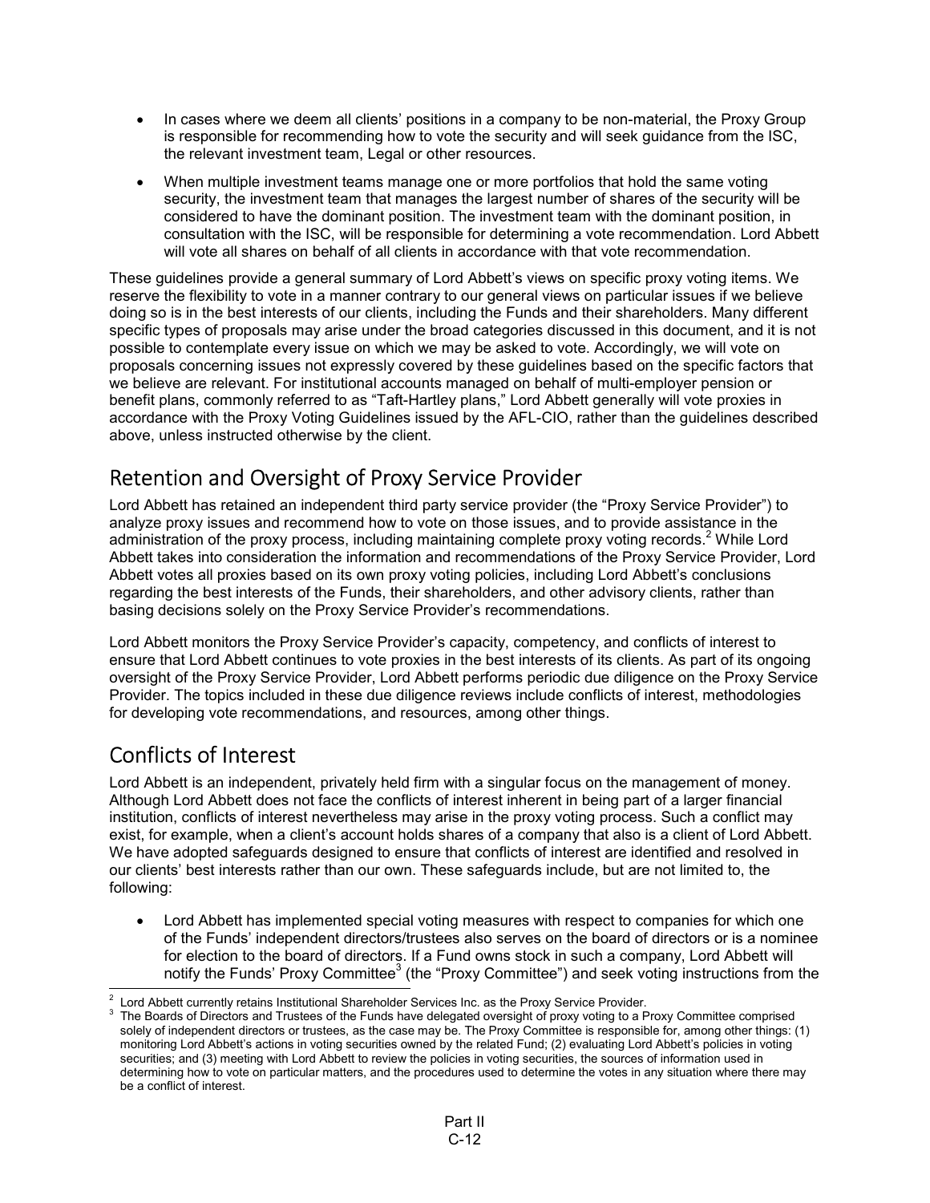- In cases where we deem all clients' positions in a company to be non-material, the Proxy Group is responsible for recommending how to vote the security and will seek guidance from the ISC, the relevant investment team, Legal or other resources.
- When multiple investment teams manage one or more portfolios that hold the same voting security, the investment team that manages the largest number of shares of the security will be considered to have the dominant position. The investment team with the dominant position, in consultation with the ISC, will be responsible for determining a vote recommendation. Lord Abbett will vote all shares on behalf of all clients in accordance with that vote recommendation.

These guidelines provide a general summary of Lord Abbett's views on specific proxy voting items. We reserve the flexibility to vote in a manner contrary to our general views on particular issues if we believe doing so is in the best interests of our clients, including the Funds and their shareholders. Many different specific types of proposals may arise under the broad categories discussed in this document, and it is not possible to contemplate every issue on which we may be asked to vote. Accordingly, we will vote on proposals concerning issues not expressly covered by these guidelines based on the specific factors that we believe are relevant. For institutional accounts managed on behalf of multi-employer pension or benefit plans, commonly referred to as "Taft-Hartley plans," Lord Abbett generally will vote proxies in accordance with the Proxy Voting Guidelines issued by the AFL-CIO, rather than the guidelines described above, unless instructed otherwise by the client.

## Retention and Oversight of Proxy Service Provider

Lord Abbett has retained an independent third party service provider (the "Proxy Service Provider") to analyze proxy issues and recommend how to vote on those issues, and to provide assistance in the administration of the proxy process, including maintaining complete proxy voting records.[2] While Lord Abbett takes into consideration the information and recommendations of the Proxy Service Provider, Lord Abbett votes all proxies based on its own proxy voting policies, including Lord Abbett's conclusions regarding the best interests of the Funds, their shareholders, and other advisory clients, rather than basing decisions solely on the Proxy Service Provider's recommendations.

Lord Abbett monitors the Proxy Service Provider's capacity, competency, and conflicts of interest to ensure that Lord Abbett continues to vote proxies in the best interests of its clients. As part of its ongoing oversight of the Proxy Service Provider, Lord Abbett performs periodic due diligence on the Proxy Service Provider. The topics included in these due diligence reviews include conflicts of interest, methodologies for developing vote recommendations, and resources, among other things.

## Conflicts of Interest

Lord Abbett is an independent, privately held firm with a singular focus on the management of money. Although Lord Abbett does not face the conflicts of interest inherent in being part of a larger financial institution, conflicts of interest nevertheless may arise in the proxy voting process. Such a conflict may exist, for example, when a client's account holds shares of a company that also is a client of Lord Abbett. We have adopted safeguards designed to ensure that conflicts of interest are identified and resolved in our clients' best interests rather than our own. These safeguards include, but are not limited to, the following:

- Lord Abbett has implemented special voting measures with respect to companies for which one of the Funds' independent directors/trustees also serves on the board of directors or is a nominee for election to the board of directors. If a Fund owns stock in such a company, Lord Abbett will notify the Funds' Proxy Committee[3] (the "Proxy Committee") and seek voting instructions from the

[2] Lord Abbett currently retains Institutional Shareholder Services Inc. as the Proxy Service Provider.

[3] The Boards of Directors and Trustees of the Funds have delegated oversight of proxy voting to a Proxy Committee comprised solely of independent directors or trustees, as the case may be. The Proxy Committee is responsible for, among other things: (1) monitoring Lord Abbett's actions in voting securities owned by the related Fund; (2) evaluating Lord Abbett's policies in voting securities; and (3) meeting with Lord Abbett to review the policies in voting securities, the sources of information used in determining how to vote on particular matters, and the procedures used to determine the votes in any situation where there may be a conflict of interest.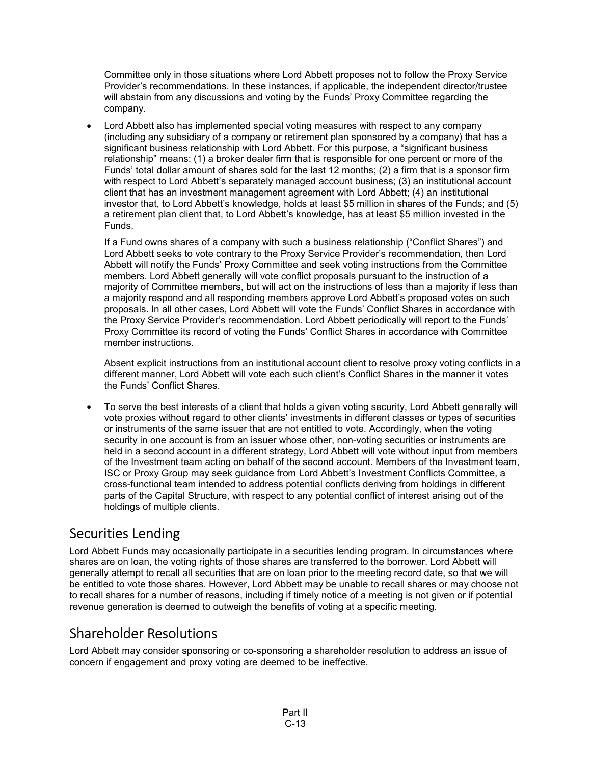Committee only in those situations where Lord Abbett proposes not to follow the Proxy Service Provider's recommendations. In these instances, if applicable, the independent director/trustee will abstain from any discussions and voting by the Funds' Proxy Committee regarding the company.

- Lord Abbett also has implemented special voting measures with respect to any company (including any subsidiary of a company or retirement plan sponsored by a company) that has a significant business relationship with Lord Abbett. For this purpose, a "significant business relationship" means: (1) a broker dealer firm that is responsible for one percent or more of the Funds' total dollar amount of shares sold for the last 12 months; (2) a firm that is a sponsor firm with respect to Lord Abbett's separately managed account business; (3) an institutional account client that has an investment management agreement with Lord Abbett; (4) an institutional investor that, to Lord Abbett's knowledge, holds at least $5 million in shares of the Funds; and (5) a retirement plan client that, to Lord Abbett's knowledge, has at least $5 million invested in the Funds.

  If a Fund owns shares of a company with such a business relationship ("Conflict Shares") and Lord Abbett seeks to vote contrary to the Proxy Service Provider's recommendation, then Lord Abbett will notify the Funds' Proxy Committee and seek voting instructions from the Committee members. Lord Abbett generally will vote conflict proposals pursuant to the instruction of a majority of Committee members, but will act on the instructions of less than a majority if less than a majority respond and all responding members approve Lord Abbett's proposed votes on such proposals. In all other cases, Lord Abbett will vote the Funds' Conflict Shares in accordance with the Proxy Service Provider's recommendation. Lord Abbett periodically will report to the Funds' Proxy Committee its record of voting the Funds' Conflict Shares in accordance with Committee member instructions.

  Absent explicit instructions from an institutional account client to resolve proxy voting conflicts in a different manner, Lord Abbett will vote each such client's Conflict Shares in the manner it votes the Funds' Conflict Shares.

- To serve the best interests of a client that holds a given voting security, Lord Abbett generally will vote proxies without regard to other clients' investments in different classes or types of securities or instruments of the same issuer that are not entitled to vote. Accordingly, when the voting security in one account is from an issuer whose other, non-voting securities or instruments are held in a second account in a different strategy, Lord Abbett will vote without input from members of the Investment team acting on behalf of the second account. Members of the Investment team, ISC or Proxy Group may seek guidance from Lord Abbett's Investment Conflicts Committee, a cross-functional team intended to address potential conflicts deriving from holdings in different parts of the Capital Structure, with respect to any potential conflict of interest arising out of the holdings of multiple clients.

## Securities Lending

Lord Abbett Funds may occasionally participate in a securities lending program. In circumstances where shares are on loan, the voting rights of those shares are transferred to the borrower. Lord Abbett will generally attempt to recall all securities that are on loan prior to the meeting record date, so that we will be entitled to vote those shares. However, Lord Abbett may be unable to recall shares or may choose not to recall shares for a number of reasons, including if timely notice of a meeting is not given or if potential revenue generation is deemed to outweigh the benefits of voting at a specific meeting.

## Shareholder Resolutions

Lord Abbett may consider sponsoring or co-sponsoring a shareholder resolution to address an issue of concern if engagement and proxy voting are deemed to be ineffective.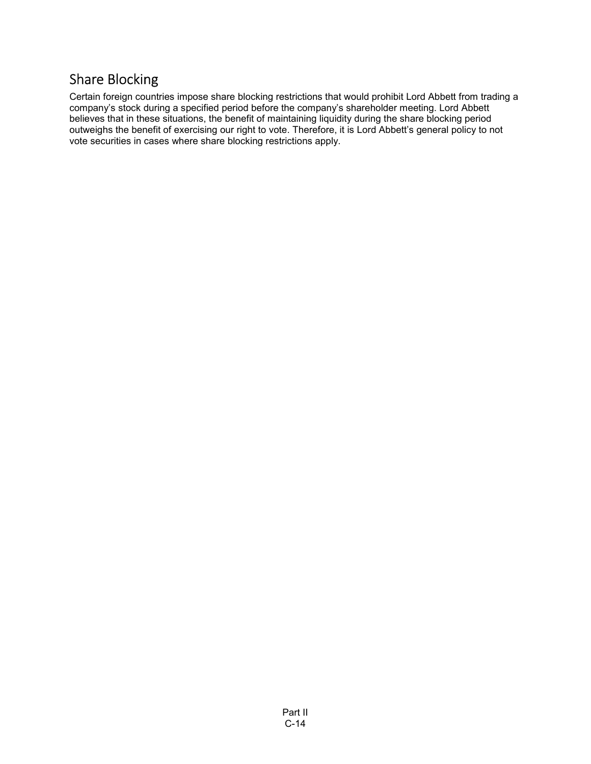## Share Blocking

Certain foreign countries impose share blocking restrictions that would prohibit Lord Abbett from trading a company's stock during a specified period before the company's shareholder meeting. Lord Abbett believes that in these situations, the benefit of maintaining liquidity during the share blocking period outweighs the benefit of exercising our right to vote. Therefore, it is Lord Abbett's general policy to not vote securities in cases where share blocking restrictions apply.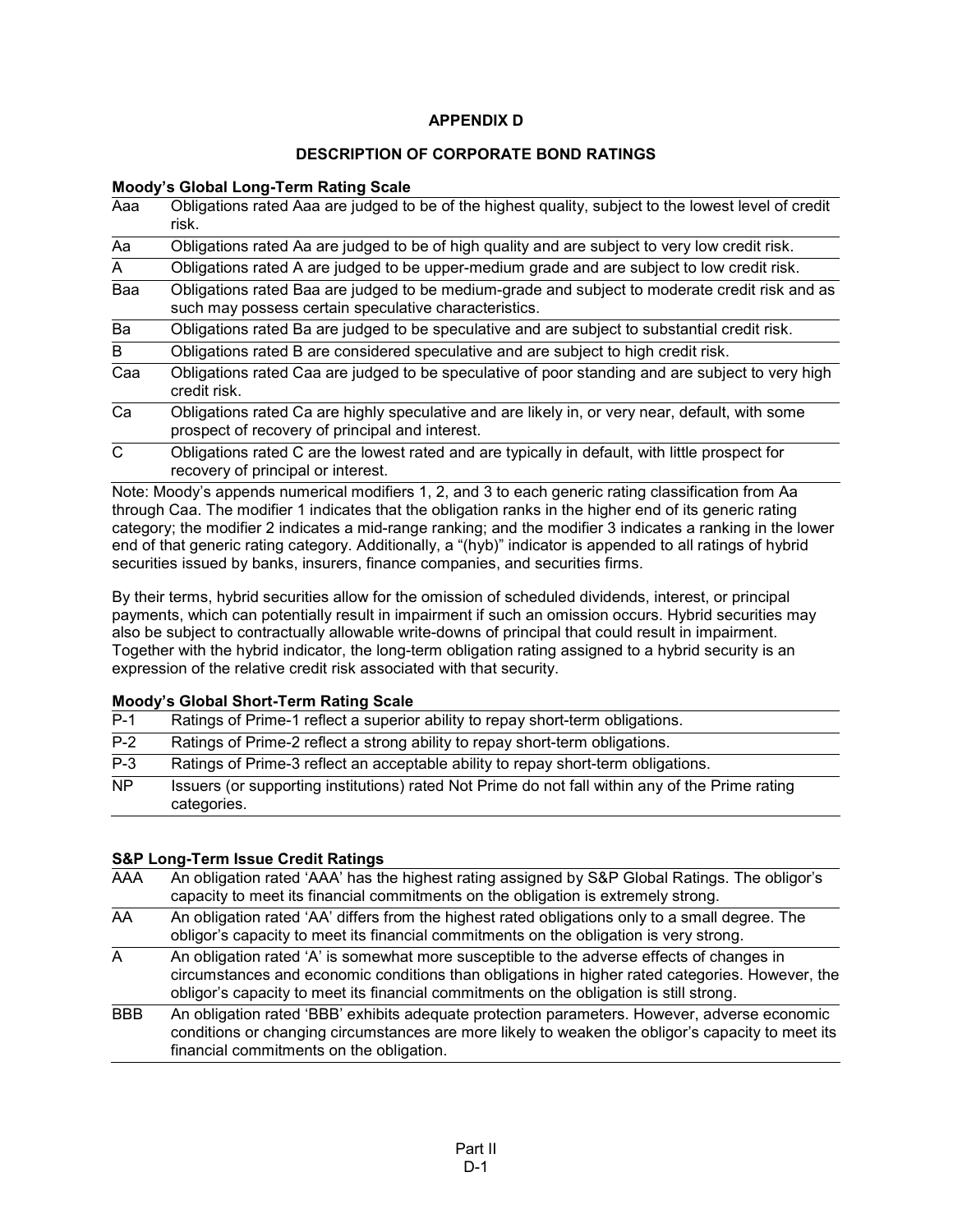## APPENDIX D

## DESCRIPTION OF CORPORATE BOND RATINGS

**Moody's Global Long-Term Rating Scale**

| | |
|---|---|
| Aaa | Obligations rated Aaa are judged to be of the highest quality, subject to the lowest level of credit risk. |
| Aa | Obligations rated Aa are judged to be of high quality and are subject to very low credit risk. |
| A | Obligations rated A are judged to be upper-medium grade and are subject to low credit risk. |
| Baa | Obligations rated Baa are judged to be medium-grade and subject to moderate credit risk and as such may possess certain speculative characteristics. |
| Ba | Obligations rated Ba are judged to be speculative and are subject to substantial credit risk. |
| B | Obligations rated B are considered speculative and are subject to high credit risk. |
| Caa | Obligations rated Caa are judged to be speculative of poor standing and are subject to very high credit risk. |
| Ca | Obligations rated Ca are highly speculative and are likely in, or very near, default, with some prospect of recovery of principal and interest. |
| C | Obligations rated C are the lowest rated and are typically in default, with little prospect for recovery of principal or interest. |

Note: Moody's appends numerical modifiers 1, 2, and 3 to each generic rating classification from Aa through Caa. The modifier 1 indicates that the obligation ranks in the higher end of its generic rating category; the modifier 2 indicates a mid-range ranking; and the modifier 3 indicates a ranking in the lower end of that generic rating category. Additionally, a "(hyb)" indicator is appended to all ratings of hybrid securities issued by banks, insurers, finance companies, and securities firms.

By their terms, hybrid securities allow for the omission of scheduled dividends, interest, or principal payments, which can potentially result in impairment if such an omission occurs. Hybrid securities may also be subject to contractually allowable write-downs of principal that could result in impairment. Together with the hybrid indicator, the long-term obligation rating assigned to a hybrid security is an expression of the relative credit risk associated with that security.

**Moody's Global Short-Term Rating Scale**

| | |
|---|---|
| P-1 | Ratings of Prime-1 reflect a superior ability to repay short-term obligations. |
| P-2 | Ratings of Prime-2 reflect a strong ability to repay short-term obligations. |
| P-3 | Ratings of Prime-3 reflect an acceptable ability to repay short-term obligations. |
| NP | Issuers (or supporting institutions) rated Not Prime do not fall within any of the Prime rating categories. |

**S&P Long-Term Issue Credit Ratings**

| | |
|---|---|
| AAA | An obligation rated 'AAA' has the highest rating assigned by S&P Global Ratings. The obligor's capacity to meet its financial commitments on the obligation is extremely strong. |
| AA | An obligation rated 'AA' differs from the highest rated obligations only to a small degree. The obligor's capacity to meet its financial commitments on the obligation is very strong. |
| A | An obligation rated 'A' is somewhat more susceptible to the adverse effects of changes in circumstances and economic conditions than obligations in higher rated categories. However, the obligor's capacity to meet its financial commitments on the obligation is still strong. |
| BBB | An obligation rated 'BBB' exhibits adequate protection parameters. However, adverse economic conditions or changing circumstances are more likely to weaken the obligor's capacity to meet its financial commitments on the obligation. |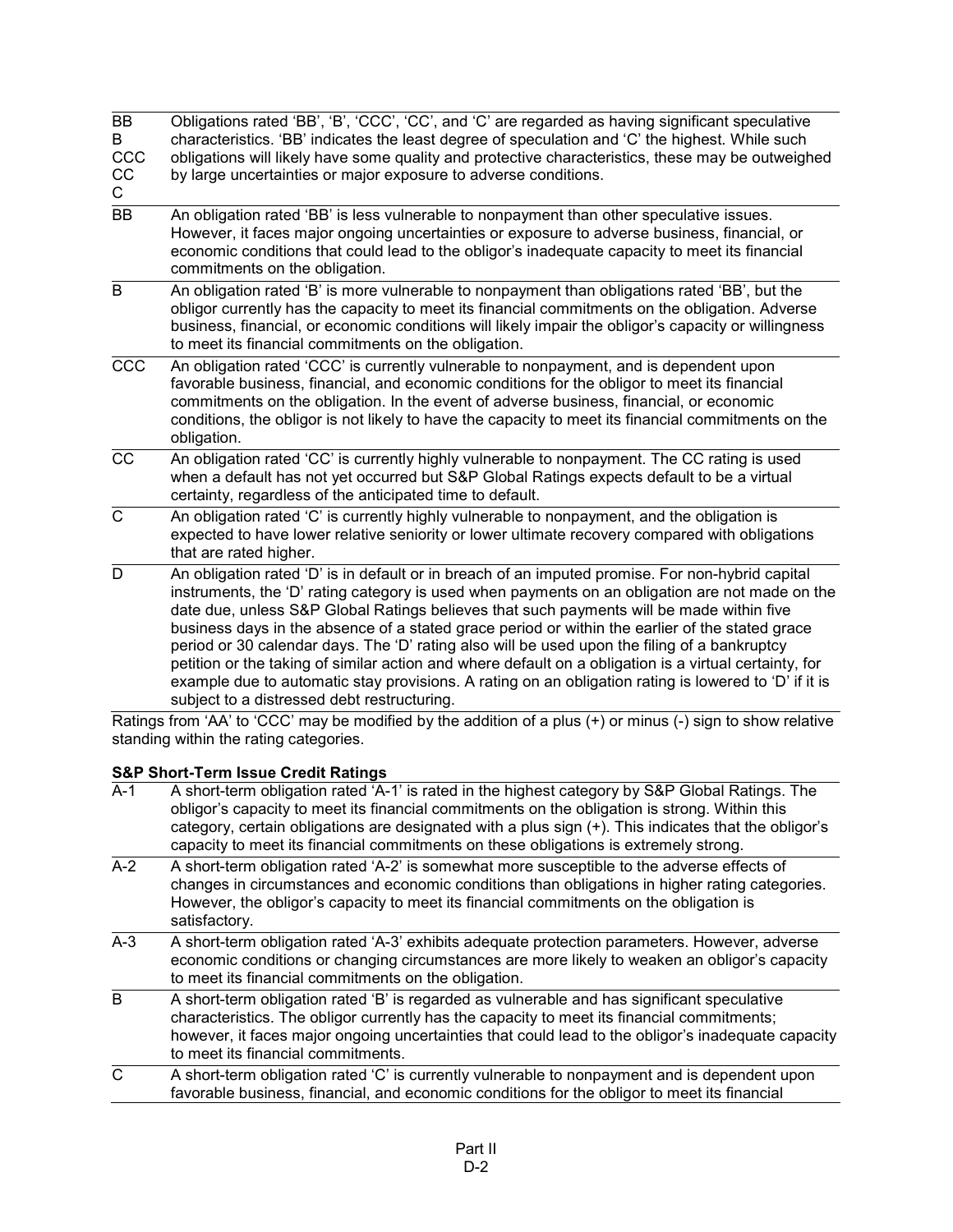| | |
|---|---|
| BB<br>B<br>CCC<br>CC<br>C | Obligations rated 'BB', 'B', 'CCC', 'CC', and 'C' are regarded as having significant speculative characteristics. 'BB' indicates the least degree of speculation and 'C' the highest. While such obligations will likely have some quality and protective characteristics, these may be outweighed by large uncertainties or major exposure to adverse conditions. |
| BB | An obligation rated 'BB' is less vulnerable to nonpayment than other speculative issues. However, it faces major ongoing uncertainties or exposure to adverse business, financial, or economic conditions that could lead to the obligor's inadequate capacity to meet its financial commitments on the obligation. |
| B | An obligation rated 'B' is more vulnerable to nonpayment than obligations rated 'BB', but the obligor currently has the capacity to meet its financial commitments on the obligation. Adverse business, financial, or economic conditions will likely impair the obligor's capacity or willingness to meet its financial commitments on the obligation. |
| CCC | An obligation rated 'CCC' is currently vulnerable to nonpayment, and is dependent upon favorable business, financial, and economic conditions for the obligor to meet its financial commitments on the obligation. In the event of adverse business, financial, or economic conditions, the obligor is not likely to have the capacity to meet its financial commitments on the obligation. |
| CC | An obligation rated 'CC' is currently highly vulnerable to nonpayment. The CC rating is used when a default has not yet occurred but S&P Global Ratings expects default to be a virtual certainty, regardless of the anticipated time to default. |
| C | An obligation rated 'C' is currently highly vulnerable to nonpayment, and the obligation is expected to have lower relative seniority or lower ultimate recovery compared with obligations that are rated higher. |
| D | An obligation rated 'D' is in default or in breach of an imputed promise. For non-hybrid capital instruments, the 'D' rating category is used when payments on an obligation are not made on the date due, unless S&P Global Ratings believes that such payments will be made within five business days in the absence of a stated grace period or within the earlier of the stated grace period or 30 calendar days. The 'D' rating also will be used upon the filing of a bankruptcy petition or the taking of similar action and where default on a obligation is a virtual certainty, for example due to automatic stay provisions. A rating on an obligation rating is lowered to 'D' if it is subject to a distressed debt restructuring. |

Ratings from 'AA' to 'CCC' may be modified by the addition of a plus (+) or minus (-) sign to show relative standing within the rating categories.

**S&P Short-Term Issue Credit Ratings**

| | |
|---|---|
| A-1 | A short-term obligation rated 'A-1' is rated in the highest category by S&P Global Ratings. The obligor's capacity to meet its financial commitments on the obligation is strong. Within this category, certain obligations are designated with a plus sign (+). This indicates that the obligor's capacity to meet its financial commitments on these obligations is extremely strong. |
| A-2 | A short-term obligation rated 'A-2' is somewhat more susceptible to the adverse effects of changes in circumstances and economic conditions than obligations in higher rating categories. However, the obligor's capacity to meet its financial commitments on the obligation is satisfactory. |
| A-3 | A short-term obligation rated 'A-3' exhibits adequate protection parameters. However, adverse economic conditions or changing circumstances are more likely to weaken an obligor's capacity to meet its financial commitments on the obligation. |
| B | A short-term obligation rated 'B' is regarded as vulnerable and has significant speculative characteristics. The obligor currently has the capacity to meet its financial commitments; however, it faces major ongoing uncertainties that could lead to the obligor's inadequate capacity to meet its financial commitments. |
| C | A short-term obligation rated 'C' is currently vulnerable to nonpayment and is dependent upon favorable business, financial, and economic conditions for the obligor to meet its financial |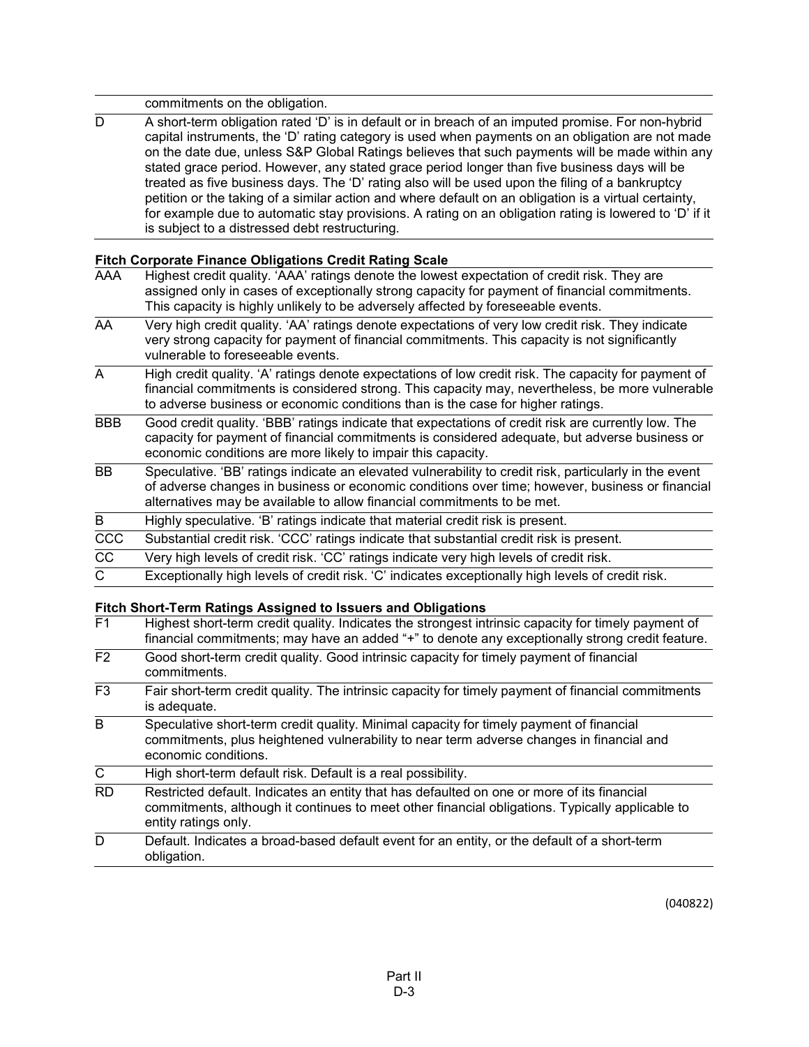| | |
|---|---|
| | commitments on the obligation. |
| D | A short-term obligation rated 'D' is in default or in breach of an imputed promise. For non-hybrid capital instruments, the 'D' rating category is used when payments on an obligation are not made on the date due, unless S&P Global Ratings believes that such payments will be made within any stated grace period. However, any stated grace period longer than five business days will be treated as five business days. The 'D' rating also will be used upon the filing of a bankruptcy petition or the taking of a similar action and where default on an obligation is a virtual certainty, for example due to automatic stay provisions. A rating on an obligation rating is lowered to 'D' if it is subject to a distressed debt restructuring. |

**Fitch Corporate Finance Obligations Credit Rating Scale**

| | |
|---|---|
| AAA | Highest credit quality. 'AAA' ratings denote the lowest expectation of credit risk. They are assigned only in cases of exceptionally strong capacity for payment of financial commitments. This capacity is highly unlikely to be adversely affected by foreseeable events. |
| AA | Very high credit quality. 'AA' ratings denote expectations of very low credit risk. They indicate very strong capacity for payment of financial commitments. This capacity is not significantly vulnerable to foreseeable events. |
| A | High credit quality. 'A' ratings denote expectations of low credit risk. The capacity for payment of financial commitments is considered strong. This capacity may, nevertheless, be more vulnerable to adverse business or economic conditions than is the case for higher ratings. |
| BBB | Good credit quality. 'BBB' ratings indicate that expectations of credit risk are currently low. The capacity for payment of financial commitments is considered adequate, but adverse business or economic conditions are more likely to impair this capacity. |
| BB | Speculative. 'BB' ratings indicate an elevated vulnerability to credit risk, particularly in the event of adverse changes in business or economic conditions over time; however, business or financial alternatives may be available to allow financial commitments to be met. |
| B | Highly speculative. 'B' ratings indicate that material credit risk is present. |
| CCC | Substantial credit risk. 'CCC' ratings indicate that substantial credit risk is present. |
| CC | Very high levels of credit risk. 'CC' ratings indicate very high levels of credit risk. |
| C | Exceptionally high levels of credit risk. 'C' indicates exceptionally high levels of credit risk. |

**Fitch Short-Term Ratings Assigned to Issuers and Obligations**

| | |
|---|---|
| F1 | Highest short-term credit quality. Indicates the strongest intrinsic capacity for timely payment of financial commitments; may have an added "+" to denote any exceptionally strong credit feature. |
| F2 | Good short-term credit quality. Good intrinsic capacity for timely payment of financial commitments. |
| F3 | Fair short-term credit quality. The intrinsic capacity for timely payment of financial commitments is adequate. |
| B | Speculative short-term credit quality. Minimal capacity for timely payment of financial commitments, plus heightened vulnerability to near term adverse changes in financial and economic conditions. |
| C | High short-term default risk. Default is a real possibility. |
| RD | Restricted default. Indicates an entity that has defaulted on one or more of its financial commitments, although it continues to meet other financial obligations. Typically applicable to entity ratings only. |
| D | Default. Indicates a broad-based default event for an entity, or the default of a short-term obligation. |

(040822)